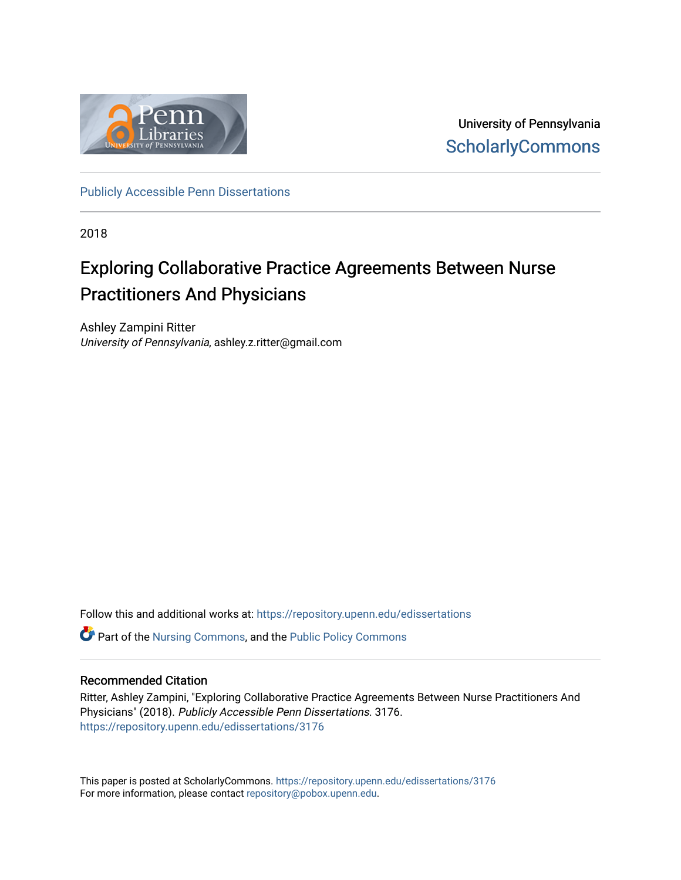University of Pennsylvania
ScholarlyCommons

Publicly Accessible Penn Dissertations

2018

# Exploring Collaborative Practice Agreements Between Nurse Practitioners And Physicians

Ashley Zampini Ritter
*University of Pennsylvania*, ashley.z.ritter@gmail.com

Follow this and additional works at: https://repository.upenn.edu/edissertations

Part of the Nursing Commons, and the Public Policy Commons

## Recommended Citation

Ritter, Ashley Zampini, "Exploring Collaborative Practice Agreements Between Nurse Practitioners And Physicians" (2018). *Publicly Accessible Penn Dissertations*. 3176.
https://repository.upenn.edu/edissertations/3176

This paper is posted at ScholarlyCommons. https://repository.upenn.edu/edissertations/3176
For more information, please contact repository@pobox.upenn.edu.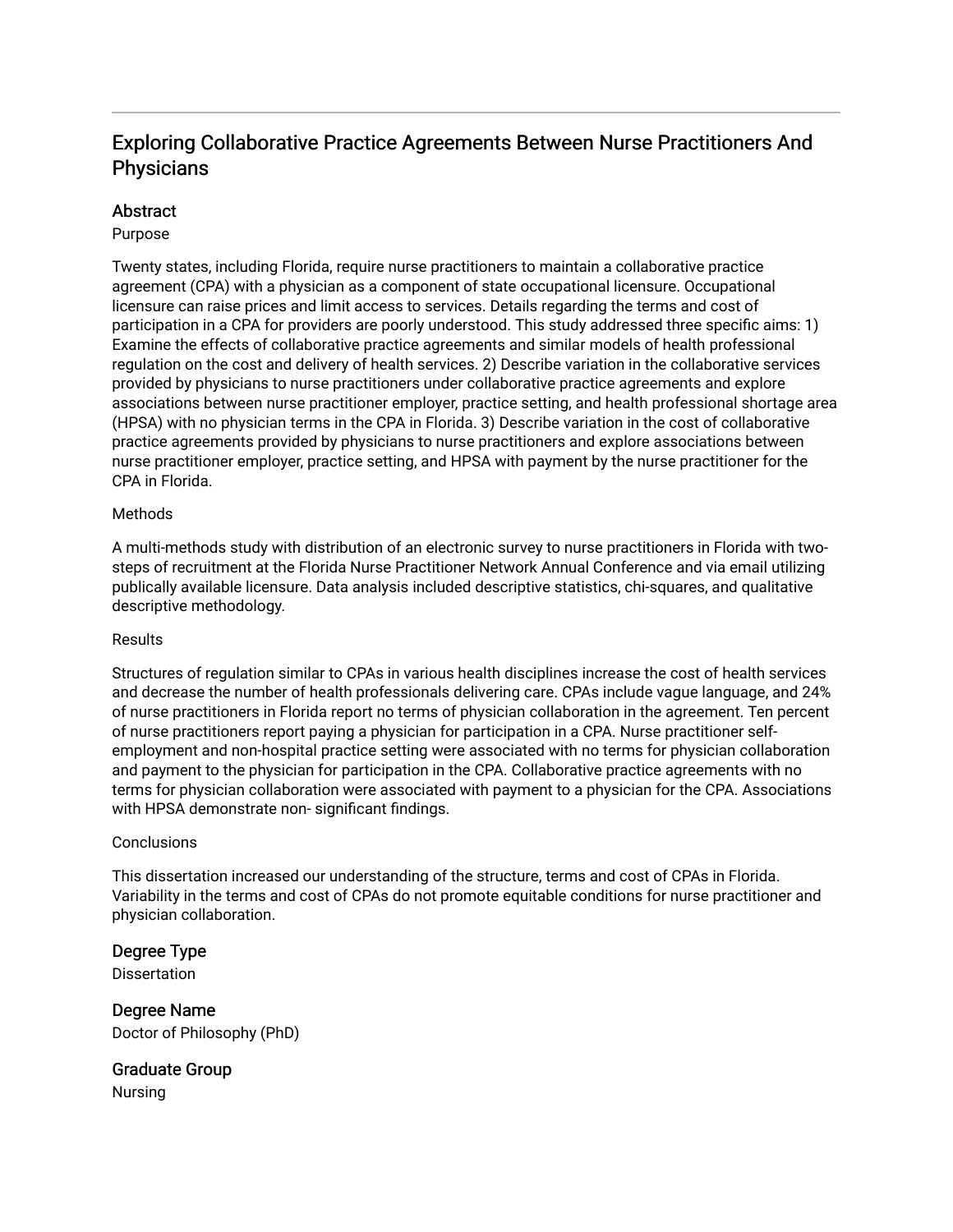# Exploring Collaborative Practice Agreements Between Nurse Practitioners And Physicians

## Abstract

Purpose

Twenty states, including Florida, require nurse practitioners to maintain a collaborative practice agreement (CPA) with a physician as a component of state occupational licensure. Occupational licensure can raise prices and limit access to services. Details regarding the terms and cost of participation in a CPA for providers are poorly understood. This study addressed three specific aims: 1) Examine the effects of collaborative practice agreements and similar models of health professional regulation on the cost and delivery of health services. 2) Describe variation in the collaborative services provided by physicians to nurse practitioners under collaborative practice agreements and explore associations between nurse practitioner employer, practice setting, and health professional shortage area (HPSA) with no physician terms in the CPA in Florida. 3) Describe variation in the cost of collaborative practice agreements provided by physicians to nurse practitioners and explore associations between nurse practitioner employer, practice setting, and HPSA with payment by the nurse practitioner for the CPA in Florida.

Methods

A multi-methods study with distribution of an electronic survey to nurse practitioners in Florida with two-steps of recruitment at the Florida Nurse Practitioner Network Annual Conference and via email utilizing publically available licensure. Data analysis included descriptive statistics, chi-squares, and qualitative descriptive methodology.

Results

Structures of regulation similar to CPAs in various health disciplines increase the cost of health services and decrease the number of health professionals delivering care. CPAs include vague language, and 24% of nurse practitioners in Florida report no terms of physician collaboration in the agreement. Ten percent of nurse practitioners report paying a physician for participation in a CPA. Nurse practitioner self-employment and non-hospital practice setting were associated with no terms for physician collaboration and payment to the physician for participation in the CPA. Collaborative practice agreements with no terms for physician collaboration were associated with payment to a physician for the CPA. Associations with HPSA demonstrate non- significant findings.

Conclusions

This dissertation increased our understanding of the structure, terms and cost of CPAs in Florida. Variability in the terms and cost of CPAs do not promote equitable conditions for nurse practitioner and physician collaboration.

## Degree Type

Dissertation

## Degree Name

Doctor of Philosophy (PhD)

## Graduate Group

Nursing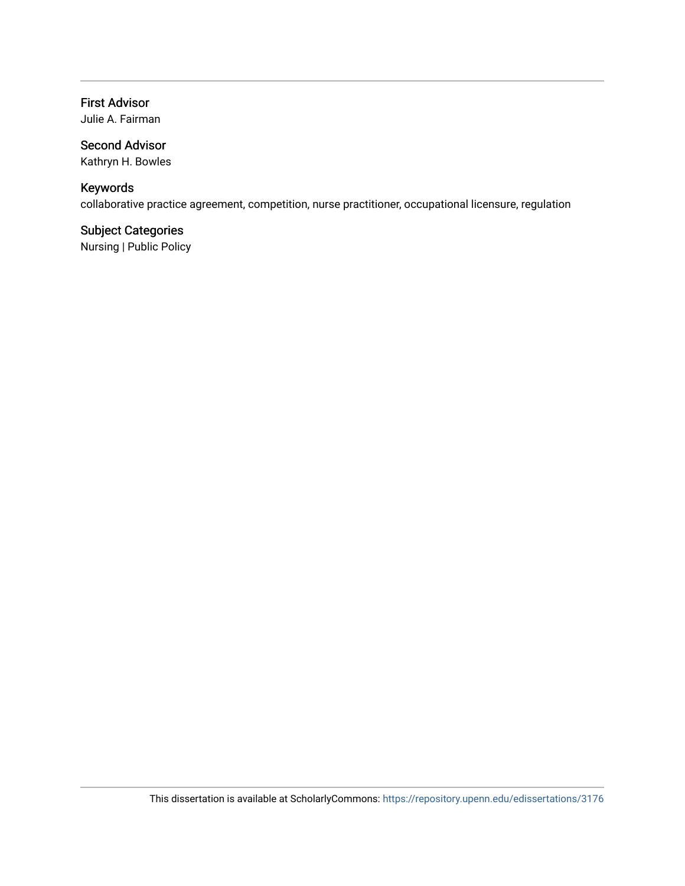**First Advisor**
Julie A. Fairman

**Second Advisor**
Kathryn H. Bowles

**Keywords**
collaborative practice agreement, competition, nurse practitioner, occupational licensure, regulation

**Subject Categories**
Nursing | Public Policy

This dissertation is available at ScholarlyCommons: https://repository.upenn.edu/edissertations/3176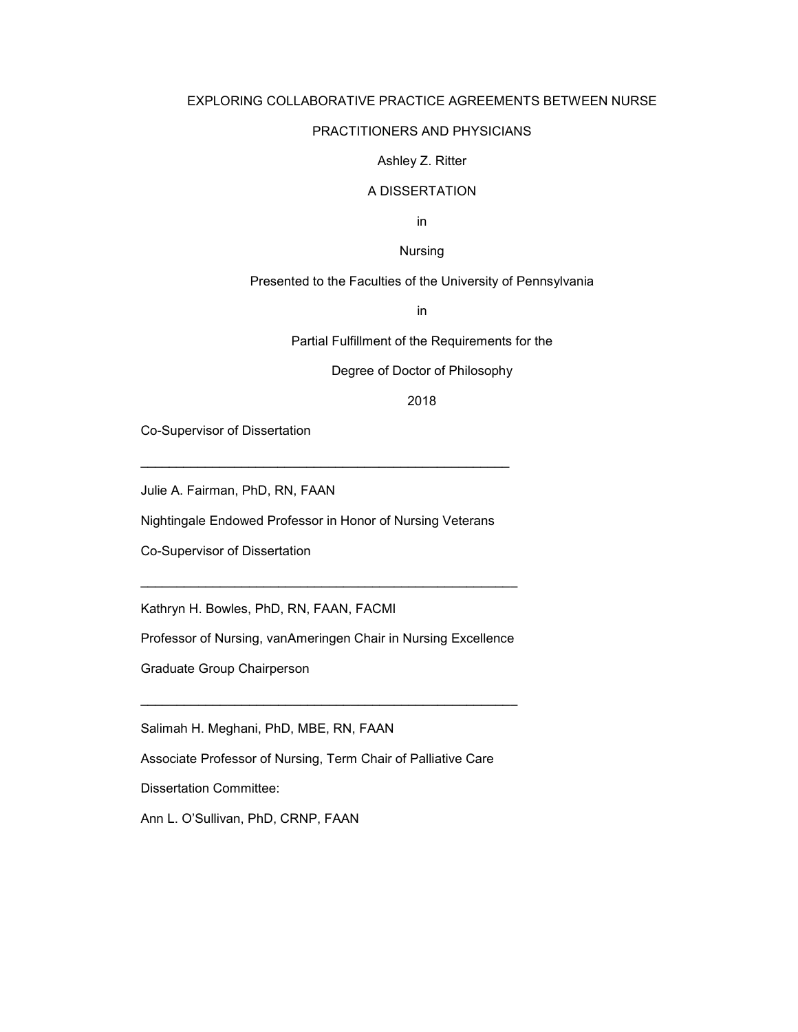EXPLORING COLLABORATIVE PRACTICE AGREEMENTS BETWEEN NURSE PRACTITIONERS AND PHYSICIANS

Ashley Z. Ritter

A DISSERTATION

in

Nursing

Presented to the Faculties of the University of Pennsylvania

in

Partial Fulfillment of the Requirements for the

Degree of Doctor of Philosophy

2018

Co-Supervisor of Dissertation

_______________________________________________

Julie A. Fairman, PhD, RN, FAAN

Nightingale Endowed Professor in Honor of Nursing Veterans

Co-Supervisor of Dissertation

_______________________________________________

Kathryn H. Bowles, PhD, RN, FAAN, FACMI

Professor of Nursing, vanAmeringen Chair in Nursing Excellence

Graduate Group Chairperson

_______________________________________________

Salimah H. Meghani, PhD, MBE, RN, FAAN

Associate Professor of Nursing, Term Chair of Palliative Care

Dissertation Committee:

Ann L. O'Sullivan, PhD, CRNP, FAAN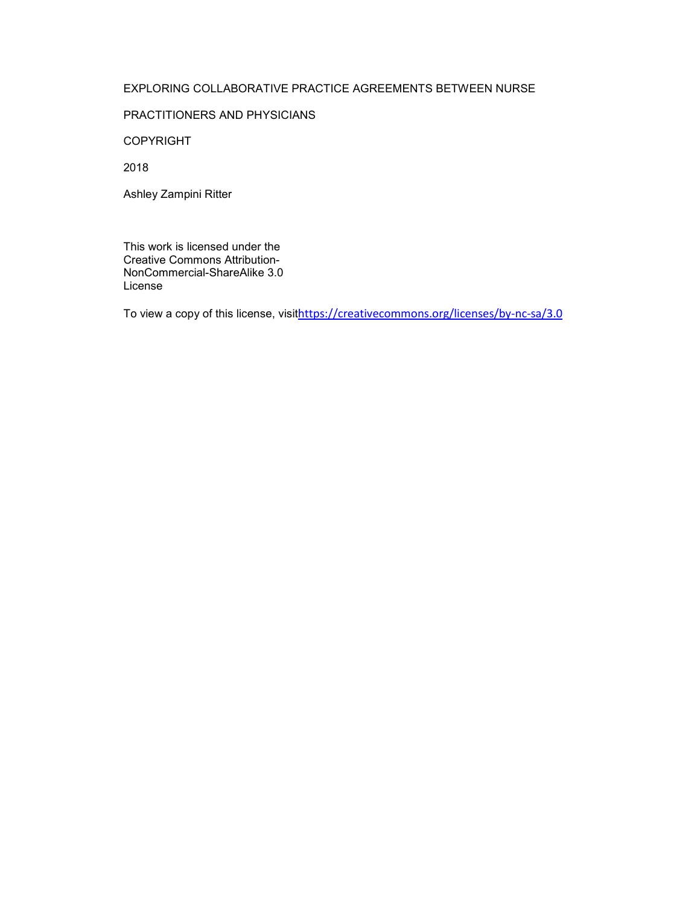EXPLORING COLLABORATIVE PRACTICE AGREEMENTS BETWEEN NURSE

PRACTITIONERS AND PHYSICIANS

COPYRIGHT

2018

Ashley Zampini Ritter

This work is licensed under the Creative Commons Attribution-NonCommercial-ShareAlike 3.0 License

To view a copy of this license, visit https://creativecommons.org/licenses/by-nc-sa/3.0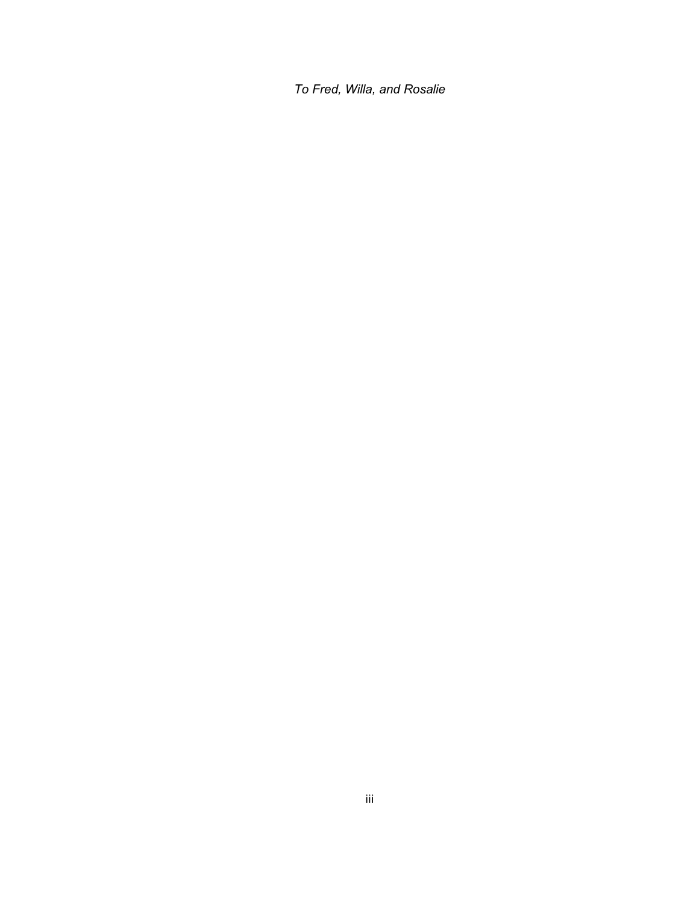*To Fred, Willa, and Rosalie*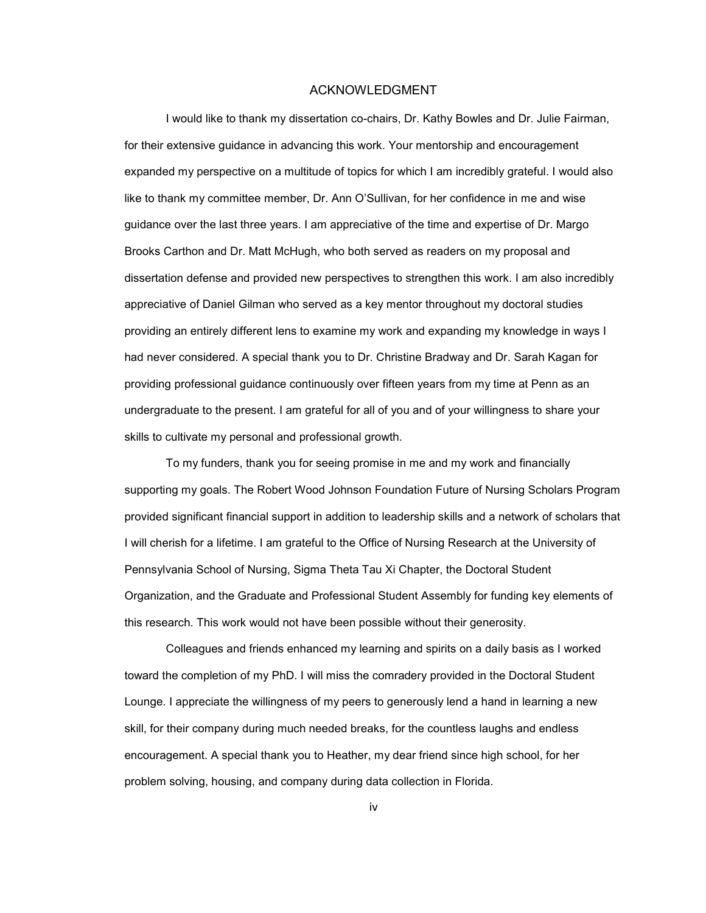# ACKNOWLEDGMENT

I would like to thank my dissertation co-chairs, Dr. Kathy Bowles and Dr. Julie Fairman, for their extensive guidance in advancing this work. Your mentorship and encouragement expanded my perspective on a multitude of topics for which I am incredibly grateful. I would also like to thank my committee member, Dr. Ann O'Sullivan, for her confidence in me and wise guidance over the last three years. I am appreciative of the time and expertise of Dr. Margo Brooks Carthon and Dr. Matt McHugh, who both served as readers on my proposal and dissertation defense and provided new perspectives to strengthen this work. I am also incredibly appreciative of Daniel Gilman who served as a key mentor throughout my doctoral studies providing an entirely different lens to examine my work and expanding my knowledge in ways I had never considered. A special thank you to Dr. Christine Bradway and Dr. Sarah Kagan for providing professional guidance continuously over fifteen years from my time at Penn as an undergraduate to the present. I am grateful for all of you and of your willingness to share your skills to cultivate my personal and professional growth.

To my funders, thank you for seeing promise in me and my work and financially supporting my goals. The Robert Wood Johnson Foundation Future of Nursing Scholars Program provided significant financial support in addition to leadership skills and a network of scholars that I will cherish for a lifetime. I am grateful to the Office of Nursing Research at the University of Pennsylvania School of Nursing, Sigma Theta Tau Xi Chapter, the Doctoral Student Organization, and the Graduate and Professional Student Assembly for funding key elements of this research. This work would not have been possible without their generosity.

Colleagues and friends enhanced my learning and spirits on a daily basis as I worked toward the completion of my PhD. I will miss the comradery provided in the Doctoral Student Lounge. I appreciate the willingness of my peers to generously lend a hand in learning a new skill, for their company during much needed breaks, for the countless laughs and endless encouragement. A special thank you to Heather, my dear friend since high school, for her problem solving, housing, and company during data collection in Florida.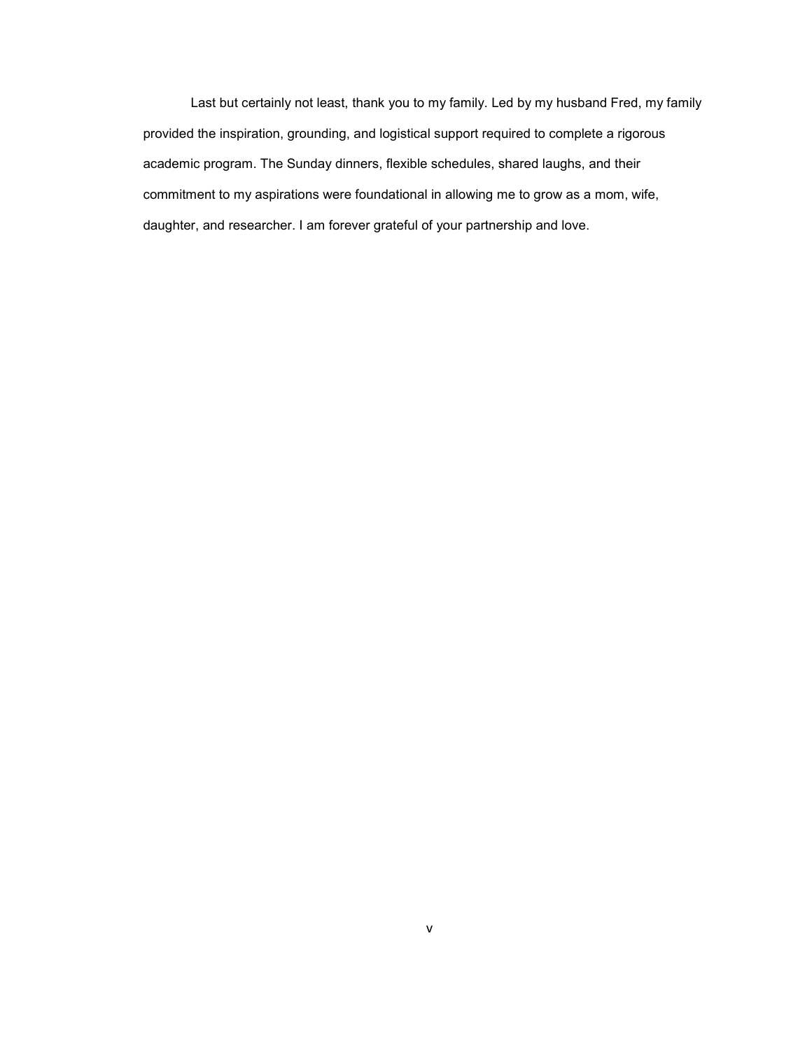Last but certainly not least, thank you to my family. Led by my husband Fred, my family provided the inspiration, grounding, and logistical support required to complete a rigorous academic program. The Sunday dinners, flexible schedules, shared laughs, and their commitment to my aspirations were foundational in allowing me to grow as a mom, wife, daughter, and researcher. I am forever grateful of your partnership and love.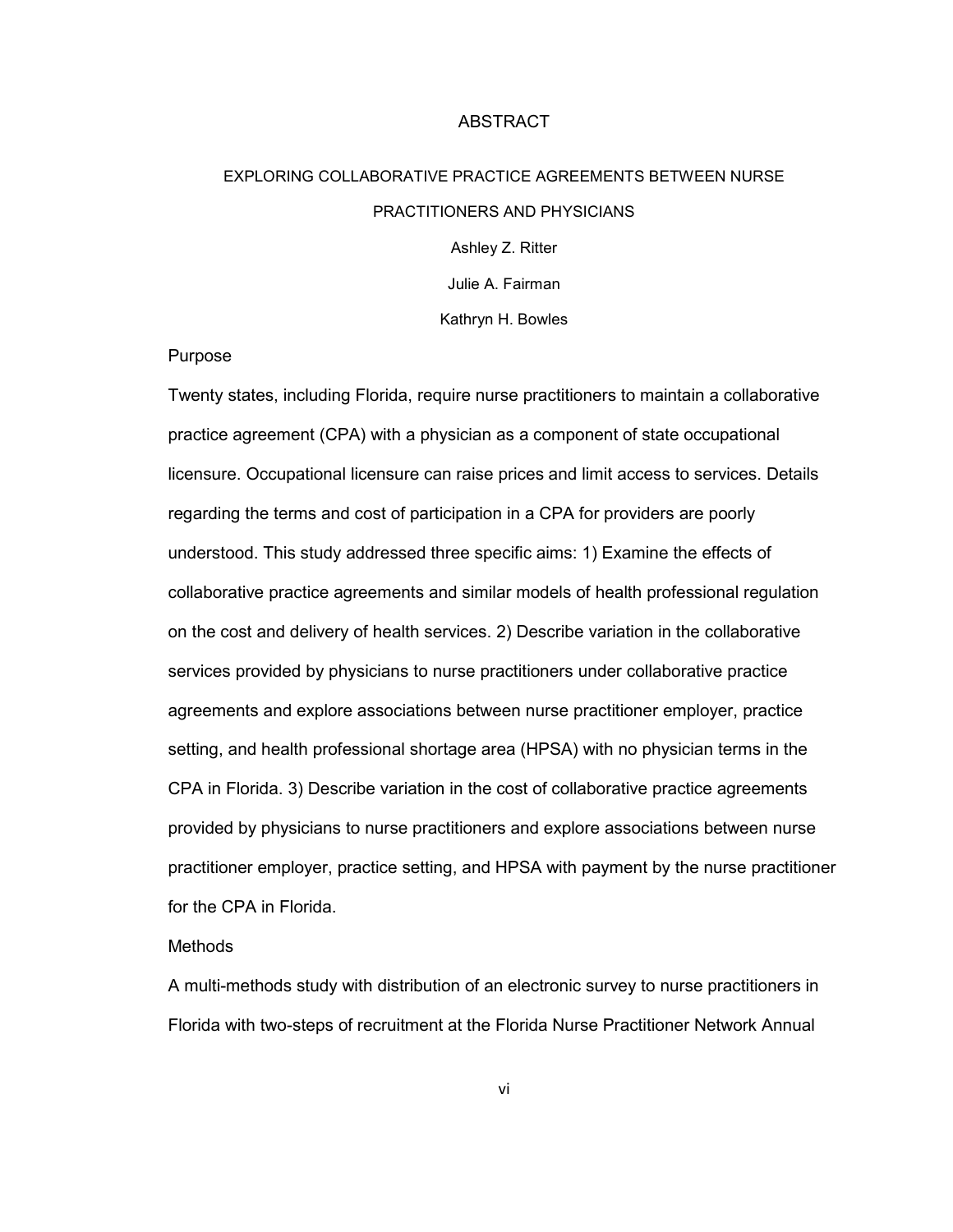# ABSTRACT

## EXPLORING COLLABORATIVE PRACTICE AGREEMENTS BETWEEN NURSE PRACTITIONERS AND PHYSICIANS

Ashley Z. Ritter

Julie A. Fairman

Kathryn H. Bowles

### Purpose

Twenty states, including Florida, require nurse practitioners to maintain a collaborative practice agreement (CPA) with a physician as a component of state occupational licensure. Occupational licensure can raise prices and limit access to services. Details regarding the terms and cost of participation in a CPA for providers are poorly understood. This study addressed three specific aims: 1) Examine the effects of collaborative practice agreements and similar models of health professional regulation on the cost and delivery of health services. 2) Describe variation in the collaborative services provided by physicians to nurse practitioners under collaborative practice agreements and explore associations between nurse practitioner employer, practice setting, and health professional shortage area (HPSA) with no physician terms in the CPA in Florida. 3) Describe variation in the cost of collaborative practice agreements provided by physicians to nurse practitioners and explore associations between nurse practitioner employer, practice setting, and HPSA with payment by the nurse practitioner for the CPA in Florida.

### Methods

A multi-methods study with distribution of an electronic survey to nurse practitioners in Florida with two-steps of recruitment at the Florida Nurse Practitioner Network Annual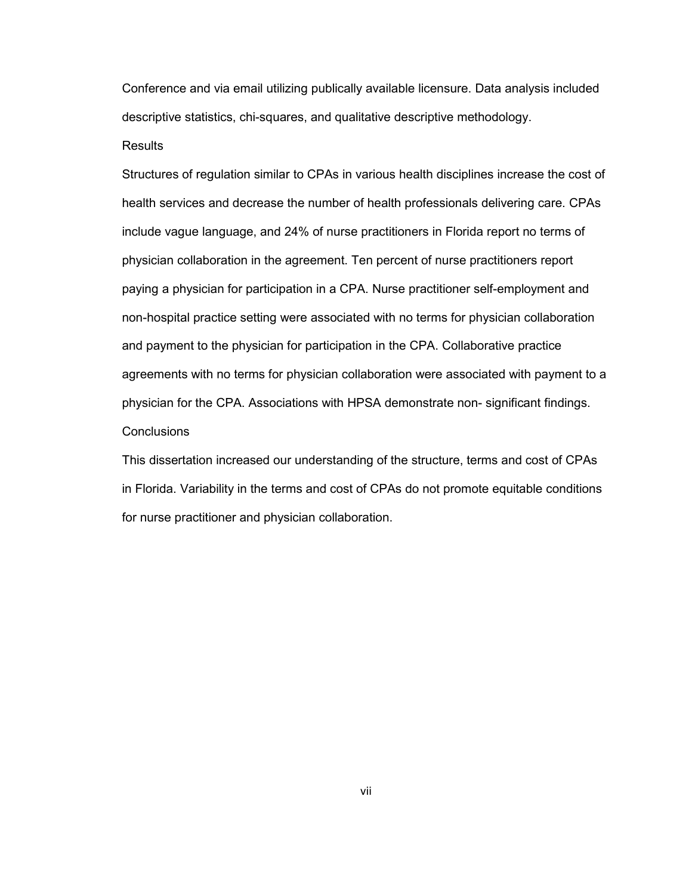Conference and via email utilizing publically available licensure. Data analysis included descriptive statistics, chi-squares, and qualitative descriptive methodology.

### Results

Structures of regulation similar to CPAs in various health disciplines increase the cost of health services and decrease the number of health professionals delivering care. CPAs include vague language, and 24% of nurse practitioners in Florida report no terms of physician collaboration in the agreement. Ten percent of nurse practitioners report paying a physician for participation in a CPA. Nurse practitioner self-employment and non-hospital practice setting were associated with no terms for physician collaboration and payment to the physician for participation in the CPA. Collaborative practice agreements with no terms for physician collaboration were associated with payment to a physician for the CPA. Associations with HPSA demonstrate non- significant findings.

### Conclusions

This dissertation increased our understanding of the structure, terms and cost of CPAs in Florida. Variability in the terms and cost of CPAs do not promote equitable conditions for nurse practitioner and physician collaboration.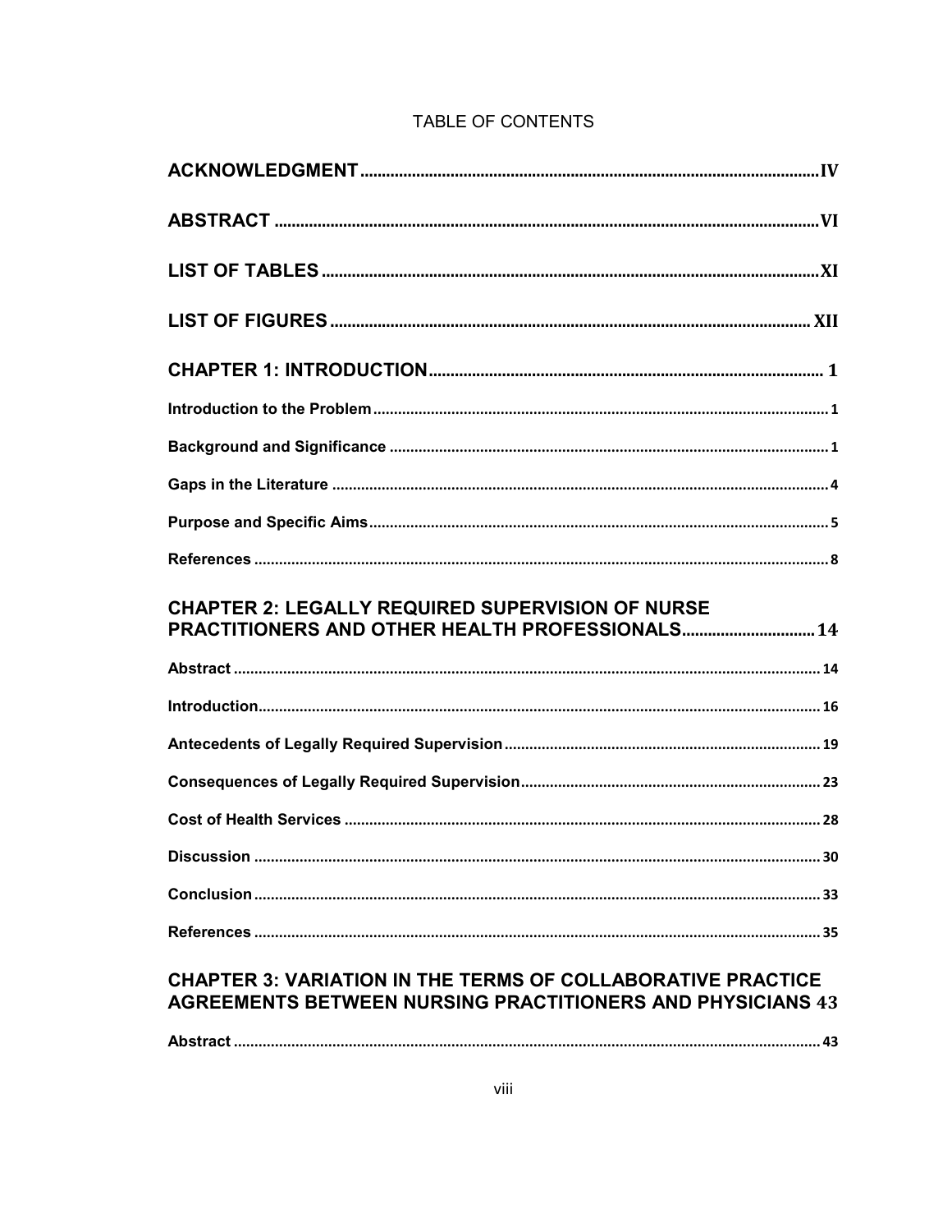TABLE OF CONTENTS

**ACKNOWLEDGMENT** .......... IV

**ABSTRACT** .......... VI

**LIST OF TABLES** .......... XI

**LIST OF FIGURES** .......... XII

**CHAPTER 1: INTRODUCTION** .......... 1

**Introduction to the Problem** .......... 1

**Background and Significance** .......... 1

**Gaps in the Literature** .......... 4

**Purpose and Specific Aims** .......... 5

**References** .......... 8

**CHAPTER 2: LEGALLY REQUIRED SUPERVISION OF NURSE PRACTITIONERS AND OTHER HEALTH PROFESSIONALS** .......... 14

**Abstract** .......... 14

**Introduction** .......... 16

**Antecedents of Legally Required Supervision** .......... 19

**Consequences of Legally Required Supervision** .......... 23

**Cost of Health Services** .......... 28

**Discussion** .......... 30

**Conclusion** .......... 33

**References** .......... 35

**CHAPTER 3: VARIATION IN THE TERMS OF COLLABORATIVE PRACTICE AGREEMENTS BETWEEN NURSING PRACTITIONERS AND PHYSICIANS** 43

**Abstract** .......... 43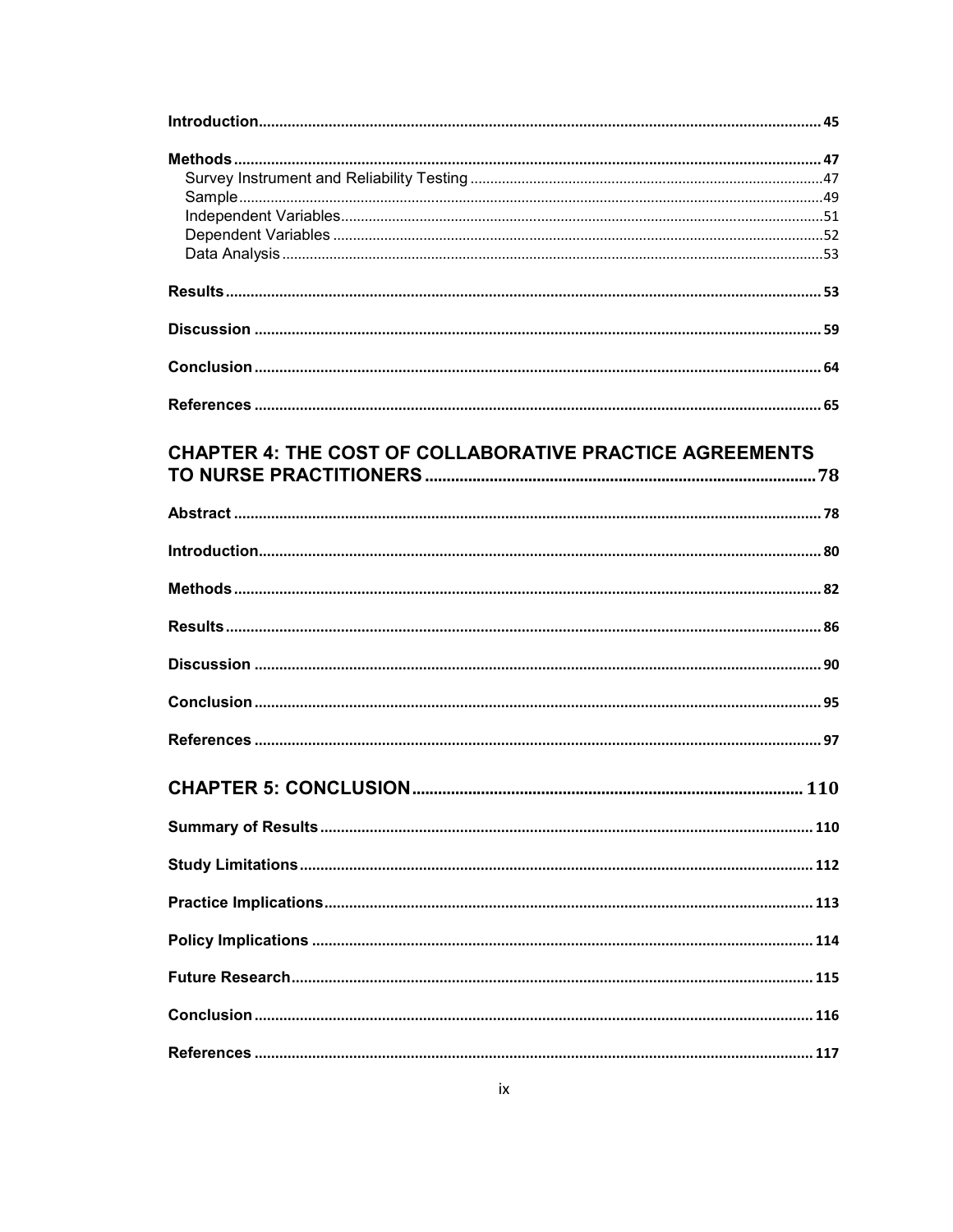**Introduction** ........................................................................................................................................ 45

**Methods** ............................................................................................................................................... 47
    Survey Instrument and Reliability Testing ......................................................................................... 47
    Sample .................................................................................................................................................... 49
    Independent Variables ......................................................................................................................... 51
    Dependent Variables ............................................................................................................................ 52
    Data Analysis ........................................................................................................................................ 53

**Results** ................................................................................................................................................. 53

**Discussion** .......................................................................................................................................... 59

**Conclusion** .......................................................................................................................................... 64

**References** .......................................................................................................................................... 65

## CHAPTER 4: THE COST OF COLLABORATIVE PRACTICE AGREEMENTS TO NURSE PRACTITIONERS ............................................................................................. 78

**Abstract** ................................................................................................................................................ 78

**Introduction** ........................................................................................................................................ 80

**Methods** ............................................................................................................................................... 82

**Results** ................................................................................................................................................. 86

**Discussion** .......................................................................................................................................... 90

**Conclusion** .......................................................................................................................................... 95

**References** .......................................................................................................................................... 97

## CHAPTER 5: CONCLUSION ................................................................................. 110

**Summary of Results** .......................................................................................................................... 110

**Study Limitations** ............................................................................................................................... 112

**Practice Implications** ......................................................................................................................... 113

**Policy Implications** ............................................................................................................................ 114

**Future Research** ................................................................................................................................. 115

**Conclusion** .......................................................................................................................................... 116

**References** .......................................................................................................................................... 117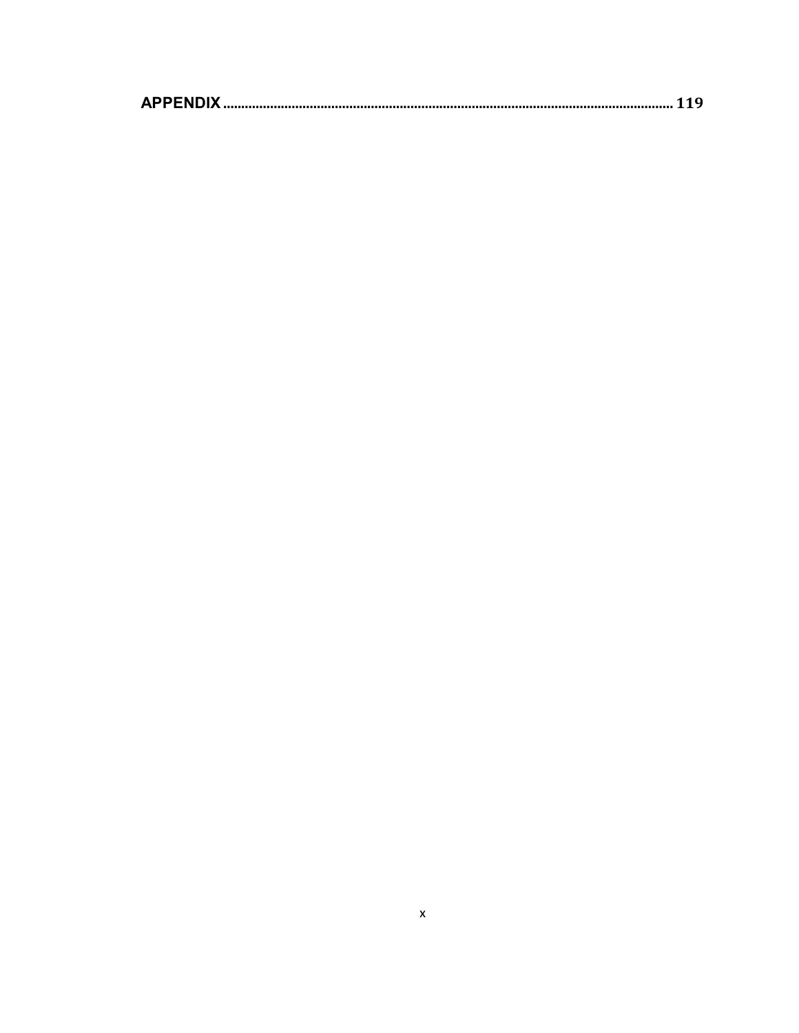**APPENDIX** ........................................................................................................................ **119**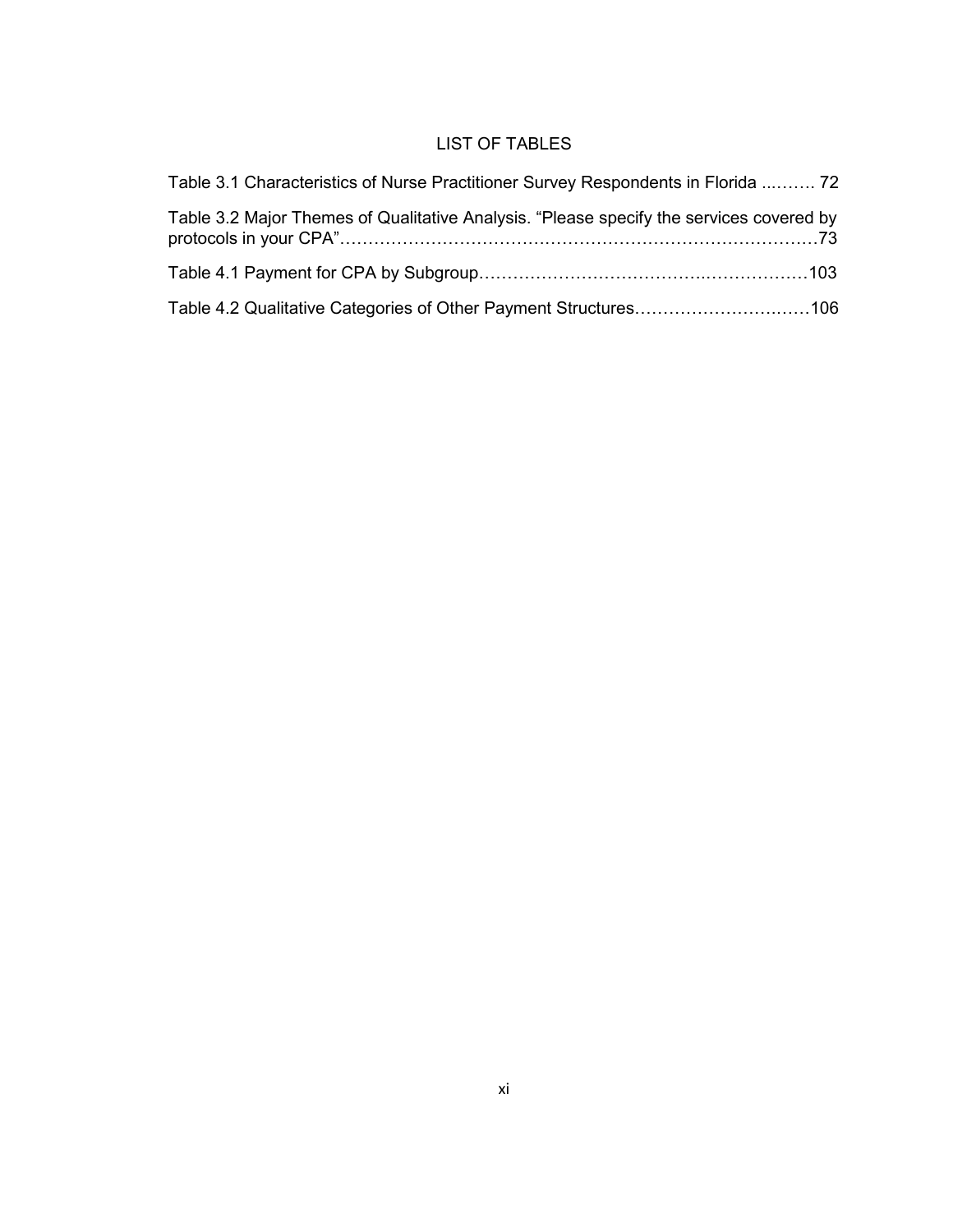# LIST OF TABLES

Table 3.1 Characteristics of Nurse Practitioner Survey Respondents in Florida ......... 72

Table 3.2 Major Themes of Qualitative Analysis. “Please specify the services covered by protocols in your CPA”…………………………………………………………………………73

Table 4.1 Payment for CPA by Subgroup…………………………………………………103

Table 4.2 Qualitative Categories of Other Payment Structures…………………………106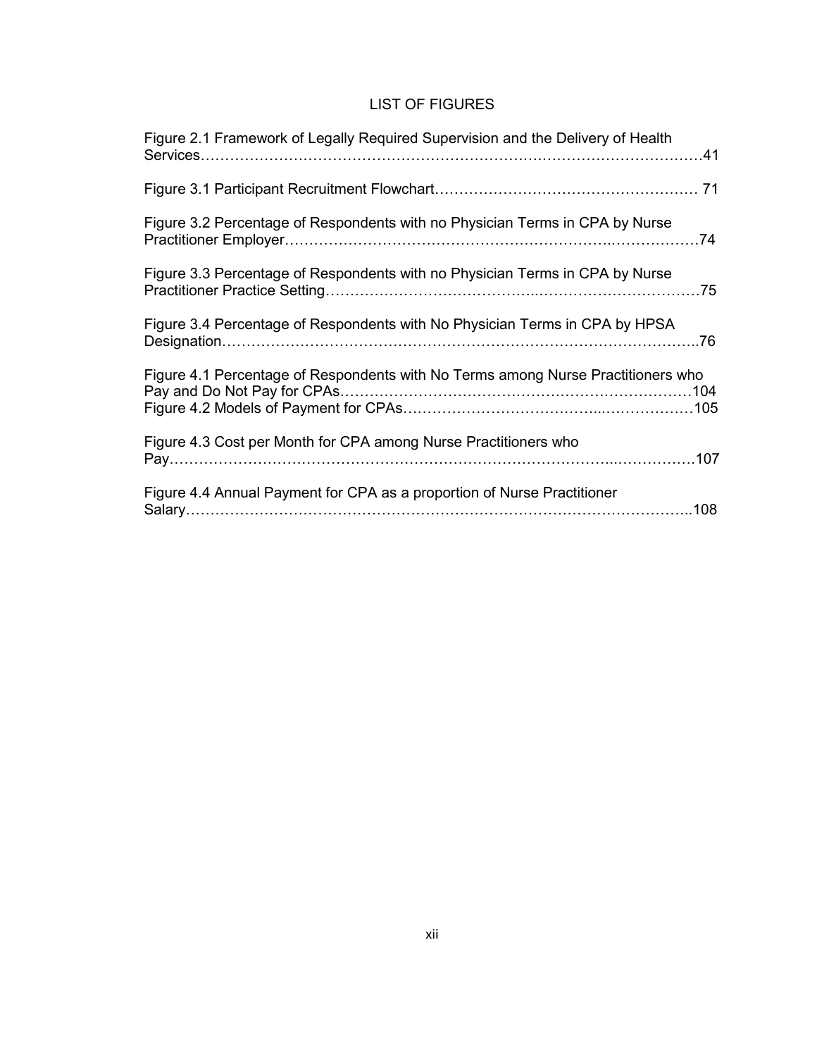# LIST OF FIGURES

Figure 2.1 Framework of Legally Required Supervision and the Delivery of Health Services……………………………………………………………………………………………41

Figure 3.1 Participant Recruitment Flowchart……………………………………………… 71

Figure 3.2 Percentage of Respondents with no Physician Terms in CPA by Nurse Practitioner Employer…………………………………………………………………………74

Figure 3.3 Percentage of Respondents with no Physician Terms in CPA by Nurse Practitioner Practice Setting……………………………………………………………………75

Figure 3.4 Percentage of Respondents with No Physician Terms in CPA by HPSA Designation……………………………………………………………………………………..76

Figure 4.1 Percentage of Respondents with No Terms among Nurse Practitioners who Pay and Do Not Pay for CPAs………………………………………………………………104

Figure 4.2 Models of Payment for CPAs……………………………………………………105

Figure 4.3 Cost per Month for CPA among Nurse Practitioners who Pay……………………………………………………………………………………………………107

Figure 4.4 Annual Payment for CPA as a proportion of Nurse Practitioner Salary…………………………………………………………………………………………..108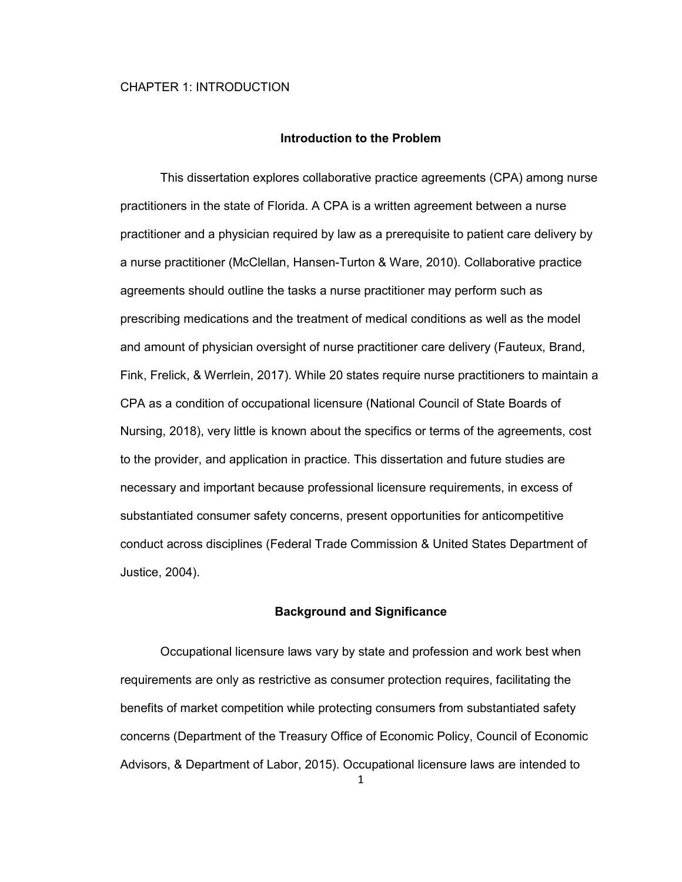# CHAPTER 1: INTRODUCTION

## Introduction to the Problem

This dissertation explores collaborative practice agreements (CPA) among nurse practitioners in the state of Florida. A CPA is a written agreement between a nurse practitioner and a physician required by law as a prerequisite to patient care delivery by a nurse practitioner (McClellan, Hansen-Turton & Ware, 2010). Collaborative practice agreements should outline the tasks a nurse practitioner may perform such as prescribing medications and the treatment of medical conditions as well as the model and amount of physician oversight of nurse practitioner care delivery (Fauteux, Brand, Fink, Frelick, & Werrlein, 2017). While 20 states require nurse practitioners to maintain a CPA as a condition of occupational licensure (National Council of State Boards of Nursing, 2018), very little is known about the specifics or terms of the agreements, cost to the provider, and application in practice. This dissertation and future studies are necessary and important because professional licensure requirements, in excess of substantiated consumer safety concerns, present opportunities for anticompetitive conduct across disciplines (Federal Trade Commission & United States Department of Justice, 2004).

## Background and Significance

Occupational licensure laws vary by state and profession and work best when requirements are only as restrictive as consumer protection requires, facilitating the benefits of market competition while protecting consumers from substantiated safety concerns (Department of the Treasury Office of Economic Policy, Council of Economic Advisors, & Department of Labor, 2015). Occupational licensure laws are intended to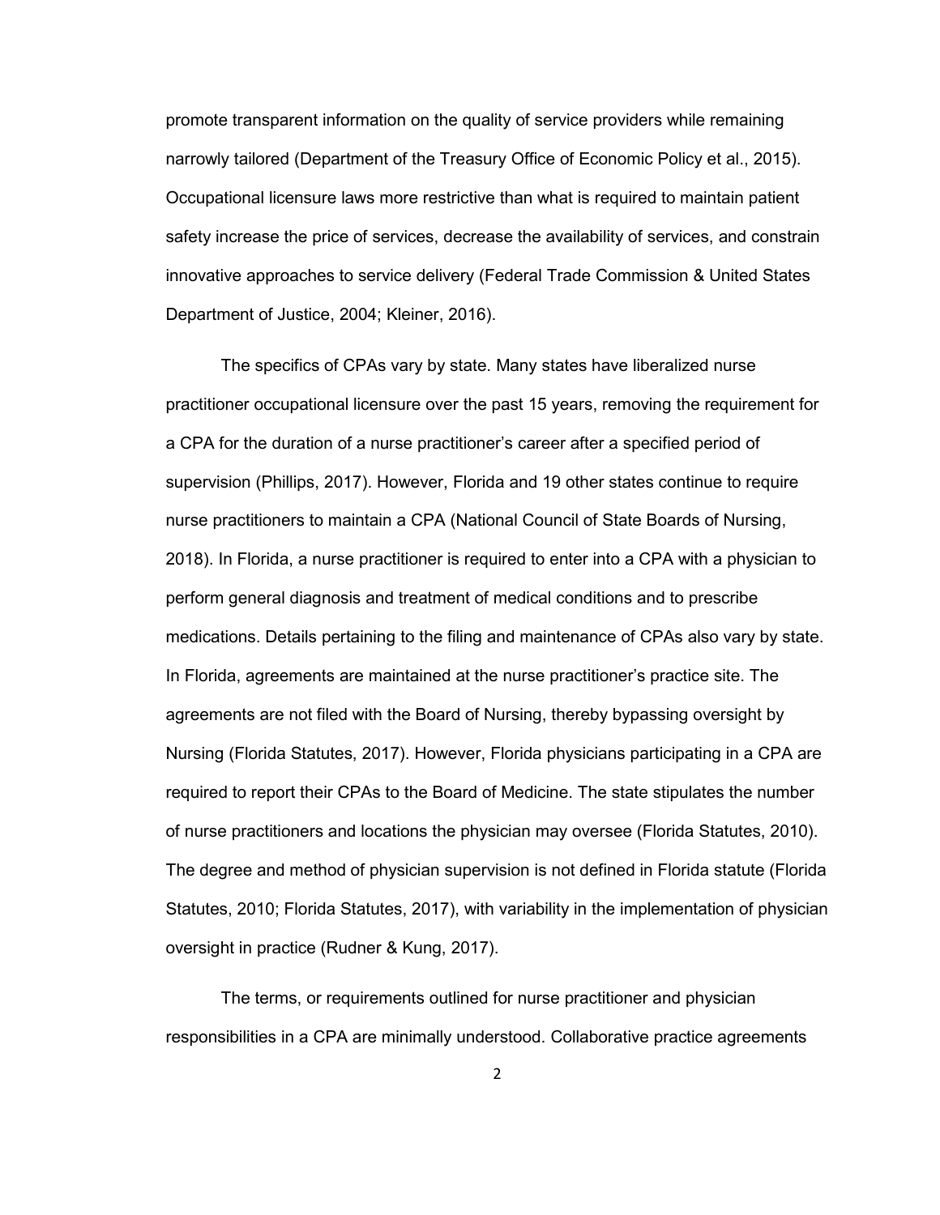promote transparent information on the quality of service providers while remaining narrowly tailored (Department of the Treasury Office of Economic Policy et al., 2015). Occupational licensure laws more restrictive than what is required to maintain patient safety increase the price of services, decrease the availability of services, and constrain innovative approaches to service delivery (Federal Trade Commission & United States Department of Justice, 2004; Kleiner, 2016).

The specifics of CPAs vary by state. Many states have liberalized nurse practitioner occupational licensure over the past 15 years, removing the requirement for a CPA for the duration of a nurse practitioner's career after a specified period of supervision (Phillips, 2017). However, Florida and 19 other states continue to require nurse practitioners to maintain a CPA (National Council of State Boards of Nursing, 2018). In Florida, a nurse practitioner is required to enter into a CPA with a physician to perform general diagnosis and treatment of medical conditions and to prescribe medications. Details pertaining to the filing and maintenance of CPAs also vary by state. In Florida, agreements are maintained at the nurse practitioner's practice site. The agreements are not filed with the Board of Nursing, thereby bypassing oversight by Nursing (Florida Statutes, 2017). However, Florida physicians participating in a CPA are required to report their CPAs to the Board of Medicine. The state stipulates the number of nurse practitioners and locations the physician may oversee (Florida Statutes, 2010). The degree and method of physician supervision is not defined in Florida statute (Florida Statutes, 2010; Florida Statutes, 2017), with variability in the implementation of physician oversight in practice (Rudner & Kung, 2017).

The terms, or requirements outlined for nurse practitioner and physician responsibilities in a CPA are minimally understood. Collaborative practice agreements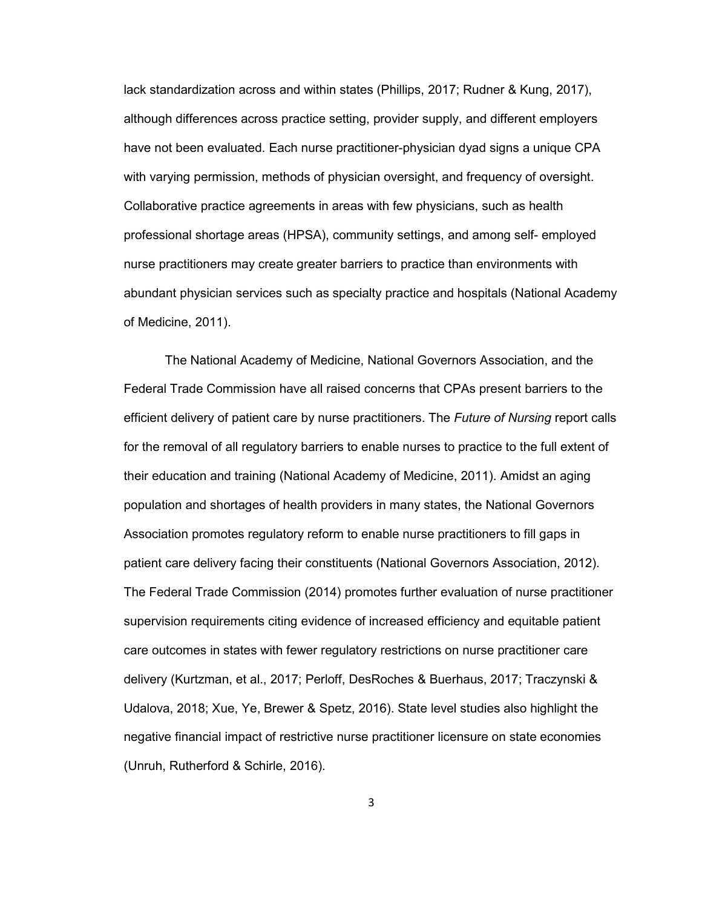lack standardization across and within states (Phillips, 2017; Rudner & Kung, 2017), although differences across practice setting, provider supply, and different employers have not been evaluated. Each nurse practitioner-physician dyad signs a unique CPA with varying permission, methods of physician oversight, and frequency of oversight. Collaborative practice agreements in areas with few physicians, such as health professional shortage areas (HPSA), community settings, and among self- employed nurse practitioners may create greater barriers to practice than environments with abundant physician services such as specialty practice and hospitals (National Academy of Medicine, 2011).

The National Academy of Medicine, National Governors Association, and the Federal Trade Commission have all raised concerns that CPAs present barriers to the efficient delivery of patient care by nurse practitioners. The *Future of Nursing* report calls for the removal of all regulatory barriers to enable nurses to practice to the full extent of their education and training (National Academy of Medicine, 2011). Amidst an aging population and shortages of health providers in many states, the National Governors Association promotes regulatory reform to enable nurse practitioners to fill gaps in patient care delivery facing their constituents (National Governors Association, 2012). The Federal Trade Commission (2014) promotes further evaluation of nurse practitioner supervision requirements citing evidence of increased efficiency and equitable patient care outcomes in states with fewer regulatory restrictions on nurse practitioner care delivery (Kurtzman, et al., 2017; Perloff, DesRoches & Buerhaus, 2017; Traczynski & Udalova, 2018; Xue, Ye, Brewer & Spetz, 2016). State level studies also highlight the negative financial impact of restrictive nurse practitioner licensure on state economies (Unruh, Rutherford & Schirle, 2016).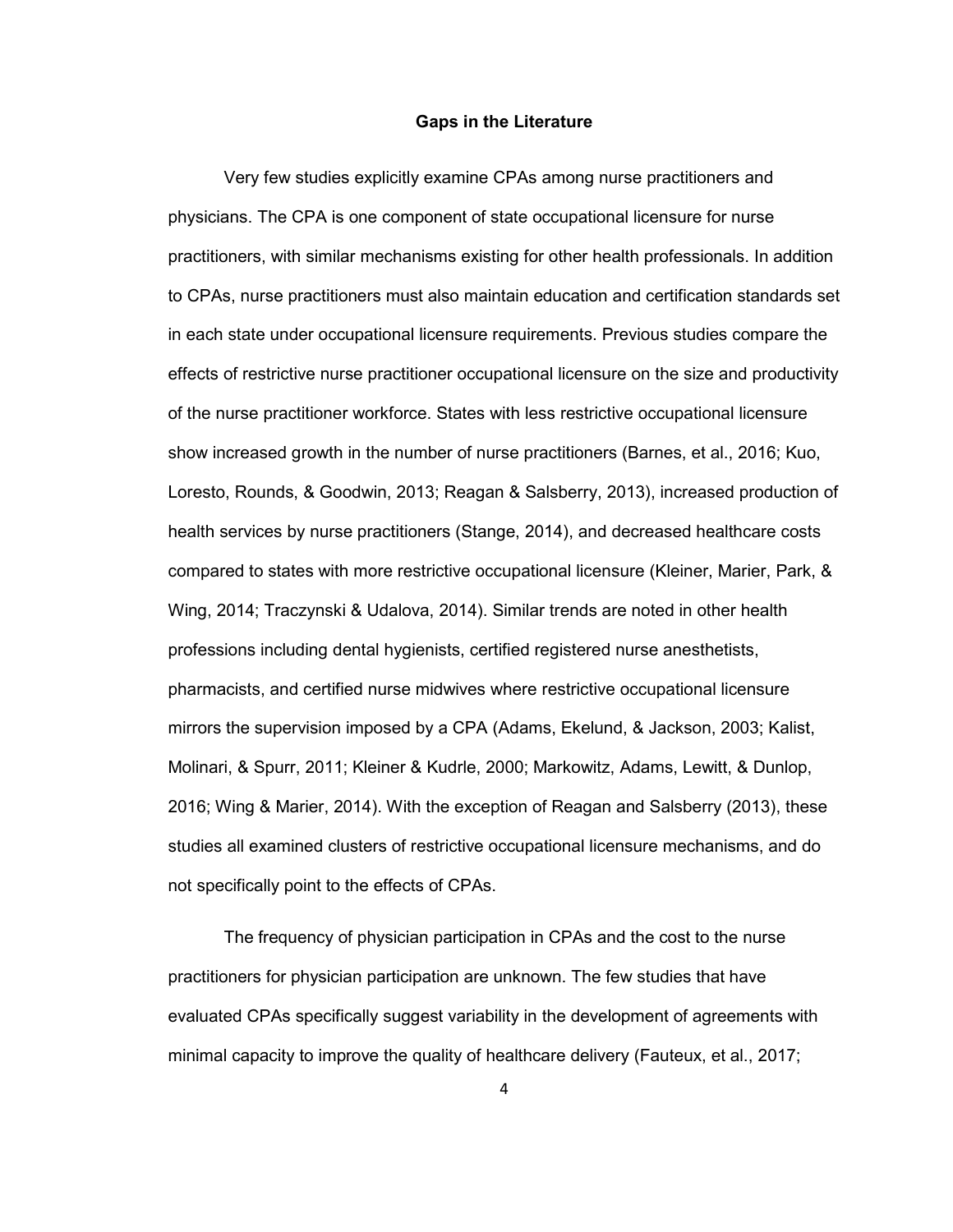## Gaps in the Literature

Very few studies explicitly examine CPAs among nurse practitioners and physicians. The CPA is one component of state occupational licensure for nurse practitioners, with similar mechanisms existing for other health professionals. In addition to CPAs, nurse practitioners must also maintain education and certification standards set in each state under occupational licensure requirements. Previous studies compare the effects of restrictive nurse practitioner occupational licensure on the size and productivity of the nurse practitioner workforce. States with less restrictive occupational licensure show increased growth in the number of nurse practitioners (Barnes, et al., 2016; Kuo, Loresto, Rounds, & Goodwin, 2013; Reagan & Salsberry, 2013), increased production of health services by nurse practitioners (Stange, 2014), and decreased healthcare costs compared to states with more restrictive occupational licensure (Kleiner, Marier, Park, & Wing, 2014; Traczynski & Udalova, 2014). Similar trends are noted in other health professions including dental hygienists, certified registered nurse anesthetists, pharmacists, and certified nurse midwives where restrictive occupational licensure mirrors the supervision imposed by a CPA (Adams, Ekelund, & Jackson, 2003; Kalist, Molinari, & Spurr, 2011; Kleiner & Kudrle, 2000; Markowitz, Adams, Lewitt, & Dunlop, 2016; Wing & Marier, 2014). With the exception of Reagan and Salsberry (2013), these studies all examined clusters of restrictive occupational licensure mechanisms, and do not specifically point to the effects of CPAs.

The frequency of physician participation in CPAs and the cost to the nurse practitioners for physician participation are unknown. The few studies that have evaluated CPAs specifically suggest variability in the development of agreements with minimal capacity to improve the quality of healthcare delivery (Fauteux, et al., 2017;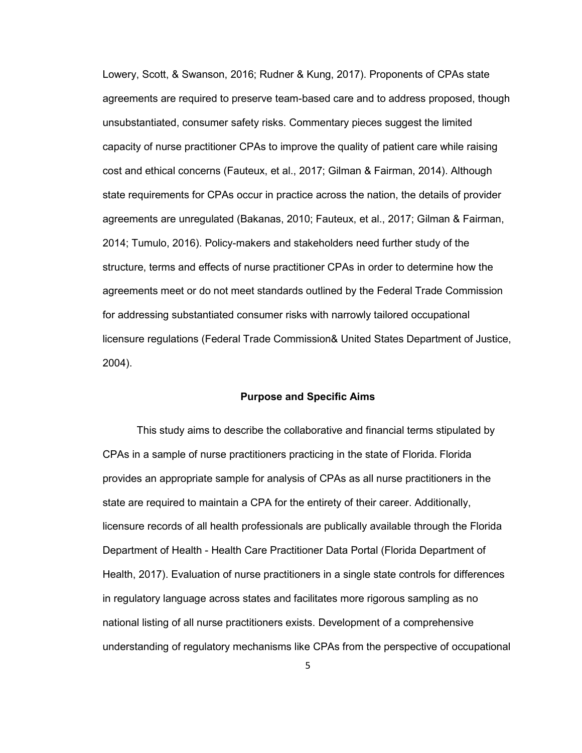Lowery, Scott, & Swanson, 2016; Rudner & Kung, 2017). Proponents of CPAs state agreements are required to preserve team-based care and to address proposed, though unsubstantiated, consumer safety risks. Commentary pieces suggest the limited capacity of nurse practitioner CPAs to improve the quality of patient care while raising cost and ethical concerns (Fauteux, et al., 2017; Gilman & Fairman, 2014). Although state requirements for CPAs occur in practice across the nation, the details of provider agreements are unregulated (Bakanas, 2010; Fauteux, et al., 2017; Gilman & Fairman, 2014; Tumulo, 2016). Policy-makers and stakeholders need further study of the structure, terms and effects of nurse practitioner CPAs in order to determine how the agreements meet or do not meet standards outlined by the Federal Trade Commission for addressing substantiated consumer risks with narrowly tailored occupational licensure regulations (Federal Trade Commission& United States Department of Justice, 2004).

## Purpose and Specific Aims

This study aims to describe the collaborative and financial terms stipulated by CPAs in a sample of nurse practitioners practicing in the state of Florida. Florida provides an appropriate sample for analysis of CPAs as all nurse practitioners in the state are required to maintain a CPA for the entirety of their career. Additionally, licensure records of all health professionals are publically available through the Florida Department of Health - Health Care Practitioner Data Portal (Florida Department of Health, 2017). Evaluation of nurse practitioners in a single state controls for differences in regulatory language across states and facilitates more rigorous sampling as no national listing of all nurse practitioners exists. Development of a comprehensive understanding of regulatory mechanisms like CPAs from the perspective of occupational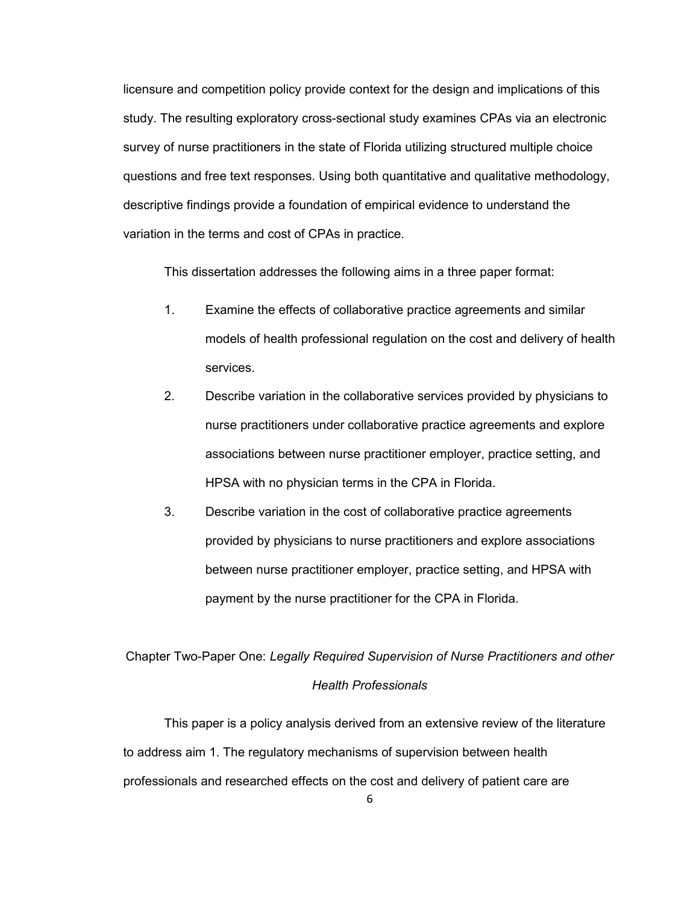licensure and competition policy provide context for the design and implications of this study. The resulting exploratory cross-sectional study examines CPAs via an electronic survey of nurse practitioners in the state of Florida utilizing structured multiple choice questions and free text responses. Using both quantitative and qualitative methodology, descriptive findings provide a foundation of empirical evidence to understand the variation in the terms and cost of CPAs in practice.

This dissertation addresses the following aims in a three paper format:

1. Examine the effects of collaborative practice agreements and similar models of health professional regulation on the cost and delivery of health services.
2. Describe variation in the collaborative services provided by physicians to nurse practitioners under collaborative practice agreements and explore associations between nurse practitioner employer, practice setting, and HPSA with no physician terms in the CPA in Florida.
3. Describe variation in the cost of collaborative practice agreements provided by physicians to nurse practitioners and explore associations between nurse practitioner employer, practice setting, and HPSA with payment by the nurse practitioner for the CPA in Florida.

### Chapter Two-Paper One: *Legally Required Supervision of Nurse Practitioners and other Health Professionals*

This paper is a policy analysis derived from an extensive review of the literature to address aim 1. The regulatory mechanisms of supervision between health professionals and researched effects on the cost and delivery of patient care are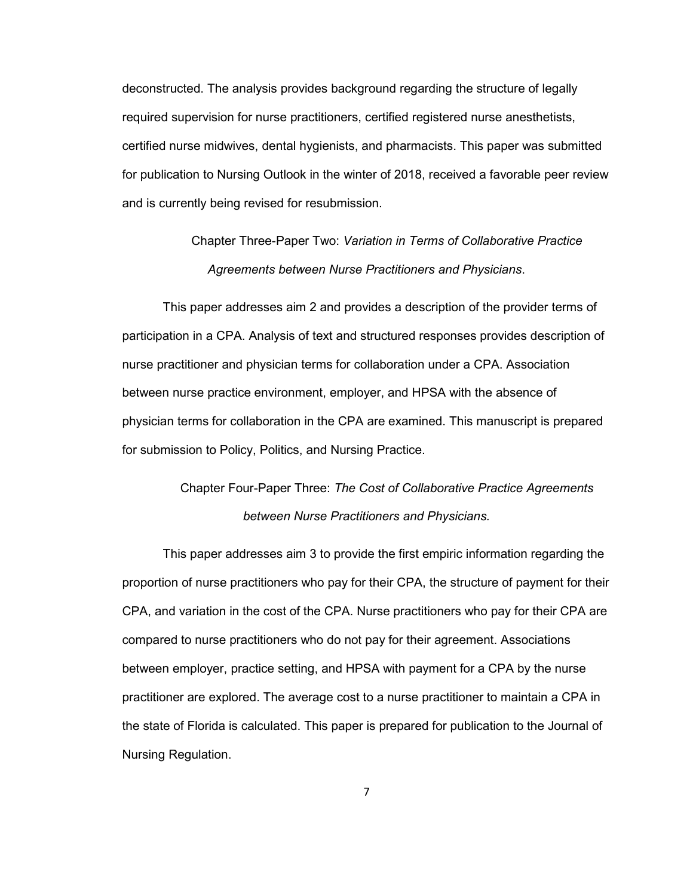deconstructed. The analysis provides background regarding the structure of legally required supervision for nurse practitioners, certified registered nurse anesthetists, certified nurse midwives, dental hygienists, and pharmacists. This paper was submitted for publication to Nursing Outlook in the winter of 2018, received a favorable peer review and is currently being revised for resubmission.

### Chapter Three-Paper Two: *Variation in Terms of Collaborative Practice Agreements between Nurse Practitioners and Physicians*.

This paper addresses aim 2 and provides a description of the provider terms of participation in a CPA. Analysis of text and structured responses provides description of nurse practitioner and physician terms for collaboration under a CPA. Association between nurse practice environment, employer, and HPSA with the absence of physician terms for collaboration in the CPA are examined. This manuscript is prepared for submission to Policy, Politics, and Nursing Practice.

### Chapter Four-Paper Three: *The Cost of Collaborative Practice Agreements between Nurse Practitioners and Physicians.*

This paper addresses aim 3 to provide the first empiric information regarding the proportion of nurse practitioners who pay for their CPA, the structure of payment for their CPA, and variation in the cost of the CPA. Nurse practitioners who pay for their CPA are compared to nurse practitioners who do not pay for their agreement. Associations between employer, practice setting, and HPSA with payment for a CPA by the nurse practitioner are explored. The average cost to a nurse practitioner to maintain a CPA in the state of Florida is calculated. This paper is prepared for publication to the Journal of Nursing Regulation.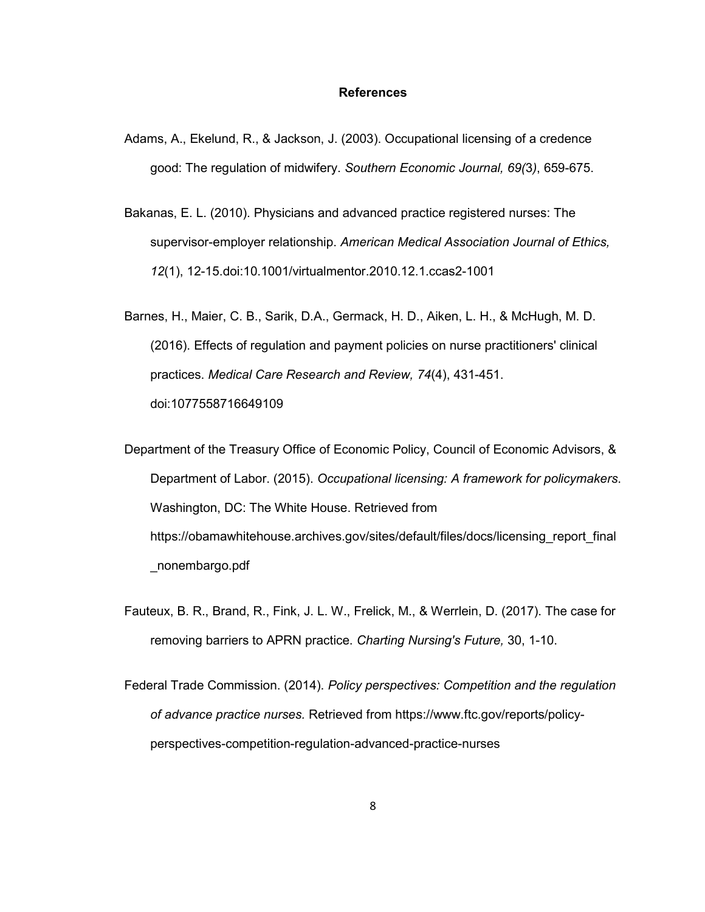## References

Adams, A., Ekelund, R., & Jackson, J. (2003). Occupational licensing of a credence good: The regulation of midwifery. *Southern Economic Journal, 69(*3*)*, 659-675.

Bakanas, E. L. (2010). Physicians and advanced practice registered nurses: The supervisor-employer relationship. *American Medical Association Journal of Ethics, 12*(1), 12-15.doi:10.1001/virtualmentor.2010.12.1.ccas2-1001

Barnes, H., Maier, C. B., Sarik, D.A., Germack, H. D., Aiken, L. H., & McHugh, M. D. (2016). Effects of regulation and payment policies on nurse practitioners' clinical practices. *Medical Care Research and Review, 74*(4), 431-451. doi:1077558716649109

Department of the Treasury Office of Economic Policy, Council of Economic Advisors, & Department of Labor. (2015). *Occupational licensing: A framework for policymakers*. Washington, DC: The White House. Retrieved from https://obamawhitehouse.archives.gov/sites/default/files/docs/licensing_report_final_nonembargo.pdf

Fauteux, B. R., Brand, R., Fink, J. L. W., Frelick, M., & Werrlein, D. (2017). The case for removing barriers to APRN practice. *Charting Nursing's Future,* 30, 1-10.

Federal Trade Commission. (2014). *Policy perspectives: Competition and the regulation of advance practice nurses.* Retrieved from https://www.ftc.gov/reports/policy-perspectives-competition-regulation-advanced-practice-nurses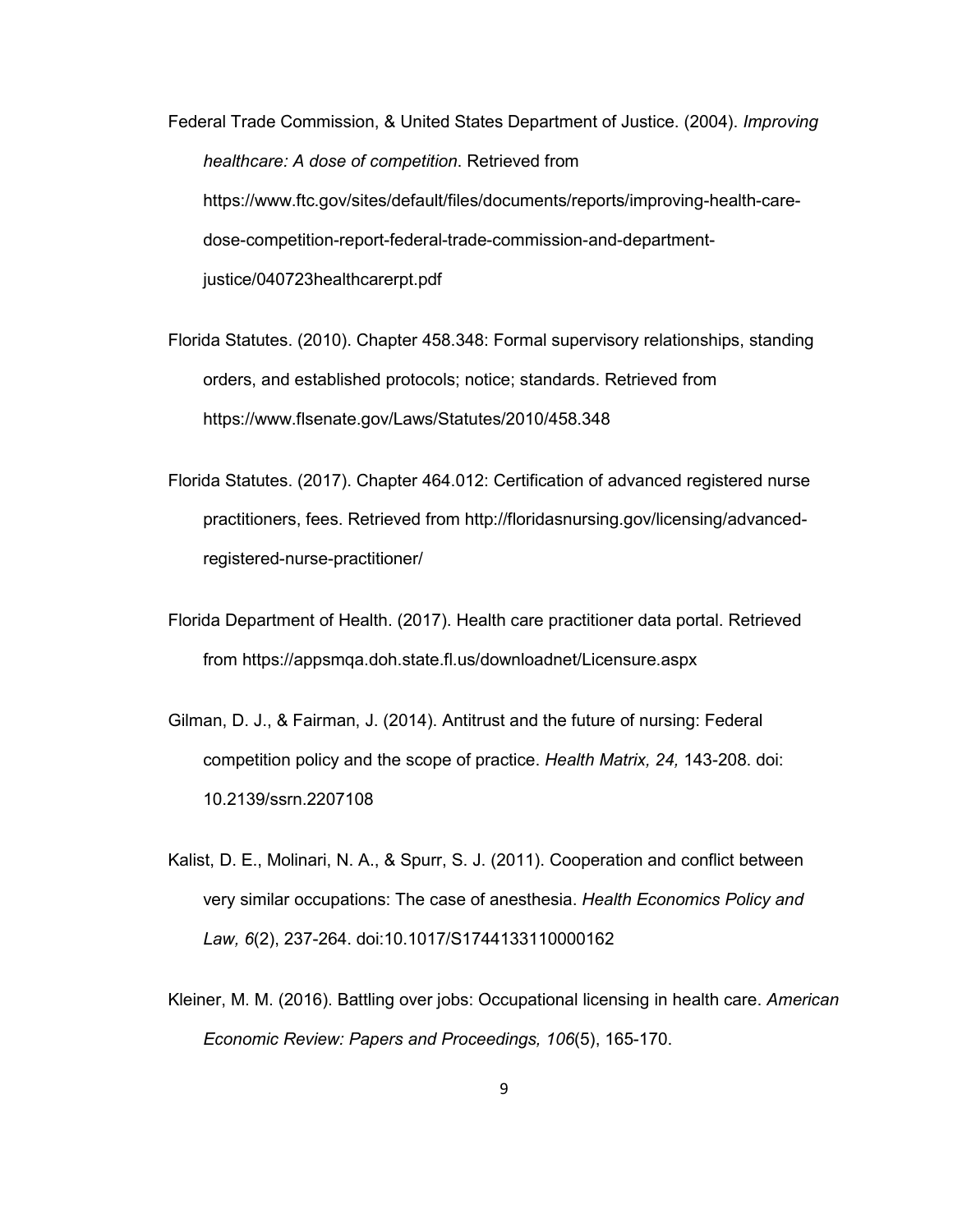Federal Trade Commission, & United States Department of Justice. (2004). *Improving healthcare: A dose of competition*. Retrieved from https://www.ftc.gov/sites/default/files/documents/reports/improving-health-care-dose-competition-report-federal-trade-commission-and-department-justice/040723healthcarerpt.pdf

Florida Statutes. (2010). Chapter 458.348: Formal supervisory relationships, standing orders, and established protocols; notice; standards. Retrieved from https://www.flsenate.gov/Laws/Statutes/2010/458.348

Florida Statutes. (2017). Chapter 464.012: Certification of advanced registered nurse practitioners, fees. Retrieved from http://floridasnursing.gov/licensing/advanced-registered-nurse-practitioner/

Florida Department of Health. (2017). Health care practitioner data portal. Retrieved from https://appsmqa.doh.state.fl.us/downloadnet/Licensure.aspx

Gilman, D. J., & Fairman, J. (2014). Antitrust and the future of nursing: Federal competition policy and the scope of practice. *Health Matrix, 24,* 143-208. doi: 10.2139/ssrn.2207108

Kalist, D. E., Molinari, N. A., & Spurr, S. J. (2011). Cooperation and conflict between very similar occupations: The case of anesthesia. *Health Economics Policy and Law, 6*(2), 237-264. doi:10.1017/S1744133110000162

Kleiner, M. M. (2016). Battling over jobs: Occupational licensing in health care. *American Economic Review: Papers and Proceedings, 106*(5), 165-170.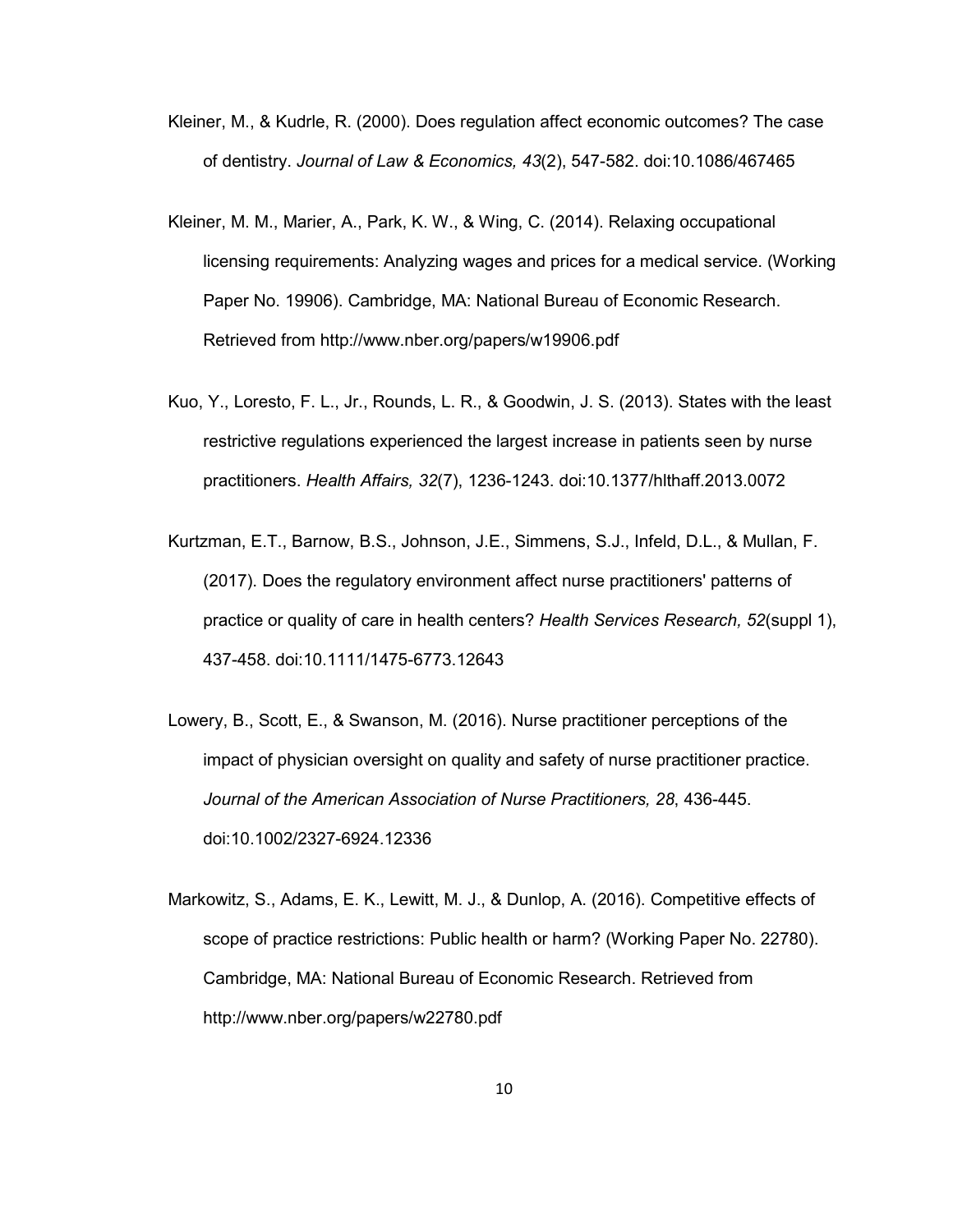Kleiner, M., & Kudrle, R. (2000). Does regulation affect economic outcomes? The case of dentistry. *Journal of Law & Economics, 43*(2), 547-582. doi:10.1086/467465

Kleiner, M. M., Marier, A., Park, K. W., & Wing, C. (2014). Relaxing occupational licensing requirements: Analyzing wages and prices for a medical service. (Working Paper No. 19906). Cambridge, MA: National Bureau of Economic Research. Retrieved from http://www.nber.org/papers/w19906.pdf

Kuo, Y., Loresto, F. L., Jr., Rounds, L. R., & Goodwin, J. S. (2013). States with the least restrictive regulations experienced the largest increase in patients seen by nurse practitioners. *Health Affairs, 32*(7), 1236-1243. doi:10.1377/hlthaff.2013.0072

Kurtzman, E.T., Barnow, B.S., Johnson, J.E., Simmens, S.J., Infeld, D.L., & Mullan, F. (2017). Does the regulatory environment affect nurse practitioners' patterns of practice or quality of care in health centers? *Health Services Research, 52*(suppl 1), 437-458. doi:10.1111/1475-6773.12643

Lowery, B., Scott, E., & Swanson, M. (2016). Nurse practitioner perceptions of the impact of physician oversight on quality and safety of nurse practitioner practice. *Journal of the American Association of Nurse Practitioners, 28*, 436-445. doi:10.1002/2327-6924.12336

Markowitz, S., Adams, E. K., Lewitt, M. J., & Dunlop, A. (2016). Competitive effects of scope of practice restrictions: Public health or harm? (Working Paper No. 22780). Cambridge, MA: National Bureau of Economic Research. Retrieved from http://www.nber.org/papers/w22780.pdf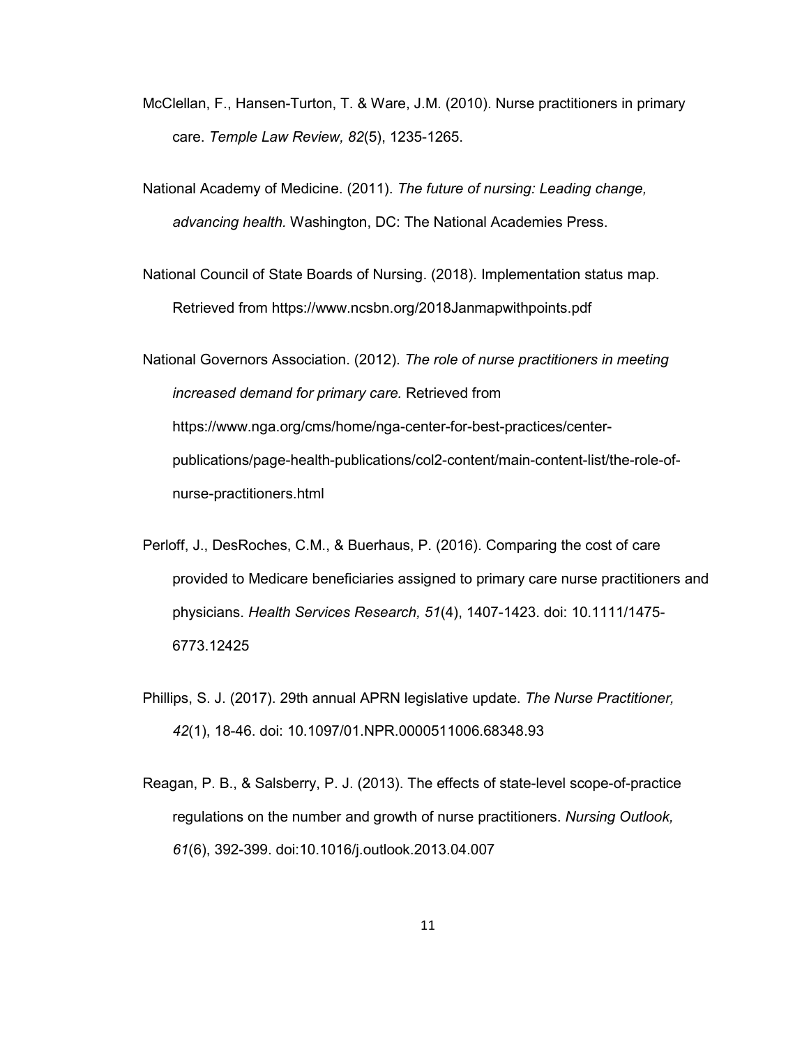McClellan, F., Hansen-Turton, T. & Ware, J.M. (2010). Nurse practitioners in primary care. *Temple Law Review, 82*(5), 1235-1265.

National Academy of Medicine. (2011). *The future of nursing: Leading change, advancing health.* Washington, DC: The National Academies Press.

National Council of State Boards of Nursing. (2018). Implementation status map. Retrieved from https://www.ncsbn.org/2018Janmapwithpoints.pdf

National Governors Association. (2012). *The role of nurse practitioners in meeting increased demand for primary care.* Retrieved from https://www.nga.org/cms/home/nga-center-for-best-practices/center-publications/page-health-publications/col2-content/main-content-list/the-role-of-nurse-practitioners.html

Perloff, J., DesRoches, C.M., & Buerhaus, P. (2016). Comparing the cost of care provided to Medicare beneficiaries assigned to primary care nurse practitioners and physicians. *Health Services Research, 51*(4), 1407-1423. doi: 10.1111/1475-6773.12425

Phillips, S. J. (2017). 29th annual APRN legislative update. *The Nurse Practitioner, 42*(1), 18-46. doi: 10.1097/01.NPR.0000511006.68348.93

Reagan, P. B., & Salsberry, P. J. (2013). The effects of state-level scope-of-practice regulations on the number and growth of nurse practitioners. *Nursing Outlook, 61*(6), 392-399. doi:10.1016/j.outlook.2013.04.007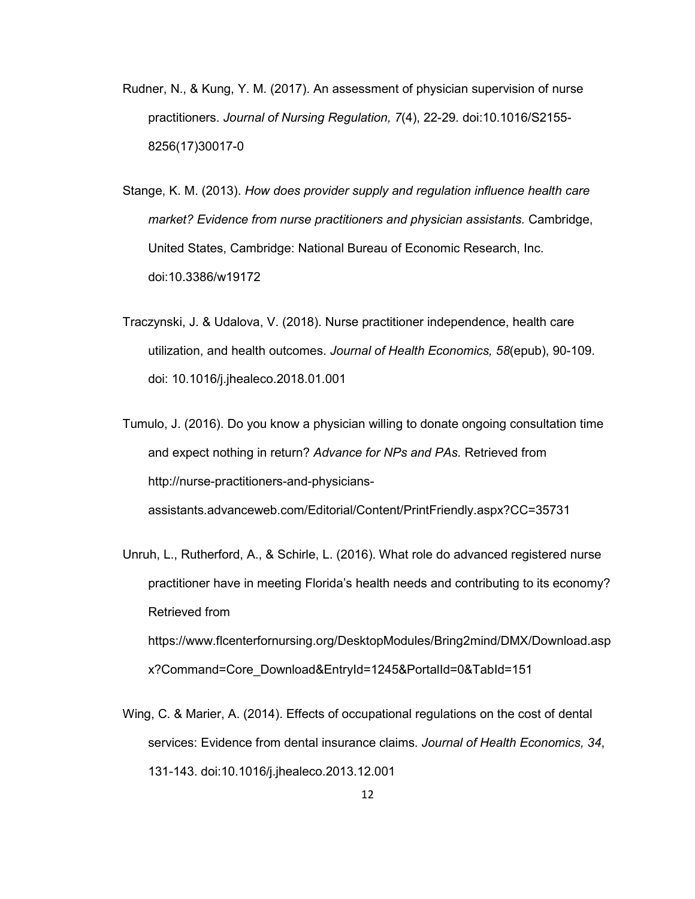Rudner, N., & Kung, Y. M. (2017). An assessment of physician supervision of nurse practitioners. *Journal of Nursing Regulation, 7*(4), 22-29. doi:10.1016/S2155-8256(17)30017-0

Stange, K. M. (2013). *How does provider supply and regulation influence health care market? Evidence from nurse practitioners and physician assistants.* Cambridge, United States, Cambridge: National Bureau of Economic Research, Inc. doi:10.3386/w19172

Traczynski, J. & Udalova, V. (2018). Nurse practitioner independence, health care utilization, and health outcomes. *Journal of Health Economics, 58*(epub), 90-109. doi: 10.1016/j.jhealeco.2018.01.001

Tumulo, J. (2016). Do you know a physician willing to donate ongoing consultation time and expect nothing in return? *Advance for NPs and PAs.* Retrieved from http://nurse-practitioners-and-physicians-assistants.advanceweb.com/Editorial/Content/PrintFriendly.aspx?CC=35731

Unruh, L., Rutherford, A., & Schirle, L. (2016). What role do advanced registered nurse practitioner have in meeting Florida's health needs and contributing to its economy? Retrieved from https://www.flcenterfornursing.org/DesktopModules/Bring2mind/DMX/Download.aspx?Command=Core_Download&EntryId=1245&PortalId=0&TabId=151

Wing, C. & Marier, A. (2014). Effects of occupational regulations on the cost of dental services: Evidence from dental insurance claims. *Journal of Health Economics, 34*, 131-143. doi:10.1016/j.jhealeco.2013.12.001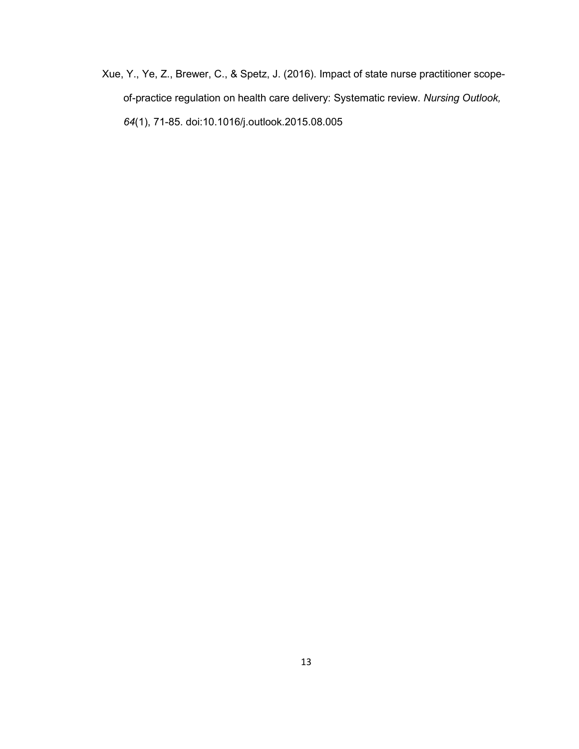Xue, Y., Ye, Z., Brewer, C., & Spetz, J. (2016). Impact of state nurse practitioner scope-of-practice regulation on health care delivery: Systematic review. *Nursing Outlook, 64*(1), 71-85. doi:10.1016/j.outlook.2015.08.005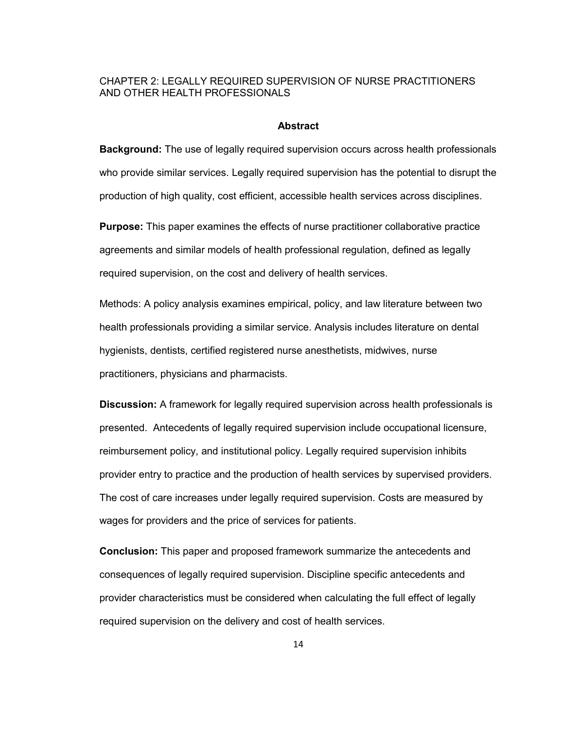# CHAPTER 2: LEGALLY REQUIRED SUPERVISION OF NURSE PRACTITIONERS AND OTHER HEALTH PROFESSIONALS

## Abstract

**Background:** The use of legally required supervision occurs across health professionals who provide similar services. Legally required supervision has the potential to disrupt the production of high quality, cost efficient, accessible health services across disciplines.

**Purpose:** This paper examines the effects of nurse practitioner collaborative practice agreements and similar models of health professional regulation, defined as legally required supervision, on the cost and delivery of health services.

Methods: A policy analysis examines empirical, policy, and law literature between two health professionals providing a similar service. Analysis includes literature on dental hygienists, dentists, certified registered nurse anesthetists, midwives, nurse practitioners, physicians and pharmacists.

**Discussion:** A framework for legally required supervision across health professionals is presented. Antecedents of legally required supervision include occupational licensure, reimbursement policy, and institutional policy. Legally required supervision inhibits provider entry to practice and the production of health services by supervised providers. The cost of care increases under legally required supervision. Costs are measured by wages for providers and the price of services for patients.

**Conclusion:** This paper and proposed framework summarize the antecedents and consequences of legally required supervision. Discipline specific antecedents and provider characteristics must be considered when calculating the full effect of legally required supervision on the delivery and cost of health services.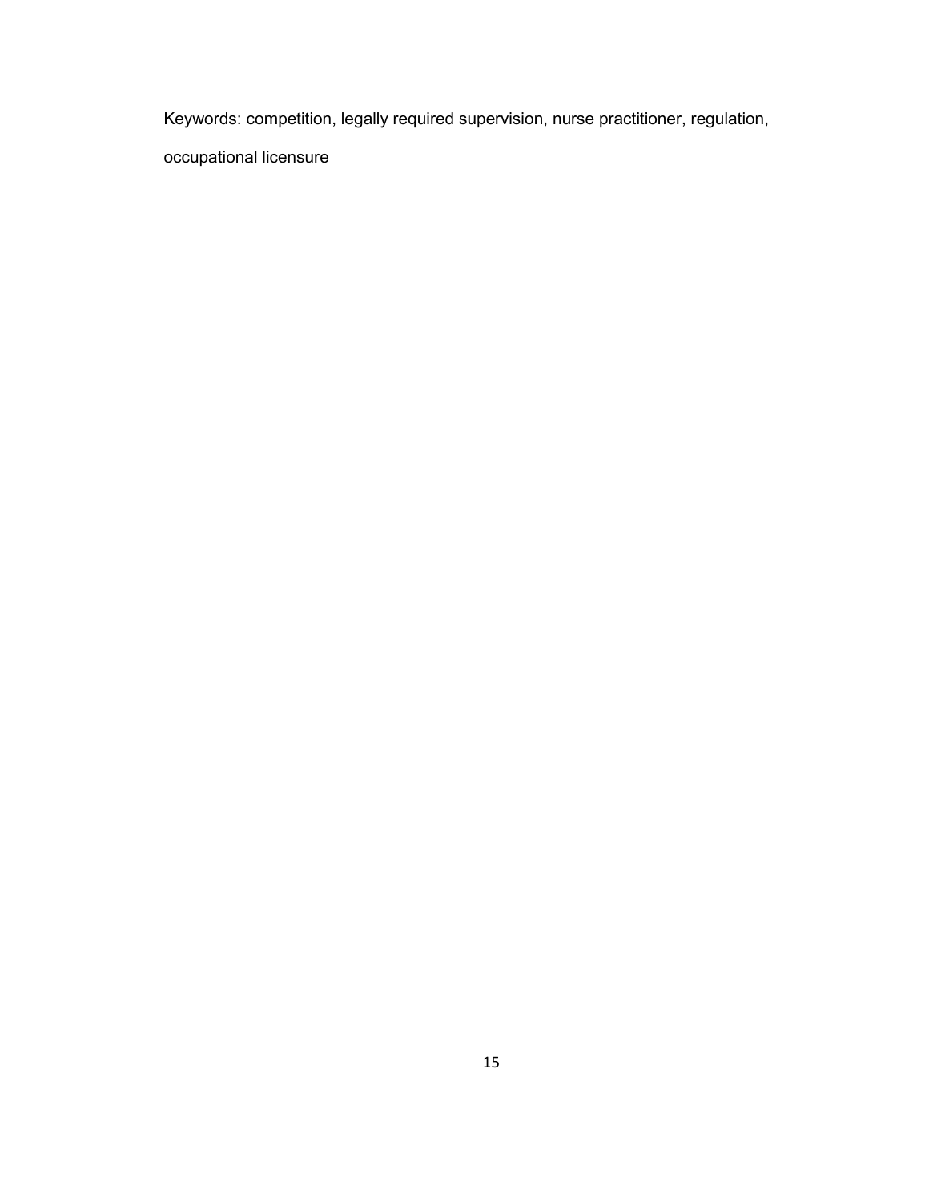Keywords: competition, legally required supervision, nurse practitioner, regulation, occupational licensure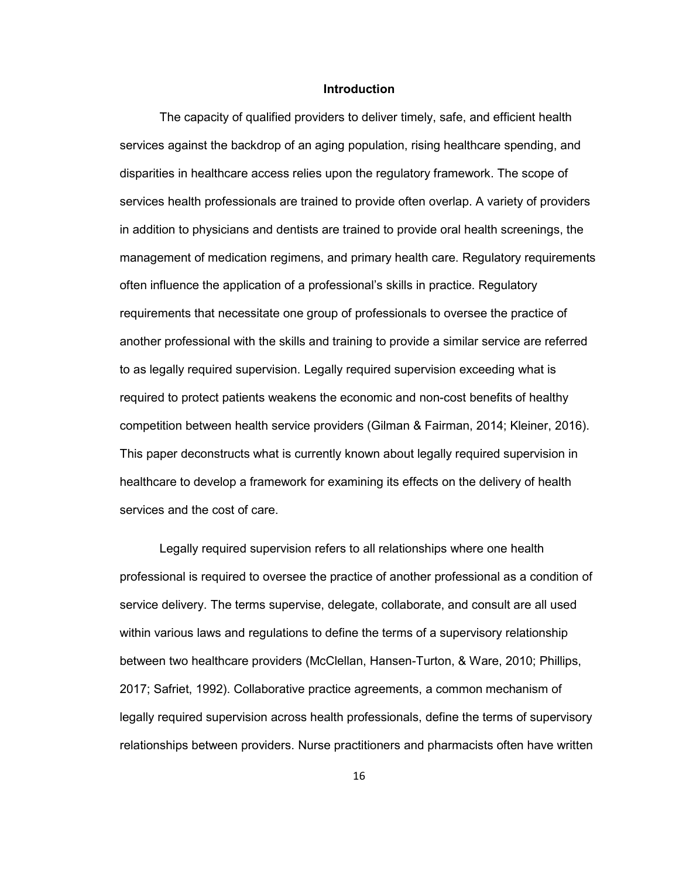# Introduction

The capacity of qualified providers to deliver timely, safe, and efficient health services against the backdrop of an aging population, rising healthcare spending, and disparities in healthcare access relies upon the regulatory framework. The scope of services health professionals are trained to provide often overlap. A variety of providers in addition to physicians and dentists are trained to provide oral health screenings, the management of medication regimens, and primary health care. Regulatory requirements often influence the application of a professional's skills in practice. Regulatory requirements that necessitate one group of professionals to oversee the practice of another professional with the skills and training to provide a similar service are referred to as legally required supervision. Legally required supervision exceeding what is required to protect patients weakens the economic and non-cost benefits of healthy competition between health service providers (Gilman & Fairman, 2014; Kleiner, 2016). This paper deconstructs what is currently known about legally required supervision in healthcare to develop a framework for examining its effects on the delivery of health services and the cost of care.

Legally required supervision refers to all relationships where one health professional is required to oversee the practice of another professional as a condition of service delivery. The terms supervise, delegate, collaborate, and consult are all used within various laws and regulations to define the terms of a supervisory relationship between two healthcare providers (McClellan, Hansen-Turton, & Ware, 2010; Phillips, 2017; Safriet, 1992). Collaborative practice agreements, a common mechanism of legally required supervision across health professionals, define the terms of supervisory relationships between providers. Nurse practitioners and pharmacists often have written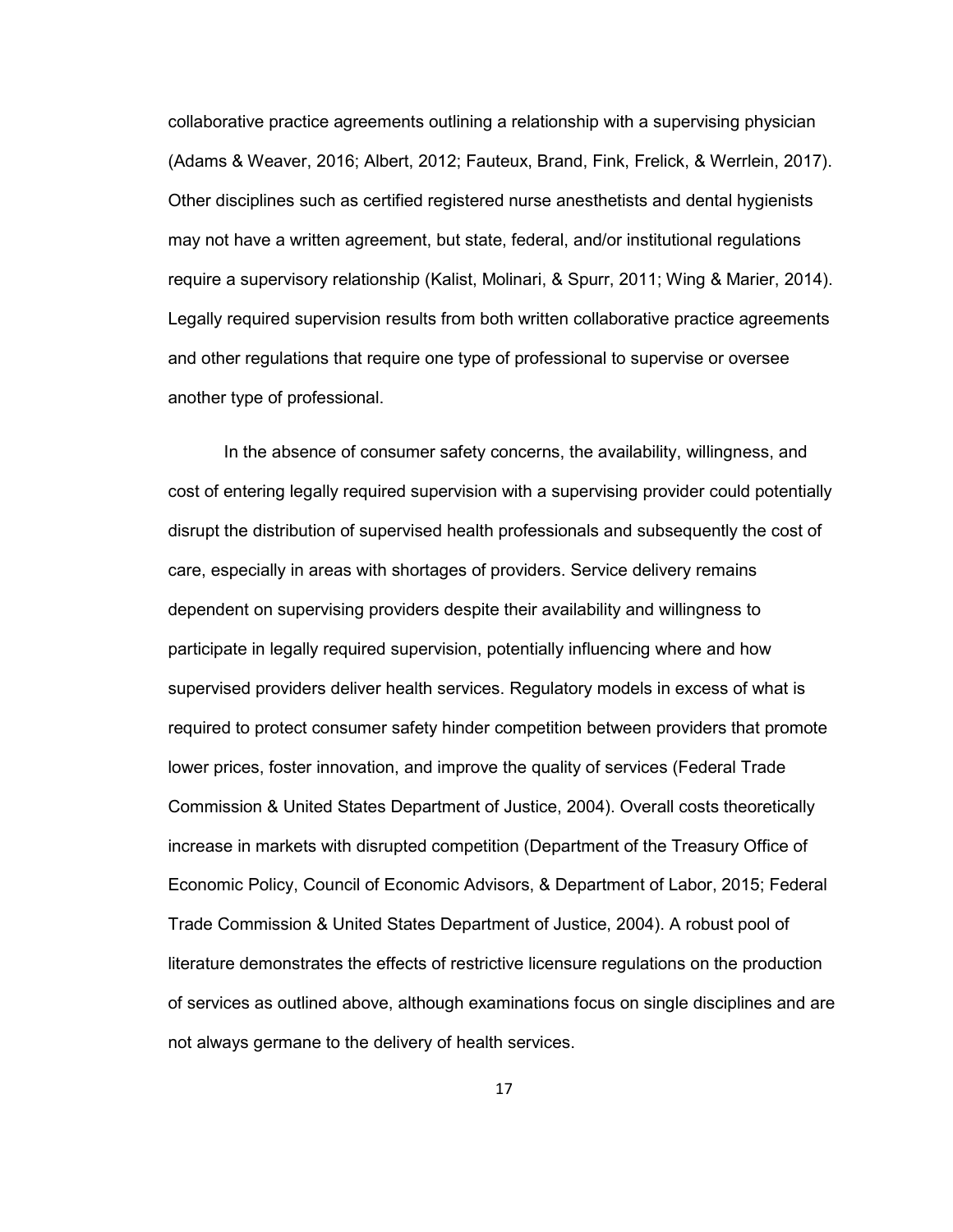collaborative practice agreements outlining a relationship with a supervising physician (Adams & Weaver, 2016; Albert, 2012; Fauteux, Brand, Fink, Frelick, & Werrlein, 2017). Other disciplines such as certified registered nurse anesthetists and dental hygienists may not have a written agreement, but state, federal, and/or institutional regulations require a supervisory relationship (Kalist, Molinari, & Spurr, 2011; Wing & Marier, 2014). Legally required supervision results from both written collaborative practice agreements and other regulations that require one type of professional to supervise or oversee another type of professional.

In the absence of consumer safety concerns, the availability, willingness, and cost of entering legally required supervision with a supervising provider could potentially disrupt the distribution of supervised health professionals and subsequently the cost of care, especially in areas with shortages of providers. Service delivery remains dependent on supervising providers despite their availability and willingness to participate in legally required supervision, potentially influencing where and how supervised providers deliver health services. Regulatory models in excess of what is required to protect consumer safety hinder competition between providers that promote lower prices, foster innovation, and improve the quality of services (Federal Trade Commission & United States Department of Justice, 2004). Overall costs theoretically increase in markets with disrupted competition (Department of the Treasury Office of Economic Policy, Council of Economic Advisors, & Department of Labor, 2015; Federal Trade Commission & United States Department of Justice, 2004). A robust pool of literature demonstrates the effects of restrictive licensure regulations on the production of services as outlined above, although examinations focus on single disciplines and are not always germane to the delivery of health services.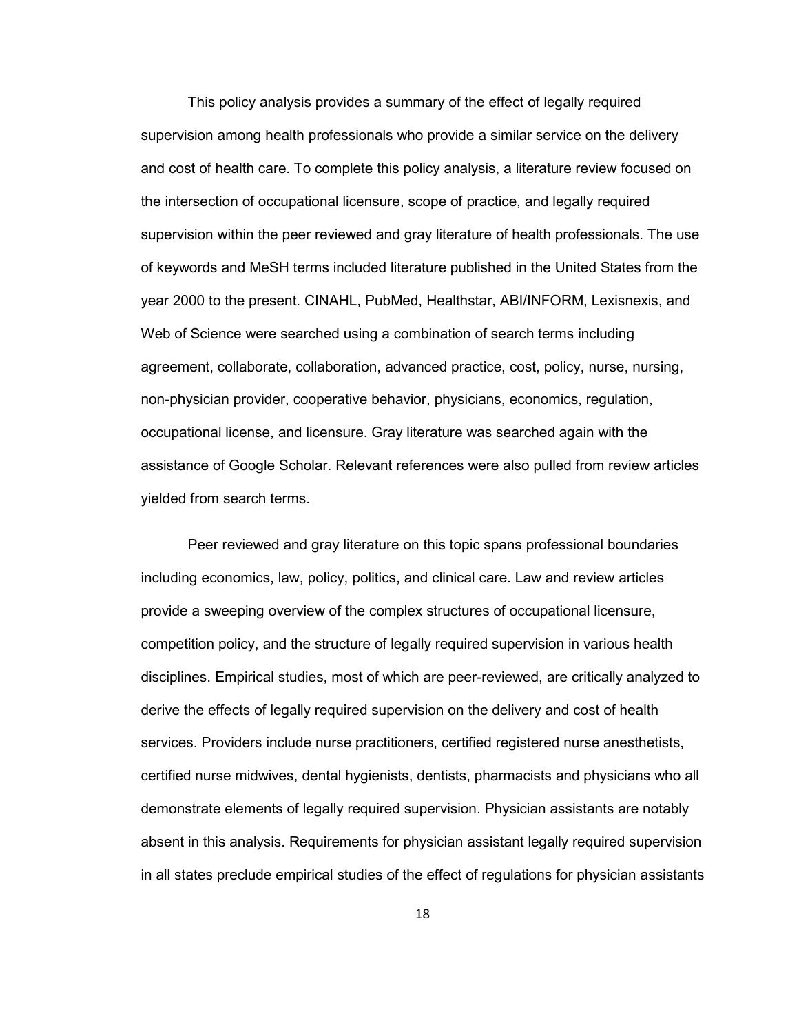This policy analysis provides a summary of the effect of legally required supervision among health professionals who provide a similar service on the delivery and cost of health care. To complete this policy analysis, a literature review focused on the intersection of occupational licensure, scope of practice, and legally required supervision within the peer reviewed and gray literature of health professionals. The use of keywords and MeSH terms included literature published in the United States from the year 2000 to the present. CINAHL, PubMed, Healthstar, ABI/INFORM, Lexisnexis, and Web of Science were searched using a combination of search terms including agreement, collaborate, collaboration, advanced practice, cost, policy, nurse, nursing, non-physician provider, cooperative behavior, physicians, economics, regulation, occupational license, and licensure. Gray literature was searched again with the assistance of Google Scholar. Relevant references were also pulled from review articles yielded from search terms.

Peer reviewed and gray literature on this topic spans professional boundaries including economics, law, policy, politics, and clinical care. Law and review articles provide a sweeping overview of the complex structures of occupational licensure, competition policy, and the structure of legally required supervision in various health disciplines. Empirical studies, most of which are peer-reviewed, are critically analyzed to derive the effects of legally required supervision on the delivery and cost of health services. Providers include nurse practitioners, certified registered nurse anesthetists, certified nurse midwives, dental hygienists, dentists, pharmacists and physicians who all demonstrate elements of legally required supervision. Physician assistants are notably absent in this analysis. Requirements for physician assistant legally required supervision in all states preclude empirical studies of the effect of regulations for physician assistants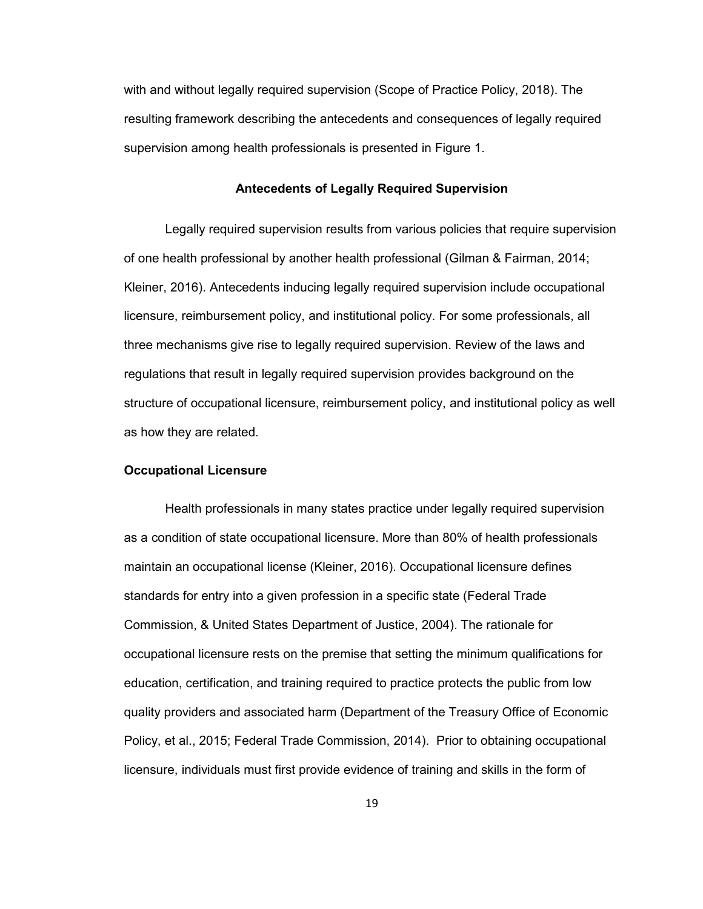with and without legally required supervision (Scope of Practice Policy, 2018). The resulting framework describing the antecedents and consequences of legally required supervision among health professionals is presented in Figure 1.

## Antecedents of Legally Required Supervision

Legally required supervision results from various policies that require supervision of one health professional by another health professional (Gilman & Fairman, 2014; Kleiner, 2016). Antecedents inducing legally required supervision include occupational licensure, reimbursement policy, and institutional policy. For some professionals, all three mechanisms give rise to legally required supervision. Review of the laws and regulations that result in legally required supervision provides background on the structure of occupational licensure, reimbursement policy, and institutional policy as well as how they are related.

### Occupational Licensure

Health professionals in many states practice under legally required supervision as a condition of state occupational licensure. More than 80% of health professionals maintain an occupational license (Kleiner, 2016). Occupational licensure defines standards for entry into a given profession in a specific state (Federal Trade Commission, & United States Department of Justice, 2004). The rationale for occupational licensure rests on the premise that setting the minimum qualifications for education, certification, and training required to practice protects the public from low quality providers and associated harm (Department of the Treasury Office of Economic Policy, et al., 2015; Federal Trade Commission, 2014). Prior to obtaining occupational licensure, individuals must first provide evidence of training and skills in the form of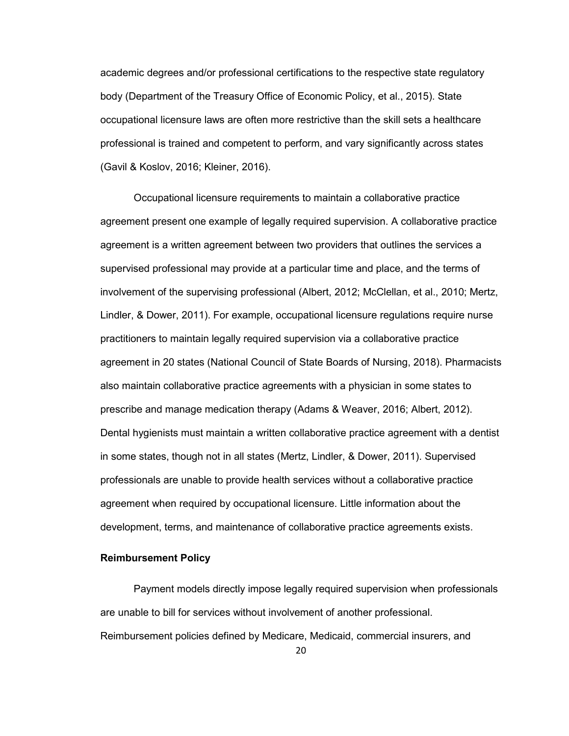academic degrees and/or professional certifications to the respective state regulatory body (Department of the Treasury Office of Economic Policy, et al., 2015). State occupational licensure laws are often more restrictive than the skill sets a healthcare professional is trained and competent to perform, and vary significantly across states (Gavil & Koslov, 2016; Kleiner, 2016).

Occupational licensure requirements to maintain a collaborative practice agreement present one example of legally required supervision. A collaborative practice agreement is a written agreement between two providers that outlines the services a supervised professional may provide at a particular time and place, and the terms of involvement of the supervising professional (Albert, 2012; McClellan, et al., 2010; Mertz, Lindler, & Dower, 2011). For example, occupational licensure regulations require nurse practitioners to maintain legally required supervision via a collaborative practice agreement in 20 states (National Council of State Boards of Nursing, 2018). Pharmacists also maintain collaborative practice agreements with a physician in some states to prescribe and manage medication therapy (Adams & Weaver, 2016; Albert, 2012). Dental hygienists must maintain a written collaborative practice agreement with a dentist in some states, though not in all states (Mertz, Lindler, & Dower, 2011). Supervised professionals are unable to provide health services without a collaborative practice agreement when required by occupational licensure. Little information about the development, terms, and maintenance of collaborative practice agreements exists.

**Reimbursement Policy**

Payment models directly impose legally required supervision when professionals are unable to bill for services without involvement of another professional. Reimbursement policies defined by Medicare, Medicaid, commercial insurers, and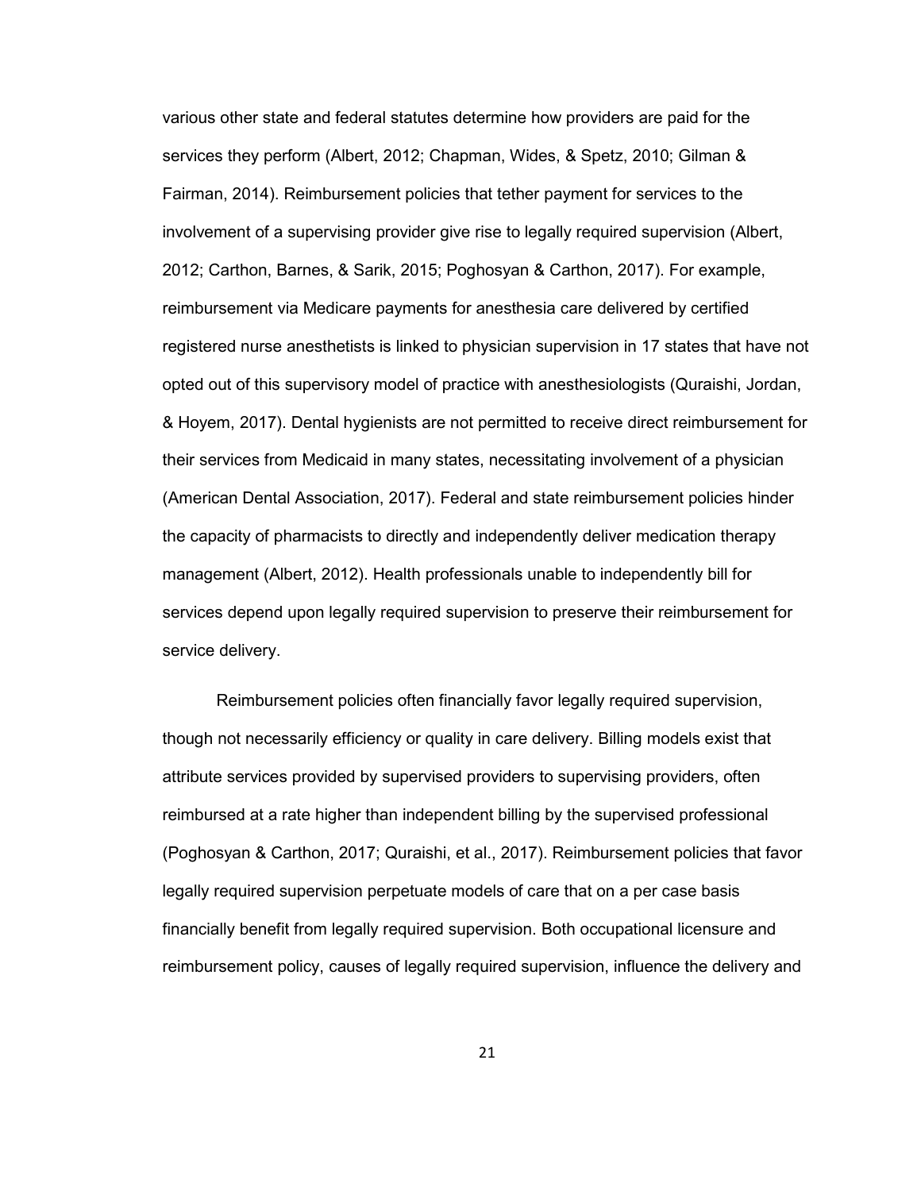various other state and federal statutes determine how providers are paid for the services they perform (Albert, 2012; Chapman, Wides, & Spetz, 2010; Gilman & Fairman, 2014). Reimbursement policies that tether payment for services to the involvement of a supervising provider give rise to legally required supervision (Albert, 2012; Carthon, Barnes, & Sarik, 2015; Poghosyan & Carthon, 2017). For example, reimbursement via Medicare payments for anesthesia care delivered by certified registered nurse anesthetists is linked to physician supervision in 17 states that have not opted out of this supervisory model of practice with anesthesiologists (Quraishi, Jordan, & Hoyem, 2017). Dental hygienists are not permitted to receive direct reimbursement for their services from Medicaid in many states, necessitating involvement of a physician (American Dental Association, 2017). Federal and state reimbursement policies hinder the capacity of pharmacists to directly and independently deliver medication therapy management (Albert, 2012). Health professionals unable to independently bill for services depend upon legally required supervision to preserve their reimbursement for service delivery.

Reimbursement policies often financially favor legally required supervision, though not necessarily efficiency or quality in care delivery. Billing models exist that attribute services provided by supervised providers to supervising providers, often reimbursed at a rate higher than independent billing by the supervised professional (Poghosyan & Carthon, 2017; Quraishi, et al., 2017). Reimbursement policies that favor legally required supervision perpetuate models of care that on a per case basis financially benefit from legally required supervision. Both occupational licensure and reimbursement policy, causes of legally required supervision, influence the delivery and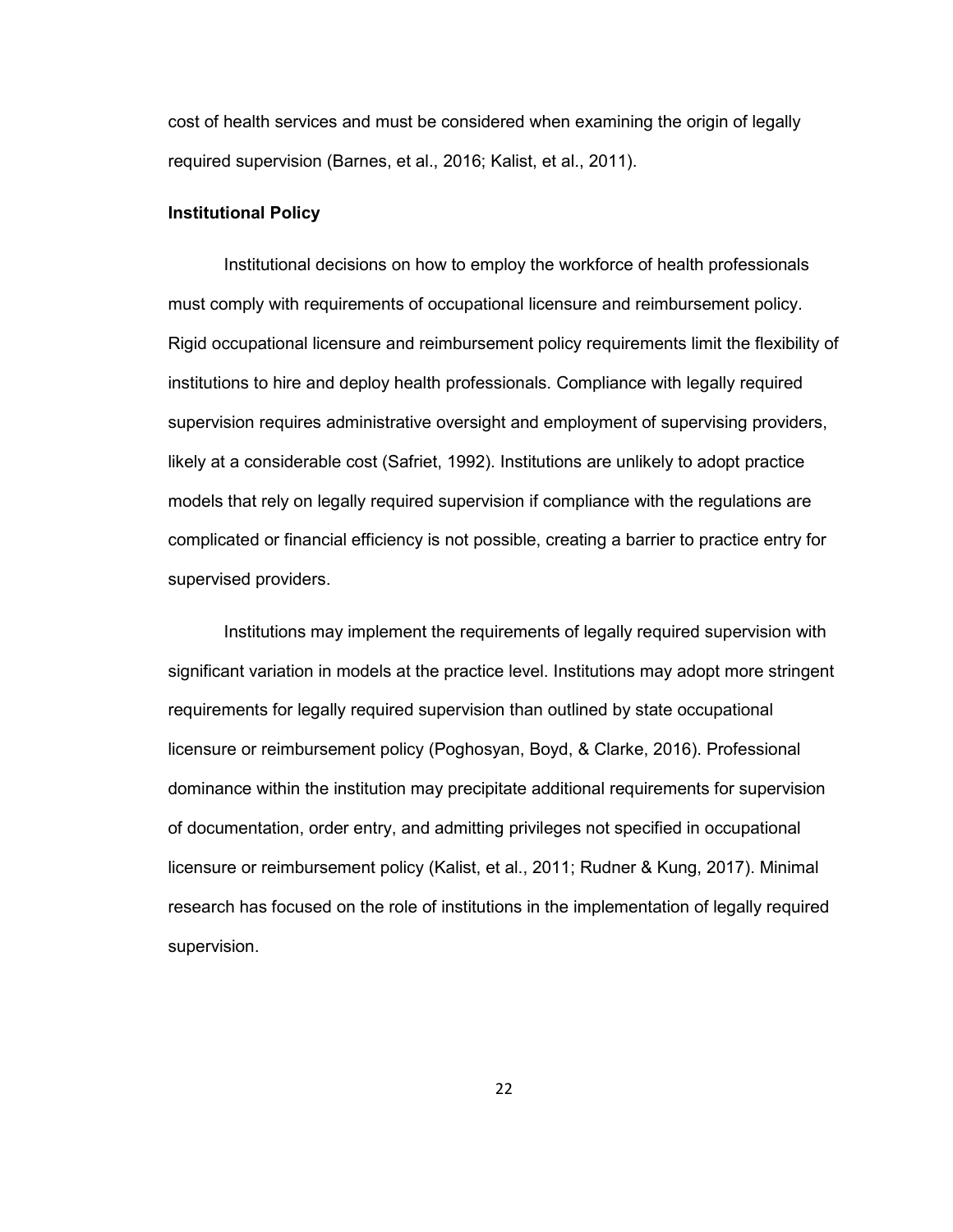cost of health services and must be considered when examining the origin of legally required supervision (Barnes, et al., 2016; Kalist, et al., 2011).

### Institutional Policy

Institutional decisions on how to employ the workforce of health professionals must comply with requirements of occupational licensure and reimbursement policy. Rigid occupational licensure and reimbursement policy requirements limit the flexibility of institutions to hire and deploy health professionals. Compliance with legally required supervision requires administrative oversight and employment of supervising providers, likely at a considerable cost (Safriet, 1992). Institutions are unlikely to adopt practice models that rely on legally required supervision if compliance with the regulations are complicated or financial efficiency is not possible, creating a barrier to practice entry for supervised providers.

Institutions may implement the requirements of legally required supervision with significant variation in models at the practice level. Institutions may adopt more stringent requirements for legally required supervision than outlined by state occupational licensure or reimbursement policy (Poghosyan, Boyd, & Clarke, 2016). Professional dominance within the institution may precipitate additional requirements for supervision of documentation, order entry, and admitting privileges not specified in occupational licensure or reimbursement policy (Kalist, et al., 2011; Rudner & Kung, 2017). Minimal research has focused on the role of institutions in the implementation of legally required supervision.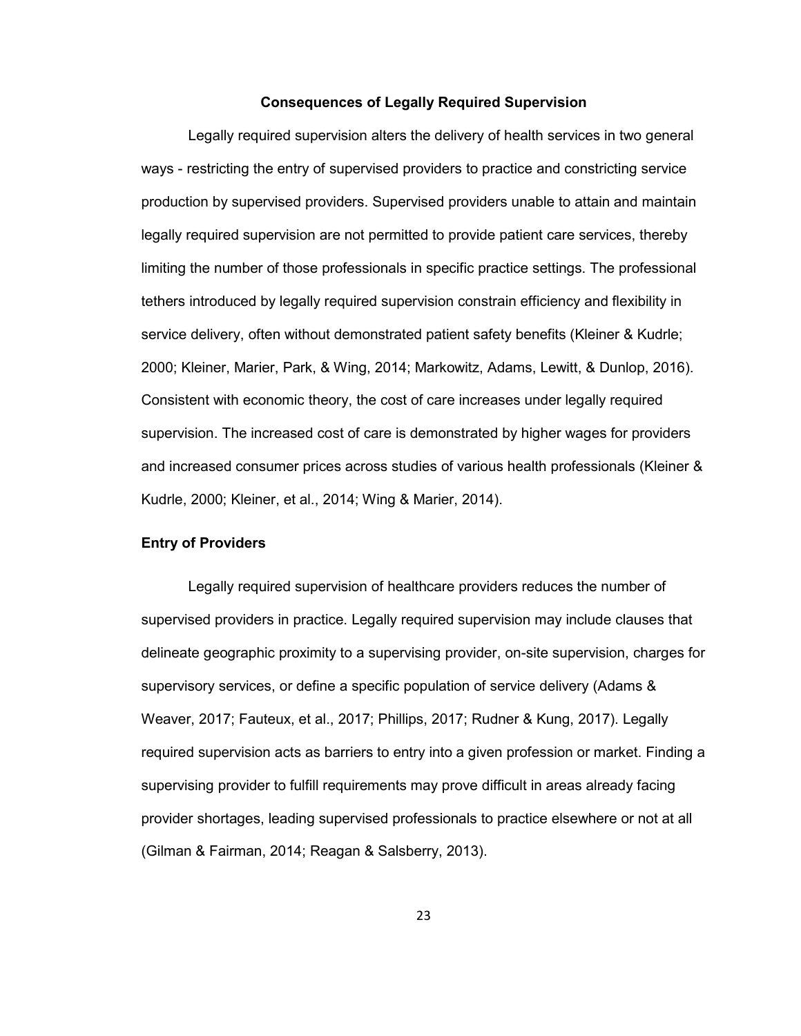## Consequences of Legally Required Supervision

Legally required supervision alters the delivery of health services in two general ways - restricting the entry of supervised providers to practice and constricting service production by supervised providers. Supervised providers unable to attain and maintain legally required supervision are not permitted to provide patient care services, thereby limiting the number of those professionals in specific practice settings. The professional tethers introduced by legally required supervision constrain efficiency and flexibility in service delivery, often without demonstrated patient safety benefits (Kleiner & Kudrle; 2000; Kleiner, Marier, Park, & Wing, 2014; Markowitz, Adams, Lewitt, & Dunlop, 2016). Consistent with economic theory, the cost of care increases under legally required supervision. The increased cost of care is demonstrated by higher wages for providers and increased consumer prices across studies of various health professionals (Kleiner & Kudrle, 2000; Kleiner, et al., 2014; Wing & Marier, 2014).

### Entry of Providers

Legally required supervision of healthcare providers reduces the number of supervised providers in practice. Legally required supervision may include clauses that delineate geographic proximity to a supervising provider, on-site supervision, charges for supervisory services, or define a specific population of service delivery (Adams & Weaver, 2017; Fauteux, et al., 2017; Phillips, 2017; Rudner & Kung, 2017). Legally required supervision acts as barriers to entry into a given profession or market. Finding a supervising provider to fulfill requirements may prove difficult in areas already facing provider shortages, leading supervised professionals to practice elsewhere or not at all (Gilman & Fairman, 2014; Reagan & Salsberry, 2013).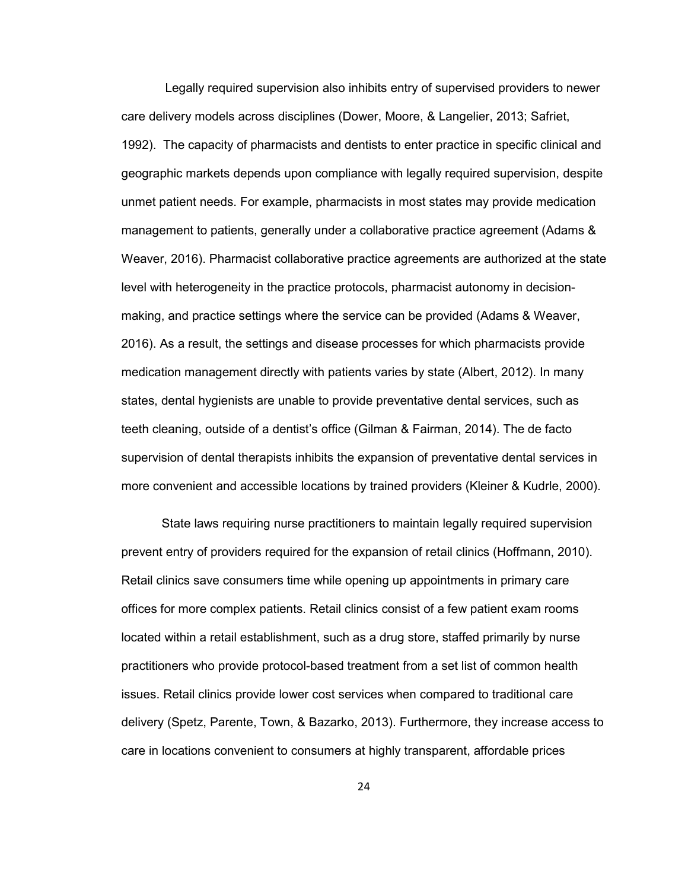Legally required supervision also inhibits entry of supervised providers to newer care delivery models across disciplines (Dower, Moore, & Langelier, 2013; Safriet, 1992). The capacity of pharmacists and dentists to enter practice in specific clinical and geographic markets depends upon compliance with legally required supervision, despite unmet patient needs. For example, pharmacists in most states may provide medication management to patients, generally under a collaborative practice agreement (Adams & Weaver, 2016). Pharmacist collaborative practice agreements are authorized at the state level with heterogeneity in the practice protocols, pharmacist autonomy in decision-making, and practice settings where the service can be provided (Adams & Weaver, 2016). As a result, the settings and disease processes for which pharmacists provide medication management directly with patients varies by state (Albert, 2012). In many states, dental hygienists are unable to provide preventative dental services, such as teeth cleaning, outside of a dentist's office (Gilman & Fairman, 2014). The de facto supervision of dental therapists inhibits the expansion of preventative dental services in more convenient and accessible locations by trained providers (Kleiner & Kudrle, 2000).

State laws requiring nurse practitioners to maintain legally required supervision prevent entry of providers required for the expansion of retail clinics (Hoffmann, 2010). Retail clinics save consumers time while opening up appointments in primary care offices for more complex patients. Retail clinics consist of a few patient exam rooms located within a retail establishment, such as a drug store, staffed primarily by nurse practitioners who provide protocol-based treatment from a set list of common health issues. Retail clinics provide lower cost services when compared to traditional care delivery (Spetz, Parente, Town, & Bazarko, 2013). Furthermore, they increase access to care in locations convenient to consumers at highly transparent, affordable prices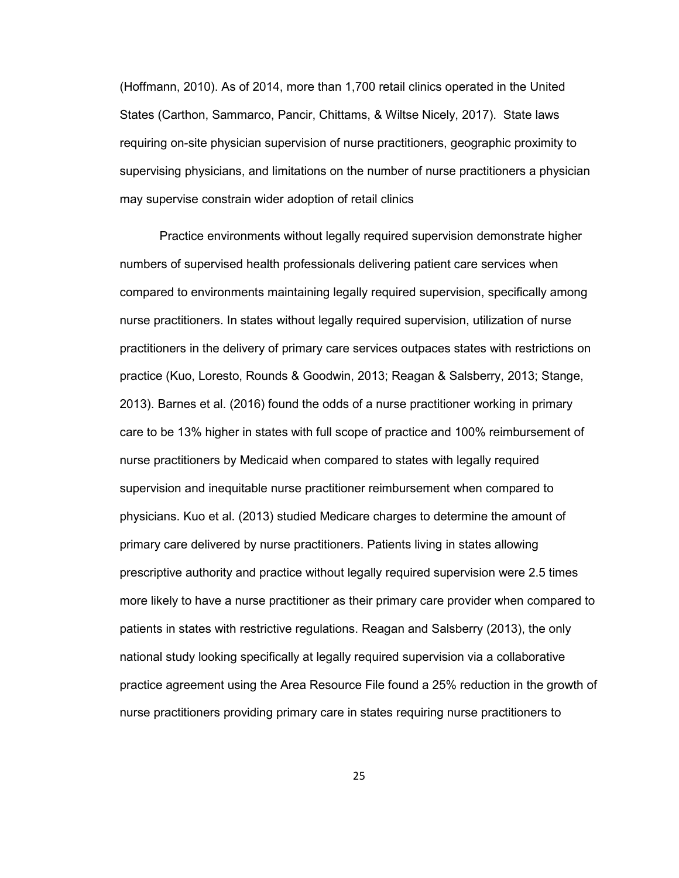(Hoffmann, 2010). As of 2014, more than 1,700 retail clinics operated in the United States (Carthon, Sammarco, Pancir, Chittams, & Wiltse Nicely, 2017). State laws requiring on-site physician supervision of nurse practitioners, geographic proximity to supervising physicians, and limitations on the number of nurse practitioners a physician may supervise constrain wider adoption of retail clinics

Practice environments without legally required supervision demonstrate higher numbers of supervised health professionals delivering patient care services when compared to environments maintaining legally required supervision, specifically among nurse practitioners. In states without legally required supervision, utilization of nurse practitioners in the delivery of primary care services outpaces states with restrictions on practice (Kuo, Loresto, Rounds & Goodwin, 2013; Reagan & Salsberry, 2013; Stange, 2013). Barnes et al. (2016) found the odds of a nurse practitioner working in primary care to be 13% higher in states with full scope of practice and 100% reimbursement of nurse practitioners by Medicaid when compared to states with legally required supervision and inequitable nurse practitioner reimbursement when compared to physicians. Kuo et al. (2013) studied Medicare charges to determine the amount of primary care delivered by nurse practitioners. Patients living in states allowing prescriptive authority and practice without legally required supervision were 2.5 times more likely to have a nurse practitioner as their primary care provider when compared to patients in states with restrictive regulations. Reagan and Salsberry (2013), the only national study looking specifically at legally required supervision via a collaborative practice agreement using the Area Resource File found a 25% reduction in the growth of nurse practitioners providing primary care in states requiring nurse practitioners to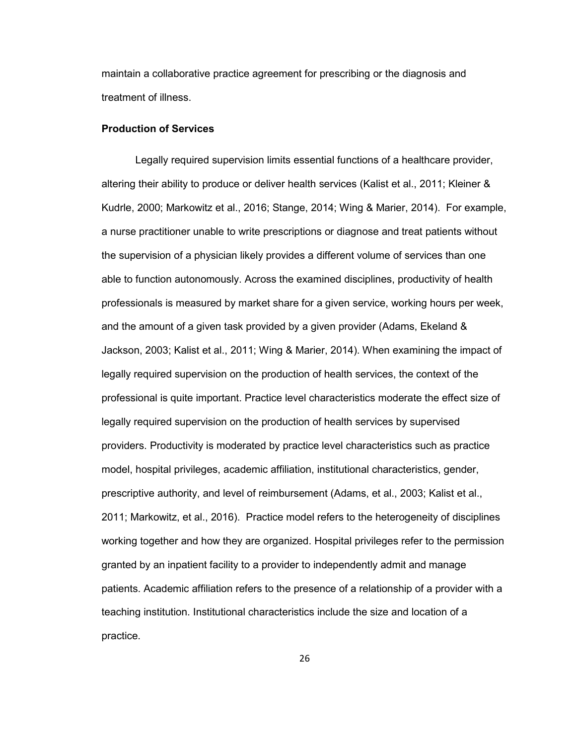maintain a collaborative practice agreement for prescribing or the diagnosis and treatment of illness.

### Production of Services

Legally required supervision limits essential functions of a healthcare provider, altering their ability to produce or deliver health services (Kalist et al., 2011; Kleiner & Kudrle, 2000; Markowitz et al., 2016; Stange, 2014; Wing & Marier, 2014). For example, a nurse practitioner unable to write prescriptions or diagnose and treat patients without the supervision of a physician likely provides a different volume of services than one able to function autonomously. Across the examined disciplines, productivity of health professionals is measured by market share for a given service, working hours per week, and the amount of a given task provided by a given provider (Adams, Ekeland & Jackson, 2003; Kalist et al., 2011; Wing & Marier, 2014). When examining the impact of legally required supervision on the production of health services, the context of the professional is quite important. Practice level characteristics moderate the effect size of legally required supervision on the production of health services by supervised providers. Productivity is moderated by practice level characteristics such as practice model, hospital privileges, academic affiliation, institutional characteristics, gender, prescriptive authority, and level of reimbursement (Adams, et al., 2003; Kalist et al., 2011; Markowitz, et al., 2016). Practice model refers to the heterogeneity of disciplines working together and how they are organized. Hospital privileges refer to the permission granted by an inpatient facility to a provider to independently admit and manage patients. Academic affiliation refers to the presence of a relationship of a provider with a teaching institution. Institutional characteristics include the size and location of a practice.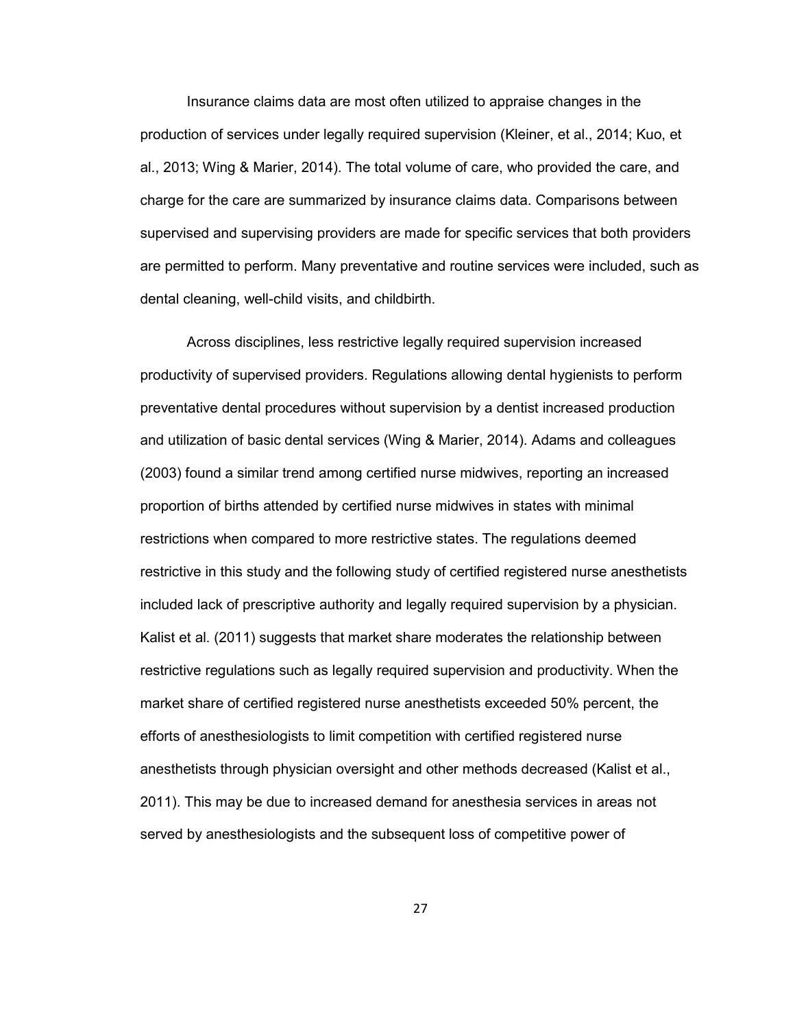Insurance claims data are most often utilized to appraise changes in the production of services under legally required supervision (Kleiner, et al., 2014; Kuo, et al., 2013; Wing & Marier, 2014). The total volume of care, who provided the care, and charge for the care are summarized by insurance claims data. Comparisons between supervised and supervising providers are made for specific services that both providers are permitted to perform. Many preventative and routine services were included, such as dental cleaning, well-child visits, and childbirth.

Across disciplines, less restrictive legally required supervision increased productivity of supervised providers. Regulations allowing dental hygienists to perform preventative dental procedures without supervision by a dentist increased production and utilization of basic dental services (Wing & Marier, 2014). Adams and colleagues (2003) found a similar trend among certified nurse midwives, reporting an increased proportion of births attended by certified nurse midwives in states with minimal restrictions when compared to more restrictive states. The regulations deemed restrictive in this study and the following study of certified registered nurse anesthetists included lack of prescriptive authority and legally required supervision by a physician. Kalist et al. (2011) suggests that market share moderates the relationship between restrictive regulations such as legally required supervision and productivity. When the market share of certified registered nurse anesthetists exceeded 50% percent, the efforts of anesthesiologists to limit competition with certified registered nurse anesthetists through physician oversight and other methods decreased (Kalist et al., 2011). This may be due to increased demand for anesthesia services in areas not served by anesthesiologists and the subsequent loss of competitive power of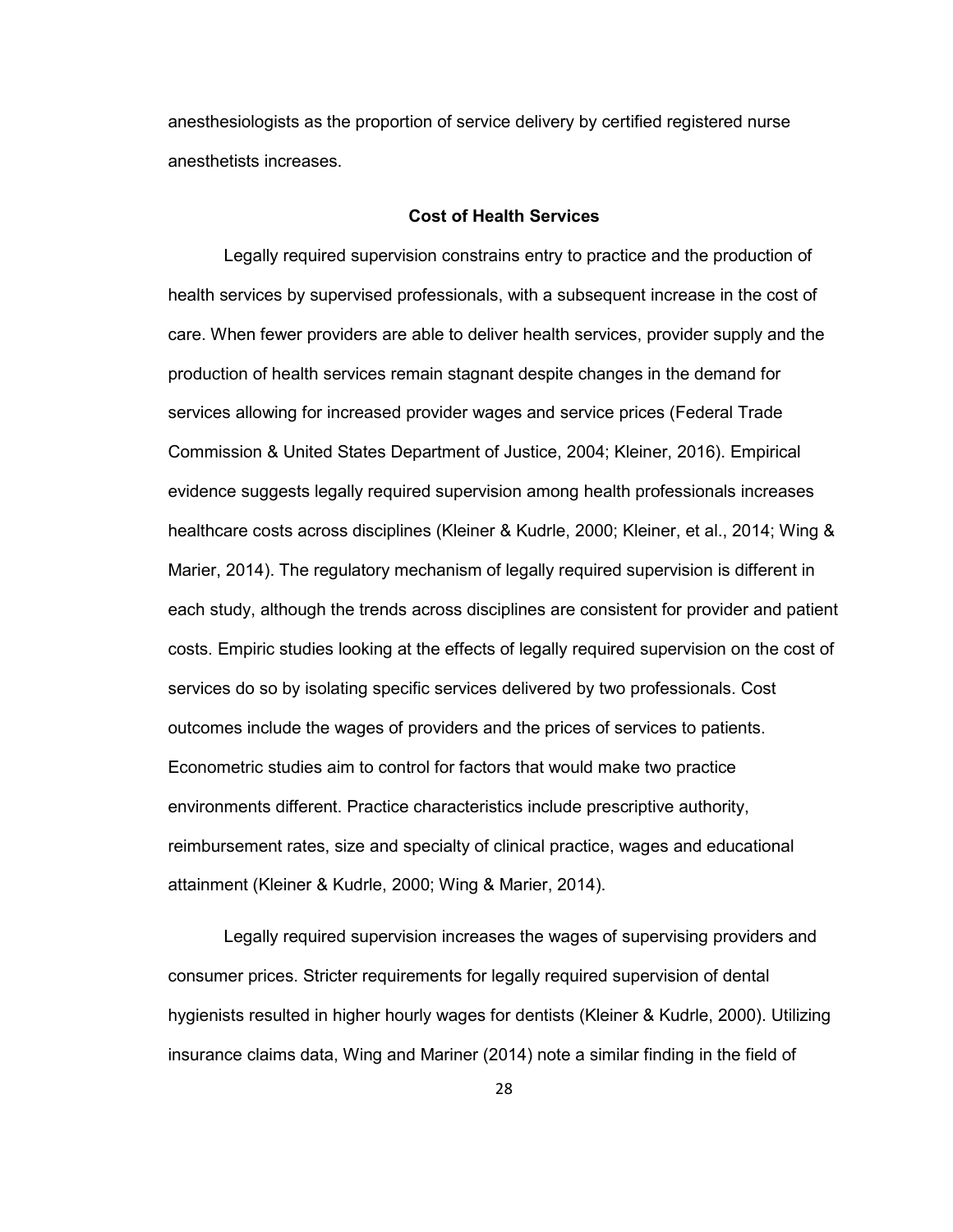anesthesiologists as the proportion of service delivery by certified registered nurse anesthetists increases.

## Cost of Health Services

Legally required supervision constrains entry to practice and the production of health services by supervised professionals, with a subsequent increase in the cost of care. When fewer providers are able to deliver health services, provider supply and the production of health services remain stagnant despite changes in the demand for services allowing for increased provider wages and service prices (Federal Trade Commission & United States Department of Justice, 2004; Kleiner, 2016). Empirical evidence suggests legally required supervision among health professionals increases healthcare costs across disciplines (Kleiner & Kudrle, 2000; Kleiner, et al., 2014; Wing & Marier, 2014). The regulatory mechanism of legally required supervision is different in each study, although the trends across disciplines are consistent for provider and patient costs. Empiric studies looking at the effects of legally required supervision on the cost of services do so by isolating specific services delivered by two professionals. Cost outcomes include the wages of providers and the prices of services to patients. Econometric studies aim to control for factors that would make two practice environments different. Practice characteristics include prescriptive authority, reimbursement rates, size and specialty of clinical practice, wages and educational attainment (Kleiner & Kudrle, 2000; Wing & Marier, 2014).

Legally required supervision increases the wages of supervising providers and consumer prices. Stricter requirements for legally required supervision of dental hygienists resulted in higher hourly wages for dentists (Kleiner & Kudrle, 2000). Utilizing insurance claims data, Wing and Mariner (2014) note a similar finding in the field of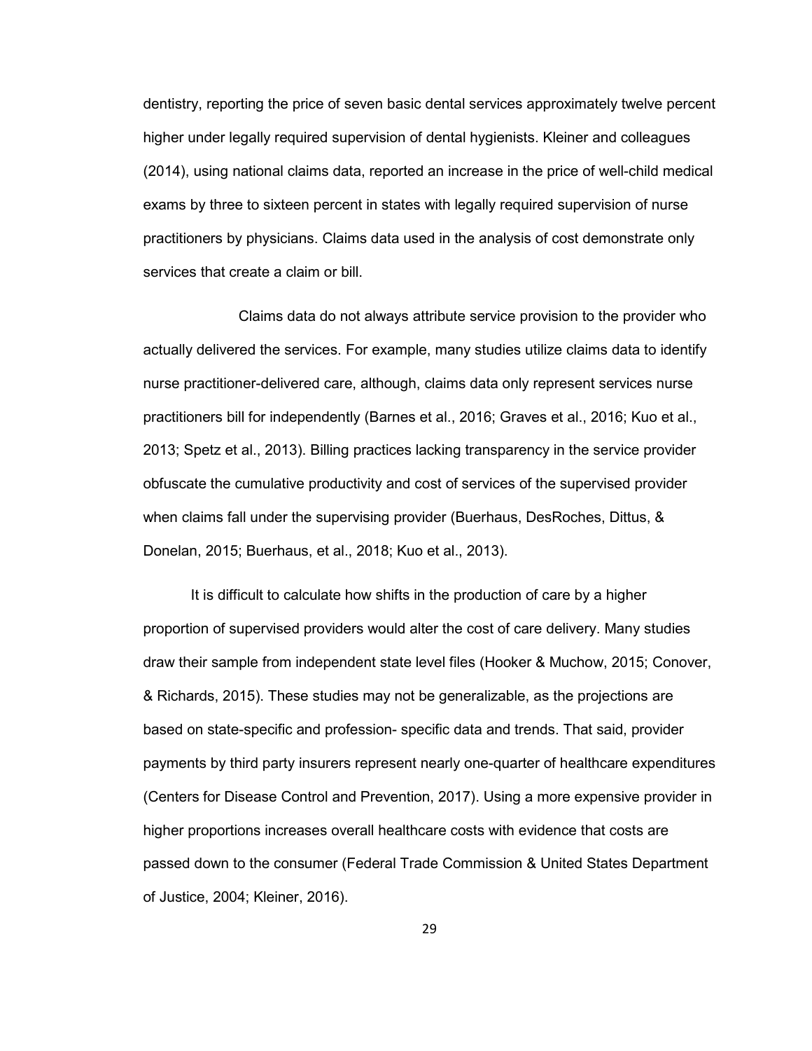dentistry, reporting the price of seven basic dental services approximately twelve percent higher under legally required supervision of dental hygienists. Kleiner and colleagues (2014), using national claims data, reported an increase in the price of well-child medical exams by three to sixteen percent in states with legally required supervision of nurse practitioners by physicians. Claims data used in the analysis of cost demonstrate only services that create a claim or bill.

Claims data do not always attribute service provision to the provider who actually delivered the services. For example, many studies utilize claims data to identify nurse practitioner-delivered care, although, claims data only represent services nurse practitioners bill for independently (Barnes et al., 2016; Graves et al., 2016; Kuo et al., 2013; Spetz et al., 2013). Billing practices lacking transparency in the service provider obfuscate the cumulative productivity and cost of services of the supervised provider when claims fall under the supervising provider (Buerhaus, DesRoches, Dittus, & Donelan, 2015; Buerhaus, et al., 2018; Kuo et al., 2013).

It is difficult to calculate how shifts in the production of care by a higher proportion of supervised providers would alter the cost of care delivery. Many studies draw their sample from independent state level files (Hooker & Muchow, 2015; Conover, & Richards, 2015). These studies may not be generalizable, as the projections are based on state-specific and profession- specific data and trends. That said, provider payments by third party insurers represent nearly one-quarter of healthcare expenditures (Centers for Disease Control and Prevention, 2017). Using a more expensive provider in higher proportions increases overall healthcare costs with evidence that costs are passed down to the consumer (Federal Trade Commission & United States Department of Justice, 2004; Kleiner, 2016).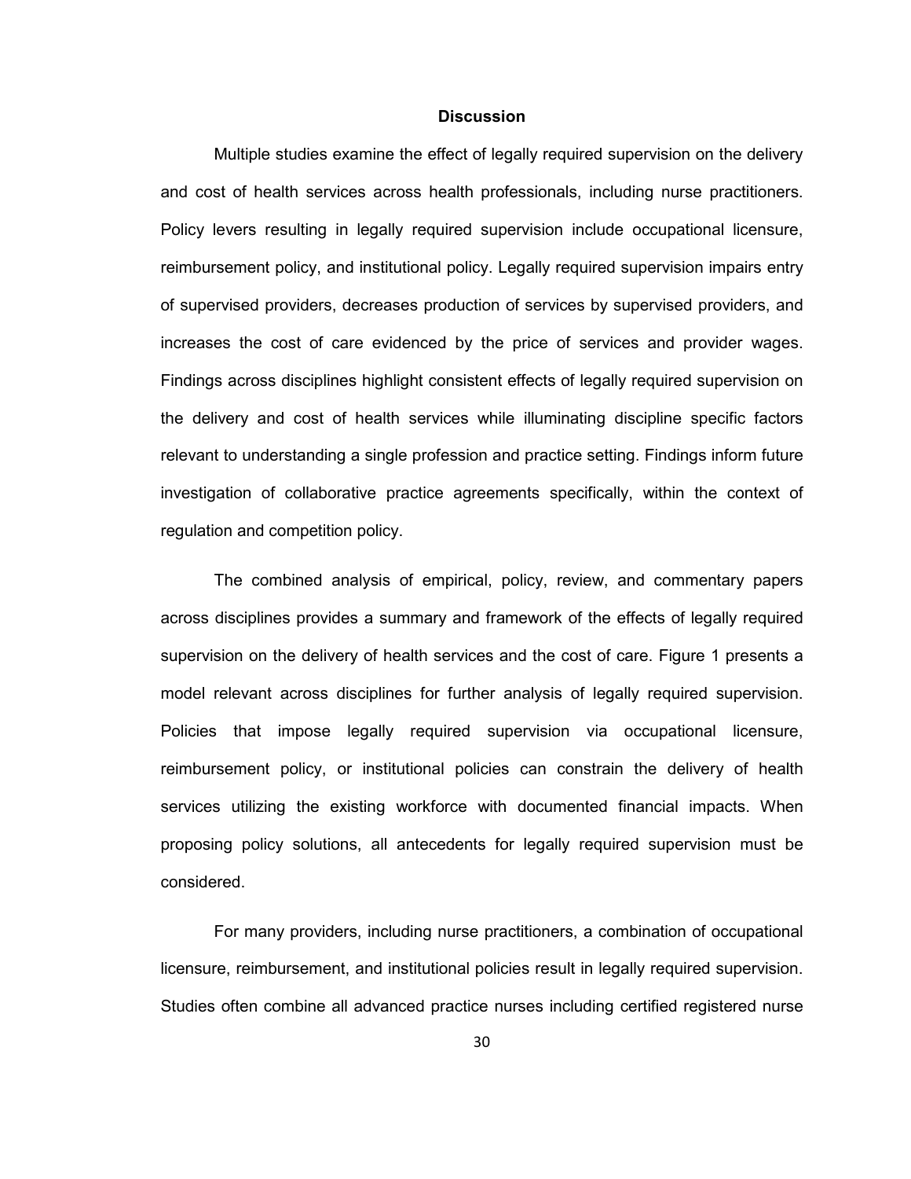## Discussion

Multiple studies examine the effect of legally required supervision on the delivery and cost of health services across health professionals, including nurse practitioners. Policy levers resulting in legally required supervision include occupational licensure, reimbursement policy, and institutional policy. Legally required supervision impairs entry of supervised providers, decreases production of services by supervised providers, and increases the cost of care evidenced by the price of services and provider wages. Findings across disciplines highlight consistent effects of legally required supervision on the delivery and cost of health services while illuminating discipline specific factors relevant to understanding a single profession and practice setting. Findings inform future investigation of collaborative practice agreements specifically, within the context of regulation and competition policy.

The combined analysis of empirical, policy, review, and commentary papers across disciplines provides a summary and framework of the effects of legally required supervision on the delivery of health services and the cost of care. Figure 1 presents a model relevant across disciplines for further analysis of legally required supervision. Policies that impose legally required supervision via occupational licensure, reimbursement policy, or institutional policies can constrain the delivery of health services utilizing the existing workforce with documented financial impacts. When proposing policy solutions, all antecedents for legally required supervision must be considered.

For many providers, including nurse practitioners, a combination of occupational licensure, reimbursement, and institutional policies result in legally required supervision. Studies often combine all advanced practice nurses including certified registered nurse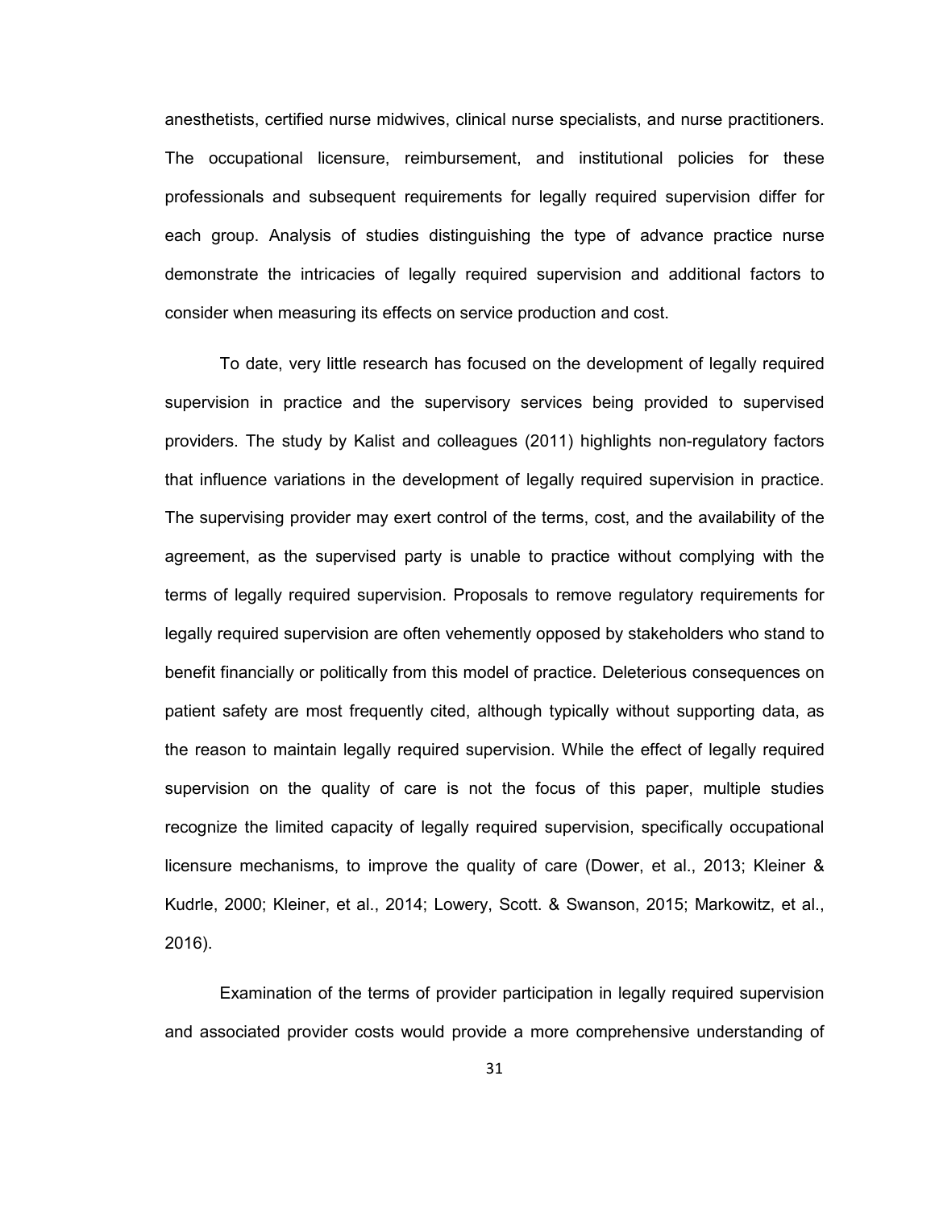anesthetists, certified nurse midwives, clinical nurse specialists, and nurse practitioners. The occupational licensure, reimbursement, and institutional policies for these professionals and subsequent requirements for legally required supervision differ for each group. Analysis of studies distinguishing the type of advance practice nurse demonstrate the intricacies of legally required supervision and additional factors to consider when measuring its effects on service production and cost.

To date, very little research has focused on the development of legally required supervision in practice and the supervisory services being provided to supervised providers. The study by Kalist and colleagues (2011) highlights non-regulatory factors that influence variations in the development of legally required supervision in practice. The supervising provider may exert control of the terms, cost, and the availability of the agreement, as the supervised party is unable to practice without complying with the terms of legally required supervision. Proposals to remove regulatory requirements for legally required supervision are often vehemently opposed by stakeholders who stand to benefit financially or politically from this model of practice. Deleterious consequences on patient safety are most frequently cited, although typically without supporting data, as the reason to maintain legally required supervision. While the effect of legally required supervision on the quality of care is not the focus of this paper, multiple studies recognize the limited capacity of legally required supervision, specifically occupational licensure mechanisms, to improve the quality of care (Dower, et al., 2013; Kleiner & Kudrle, 2000; Kleiner, et al., 2014; Lowery, Scott. & Swanson, 2015; Markowitz, et al., 2016).

Examination of the terms of provider participation in legally required supervision and associated provider costs would provide a more comprehensive understanding of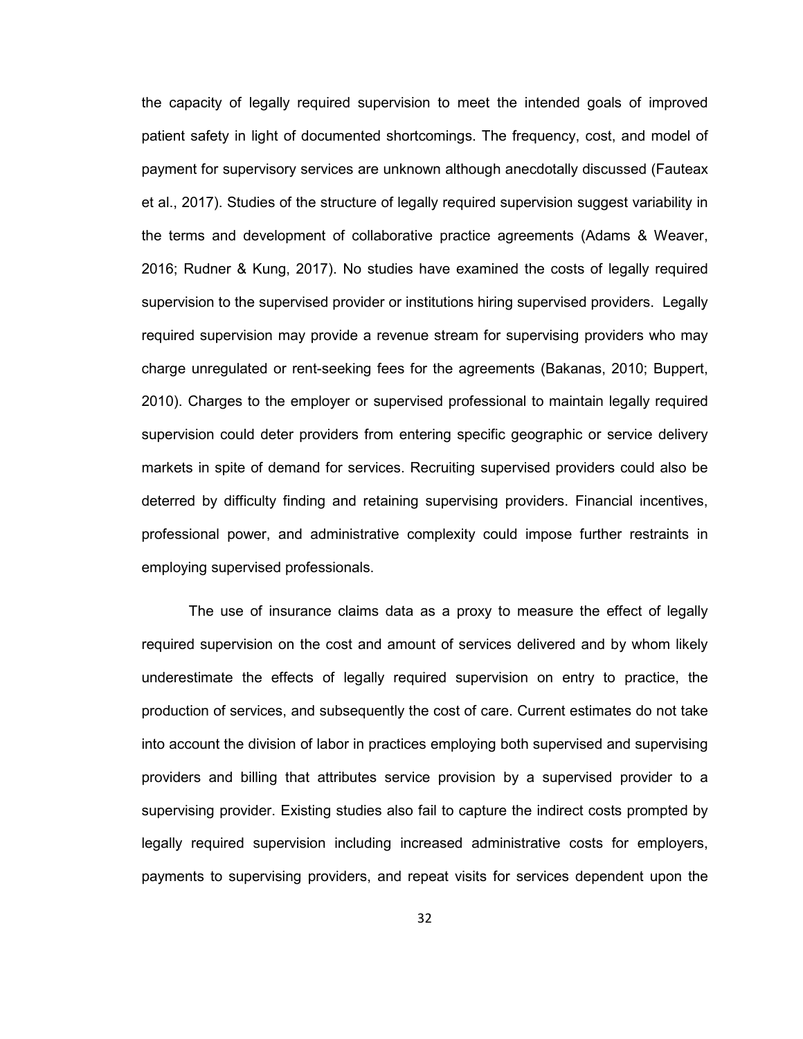the capacity of legally required supervision to meet the intended goals of improved patient safety in light of documented shortcomings. The frequency, cost, and model of payment for supervisory services are unknown although anecdotally discussed (Fauteax et al., 2017). Studies of the structure of legally required supervision suggest variability in the terms and development of collaborative practice agreements (Adams & Weaver, 2016; Rudner & Kung, 2017). No studies have examined the costs of legally required supervision to the supervised provider or institutions hiring supervised providers. Legally required supervision may provide a revenue stream for supervising providers who may charge unregulated or rent-seeking fees for the agreements (Bakanas, 2010; Buppert, 2010). Charges to the employer or supervised professional to maintain legally required supervision could deter providers from entering specific geographic or service delivery markets in spite of demand for services. Recruiting supervised providers could also be deterred by difficulty finding and retaining supervising providers. Financial incentives, professional power, and administrative complexity could impose further restraints in employing supervised professionals.

The use of insurance claims data as a proxy to measure the effect of legally required supervision on the cost and amount of services delivered and by whom likely underestimate the effects of legally required supervision on entry to practice, the production of services, and subsequently the cost of care. Current estimates do not take into account the division of labor in practices employing both supervised and supervising providers and billing that attributes service provision by a supervised provider to a supervising provider. Existing studies also fail to capture the indirect costs prompted by legally required supervision including increased administrative costs for employers, payments to supervising providers, and repeat visits for services dependent upon the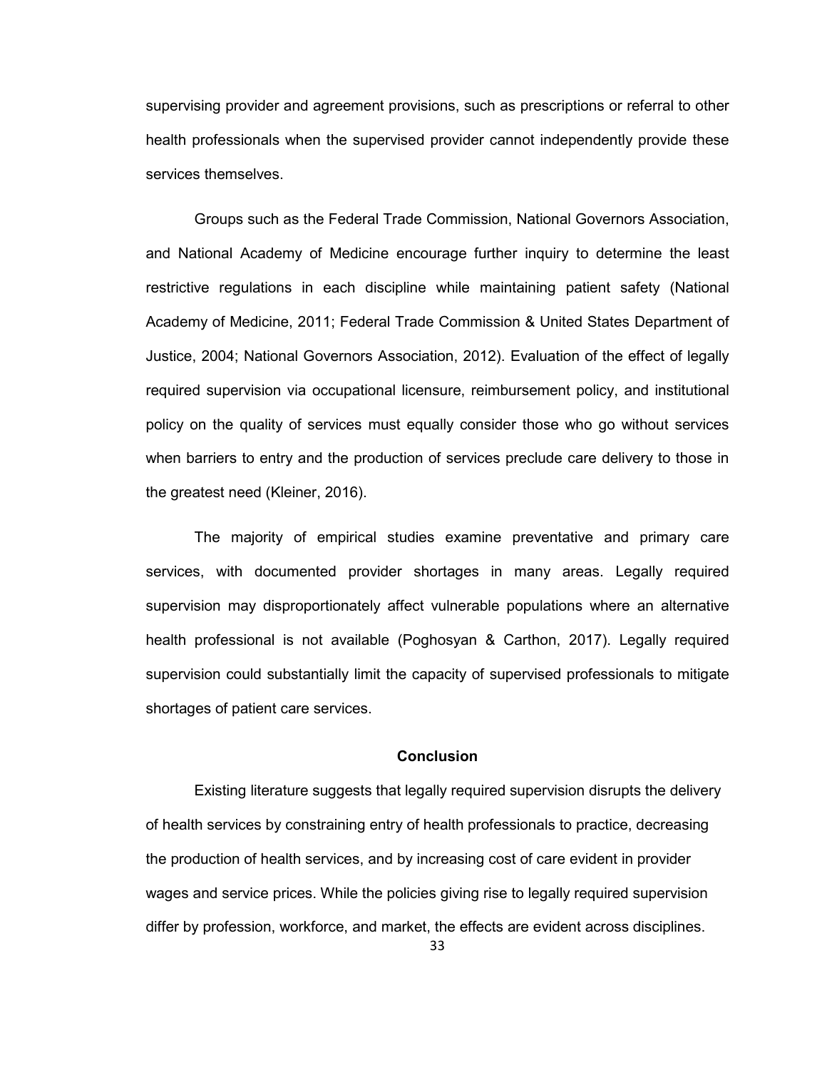supervising provider and agreement provisions, such as prescriptions or referral to other health professionals when the supervised provider cannot independently provide these services themselves.

Groups such as the Federal Trade Commission, National Governors Association, and National Academy of Medicine encourage further inquiry to determine the least restrictive regulations in each discipline while maintaining patient safety (National Academy of Medicine, 2011; Federal Trade Commission & United States Department of Justice, 2004; National Governors Association, 2012). Evaluation of the effect of legally required supervision via occupational licensure, reimbursement policy, and institutional policy on the quality of services must equally consider those who go without services when barriers to entry and the production of services preclude care delivery to those in the greatest need (Kleiner, 2016).

The majority of empirical studies examine preventative and primary care services, with documented provider shortages in many areas. Legally required supervision may disproportionately affect vulnerable populations where an alternative health professional is not available (Poghosyan & Carthon, 2017). Legally required supervision could substantially limit the capacity of supervised professionals to mitigate shortages of patient care services.

## Conclusion

Existing literature suggests that legally required supervision disrupts the delivery of health services by constraining entry of health professionals to practice, decreasing the production of health services, and by increasing cost of care evident in provider wages and service prices. While the policies giving rise to legally required supervision differ by profession, workforce, and market, the effects are evident across disciplines.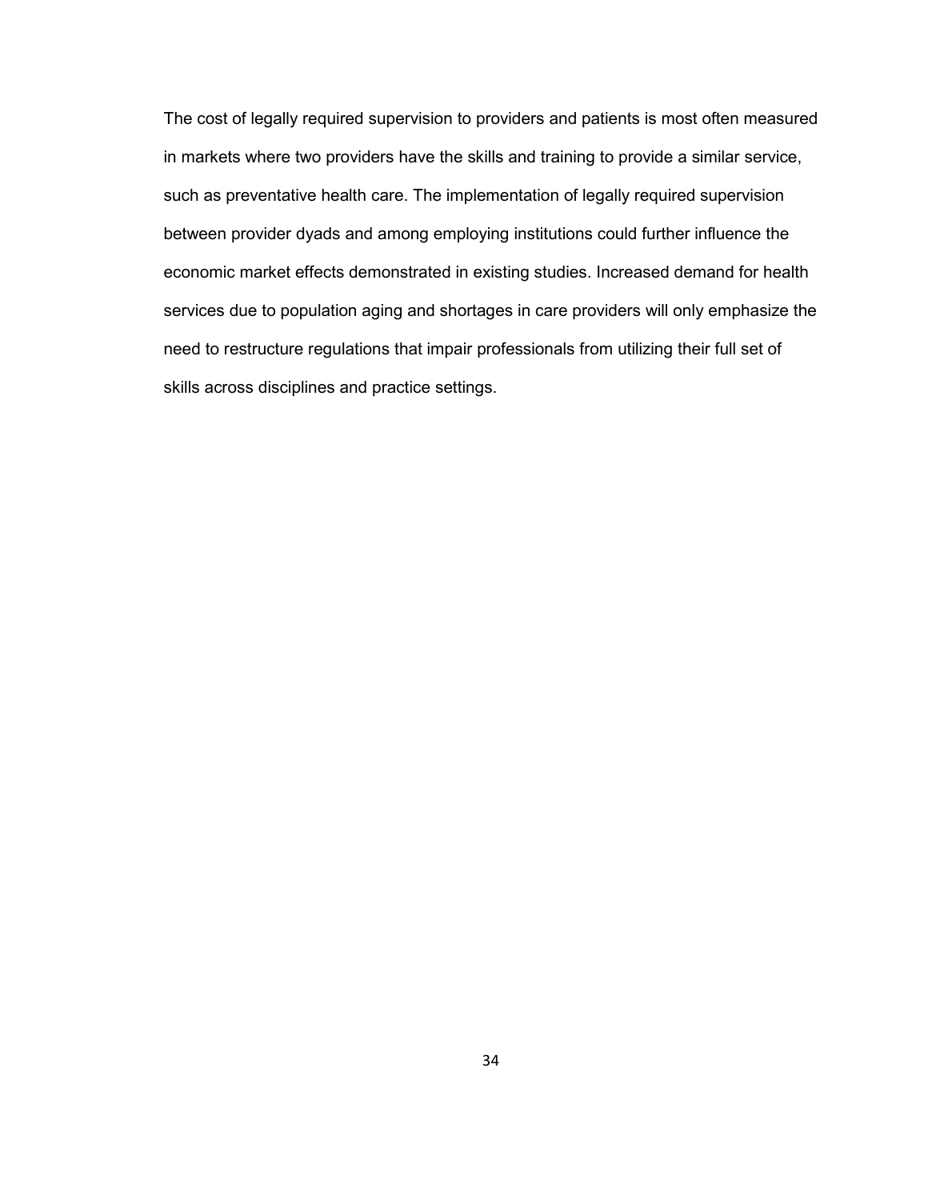The cost of legally required supervision to providers and patients is most often measured in markets where two providers have the skills and training to provide a similar service, such as preventative health care. The implementation of legally required supervision between provider dyads and among employing institutions could further influence the economic market effects demonstrated in existing studies. Increased demand for health services due to population aging and shortages in care providers will only emphasize the need to restructure regulations that impair professionals from utilizing their full set of skills across disciplines and practice settings.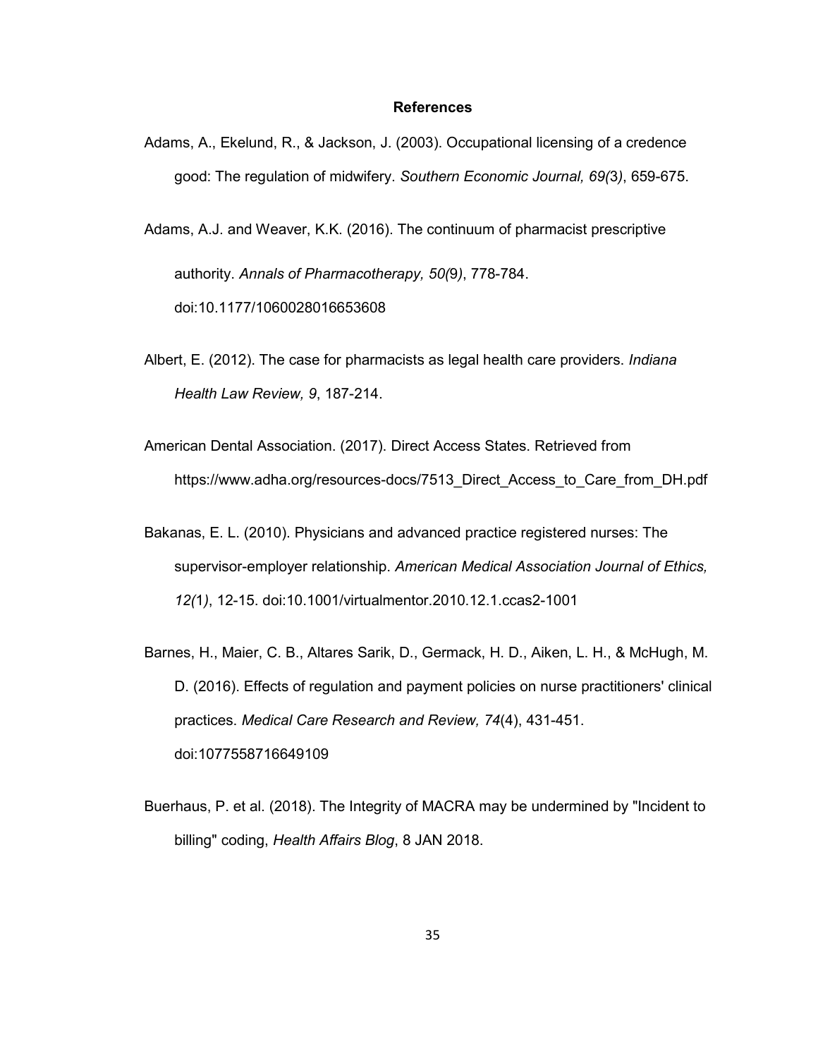## References

Adams, A., Ekelund, R., & Jackson, J. (2003). Occupational licensing of a credence good: The regulation of midwifery. *Southern Economic Journal, 69(*3*)*, 659-675.

Adams, A.J. and Weaver, K.K. (2016). The continuum of pharmacist prescriptive authority. *Annals of Pharmacotherapy, 50(*9*)*, 778-784. doi:10.1177/1060028016653608

Albert, E. (2012). The case for pharmacists as legal health care providers. *Indiana Health Law Review, 9*, 187-214.

American Dental Association. (2017). Direct Access States. Retrieved from https://www.adha.org/resources-docs/7513_Direct_Access_to_Care_from_DH.pdf

Bakanas, E. L. (2010). Physicians and advanced practice registered nurses: The supervisor-employer relationship. *American Medical Association Journal of Ethics, 12(*1*)*, 12-15. doi:10.1001/virtualmentor.2010.12.1.ccas2-1001

Barnes, H., Maier, C. B., Altares Sarik, D., Germack, H. D., Aiken, L. H., & McHugh, M. D. (2016). Effects of regulation and payment policies on nurse practitioners' clinical practices. *Medical Care Research and Review, 74*(4), 431-451. doi:1077558716649109

Buerhaus, P. et al. (2018). The Integrity of MACRA may be undermined by "Incident to billing" coding, *Health Affairs Blog*, 8 JAN 2018.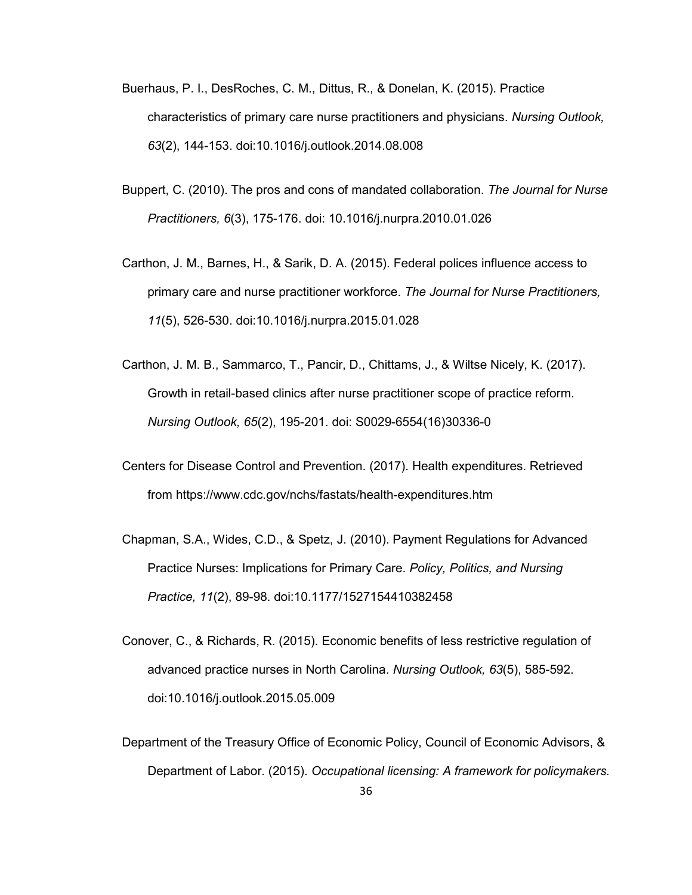Buerhaus, P. I., DesRoches, C. M., Dittus, R., & Donelan, K. (2015). Practice characteristics of primary care nurse practitioners and physicians. *Nursing Outlook, 63*(2), 144-153. doi:10.1016/j.outlook.2014.08.008

Buppert, C. (2010). The pros and cons of mandated collaboration. *The Journal for Nurse Practitioners, 6*(3), 175-176. doi: 10.1016/j.nurpra.2010.01.026

Carthon, J. M., Barnes, H., & Sarik, D. A. (2015). Federal polices influence access to primary care and nurse practitioner workforce. *The Journal for Nurse Practitioners, 11*(5), 526-530. doi:10.1016/j.nurpra.2015.01.028

Carthon, J. M. B., Sammarco, T., Pancir, D., Chittams, J., & Wiltse Nicely, K. (2017). Growth in retail-based clinics after nurse practitioner scope of practice reform. *Nursing Outlook, 65*(2), 195-201. doi: S0029-6554(16)30336-0

Centers for Disease Control and Prevention. (2017). Health expenditures. Retrieved from https://www.cdc.gov/nchs/fastats/health-expenditures.htm

Chapman, S.A., Wides, C.D., & Spetz, J. (2010). Payment Regulations for Advanced Practice Nurses: Implications for Primary Care. *Policy, Politics, and Nursing Practice, 11*(2), 89-98. doi:10.1177/1527154410382458

Conover, C., & Richards, R. (2015). Economic benefits of less restrictive regulation of advanced practice nurses in North Carolina. *Nursing Outlook, 63*(5), 585-592. doi:10.1016/j.outlook.2015.05.009

Department of the Treasury Office of Economic Policy, Council of Economic Advisors, & Department of Labor. (2015). *Occupational licensing: A framework for policymakers.*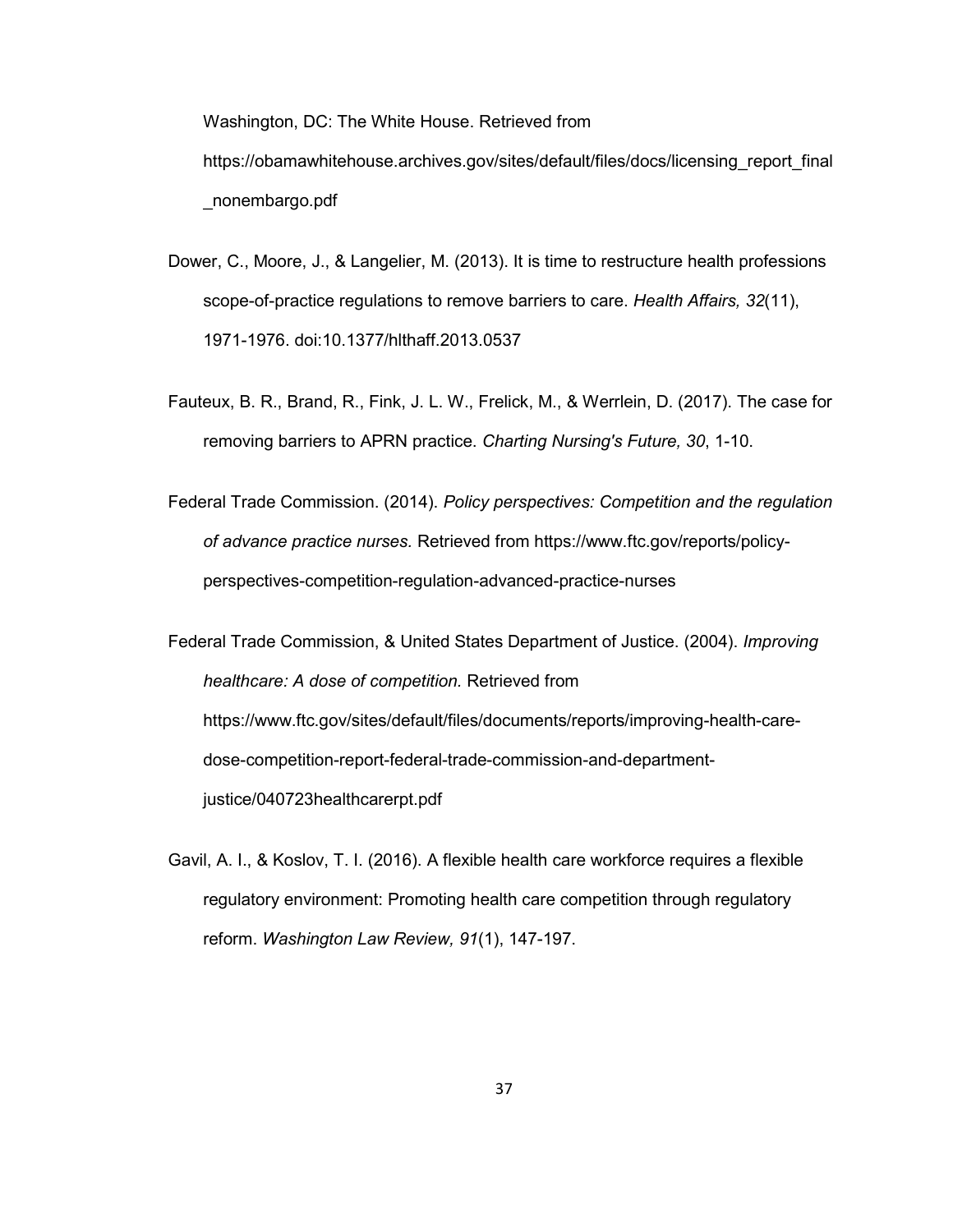Washington, DC: The White House. Retrieved from https://obamawhitehouse.archives.gov/sites/default/files/docs/licensing_report_final_nonembargo.pdf

Dower, C., Moore, J., & Langelier, M. (2013). It is time to restructure health professions scope-of-practice regulations to remove barriers to care. *Health Affairs, 32*(11), 1971-1976. doi:10.1377/hlthaff.2013.0537

Fauteux, B. R., Brand, R., Fink, J. L. W., Frelick, M., & Werrlein, D. (2017). The case for removing barriers to APRN practice. *Charting Nursing's Future, 30*, 1-10.

Federal Trade Commission. (2014). *Policy perspectives: Competition and the regulation of advance practice nurses.* Retrieved from https://www.ftc.gov/reports/policy-perspectives-competition-regulation-advanced-practice-nurses

Federal Trade Commission, & United States Department of Justice. (2004). *Improving healthcare: A dose of competition.* Retrieved from https://www.ftc.gov/sites/default/files/documents/reports/improving-health-care-dose-competition-report-federal-trade-commission-and-department-justice/040723healthcarerpt.pdf

Gavil, A. I., & Koslov, T. I. (2016). A flexible health care workforce requires a flexible regulatory environment: Promoting health care competition through regulatory reform. *Washington Law Review, 91*(1), 147-197.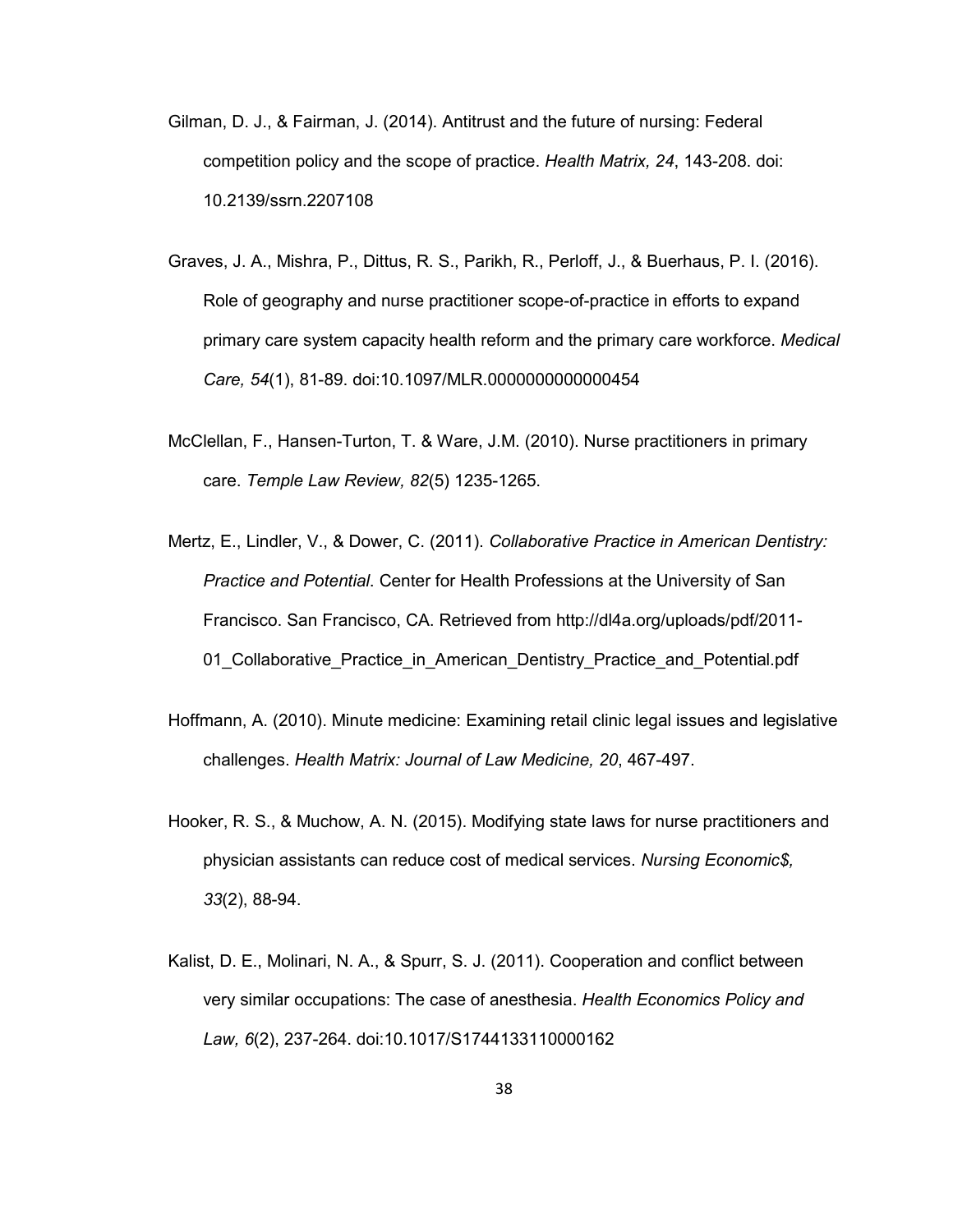Gilman, D. J., & Fairman, J. (2014). Antitrust and the future of nursing: Federal competition policy and the scope of practice. *Health Matrix, 24*, 143-208. doi: 10.2139/ssrn.2207108

Graves, J. A., Mishra, P., Dittus, R. S., Parikh, R., Perloff, J., & Buerhaus, P. I. (2016). Role of geography and nurse practitioner scope-of-practice in efforts to expand primary care system capacity health reform and the primary care workforce. *Medical Care, 54*(1), 81-89. doi:10.1097/MLR.0000000000000454

McClellan, F., Hansen-Turton, T. & Ware, J.M. (2010). Nurse practitioners in primary care. *Temple Law Review, 82*(5) 1235-1265.

Mertz, E., Lindler, V., & Dower, C. (2011). *Collaborative Practice in American Dentistry: Practice and Potential*. Center for Health Professions at the University of San Francisco. San Francisco, CA. Retrieved from http://dl4a.org/uploads/pdf/2011-01_Collaborative_Practice_in_American_Dentistry_Practice_and_Potential.pdf

Hoffmann, A. (2010). Minute medicine: Examining retail clinic legal issues and legislative challenges. *Health Matrix: Journal of Law Medicine, 20*, 467-497.

Hooker, R. S., & Muchow, A. N. (2015). Modifying state laws for nurse practitioners and physician assistants can reduce cost of medical services. *Nursing Economic$, 33*(2), 88-94.

Kalist, D. E., Molinari, N. A., & Spurr, S. J. (2011). Cooperation and conflict between very similar occupations: The case of anesthesia. *Health Economics Policy and Law, 6*(2), 237-264. doi:10.1017/S1744133110000162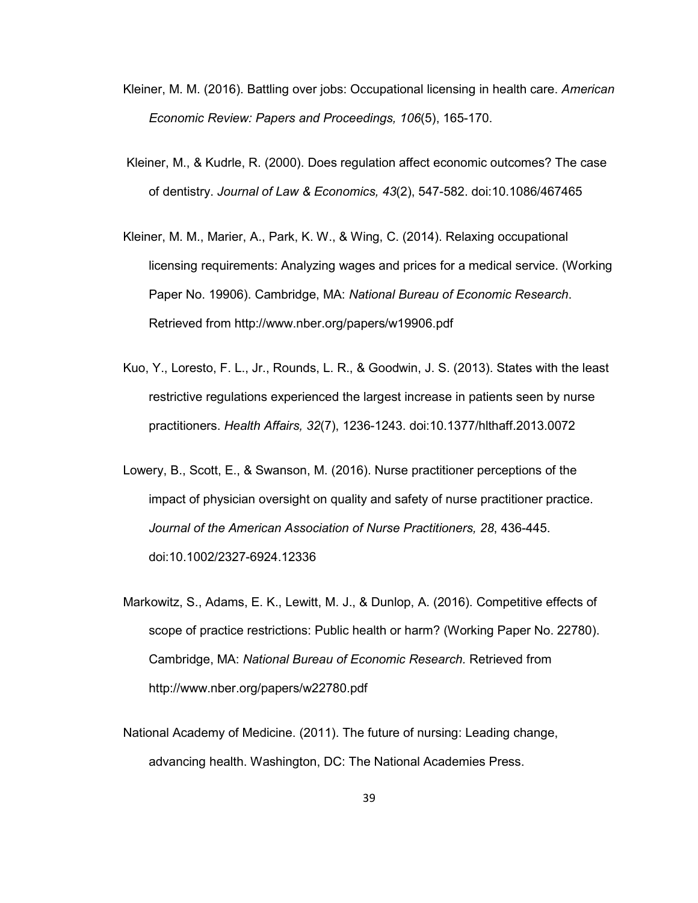Kleiner, M. M. (2016). Battling over jobs: Occupational licensing in health care. *American Economic Review: Papers and Proceedings, 106*(5), 165-170.

Kleiner, M., & Kudrle, R. (2000). Does regulation affect economic outcomes? The case of dentistry. *Journal of Law & Economics, 43*(2), 547-582. doi:10.1086/467465

Kleiner, M. M., Marier, A., Park, K. W., & Wing, C. (2014). Relaxing occupational licensing requirements: Analyzing wages and prices for a medical service. (Working Paper No. 19906). Cambridge, MA: *National Bureau of Economic Research*. Retrieved from http://www.nber.org/papers/w19906.pdf

Kuo, Y., Loresto, F. L., Jr., Rounds, L. R., & Goodwin, J. S. (2013). States with the least restrictive regulations experienced the largest increase in patients seen by nurse practitioners. *Health Affairs, 32*(7), 1236-1243. doi:10.1377/hlthaff.2013.0072

Lowery, B., Scott, E., & Swanson, M. (2016). Nurse practitioner perceptions of the impact of physician oversight on quality and safety of nurse practitioner practice. *Journal of the American Association of Nurse Practitioners, 28*, 436-445. doi:10.1002/2327-6924.12336

Markowitz, S., Adams, E. K., Lewitt, M. J., & Dunlop, A. (2016). Competitive effects of scope of practice restrictions: Public health or harm? (Working Paper No. 22780). Cambridge, MA: *National Bureau of Economic Research*. Retrieved from http://www.nber.org/papers/w22780.pdf

National Academy of Medicine. (2011). The future of nursing: Leading change, advancing health. Washington, DC: The National Academies Press.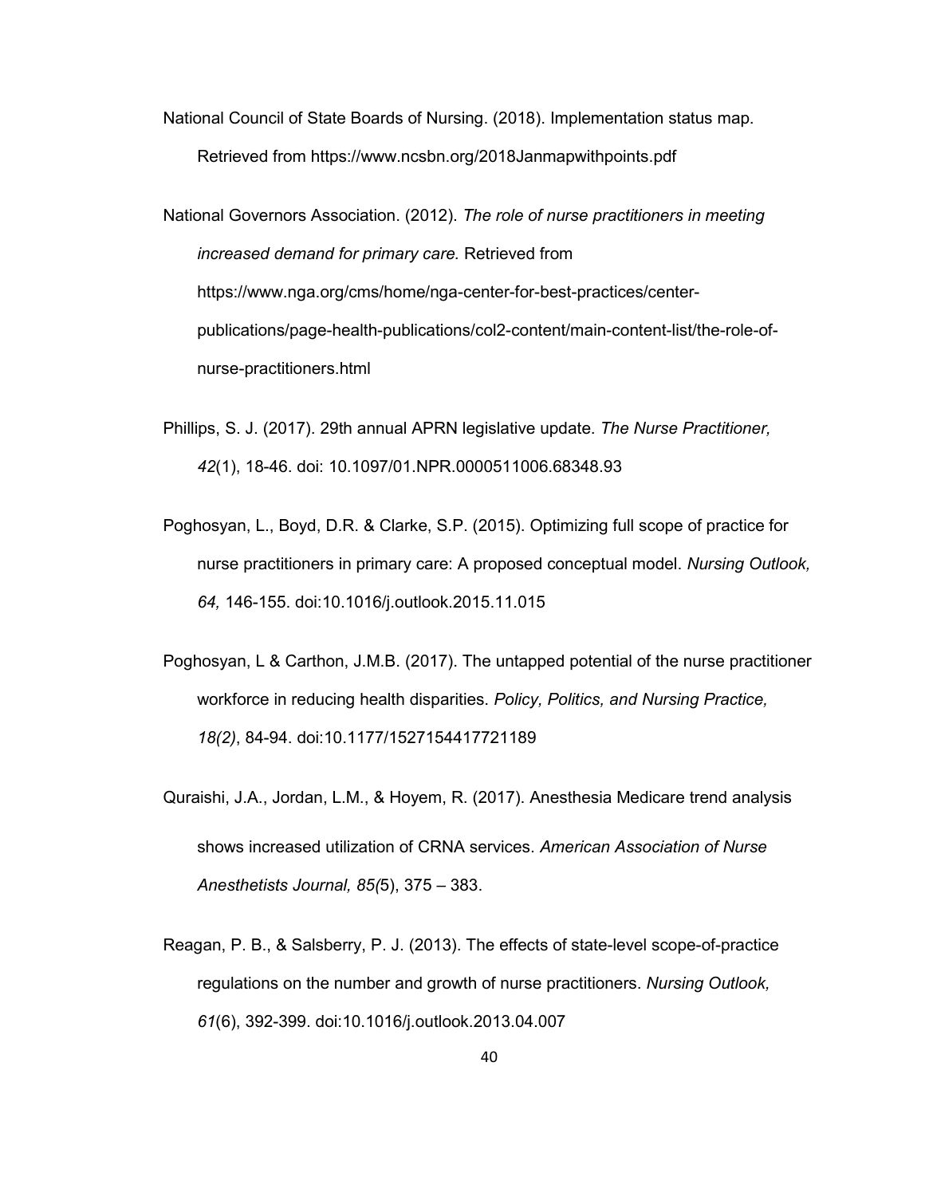National Council of State Boards of Nursing. (2018). Implementation status map. Retrieved from https://www.ncsbn.org/2018Janmapwithpoints.pdf

National Governors Association. (2012). *The role of nurse practitioners in meeting increased demand for primary care.* Retrieved from https://www.nga.org/cms/home/nga-center-for-best-practices/center-publications/page-health-publications/col2-content/main-content-list/the-role-of-nurse-practitioners.html

Phillips, S. J. (2017). 29th annual APRN legislative update. *The Nurse Practitioner, 42*(1), 18-46. doi: 10.1097/01.NPR.0000511006.68348.93

Poghosyan, L., Boyd, D.R. & Clarke, S.P. (2015). Optimizing full scope of practice for nurse practitioners in primary care: A proposed conceptual model. *Nursing Outlook, 64,* 146-155. doi:10.1016/j.outlook.2015.11.015

Poghosyan, L & Carthon, J.M.B. (2017). The untapped potential of the nurse practitioner workforce in reducing health disparities. *Policy, Politics, and Nursing Practice, 18(2)*, 84-94. doi:10.1177/1527154417721189

Quraishi, J.A., Jordan, L.M., & Hoyem, R. (2017). Anesthesia Medicare trend analysis shows increased utilization of CRNA services. *American Association of Nurse Anesthetists Journal, 85(*5), 375 – 383.

Reagan, P. B., & Salsberry, P. J. (2013). The effects of state-level scope-of-practice regulations on the number and growth of nurse practitioners. *Nursing Outlook, 61*(6), 392-399. doi:10.1016/j.outlook.2013.04.007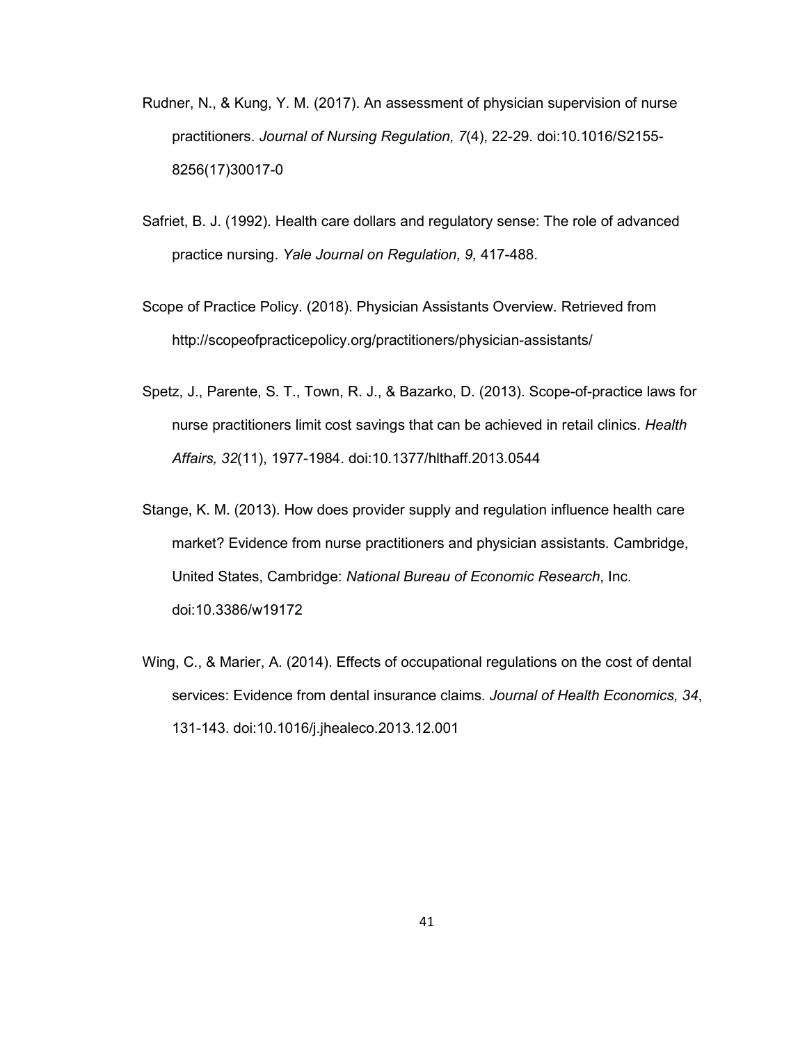Rudner, N., & Kung, Y. M. (2017). An assessment of physician supervision of nurse practitioners. *Journal of Nursing Regulation, 7*(4), 22-29. doi:10.1016/S2155-8256(17)30017-0

Safriet, B. J. (1992). Health care dollars and regulatory sense: The role of advanced practice nursing. *Yale Journal on Regulation, 9,* 417-488.

Scope of Practice Policy. (2018). Physician Assistants Overview. Retrieved from http://scopeofpracticepolicy.org/practitioners/physician-assistants/

Spetz, J., Parente, S. T., Town, R. J., & Bazarko, D. (2013). Scope-of-practice laws for nurse practitioners limit cost savings that can be achieved in retail clinics. *Health Affairs, 32*(11), 1977-1984. doi:10.1377/hlthaff.2013.0544

Stange, K. M. (2013). How does provider supply and regulation influence health care market? Evidence from nurse practitioners and physician assistants. Cambridge, United States, Cambridge: *National Bureau of Economic Research*, Inc. doi:10.3386/w19172

Wing, C., & Marier, A. (2014). Effects of occupational regulations on the cost of dental services: Evidence from dental insurance claims. *Journal of Health Economics, 34*, 131-143. doi:10.1016/j.jhealeco.2013.12.001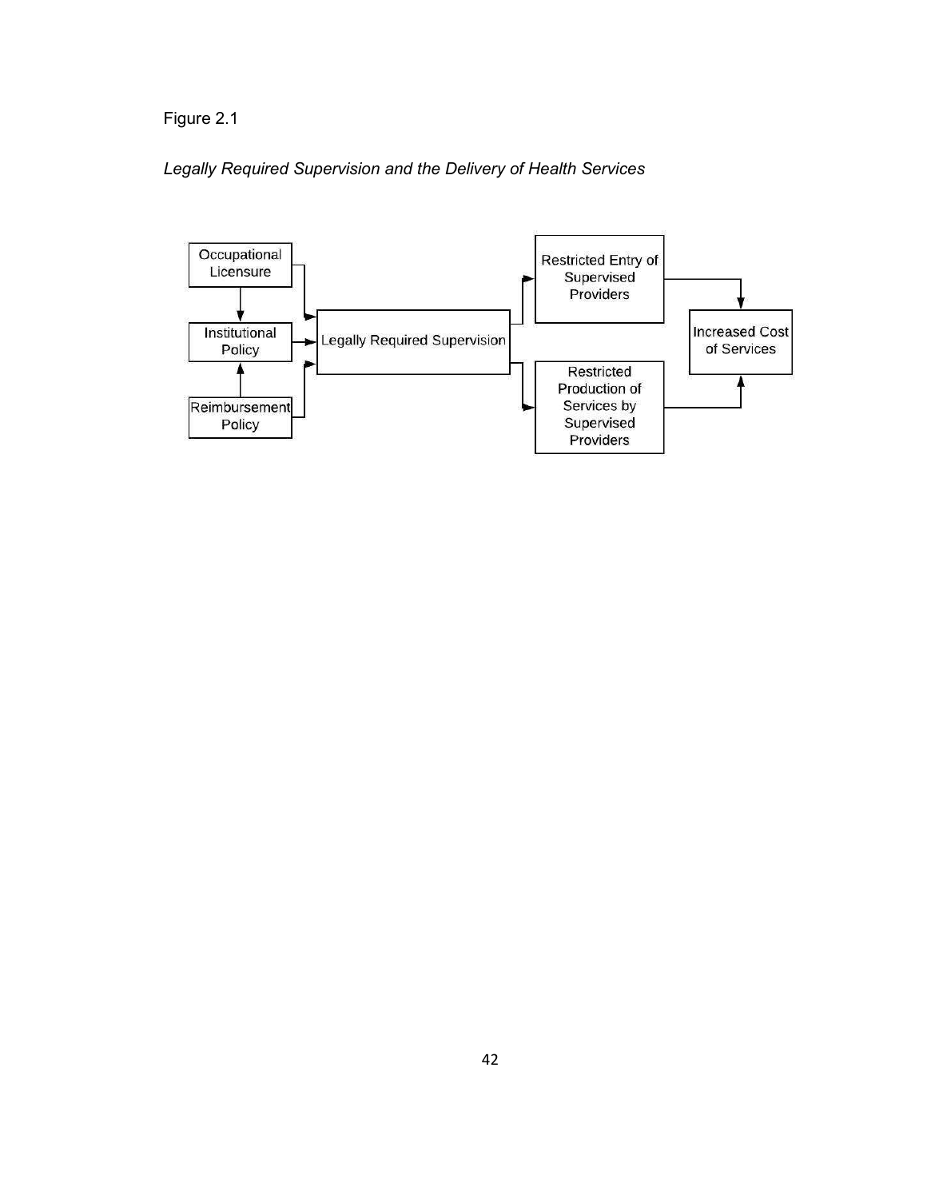Figure 2.1

*Legally Required Supervision and the Delivery of Health Services*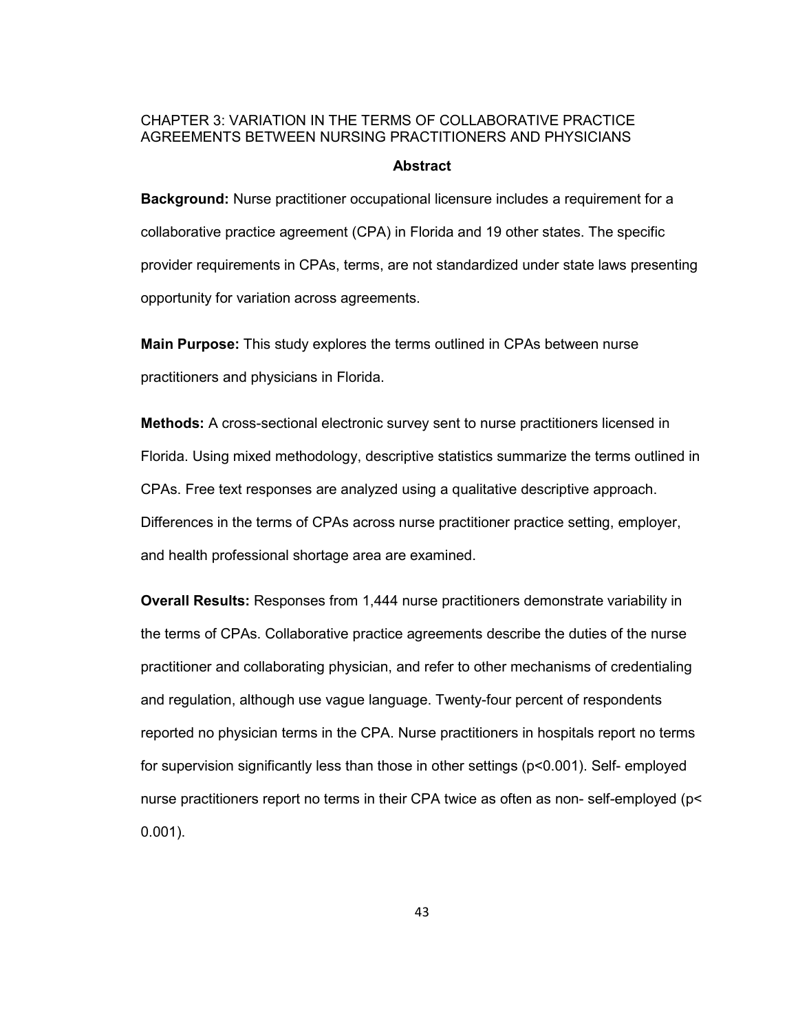# CHAPTER 3: VARIATION IN THE TERMS OF COLLABORATIVE PRACTICE AGREEMENTS BETWEEN NURSING PRACTITIONERS AND PHYSICIANS

## Abstract

**Background:** Nurse practitioner occupational licensure includes a requirement for a collaborative practice agreement (CPA) in Florida and 19 other states. The specific provider requirements in CPAs, terms, are not standardized under state laws presenting opportunity for variation across agreements.

**Main Purpose:** This study explores the terms outlined in CPAs between nurse practitioners and physicians in Florida.

**Methods:** A cross-sectional electronic survey sent to nurse practitioners licensed in Florida. Using mixed methodology, descriptive statistics summarize the terms outlined in CPAs. Free text responses are analyzed using a qualitative descriptive approach. Differences in the terms of CPAs across nurse practitioner practice setting, employer, and health professional shortage area are examined.

**Overall Results:** Responses from 1,444 nurse practitioners demonstrate variability in the terms of CPAs. Collaborative practice agreements describe the duties of the nurse practitioner and collaborating physician, and refer to other mechanisms of credentialing and regulation, although use vague language. Twenty-four percent of respondents reported no physician terms in the CPA. Nurse practitioners in hospitals report no terms for supervision significantly less than those in other settings ($p<0.001$). Self- employed nurse practitioners report no terms in their CPA twice as often as non- self-employed ($p< 0.001$).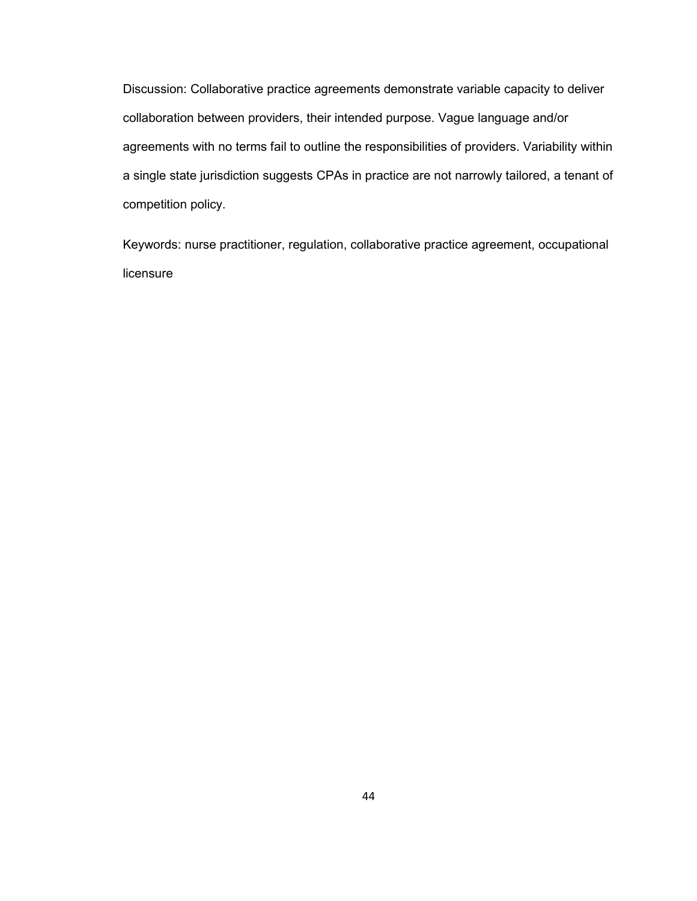Discussion: Collaborative practice agreements demonstrate variable capacity to deliver collaboration between providers, their intended purpose. Vague language and/or agreements with no terms fail to outline the responsibilities of providers. Variability within a single state jurisdiction suggests CPAs in practice are not narrowly tailored, a tenant of competition policy.

Keywords: nurse practitioner, regulation, collaborative practice agreement, occupational licensure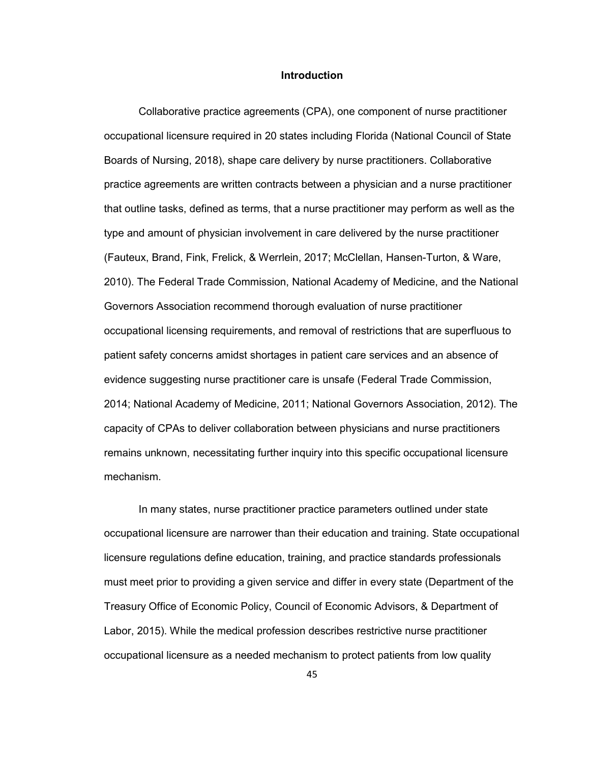# Introduction

Collaborative practice agreements (CPA), one component of nurse practitioner occupational licensure required in 20 states including Florida (National Council of State Boards of Nursing, 2018), shape care delivery by nurse practitioners. Collaborative practice agreements are written contracts between a physician and a nurse practitioner that outline tasks, defined as terms, that a nurse practitioner may perform as well as the type and amount of physician involvement in care delivered by the nurse practitioner (Fauteux, Brand, Fink, Frelick, & Werrlein, 2017; McClellan, Hansen-Turton, & Ware, 2010). The Federal Trade Commission, National Academy of Medicine, and the National Governors Association recommend thorough evaluation of nurse practitioner occupational licensing requirements, and removal of restrictions that are superfluous to patient safety concerns amidst shortages in patient care services and an absence of evidence suggesting nurse practitioner care is unsafe (Federal Trade Commission, 2014; National Academy of Medicine, 2011; National Governors Association, 2012). The capacity of CPAs to deliver collaboration between physicians and nurse practitioners remains unknown, necessitating further inquiry into this specific occupational licensure mechanism.

In many states, nurse practitioner practice parameters outlined under state occupational licensure are narrower than their education and training. State occupational licensure regulations define education, training, and practice standards professionals must meet prior to providing a given service and differ in every state (Department of the Treasury Office of Economic Policy, Council of Economic Advisors, & Department of Labor, 2015). While the medical profession describes restrictive nurse practitioner occupational licensure as a needed mechanism to protect patients from low quality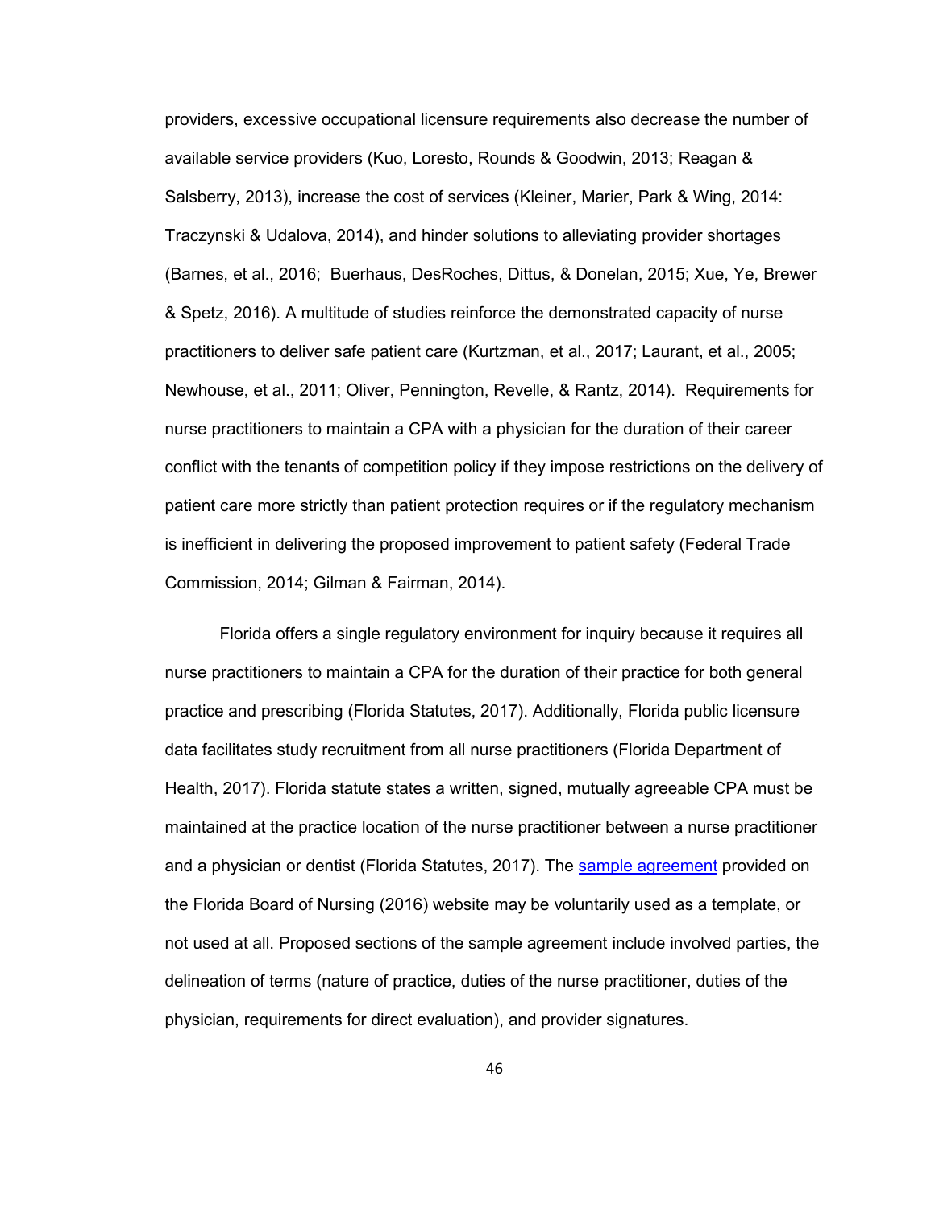providers, excessive occupational licensure requirements also decrease the number of available service providers (Kuo, Loresto, Rounds & Goodwin, 2013; Reagan & Salsberry, 2013), increase the cost of services (Kleiner, Marier, Park & Wing, 2014: Traczynski & Udalova, 2014), and hinder solutions to alleviating provider shortages (Barnes, et al., 2016; Buerhaus, DesRoches, Dittus, & Donelan, 2015; Xue, Ye, Brewer & Spetz, 2016). A multitude of studies reinforce the demonstrated capacity of nurse practitioners to deliver safe patient care (Kurtzman, et al., 2017; Laurant, et al., 2005; Newhouse, et al., 2011; Oliver, Pennington, Revelle, & Rantz, 2014). Requirements for nurse practitioners to maintain a CPA with a physician for the duration of their career conflict with the tenants of competition policy if they impose restrictions on the delivery of patient care more strictly than patient protection requires or if the regulatory mechanism is inefficient in delivering the proposed improvement to patient safety (Federal Trade Commission, 2014; Gilman & Fairman, 2014).

Florida offers a single regulatory environment for inquiry because it requires all nurse practitioners to maintain a CPA for the duration of their practice for both general practice and prescribing (Florida Statutes, 2017). Additionally, Florida public licensure data facilitates study recruitment from all nurse practitioners (Florida Department of Health, 2017). Florida statute states a written, signed, mutually agreeable CPA must be maintained at the practice location of the nurse practitioner between a nurse practitioner and a physician or dentist (Florida Statutes, 2017). The sample agreement provided on the Florida Board of Nursing (2016) website may be voluntarily used as a template, or not used at all. Proposed sections of the sample agreement include involved parties, the delineation of terms (nature of practice, duties of the nurse practitioner, duties of the physician, requirements for direct evaluation), and provider signatures.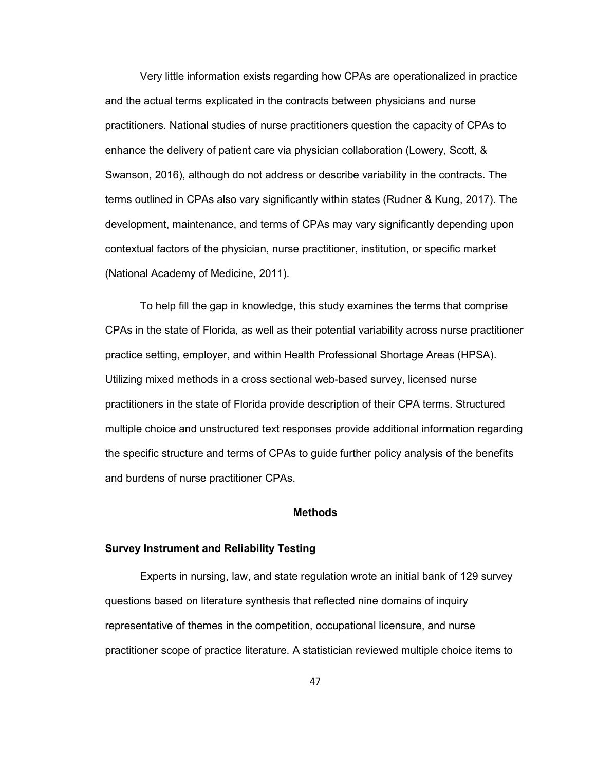Very little information exists regarding how CPAs are operationalized in practice and the actual terms explicated in the contracts between physicians and nurse practitioners. National studies of nurse practitioners question the capacity of CPAs to enhance the delivery of patient care via physician collaboration (Lowery, Scott, & Swanson, 2016), although do not address or describe variability in the contracts. The terms outlined in CPAs also vary significantly within states (Rudner & Kung, 2017). The development, maintenance, and terms of CPAs may vary significantly depending upon contextual factors of the physician, nurse practitioner, institution, or specific market (National Academy of Medicine, 2011).

To help fill the gap in knowledge, this study examines the terms that comprise CPAs in the state of Florida, as well as their potential variability across nurse practitioner practice setting, employer, and within Health Professional Shortage Areas (HPSA). Utilizing mixed methods in a cross sectional web-based survey, licensed nurse practitioners in the state of Florida provide description of their CPA terms. Structured multiple choice and unstructured text responses provide additional information regarding the specific structure and terms of CPAs to guide further policy analysis of the benefits and burdens of nurse practitioner CPAs.

## Methods

### Survey Instrument and Reliability Testing

Experts in nursing, law, and state regulation wrote an initial bank of 129 survey questions based on literature synthesis that reflected nine domains of inquiry representative of themes in the competition, occupational licensure, and nurse practitioner scope of practice literature. A statistician reviewed multiple choice items to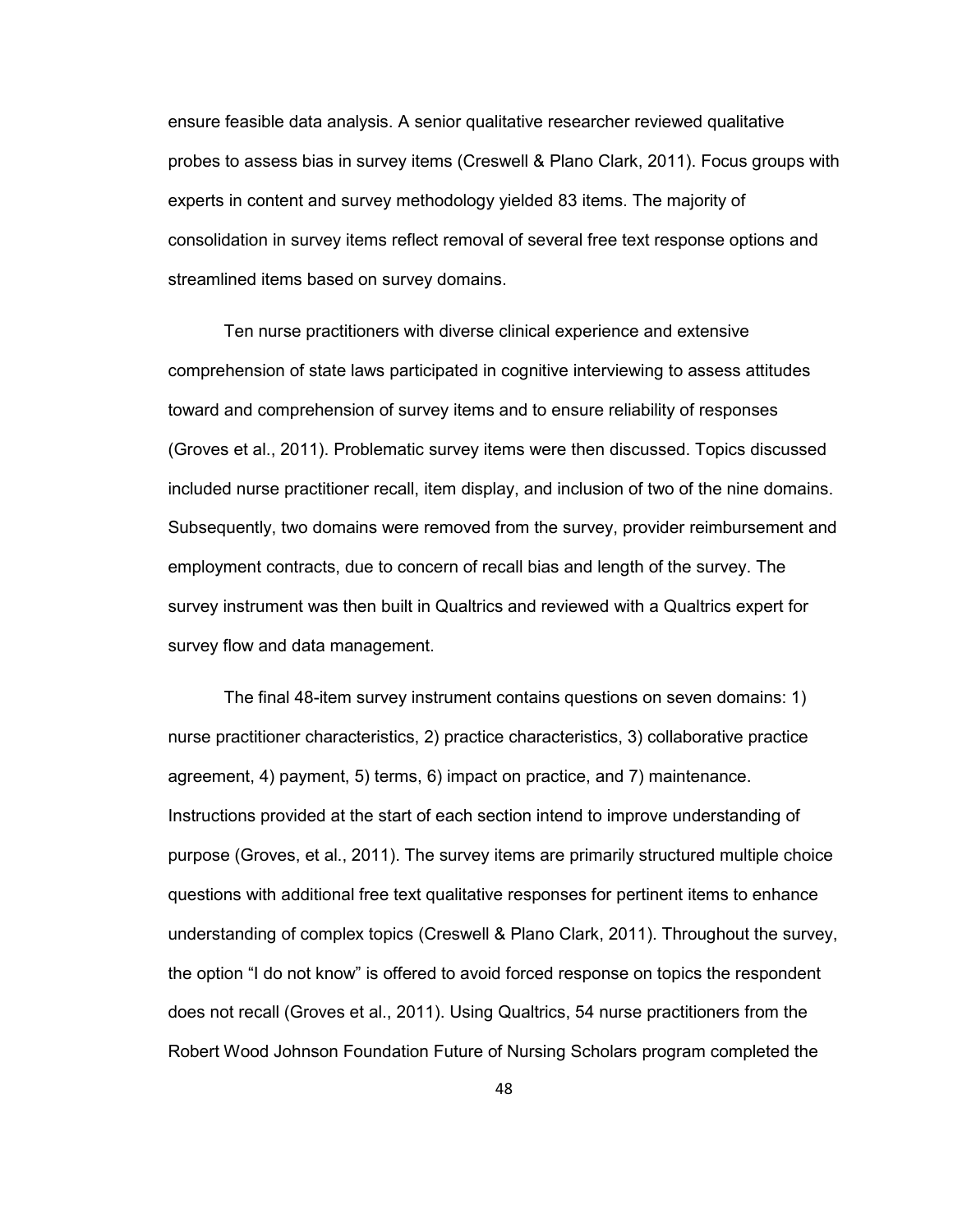ensure feasible data analysis. A senior qualitative researcher reviewed qualitative probes to assess bias in survey items (Creswell & Plano Clark, 2011). Focus groups with experts in content and survey methodology yielded 83 items. The majority of consolidation in survey items reflect removal of several free text response options and streamlined items based on survey domains.

Ten nurse practitioners with diverse clinical experience and extensive comprehension of state laws participated in cognitive interviewing to assess attitudes toward and comprehension of survey items and to ensure reliability of responses (Groves et al., 2011). Problematic survey items were then discussed. Topics discussed included nurse practitioner recall, item display, and inclusion of two of the nine domains. Subsequently, two domains were removed from the survey, provider reimbursement and employment contracts, due to concern of recall bias and length of the survey. The survey instrument was then built in Qualtrics and reviewed with a Qualtrics expert for survey flow and data management.

The final 48-item survey instrument contains questions on seven domains: 1) nurse practitioner characteristics, 2) practice characteristics, 3) collaborative practice agreement, 4) payment, 5) terms, 6) impact on practice, and 7) maintenance. Instructions provided at the start of each section intend to improve understanding of purpose (Groves, et al., 2011). The survey items are primarily structured multiple choice questions with additional free text qualitative responses for pertinent items to enhance understanding of complex topics (Creswell & Plano Clark, 2011). Throughout the survey, the option "I do not know" is offered to avoid forced response on topics the respondent does not recall (Groves et al., 2011). Using Qualtrics, 54 nurse practitioners from the Robert Wood Johnson Foundation Future of Nursing Scholars program completed the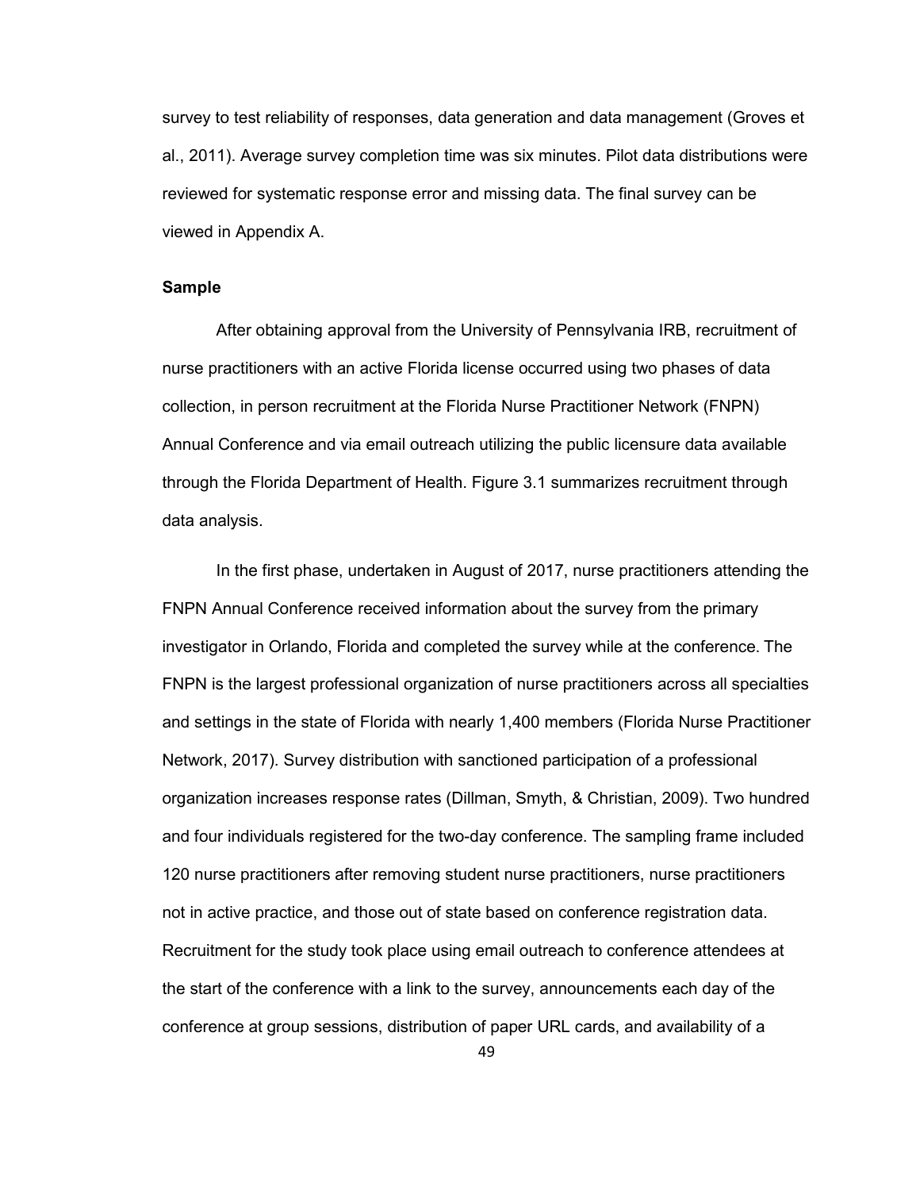survey to test reliability of responses, data generation and data management (Groves et al., 2011). Average survey completion time was six minutes. Pilot data distributions were reviewed for systematic response error and missing data. The final survey can be viewed in Appendix A.

### Sample

After obtaining approval from the University of Pennsylvania IRB, recruitment of nurse practitioners with an active Florida license occurred using two phases of data collection, in person recruitment at the Florida Nurse Practitioner Network (FNPN) Annual Conference and via email outreach utilizing the public licensure data available through the Florida Department of Health. Figure 3.1 summarizes recruitment through data analysis.

In the first phase, undertaken in August of 2017, nurse practitioners attending the FNPN Annual Conference received information about the survey from the primary investigator in Orlando, Florida and completed the survey while at the conference. The FNPN is the largest professional organization of nurse practitioners across all specialties and settings in the state of Florida with nearly 1,400 members (Florida Nurse Practitioner Network, 2017). Survey distribution with sanctioned participation of a professional organization increases response rates (Dillman, Smyth, & Christian, 2009). Two hundred and four individuals registered for the two-day conference. The sampling frame included 120 nurse practitioners after removing student nurse practitioners, nurse practitioners not in active practice, and those out of state based on conference registration data. Recruitment for the study took place using email outreach to conference attendees at the start of the conference with a link to the survey, announcements each day of the conference at group sessions, distribution of paper URL cards, and availability of a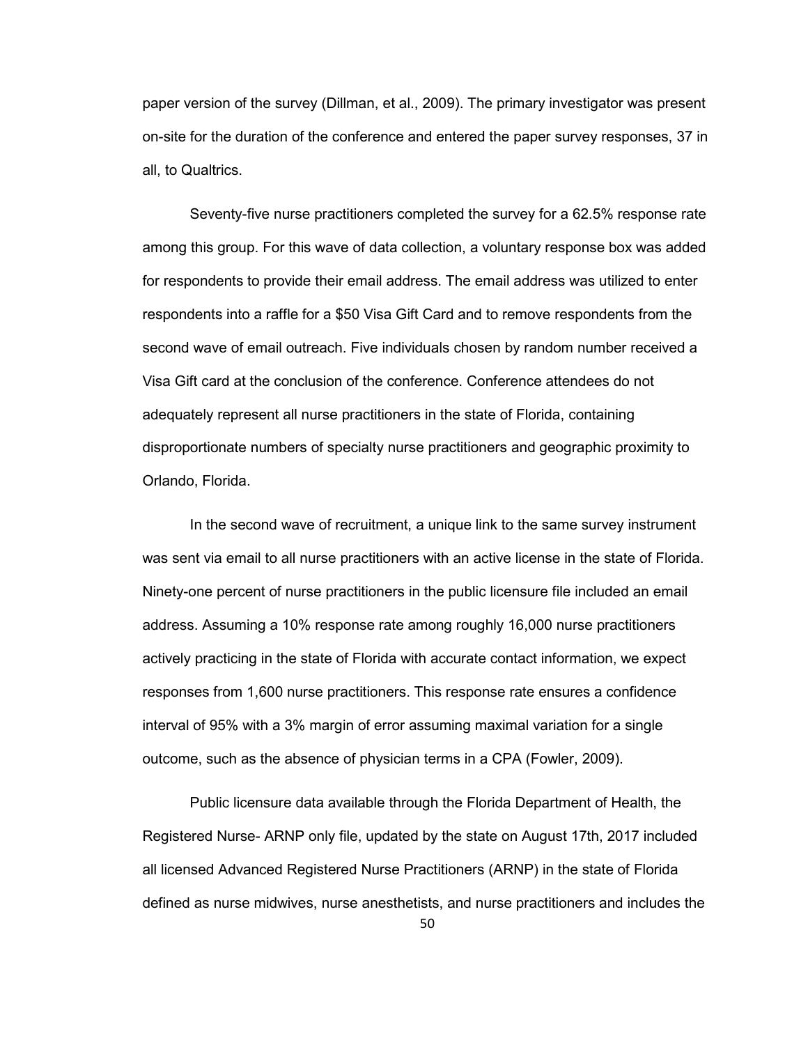paper version of the survey (Dillman, et al., 2009). The primary investigator was present on-site for the duration of the conference and entered the paper survey responses, 37 in all, to Qualtrics.

Seventy-five nurse practitioners completed the survey for a 62.5% response rate among this group. For this wave of data collection, a voluntary response box was added for respondents to provide their email address. The email address was utilized to enter respondents into a raffle for a $50 Visa Gift Card and to remove respondents from the second wave of email outreach. Five individuals chosen by random number received a Visa Gift card at the conclusion of the conference. Conference attendees do not adequately represent all nurse practitioners in the state of Florida, containing disproportionate numbers of specialty nurse practitioners and geographic proximity to Orlando, Florida.

In the second wave of recruitment, a unique link to the same survey instrument was sent via email to all nurse practitioners with an active license in the state of Florida. Ninety-one percent of nurse practitioners in the public licensure file included an email address. Assuming a 10% response rate among roughly 16,000 nurse practitioners actively practicing in the state of Florida with accurate contact information, we expect responses from 1,600 nurse practitioners. This response rate ensures a confidence interval of 95% with a 3% margin of error assuming maximal variation for a single outcome, such as the absence of physician terms in a CPA (Fowler, 2009).

Public licensure data available through the Florida Department of Health, the Registered Nurse- ARNP only file, updated by the state on August 17th, 2017 included all licensed Advanced Registered Nurse Practitioners (ARNP) in the state of Florida defined as nurse midwives, nurse anesthetists, and nurse practitioners and includes the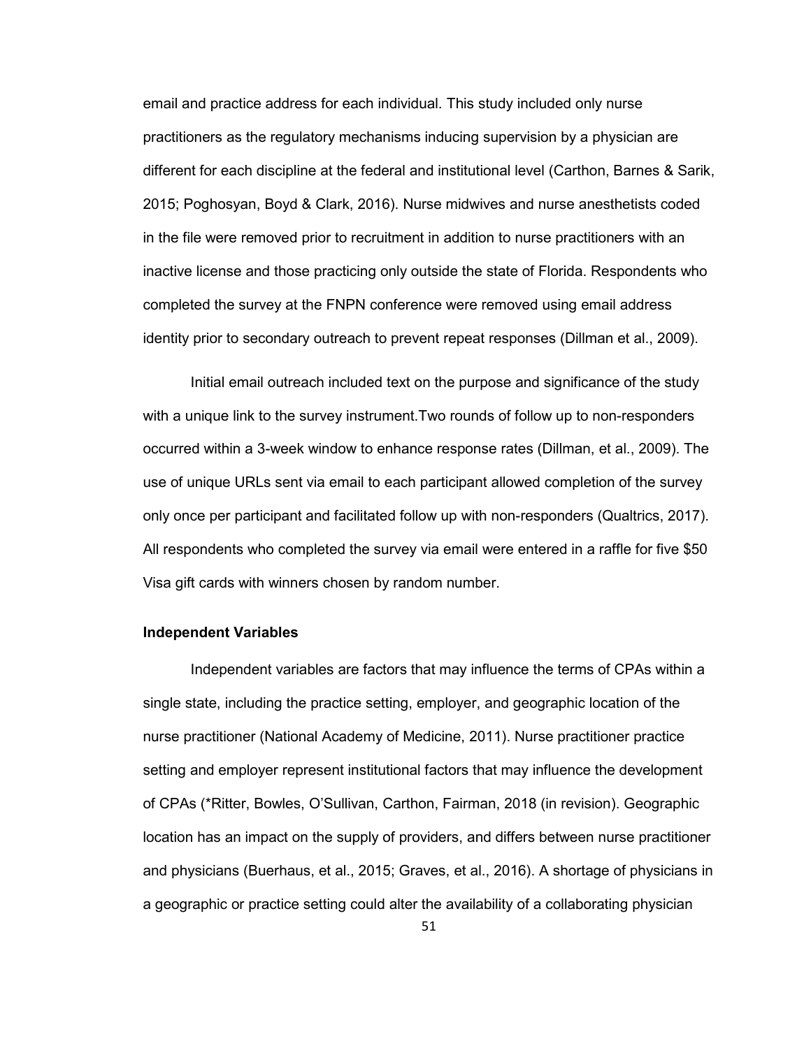email and practice address for each individual. This study included only nurse practitioners as the regulatory mechanisms inducing supervision by a physician are different for each discipline at the federal and institutional level (Carthon, Barnes & Sarik, 2015; Poghosyan, Boyd & Clark, 2016). Nurse midwives and nurse anesthetists coded in the file were removed prior to recruitment in addition to nurse practitioners with an inactive license and those practicing only outside the state of Florida. Respondents who completed the survey at the FNPN conference were removed using email address identity prior to secondary outreach to prevent repeat responses (Dillman et al., 2009).

Initial email outreach included text on the purpose and significance of the study with a unique link to the survey instrument.Two rounds of follow up to non-responders occurred within a 3-week window to enhance response rates (Dillman, et al., 2009). The use of unique URLs sent via email to each participant allowed completion of the survey only once per participant and facilitated follow up with non-responders (Qualtrics, 2017). All respondents who completed the survey via email were entered in a raffle for five $50 Visa gift cards with winners chosen by random number.

**Independent Variables**

Independent variables are factors that may influence the terms of CPAs within a single state, including the practice setting, employer, and geographic location of the nurse practitioner (National Academy of Medicine, 2011). Nurse practitioner practice setting and employer represent institutional factors that may influence the development of CPAs (*Ritter, Bowles, O'Sullivan, Carthon, Fairman, 2018 (in revision). Geographic location has an impact on the supply of providers, and differs between nurse practitioner and physicians (Buerhaus, et al., 2015; Graves, et al., 2016). A shortage of physicians in a geographic or practice setting could alter the availability of a collaborating physician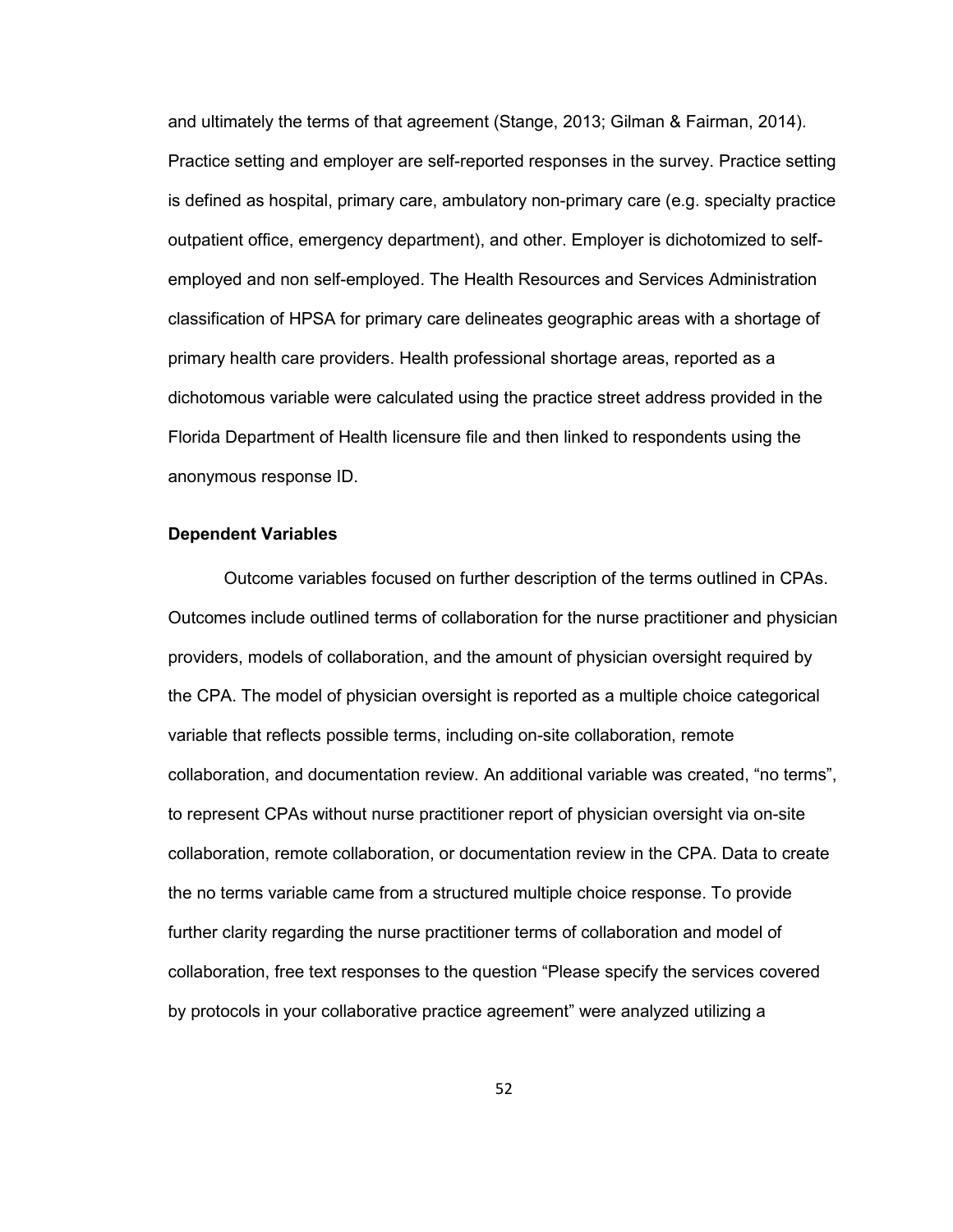and ultimately the terms of that agreement (Stange, 2013; Gilman & Fairman, 2014). Practice setting and employer are self-reported responses in the survey. Practice setting is defined as hospital, primary care, ambulatory non-primary care (e.g. specialty practice outpatient office, emergency department), and other. Employer is dichotomized to self-employed and non self-employed. The Health Resources and Services Administration classification of HPSA for primary care delineates geographic areas with a shortage of primary health care providers. Health professional shortage areas, reported as a dichotomous variable were calculated using the practice street address provided in the Florida Department of Health licensure file and then linked to respondents using the anonymous response ID.

**Dependent Variables**

Outcome variables focused on further description of the terms outlined in CPAs. Outcomes include outlined terms of collaboration for the nurse practitioner and physician providers, models of collaboration, and the amount of physician oversight required by the CPA. The model of physician oversight is reported as a multiple choice categorical variable that reflects possible terms, including on-site collaboration, remote collaboration, and documentation review. An additional variable was created, "no terms", to represent CPAs without nurse practitioner report of physician oversight via on-site collaboration, remote collaboration, or documentation review in the CPA. Data to create the no terms variable came from a structured multiple choice response. To provide further clarity regarding the nurse practitioner terms of collaboration and model of collaboration, free text responses to the question "Please specify the services covered by protocols in your collaborative practice agreement" were analyzed utilizing a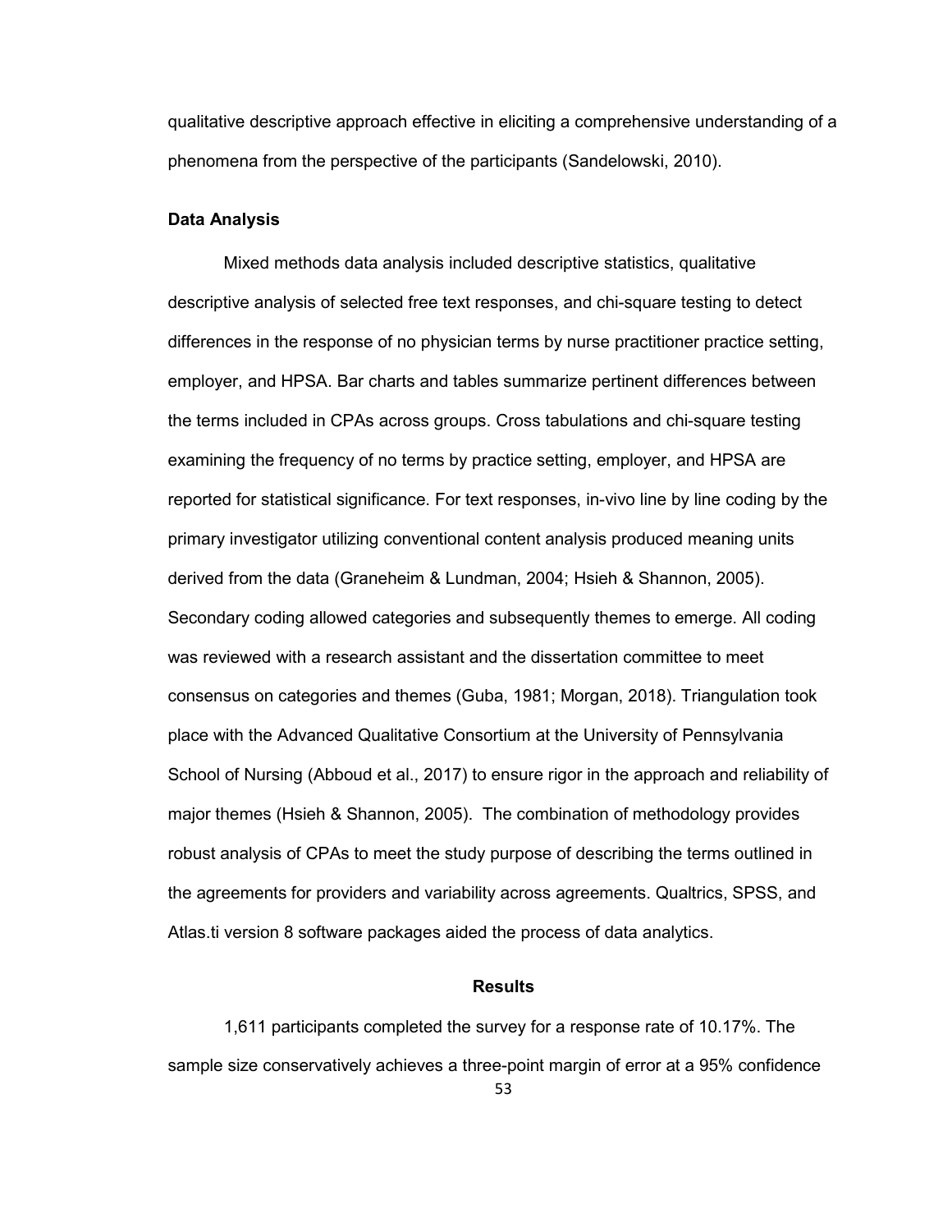qualitative descriptive approach effective in eliciting a comprehensive understanding of a phenomena from the perspective of the participants (Sandelowski, 2010).

### Data Analysis

Mixed methods data analysis included descriptive statistics, qualitative descriptive analysis of selected free text responses, and chi-square testing to detect differences in the response of no physician terms by nurse practitioner practice setting, employer, and HPSA. Bar charts and tables summarize pertinent differences between the terms included in CPAs across groups. Cross tabulations and chi-square testing examining the frequency of no terms by practice setting, employer, and HPSA are reported for statistical significance. For text responses, in-vivo line by line coding by the primary investigator utilizing conventional content analysis produced meaning units derived from the data (Graneheim & Lundman, 2004; Hsieh & Shannon, 2005). Secondary coding allowed categories and subsequently themes to emerge. All coding was reviewed with a research assistant and the dissertation committee to meet consensus on categories and themes (Guba, 1981; Morgan, 2018). Triangulation took place with the Advanced Qualitative Consortium at the University of Pennsylvania School of Nursing (Abboud et al., 2017) to ensure rigor in the approach and reliability of major themes (Hsieh & Shannon, 2005). The combination of methodology provides robust analysis of CPAs to meet the study purpose of describing the terms outlined in the agreements for providers and variability across agreements. Qualtrics, SPSS, and Atlas.ti version 8 software packages aided the process of data analytics.

## Results

1,611 participants completed the survey for a response rate of 10.17%. The sample size conservatively achieves a three-point margin of error at a 95% confidence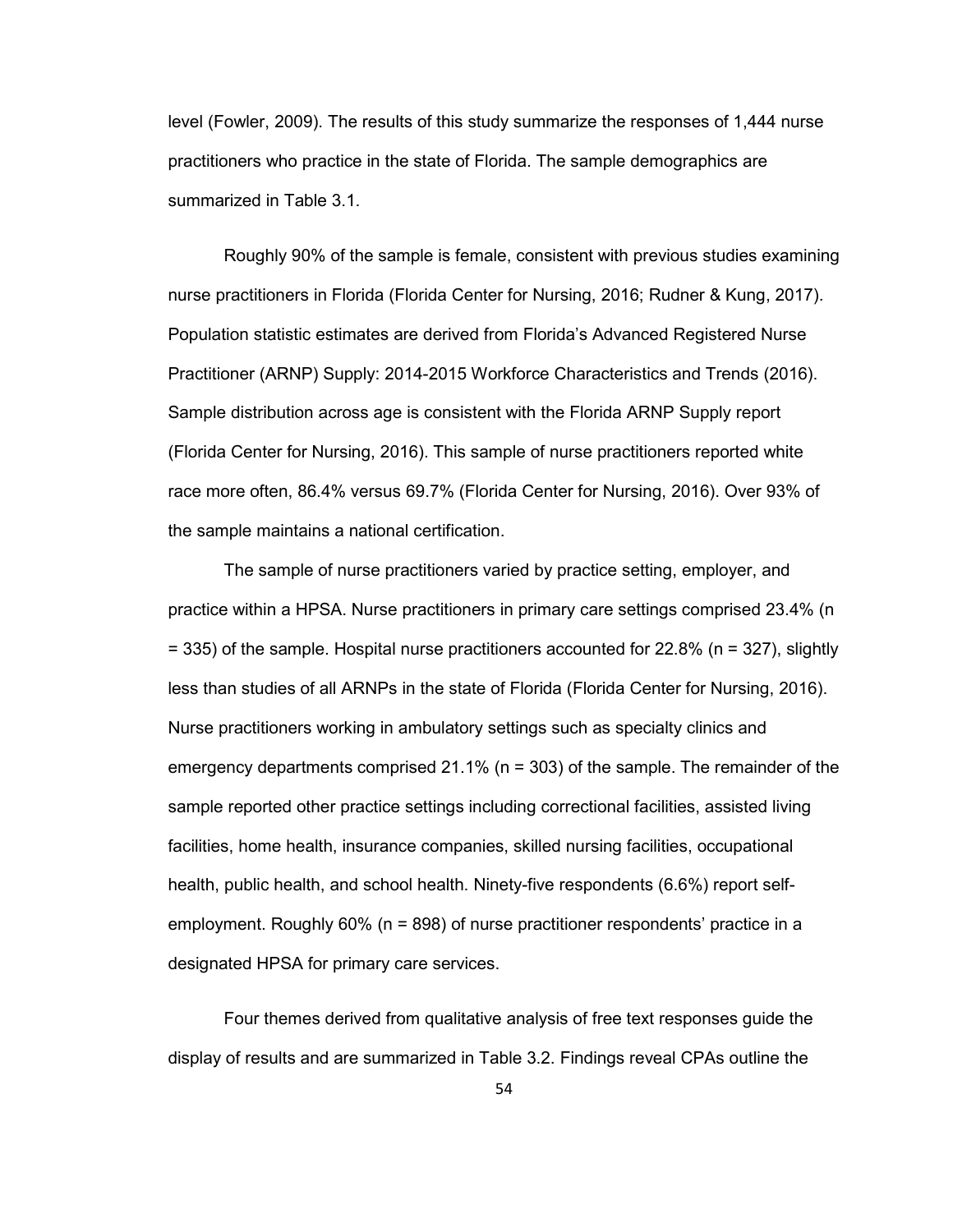level (Fowler, 2009). The results of this study summarize the responses of 1,444 nurse practitioners who practice in the state of Florida. The sample demographics are summarized in Table 3.1.

Roughly 90% of the sample is female, consistent with previous studies examining nurse practitioners in Florida (Florida Center for Nursing, 2016; Rudner & Kung, 2017). Population statistic estimates are derived from Florida's Advanced Registered Nurse Practitioner (ARNP) Supply: 2014-2015 Workforce Characteristics and Trends (2016). Sample distribution across age is consistent with the Florida ARNP Supply report (Florida Center for Nursing, 2016). This sample of nurse practitioners reported white race more often, 86.4% versus 69.7% (Florida Center for Nursing, 2016). Over 93% of the sample maintains a national certification.

The sample of nurse practitioners varied by practice setting, employer, and practice within a HPSA. Nurse practitioners in primary care settings comprised 23.4% (n = 335) of the sample. Hospital nurse practitioners accounted for 22.8% (n = 327), slightly less than studies of all ARNPs in the state of Florida (Florida Center for Nursing, 2016). Nurse practitioners working in ambulatory settings such as specialty clinics and emergency departments comprised 21.1% (n = 303) of the sample. The remainder of the sample reported other practice settings including correctional facilities, assisted living facilities, home health, insurance companies, skilled nursing facilities, occupational health, public health, and school health. Ninety-five respondents (6.6%) report self-employment. Roughly 60% (n = 898) of nurse practitioner respondents' practice in a designated HPSA for primary care services.

Four themes derived from qualitative analysis of free text responses guide the display of results and are summarized in Table 3.2. Findings reveal CPAs outline the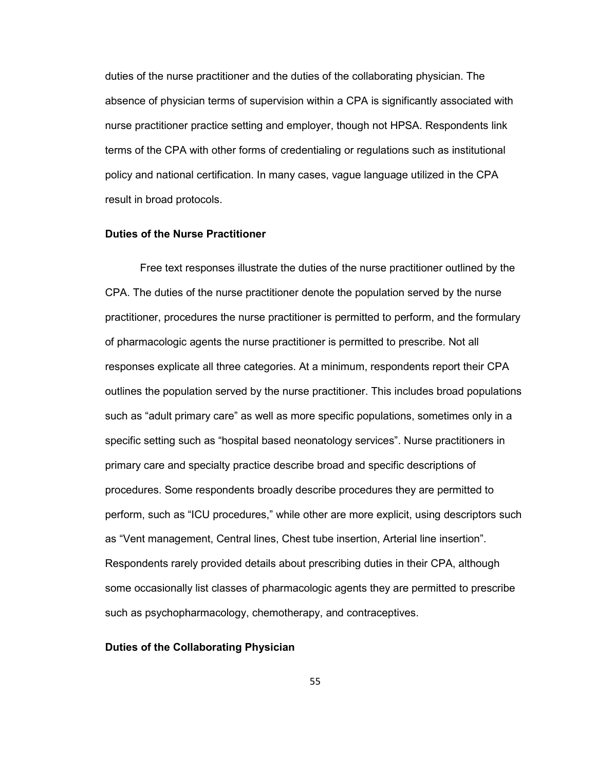duties of the nurse practitioner and the duties of the collaborating physician. The absence of physician terms of supervision within a CPA is significantly associated with nurse practitioner practice setting and employer, though not HPSA. Respondents link terms of the CPA with other forms of credentialing or regulations such as institutional policy and national certification. In many cases, vague language utilized in the CPA result in broad protocols.

### Duties of the Nurse Practitioner

Free text responses illustrate the duties of the nurse practitioner outlined by the CPA. The duties of the nurse practitioner denote the population served by the nurse practitioner, procedures the nurse practitioner is permitted to perform, and the formulary of pharmacologic agents the nurse practitioner is permitted to prescribe. Not all responses explicate all three categories. At a minimum, respondents report their CPA outlines the population served by the nurse practitioner. This includes broad populations such as "adult primary care" as well as more specific populations, sometimes only in a specific setting such as "hospital based neonatology services". Nurse practitioners in primary care and specialty practice describe broad and specific descriptions of procedures. Some respondents broadly describe procedures they are permitted to perform, such as "ICU procedures," while other are more explicit, using descriptors such as "Vent management, Central lines, Chest tube insertion, Arterial line insertion". Respondents rarely provided details about prescribing duties in their CPA, although some occasionally list classes of pharmacologic agents they are permitted to prescribe such as psychopharmacology, chemotherapy, and contraceptives.

### Duties of the Collaborating Physician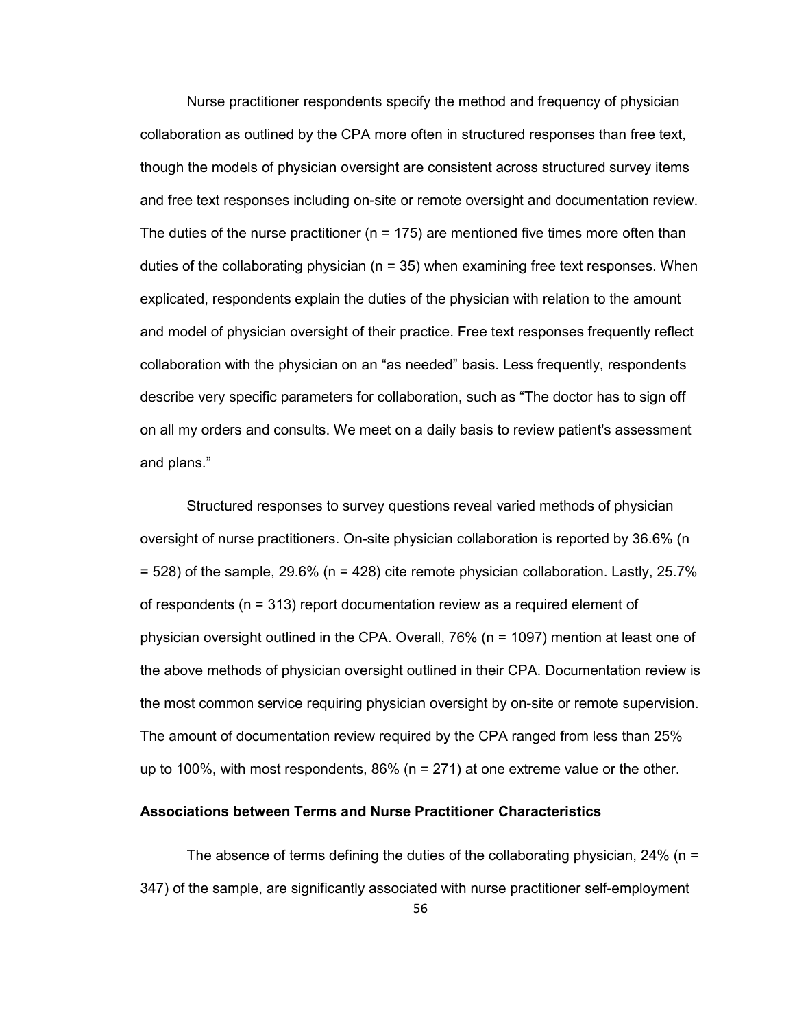Nurse practitioner respondents specify the method and frequency of physician collaboration as outlined by the CPA more often in structured responses than free text, though the models of physician oversight are consistent across structured survey items and free text responses including on-site or remote oversight and documentation review. The duties of the nurse practitioner (n = 175) are mentioned five times more often than duties of the collaborating physician (n = 35) when examining free text responses. When explicated, respondents explain the duties of the physician with relation to the amount and model of physician oversight of their practice. Free text responses frequently reflect collaboration with the physician on an "as needed" basis. Less frequently, respondents describe very specific parameters for collaboration, such as "The doctor has to sign off on all my orders and consults. We meet on a daily basis to review patient's assessment and plans."

Structured responses to survey questions reveal varied methods of physician oversight of nurse practitioners. On-site physician collaboration is reported by 36.6% (n = 528) of the sample, 29.6% (n = 428) cite remote physician collaboration. Lastly, 25.7% of respondents (n = 313) report documentation review as a required element of physician oversight outlined in the CPA. Overall, 76% (n = 1097) mention at least one of the above methods of physician oversight outlined in their CPA. Documentation review is the most common service requiring physician oversight by on-site or remote supervision. The amount of documentation review required by the CPA ranged from less than 25% up to 100%, with most respondents, 86% (n = 271) at one extreme value or the other.

### Associations between Terms and Nurse Practitioner Characteristics

The absence of terms defining the duties of the collaborating physician, 24% (n = 347) of the sample, are significantly associated with nurse practitioner self-employment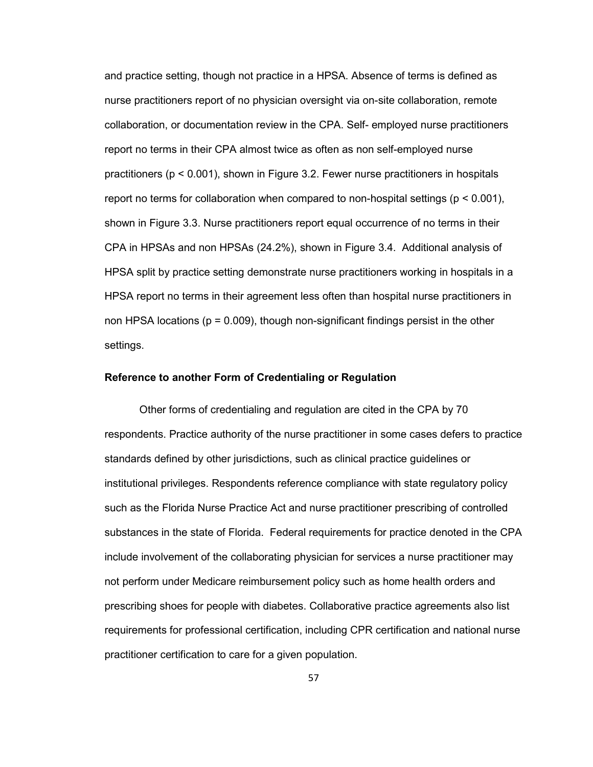and practice setting, though not practice in a HPSA. Absence of terms is defined as nurse practitioners report of no physician oversight via on-site collaboration, remote collaboration, or documentation review in the CPA. Self- employed nurse practitioners report no terms in their CPA almost twice as often as non self-employed nurse practitioners ($p < 0.001$), shown in Figure 3.2. Fewer nurse practitioners in hospitals report no terms for collaboration when compared to non-hospital settings ($p < 0.001$), shown in Figure 3.3. Nurse practitioners report equal occurrence of no terms in their CPA in HPSAs and non HPSAs (24.2%), shown in Figure 3.4. Additional analysis of HPSA split by practice setting demonstrate nurse practitioners working in hospitals in a HPSA report no terms in their agreement less often than hospital nurse practitioners in non HPSA locations ($p = 0.009$), though non-significant findings persist in the other settings.

### Reference to another Form of Credentialing or Regulation

Other forms of credentialing and regulation are cited in the CPA by 70 respondents. Practice authority of the nurse practitioner in some cases defers to practice standards defined by other jurisdictions, such as clinical practice guidelines or institutional privileges. Respondents reference compliance with state regulatory policy such as the Florida Nurse Practice Act and nurse practitioner prescribing of controlled substances in the state of Florida. Federal requirements for practice denoted in the CPA include involvement of the collaborating physician for services a nurse practitioner may not perform under Medicare reimbursement policy such as home health orders and prescribing shoes for people with diabetes. Collaborative practice agreements also list requirements for professional certification, including CPR certification and national nurse practitioner certification to care for a given population.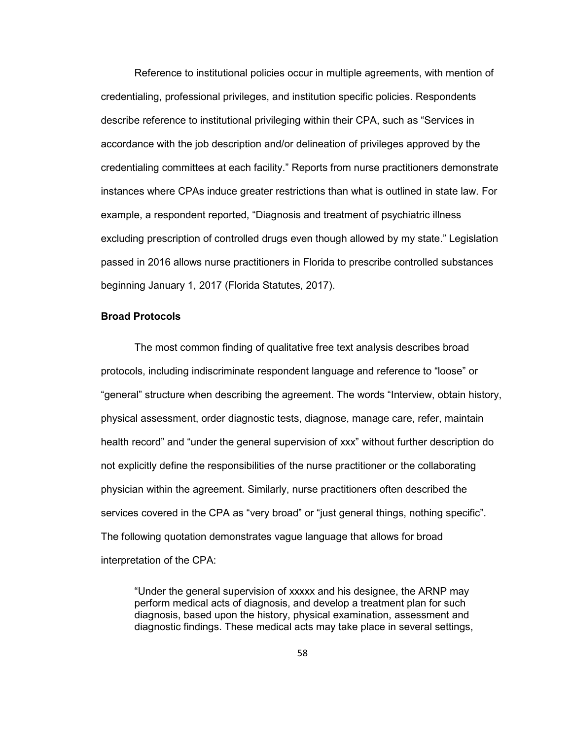Reference to institutional policies occur in multiple agreements, with mention of credentialing, professional privileges, and institution specific policies. Respondents describe reference to institutional privileging within their CPA, such as "Services in accordance with the job description and/or delineation of privileges approved by the credentialing committees at each facility." Reports from nurse practitioners demonstrate instances where CPAs induce greater restrictions than what is outlined in state law. For example, a respondent reported, "Diagnosis and treatment of psychiatric illness excluding prescription of controlled drugs even though allowed by my state." Legislation passed in 2016 allows nurse practitioners in Florida to prescribe controlled substances beginning January 1, 2017 (Florida Statutes, 2017).

**Broad Protocols**

The most common finding of qualitative free text analysis describes broad protocols, including indiscriminate respondent language and reference to "loose" or "general" structure when describing the agreement. The words "Interview, obtain history, physical assessment, order diagnostic tests, diagnose, manage care, refer, maintain health record" and "under the general supervision of xxx" without further description do not explicitly define the responsibilities of the nurse practitioner or the collaborating physician within the agreement. Similarly, nurse practitioners often described the services covered in the CPA as "very broad" or "just general things, nothing specific". The following quotation demonstrates vague language that allows for broad interpretation of the CPA:

> "Under the general supervision of xxxxx and his designee, the ARNP may perform medical acts of diagnosis, and develop a treatment plan for such diagnosis, based upon the history, physical examination, assessment and diagnostic findings. These medical acts may take place in several settings,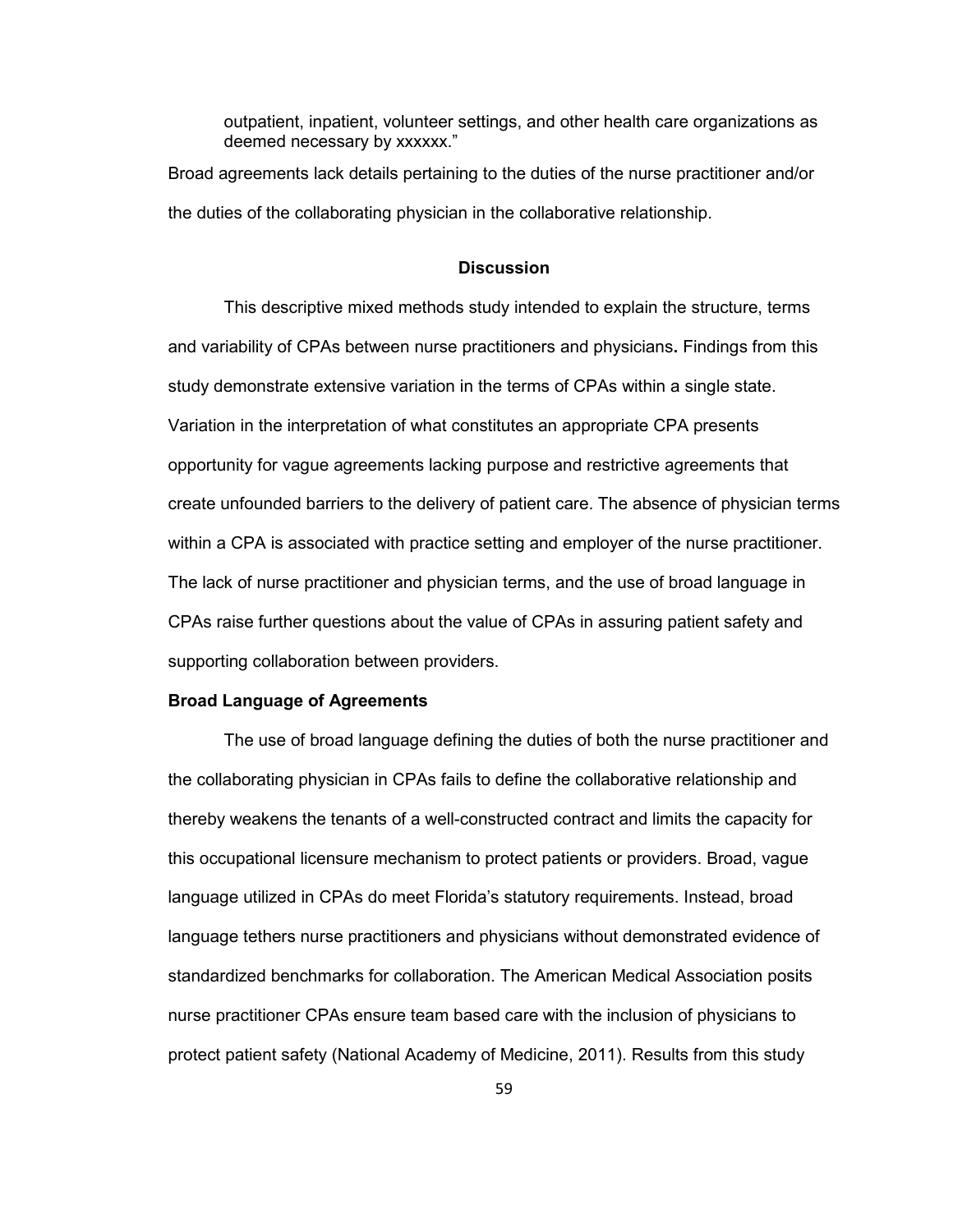> outpatient, inpatient, volunteer settings, and other health care organizations as deemed necessary by xxxxxx."

Broad agreements lack details pertaining to the duties of the nurse practitioner and/or the duties of the collaborating physician in the collaborative relationship.

## Discussion

This descriptive mixed methods study intended to explain the structure, terms and variability of CPAs between nurse practitioners and physicians**.** Findings from this study demonstrate extensive variation in the terms of CPAs within a single state. Variation in the interpretation of what constitutes an appropriate CPA presents opportunity for vague agreements lacking purpose and restrictive agreements that create unfounded barriers to the delivery of patient care. The absence of physician terms within a CPA is associated with practice setting and employer of the nurse practitioner. The lack of nurse practitioner and physician terms, and the use of broad language in CPAs raise further questions about the value of CPAs in assuring patient safety and supporting collaboration between providers.

### Broad Language of Agreements

The use of broad language defining the duties of both the nurse practitioner and the collaborating physician in CPAs fails to define the collaborative relationship and thereby weakens the tenants of a well-constructed contract and limits the capacity for this occupational licensure mechanism to protect patients or providers. Broad, vague language utilized in CPAs do meet Florida's statutory requirements. Instead, broad language tethers nurse practitioners and physicians without demonstrated evidence of standardized benchmarks for collaboration. The American Medical Association posits nurse practitioner CPAs ensure team based care with the inclusion of physicians to protect patient safety (National Academy of Medicine, 2011). Results from this study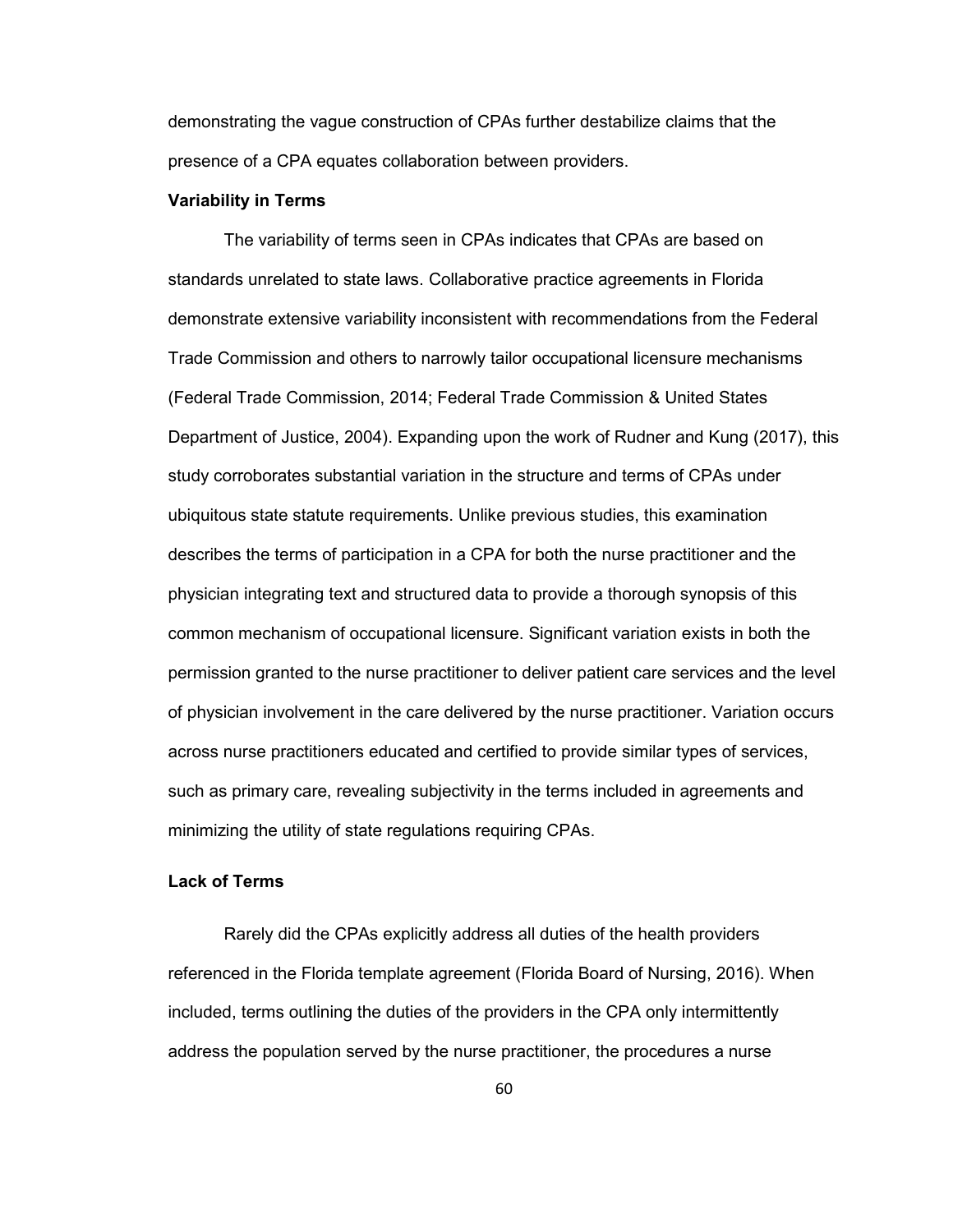demonstrating the vague construction of CPAs further destabilize claims that the presence of a CPA equates collaboration between providers.

### Variability in Terms

The variability of terms seen in CPAs indicates that CPAs are based on standards unrelated to state laws. Collaborative practice agreements in Florida demonstrate extensive variability inconsistent with recommendations from the Federal Trade Commission and others to narrowly tailor occupational licensure mechanisms (Federal Trade Commission, 2014; Federal Trade Commission & United States Department of Justice, 2004). Expanding upon the work of Rudner and Kung (2017), this study corroborates substantial variation in the structure and terms of CPAs under ubiquitous state statute requirements. Unlike previous studies, this examination describes the terms of participation in a CPA for both the nurse practitioner and the physician integrating text and structured data to provide a thorough synopsis of this common mechanism of occupational licensure. Significant variation exists in both the permission granted to the nurse practitioner to deliver patient care services and the level of physician involvement in the care delivered by the nurse practitioner. Variation occurs across nurse practitioners educated and certified to provide similar types of services, such as primary care, revealing subjectivity in the terms included in agreements and minimizing the utility of state regulations requiring CPAs.

### Lack of Terms

Rarely did the CPAs explicitly address all duties of the health providers referenced in the Florida template agreement (Florida Board of Nursing, 2016). When included, terms outlining the duties of the providers in the CPA only intermittently address the population served by the nurse practitioner, the procedures a nurse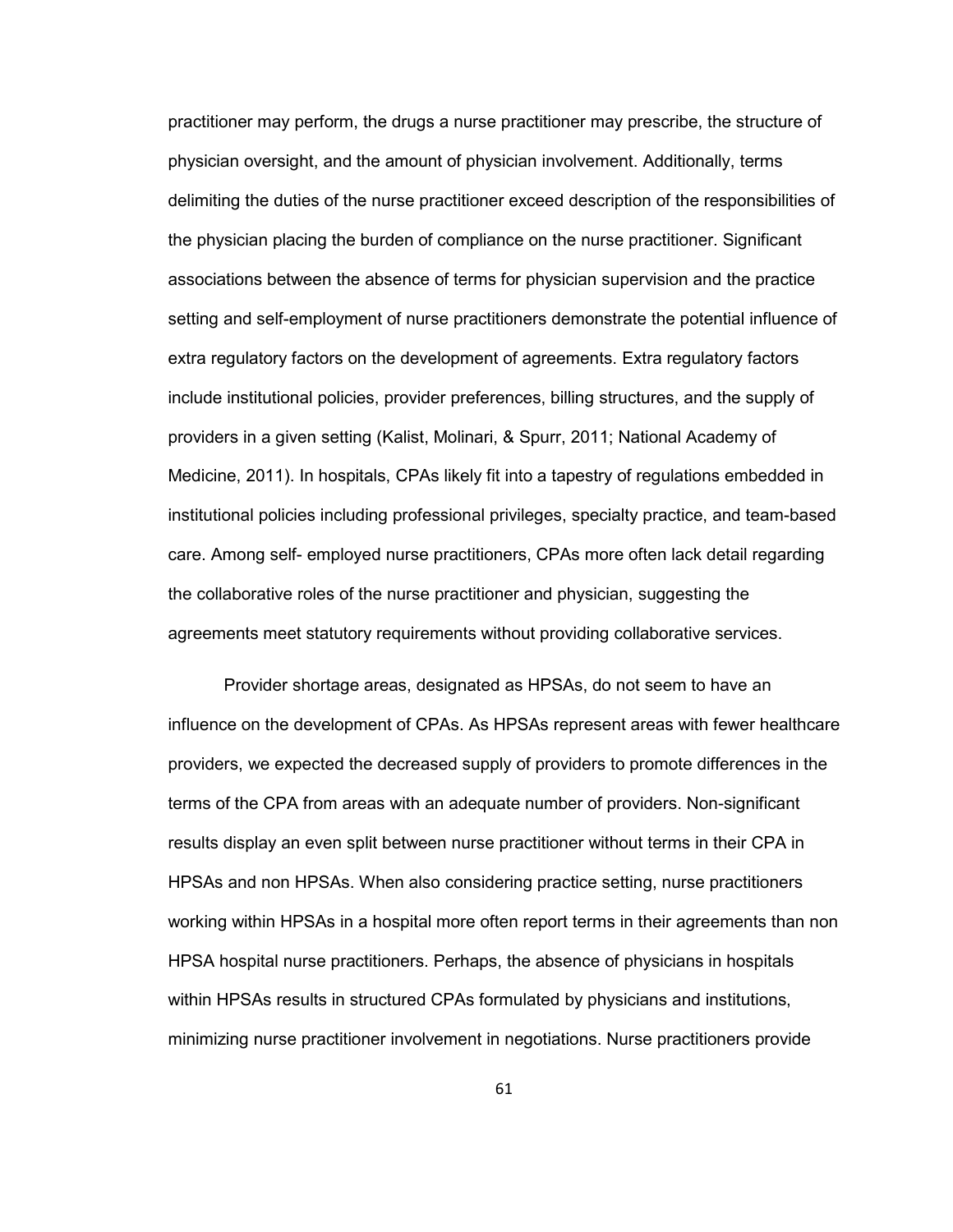practitioner may perform, the drugs a nurse practitioner may prescribe, the structure of physician oversight, and the amount of physician involvement. Additionally, terms delimiting the duties of the nurse practitioner exceed description of the responsibilities of the physician placing the burden of compliance on the nurse practitioner. Significant associations between the absence of terms for physician supervision and the practice setting and self-employment of nurse practitioners demonstrate the potential influence of extra regulatory factors on the development of agreements. Extra regulatory factors include institutional policies, provider preferences, billing structures, and the supply of providers in a given setting (Kalist, Molinari, & Spurr, 2011; National Academy of Medicine, 2011). In hospitals, CPAs likely fit into a tapestry of regulations embedded in institutional policies including professional privileges, specialty practice, and team-based care. Among self- employed nurse practitioners, CPAs more often lack detail regarding the collaborative roles of the nurse practitioner and physician, suggesting the agreements meet statutory requirements without providing collaborative services.

Provider shortage areas, designated as HPSAs, do not seem to have an influence on the development of CPAs. As HPSAs represent areas with fewer healthcare providers, we expected the decreased supply of providers to promote differences in the terms of the CPA from areas with an adequate number of providers. Non-significant results display an even split between nurse practitioner without terms in their CPA in HPSAs and non HPSAs. When also considering practice setting, nurse practitioners working within HPSAs in a hospital more often report terms in their agreements than non HPSA hospital nurse practitioners. Perhaps, the absence of physicians in hospitals within HPSAs results in structured CPAs formulated by physicians and institutions, minimizing nurse practitioner involvement in negotiations. Nurse practitioners provide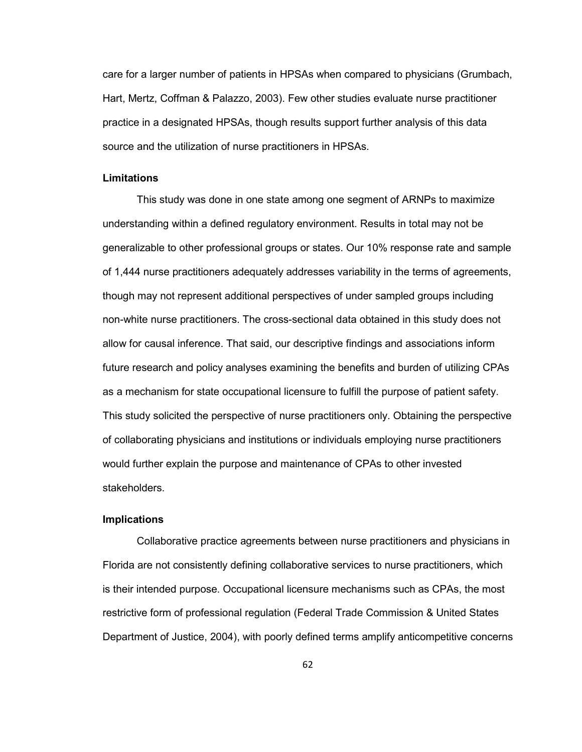care for a larger number of patients in HPSAs when compared to physicians (Grumbach, Hart, Mertz, Coffman & Palazzo, 2003). Few other studies evaluate nurse practitioner practice in a designated HPSAs, though results support further analysis of this data source and the utilization of nurse practitioners in HPSAs.

### Limitations

This study was done in one state among one segment of ARNPs to maximize understanding within a defined regulatory environment. Results in total may not be generalizable to other professional groups or states. Our 10% response rate and sample of 1,444 nurse practitioners adequately addresses variability in the terms of agreements, though may not represent additional perspectives of under sampled groups including non-white nurse practitioners. The cross-sectional data obtained in this study does not allow for causal inference. That said, our descriptive findings and associations inform future research and policy analyses examining the benefits and burden of utilizing CPAs as a mechanism for state occupational licensure to fulfill the purpose of patient safety. This study solicited the perspective of nurse practitioners only. Obtaining the perspective of collaborating physicians and institutions or individuals employing nurse practitioners would further explain the purpose and maintenance of CPAs to other invested stakeholders.

### Implications

Collaborative practice agreements between nurse practitioners and physicians in Florida are not consistently defining collaborative services to nurse practitioners, which is their intended purpose. Occupational licensure mechanisms such as CPAs, the most restrictive form of professional regulation (Federal Trade Commission & United States Department of Justice, 2004), with poorly defined terms amplify anticompetitive concerns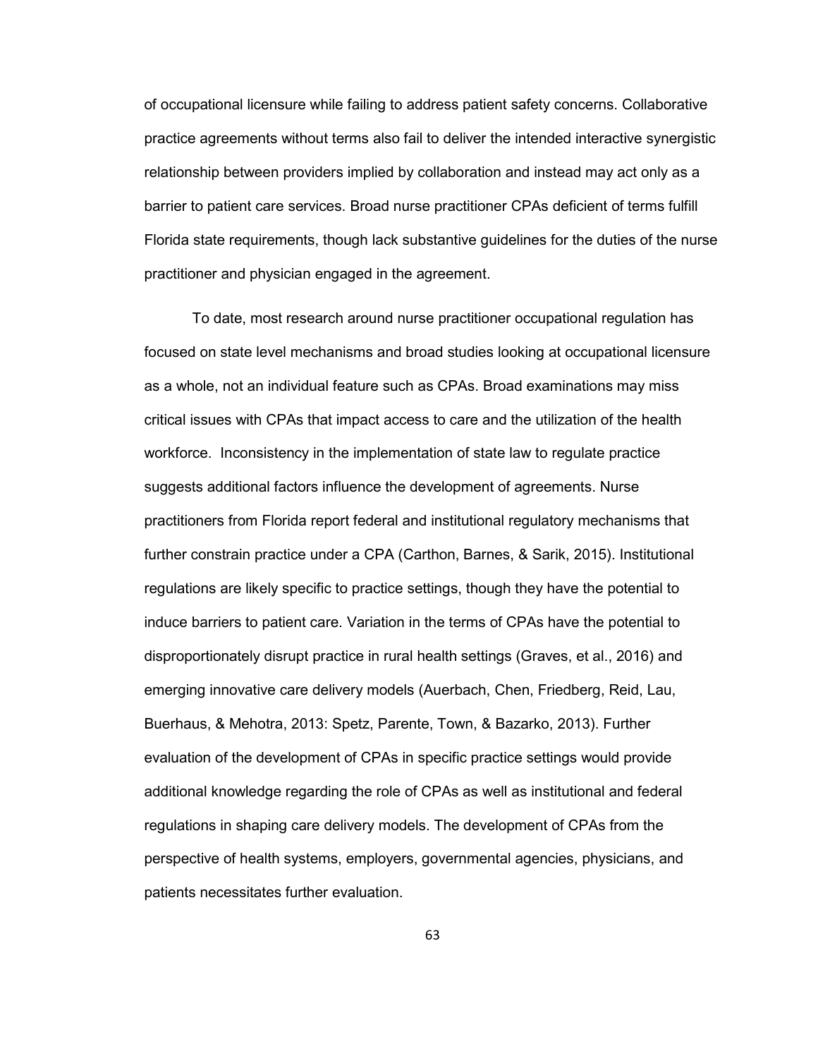of occupational licensure while failing to address patient safety concerns. Collaborative practice agreements without terms also fail to deliver the intended interactive synergistic relationship between providers implied by collaboration and instead may act only as a barrier to patient care services. Broad nurse practitioner CPAs deficient of terms fulfill Florida state requirements, though lack substantive guidelines for the duties of the nurse practitioner and physician engaged in the agreement.

To date, most research around nurse practitioner occupational regulation has focused on state level mechanisms and broad studies looking at occupational licensure as a whole, not an individual feature such as CPAs. Broad examinations may miss critical issues with CPAs that impact access to care and the utilization of the health workforce. Inconsistency in the implementation of state law to regulate practice suggests additional factors influence the development of agreements. Nurse practitioners from Florida report federal and institutional regulatory mechanisms that further constrain practice under a CPA (Carthon, Barnes, & Sarik, 2015). Institutional regulations are likely specific to practice settings, though they have the potential to induce barriers to patient care. Variation in the terms of CPAs have the potential to disproportionately disrupt practice in rural health settings (Graves, et al., 2016) and emerging innovative care delivery models (Auerbach, Chen, Friedberg, Reid, Lau, Buerhaus, & Mehotra, 2013: Spetz, Parente, Town, & Bazarko, 2013). Further evaluation of the development of CPAs in specific practice settings would provide additional knowledge regarding the role of CPAs as well as institutional and federal regulations in shaping care delivery models. The development of CPAs from the perspective of health systems, employers, governmental agencies, physicians, and patients necessitates further evaluation.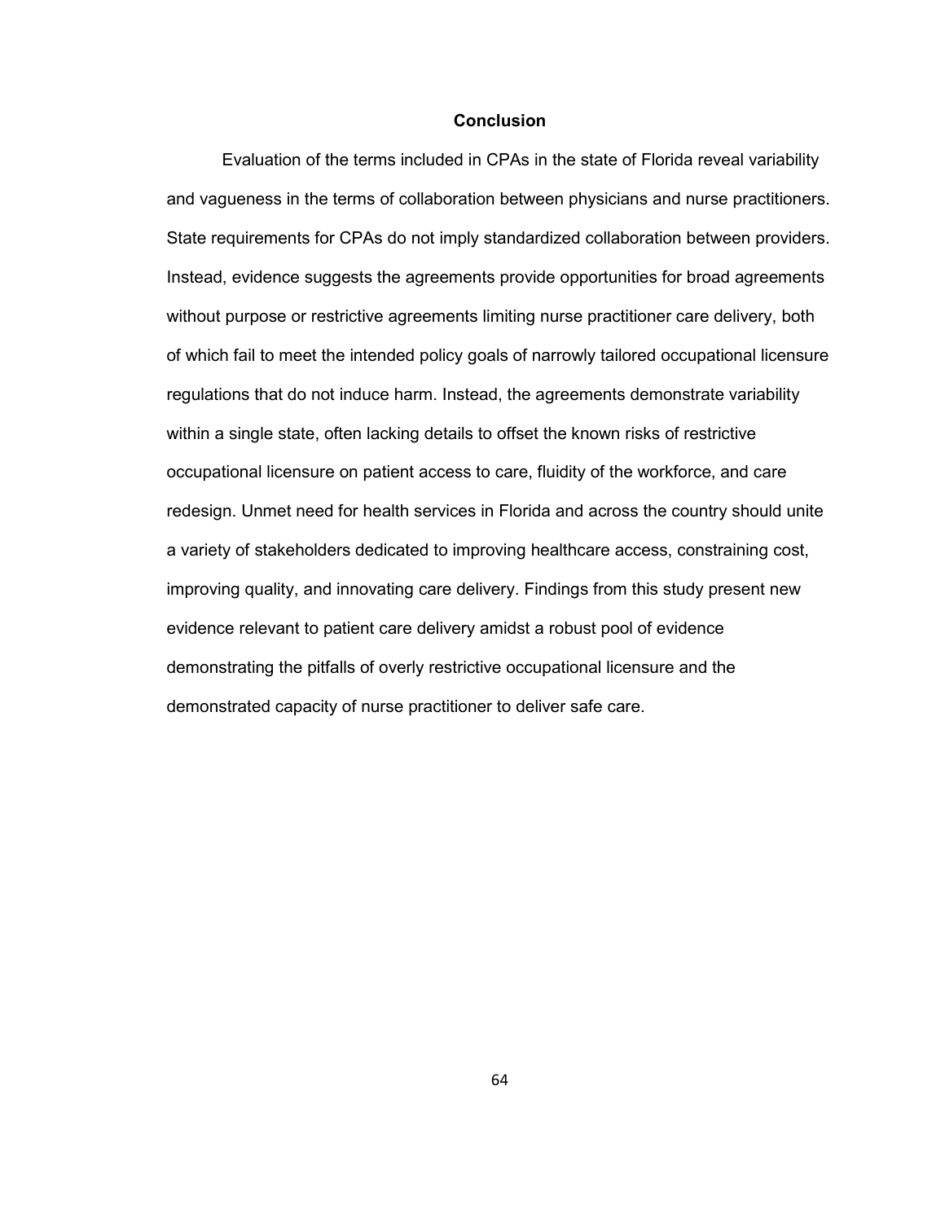## Conclusion

Evaluation of the terms included in CPAs in the state of Florida reveal variability and vagueness in the terms of collaboration between physicians and nurse practitioners. State requirements for CPAs do not imply standardized collaboration between providers. Instead, evidence suggests the agreements provide opportunities for broad agreements without purpose or restrictive agreements limiting nurse practitioner care delivery, both of which fail to meet the intended policy goals of narrowly tailored occupational licensure regulations that do not induce harm. Instead, the agreements demonstrate variability within a single state, often lacking details to offset the known risks of restrictive occupational licensure on patient access to care, fluidity of the workforce, and care redesign. Unmet need for health services in Florida and across the country should unite a variety of stakeholders dedicated to improving healthcare access, constraining cost, improving quality, and innovating care delivery. Findings from this study present new evidence relevant to patient care delivery amidst a robust pool of evidence demonstrating the pitfalls of overly restrictive occupational licensure and the demonstrated capacity of nurse practitioner to deliver safe care.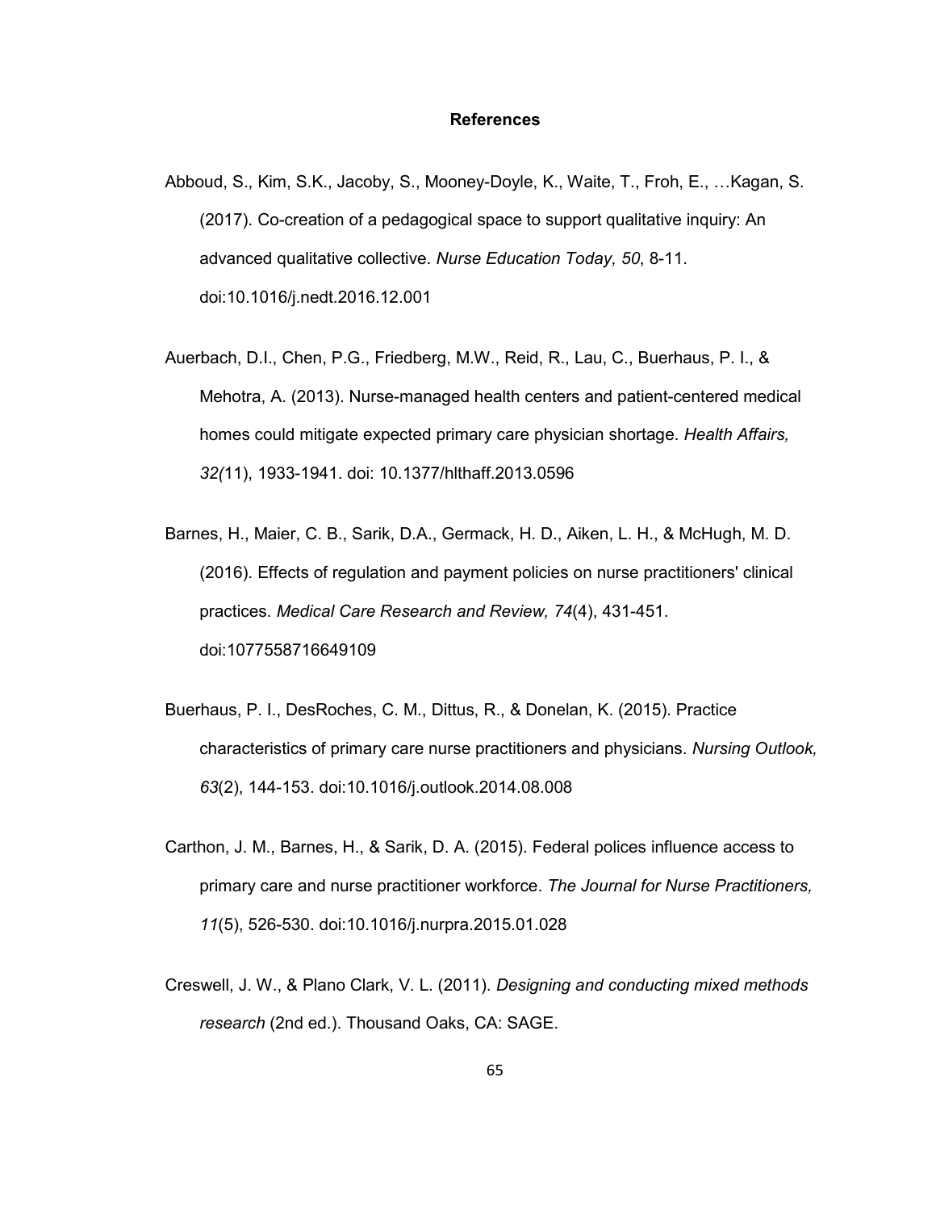# References

Abboud, S., Kim, S.K., Jacoby, S., Mooney-Doyle, K., Waite, T., Froh, E., …Kagan, S. (2017). Co-creation of a pedagogical space to support qualitative inquiry: An advanced qualitative collective. *Nurse Education Today, 50*, 8-11. doi:10.1016/j.nedt.2016.12.001

Auerbach, D.I., Chen, P.G., Friedberg, M.W., Reid, R., Lau, C., Buerhaus, P. I., & Mehotra, A. (2013). Nurse-managed health centers and patient-centered medical homes could mitigate expected primary care physician shortage. *Health Affairs, 32(*11), 1933-1941. doi: 10.1377/hlthaff.2013.0596

Barnes, H., Maier, C. B., Sarik, D.A., Germack, H. D., Aiken, L. H., & McHugh, M. D. (2016). Effects of regulation and payment policies on nurse practitioners' clinical practices. *Medical Care Research and Review, 74*(4), 431-451. doi:1077558716649109

Buerhaus, P. I., DesRoches, C. M., Dittus, R., & Donelan, K. (2015). Practice characteristics of primary care nurse practitioners and physicians. *Nursing Outlook, 63*(2), 144-153. doi:10.1016/j.outlook.2014.08.008

Carthon, J. M., Barnes, H., & Sarik, D. A. (2015). Federal polices influence access to primary care and nurse practitioner workforce. *The Journal for Nurse Practitioners, 11*(5), 526-530. doi:10.1016/j.nurpra.2015.01.028

Creswell, J. W., & Plano Clark, V. L. (2011). *Designing and conducting mixed methods research* (2nd ed.). Thousand Oaks, CA: SAGE.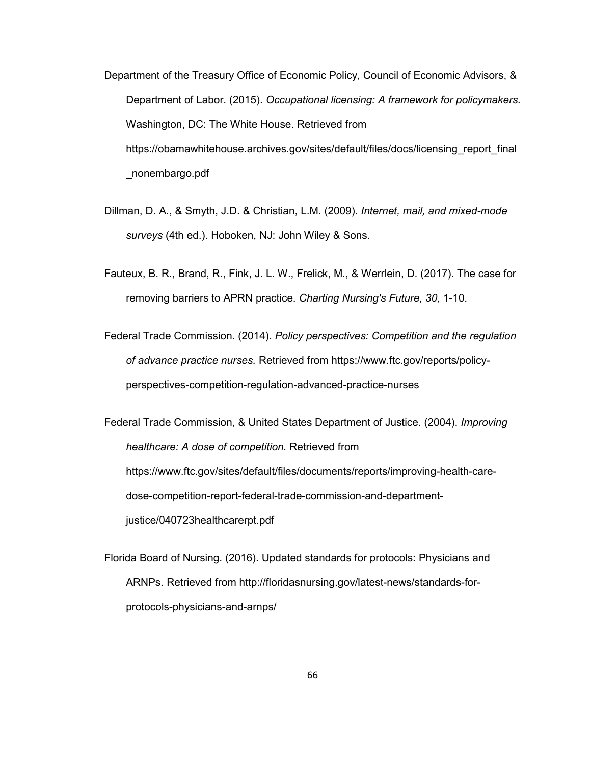Department of the Treasury Office of Economic Policy, Council of Economic Advisors, & Department of Labor. (2015). *Occupational licensing: A framework for policymakers.* Washington, DC: The White House. Retrieved from https://obamawhitehouse.archives.gov/sites/default/files/docs/licensing_report_final_nonembargo.pdf

Dillman, D. A., & Smyth, J.D. & Christian, L.M. (2009). *Internet, mail, and mixed-mode surveys* (4th ed.). Hoboken, NJ: John Wiley & Sons.

Fauteux, B. R., Brand, R., Fink, J. L. W., Frelick, M., & Werrlein, D. (2017). The case for removing barriers to APRN practice. *Charting Nursing's Future, 30*, 1-10.

Federal Trade Commission. (2014). *Policy perspectives: Competition and the regulation of advance practice nurses.* Retrieved from https://www.ftc.gov/reports/policy-perspectives-competition-regulation-advanced-practice-nurses

Federal Trade Commission, & United States Department of Justice. (2004). *Improving healthcare: A dose of competition.* Retrieved from https://www.ftc.gov/sites/default/files/documents/reports/improving-health-care-dose-competition-report-federal-trade-commission-and-department-justice/040723healthcarerpt.pdf

Florida Board of Nursing. (2016). Updated standards for protocols: Physicians and ARNPs. Retrieved from http://floridasnursing.gov/latest-news/standards-for-protocols-physicians-and-arnps/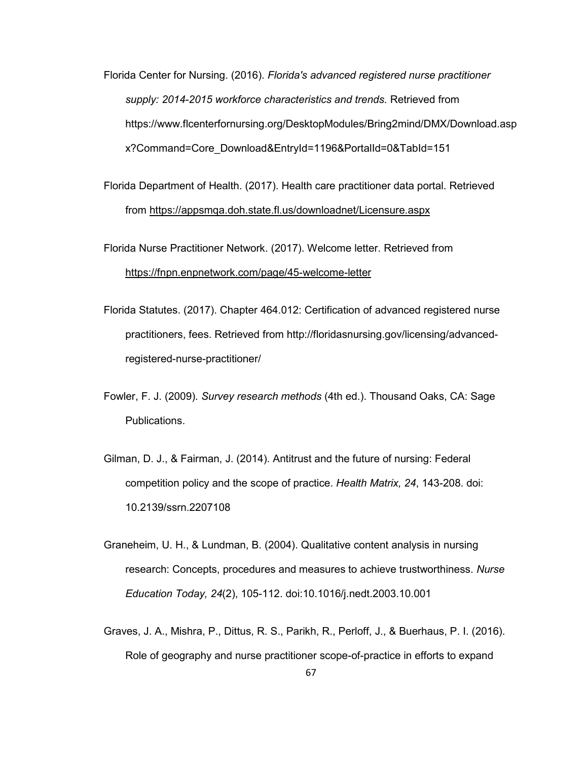Florida Center for Nursing. (2016). *Florida's advanced registered nurse practitioner supply: 2014-2015 workforce characteristics and trends.* Retrieved from https://www.flcenterfornursing.org/DesktopModules/Bring2mind/DMX/Download.aspx?Command=Core_Download&EntryId=1196&PortalId=0&TabId=151

Florida Department of Health. (2017). Health care practitioner data portal. Retrieved from https://appsmqa.doh.state.fl.us/downloadnet/Licensure.aspx

Florida Nurse Practitioner Network. (2017). Welcome letter. Retrieved from https://fnpn.enpnetwork.com/page/45-welcome-letter

Florida Statutes. (2017). Chapter 464.012: Certification of advanced registered nurse practitioners, fees. Retrieved from http://floridasnursing.gov/licensing/advanced-registered-nurse-practitioner/

Fowler, F. J. (2009). *Survey research methods* (4th ed.). Thousand Oaks, CA: Sage Publications.

Gilman, D. J., & Fairman, J. (2014). Antitrust and the future of nursing: Federal competition policy and the scope of practice. *Health Matrix, 24*, 143-208. doi: 10.2139/ssrn.2207108

Graneheim, U. H., & Lundman, B. (2004). Qualitative content analysis in nursing research: Concepts, procedures and measures to achieve trustworthiness. *Nurse Education Today, 24*(2), 105-112. doi:10.1016/j.nedt.2003.10.001

Graves, J. A., Mishra, P., Dittus, R. S., Parikh, R., Perloff, J., & Buerhaus, P. I. (2016). Role of geography and nurse practitioner scope-of-practice in efforts to expand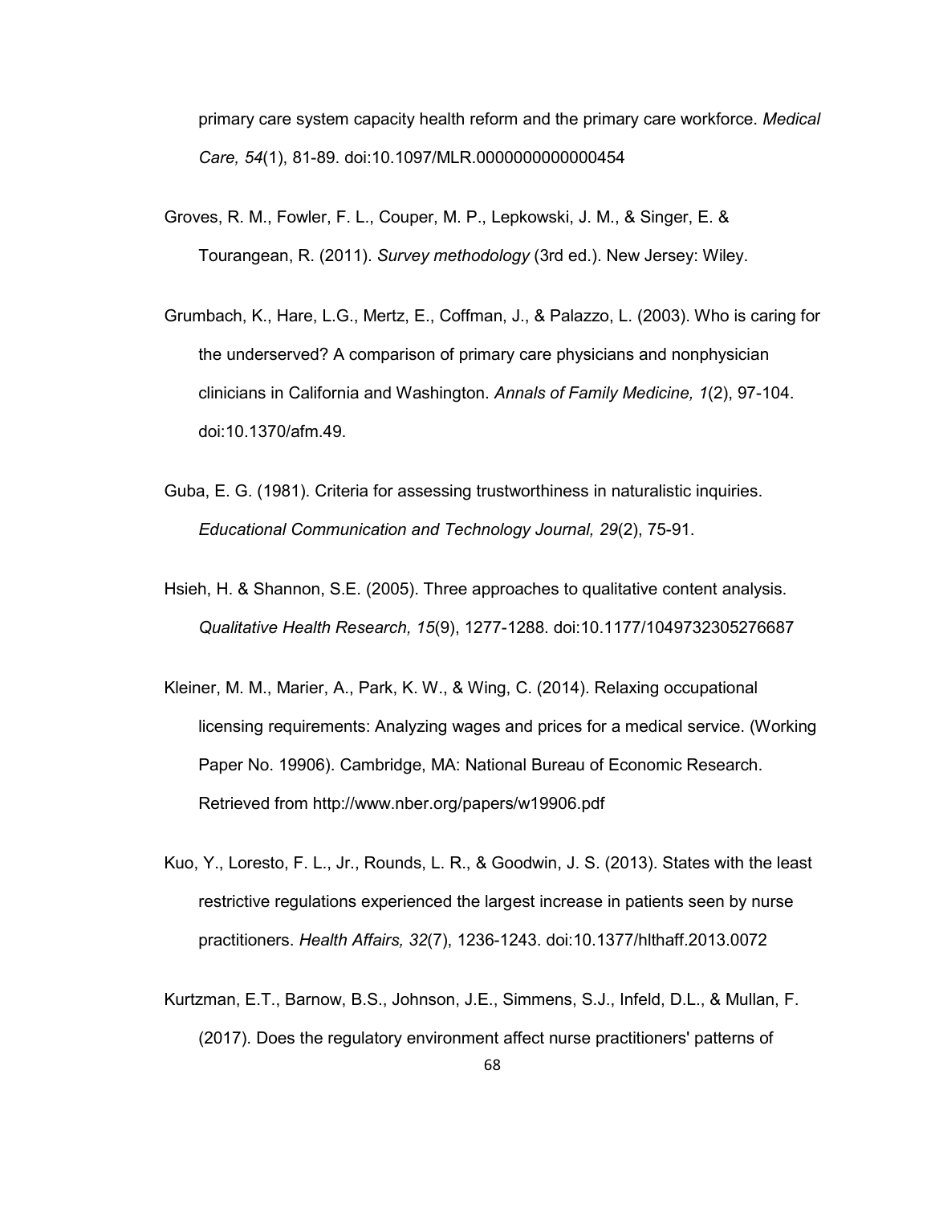primary care system capacity health reform and the primary care workforce. *Medical Care, 54*(1), 81-89. doi:10.1097/MLR.0000000000000454

Groves, R. M., Fowler, F. L., Couper, M. P., Lepkowski, J. M., & Singer, E. & Tourangean, R. (2011). *Survey methodology* (3rd ed.). New Jersey: Wiley.

Grumbach, K., Hare, L.G., Mertz, E., Coffman, J., & Palazzo, L. (2003). Who is caring for the underserved? A comparison of primary care physicians and nonphysician clinicians in California and Washington. *Annals of Family Medicine, 1*(2), 97-104. doi:10.1370/afm.49.

Guba, E. G. (1981). Criteria for assessing trustworthiness in naturalistic inquiries. *Educational Communication and Technology Journal, 29*(2), 75-91.

Hsieh, H. & Shannon, S.E. (2005). Three approaches to qualitative content analysis. *Qualitative Health Research, 15*(9), 1277-1288. doi:10.1177/1049732305276687

Kleiner, M. M., Marier, A., Park, K. W., & Wing, C. (2014). Relaxing occupational licensing requirements: Analyzing wages and prices for a medical service. (Working Paper No. 19906). Cambridge, MA: National Bureau of Economic Research. Retrieved from http://www.nber.org/papers/w19906.pdf

Kuo, Y., Loresto, F. L., Jr., Rounds, L. R., & Goodwin, J. S. (2013). States with the least restrictive regulations experienced the largest increase in patients seen by nurse practitioners. *Health Affairs, 32*(7), 1236-1243. doi:10.1377/hlthaff.2013.0072

Kurtzman, E.T., Barnow, B.S., Johnson, J.E., Simmens, S.J., Infeld, D.L., & Mullan, F. (2017). Does the regulatory environment affect nurse practitioners' patterns of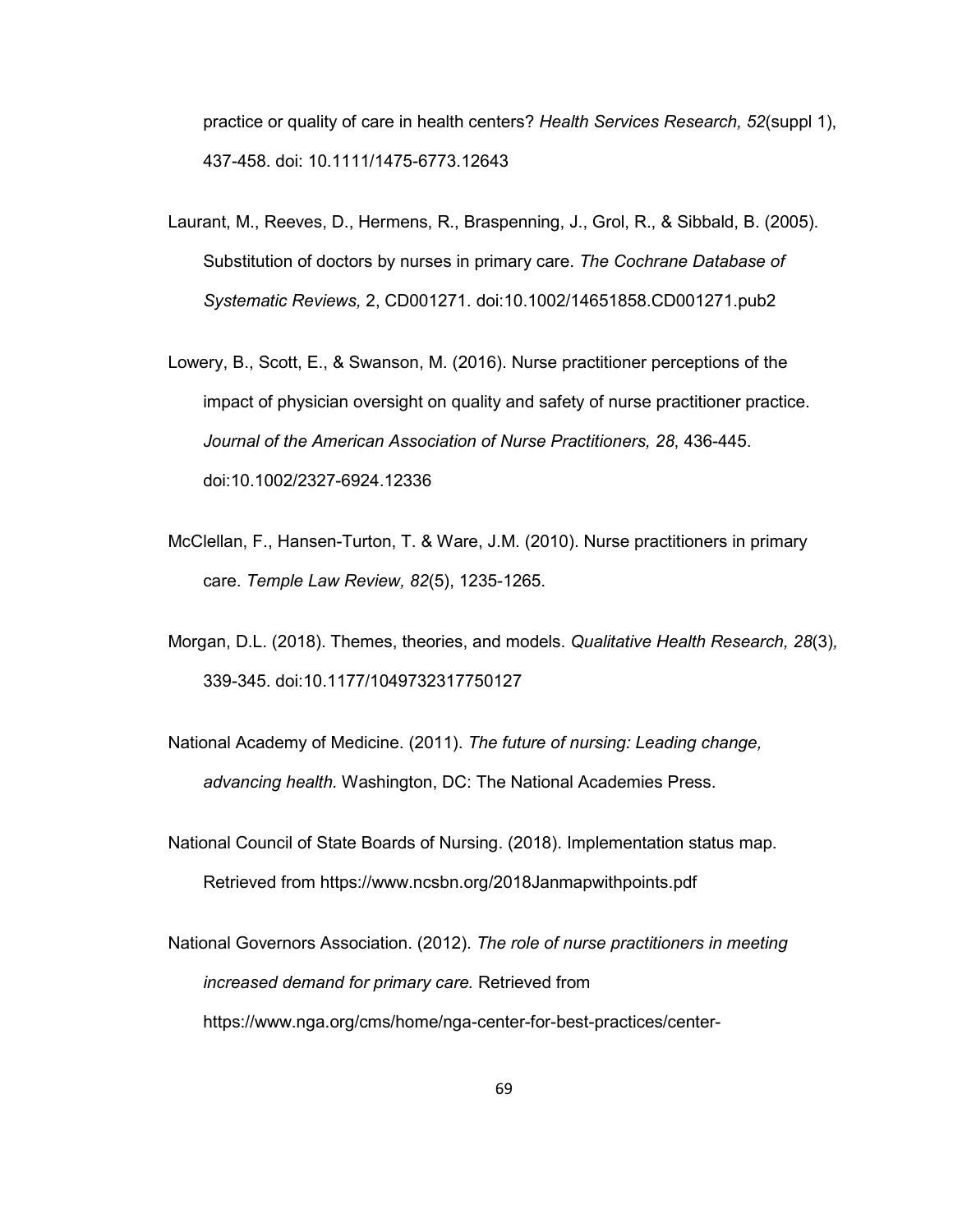practice or quality of care in health centers? *Health Services Research, 52*(suppl 1), 437-458. doi: 10.1111/1475-6773.12643

Laurant, M., Reeves, D., Hermens, R., Braspenning, J., Grol, R., & Sibbald, B. (2005). Substitution of doctors by nurses in primary care. *The Cochrane Database of Systematic Reviews,* 2, CD001271. doi:10.1002/14651858.CD001271.pub2

Lowery, B., Scott, E., & Swanson, M. (2016). Nurse practitioner perceptions of the impact of physician oversight on quality and safety of nurse practitioner practice. *Journal of the American Association of Nurse Practitioners, 28*, 436-445. doi:10.1002/2327-6924.12336

McClellan, F., Hansen-Turton, T. & Ware, J.M. (2010). Nurse practitioners in primary care. *Temple Law Review, 82*(5), 1235-1265.

Morgan, D.L. (2018). Themes, theories, and models. *Qualitative Health Research, 28*(3), 339-345. doi:10.1177/1049732317750127

National Academy of Medicine. (2011). *The future of nursing: Leading change, advancing health.* Washington, DC: The National Academies Press.

National Council of State Boards of Nursing. (2018). Implementation status map. Retrieved from https://www.ncsbn.org/2018Janmapwithpoints.pdf

National Governors Association. (2012). *The role of nurse practitioners in meeting increased demand for primary care.* Retrieved from https://www.nga.org/cms/home/nga-center-for-best-practices/center-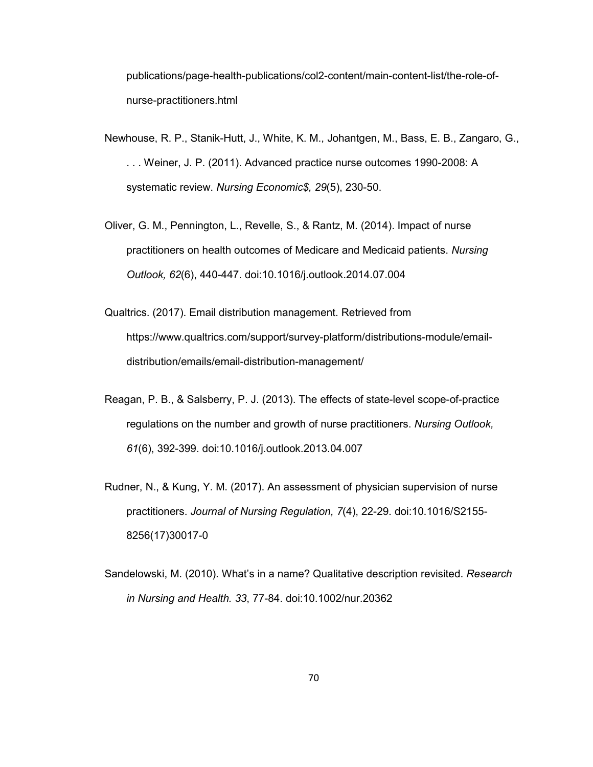publications/page-health-publications/col2-content/main-content-list/the-role-of-nurse-practitioners.html

Newhouse, R. P., Stanik-Hutt, J., White, K. M., Johantgen, M., Bass, E. B., Zangaro, G., . . . Weiner, J. P. (2011). Advanced practice nurse outcomes 1990-2008: A systematic review. *Nursing Economic$, 29*(5), 230-50.

Oliver, G. M., Pennington, L., Revelle, S., & Rantz, M. (2014). Impact of nurse practitioners on health outcomes of Medicare and Medicaid patients. *Nursing Outlook, 62*(6), 440-447. doi:10.1016/j.outlook.2014.07.004

Qualtrics. (2017). Email distribution management. Retrieved from https://www.qualtrics.com/support/survey-platform/distributions-module/email-distribution/emails/email-distribution-management/

Reagan, P. B., & Salsberry, P. J. (2013). The effects of state-level scope-of-practice regulations on the number and growth of nurse practitioners. *Nursing Outlook, 61*(6), 392-399. doi:10.1016/j.outlook.2013.04.007

Rudner, N., & Kung, Y. M. (2017). An assessment of physician supervision of nurse practitioners. *Journal of Nursing Regulation, 7*(4), 22-29. doi:10.1016/S2155-8256(17)30017-0

Sandelowski, M. (2010). What's in a name? Qualitative description revisited. *Research in Nursing and Health. 33*, 77-84. doi:10.1002/nur.20362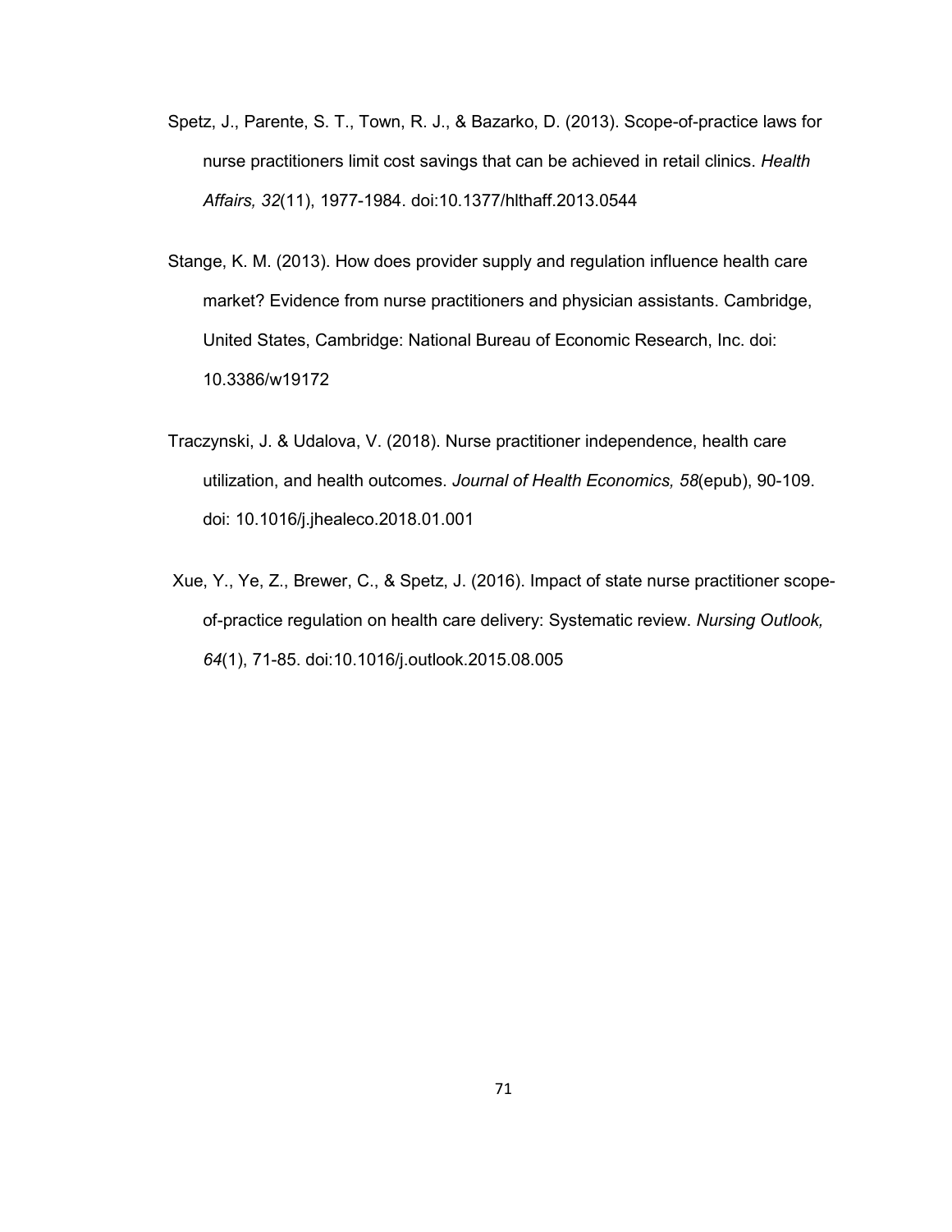Spetz, J., Parente, S. T., Town, R. J., & Bazarko, D. (2013). Scope-of-practice laws for nurse practitioners limit cost savings that can be achieved in retail clinics. *Health Affairs, 32*(11), 1977-1984. doi:10.1377/hlthaff.2013.0544

Stange, K. M. (2013). How does provider supply and regulation influence health care market? Evidence from nurse practitioners and physician assistants. Cambridge, United States, Cambridge: National Bureau of Economic Research, Inc. doi: 10.3386/w19172

Traczynski, J. & Udalova, V. (2018). Nurse practitioner independence, health care utilization, and health outcomes. *Journal of Health Economics, 58*(epub), 90-109. doi: 10.1016/j.jhealeco.2018.01.001

Xue, Y., Ye, Z., Brewer, C., & Spetz, J. (2016). Impact of state nurse practitioner scope-of-practice regulation on health care delivery: Systematic review. *Nursing Outlook, 64*(1), 71-85. doi:10.1016/j.outlook.2015.08.005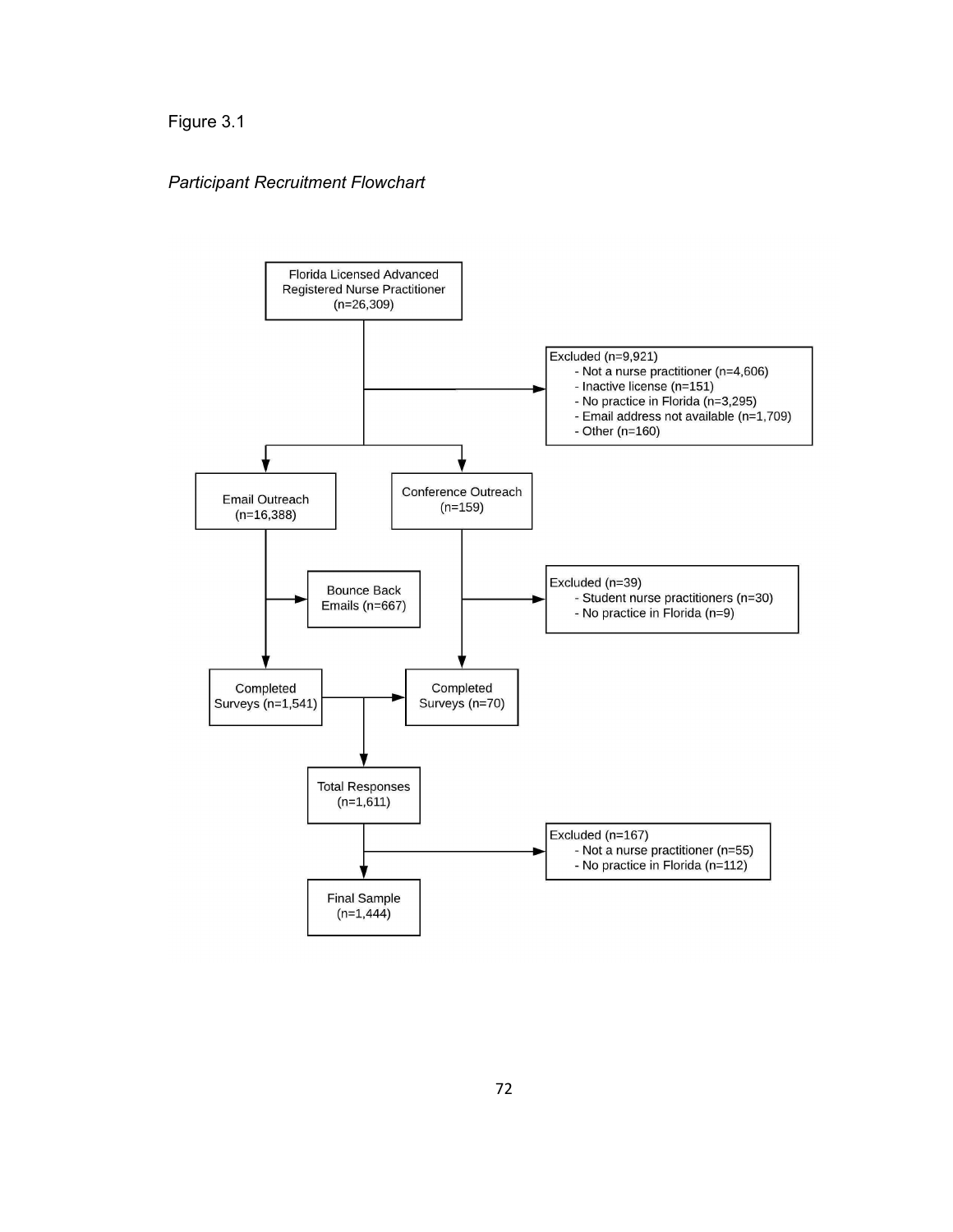Figure 3.1

*Participant Recruitment Flowchart*

Florida Licensed Advanced Registered Nurse Practitioner (n=26,309)

Excluded (n=9,921)
- Not a nurse practitioner (n=4,606)
- Inactive license (n=151)
- No practice in Florida (n=3,295)
- Email address not available (n=1,709)
- Other (n=160)

Email Outreach (n=16,388)

Conference Outreach (n=159)

Bounce Back Emails (n=667)

Excluded (n=39)
- Student nurse practitioners (n=30)
- No practice in Florida (n=9)

Completed Surveys (n=1,541)

Completed Surveys (n=70)

Total Responses (n=1,611)

Excluded (n=167)
- Not a nurse practitioner (n=55)
- No practice in Florida (n=112)

Final Sample (n=1,444)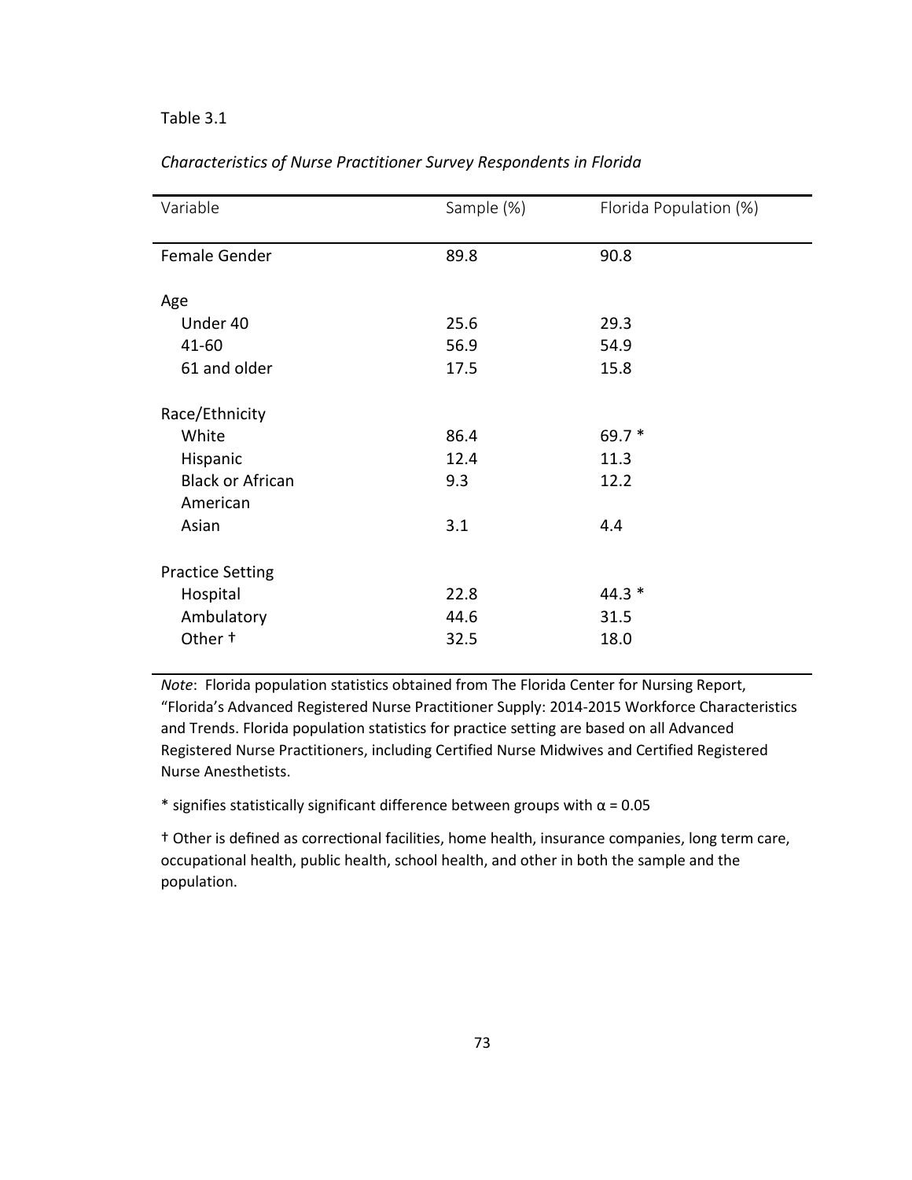Table 3.1

*Characteristics of Nurse Practitioner Survey Respondents in Florida*

| Variable | Sample (%) | Florida Population (%) |
|---|---|---|
| Female Gender | 89.8 | 90.8 |
| Age | | |
| Under 40 | 25.6 | 29.3 |
| 41-60 | 56.9 | 54.9 |
| 61 and older | 17.5 | 15.8 |
| Race/Ethnicity | | |
| White | 86.4 | 69.7 * |
| Hispanic | 12.4 | 11.3 |
| Black or African American | 9.3 | 12.2 |
| Asian | 3.1 | 4.4 |
| Practice Setting | | |
| Hospital | 22.8 | 44.3 * |
| Ambulatory | 44.6 | 31.5 |
| Other † | 32.5 | 18.0 |

*Note*: Florida population statistics obtained from The Florida Center for Nursing Report, "Florida's Advanced Registered Nurse Practitioner Supply: 2014-2015 Workforce Characteristics and Trends. Florida population statistics for practice setting are based on all Advanced Registered Nurse Practitioners, including Certified Nurse Midwives and Certified Registered Nurse Anesthetists.

* signifies statistically significant difference between groups with $\alpha = 0.05$

† Other is defined as correctional facilities, home health, insurance companies, long term care, occupational health, public health, school health, and other in both the sample and the population.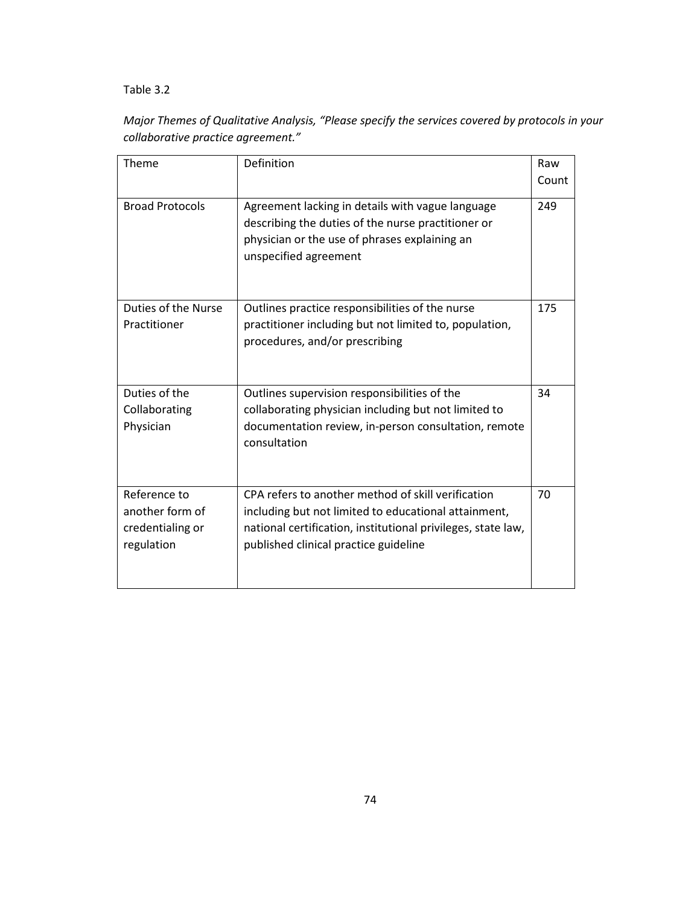Table 3.2

*Major Themes of Qualitative Analysis, "Please specify the services covered by protocols in your collaborative practice agreement."*

| Theme | Definition | Raw Count |
| --- | --- | --- |
| Broad Protocols | Agreement lacking in details with vague language describing the duties of the nurse practitioner or physician or the use of phrases explaining an unspecified agreement | 249 |
| Duties of the Nurse Practitioner | Outlines practice responsibilities of the nurse practitioner including but not limited to, population, procedures, and/or prescribing | 175 |
| Duties of the Collaborating Physician | Outlines supervision responsibilities of the collaborating physician including but not limited to documentation review, in-person consultation, remote consultation | 34 |
| Reference to another form of credentialing or regulation | CPA refers to another method of skill verification including but not limited to educational attainment, national certification, institutional privileges, state law, published clinical practice guideline | 70 |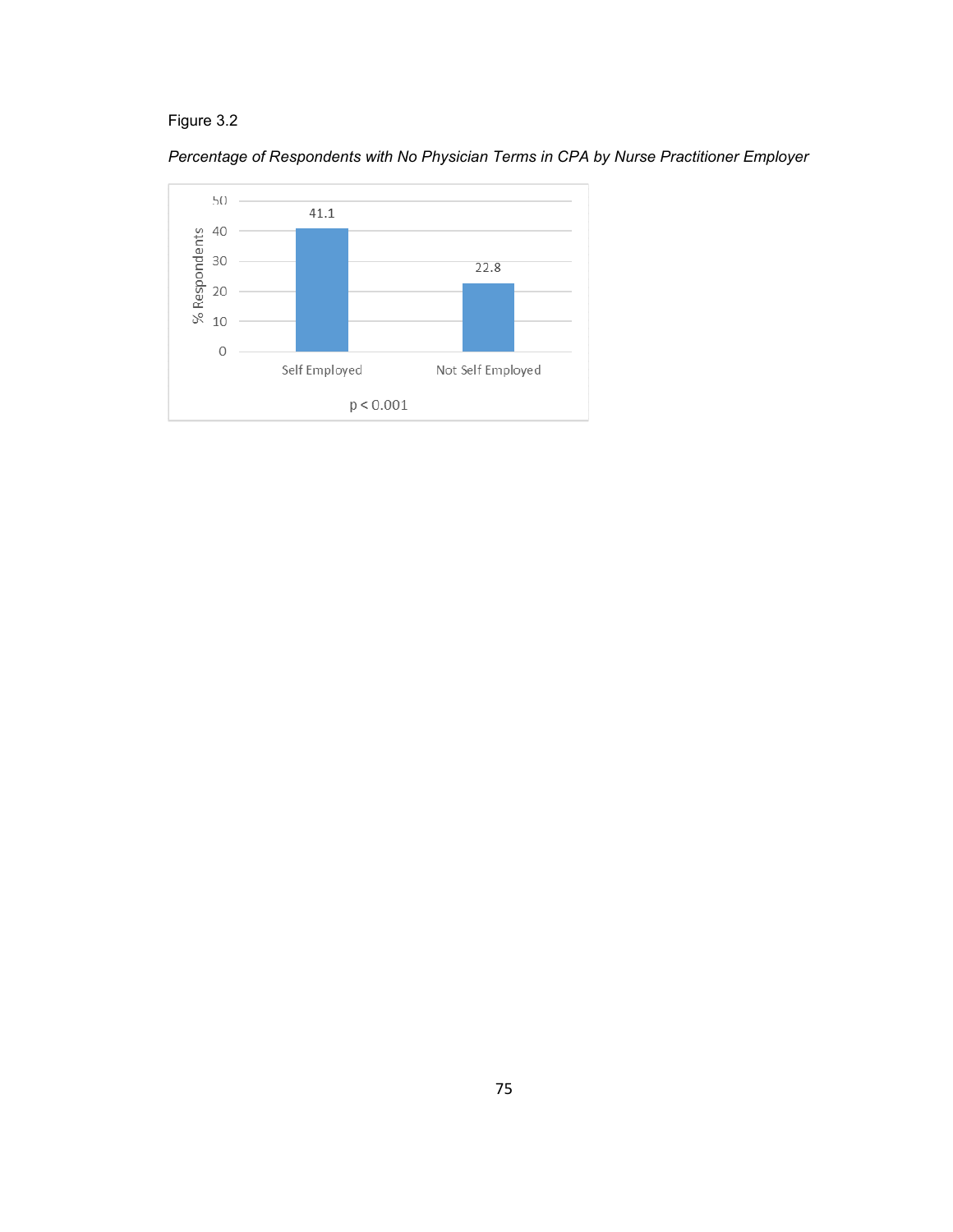Figure 3.2

*Percentage of Respondents with No Physician Terms in CPA by Nurse Practitioner Employer*

| | Self Employed | Not Self Employed |
|---|---|---|
| % Respondents | 41.1 | 22.8 |

$p < 0.001$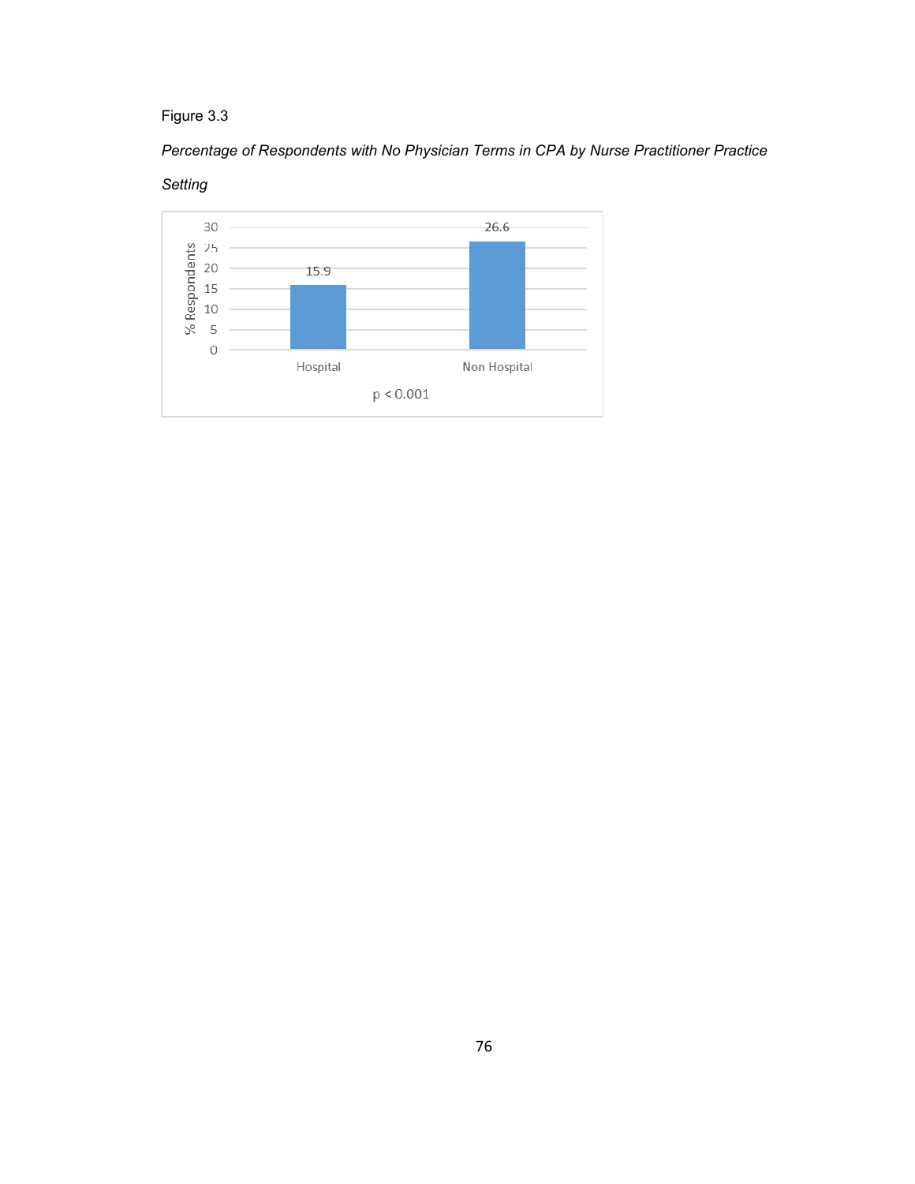Figure 3.3

*Percentage of Respondents with No Physician Terms in CPA by Nurse Practitioner Practice Setting*

| Setting | % Respondents |
|---|---|
| Hospital | 15.9 |
| Non Hospital | 26.6 |

$p < 0.001$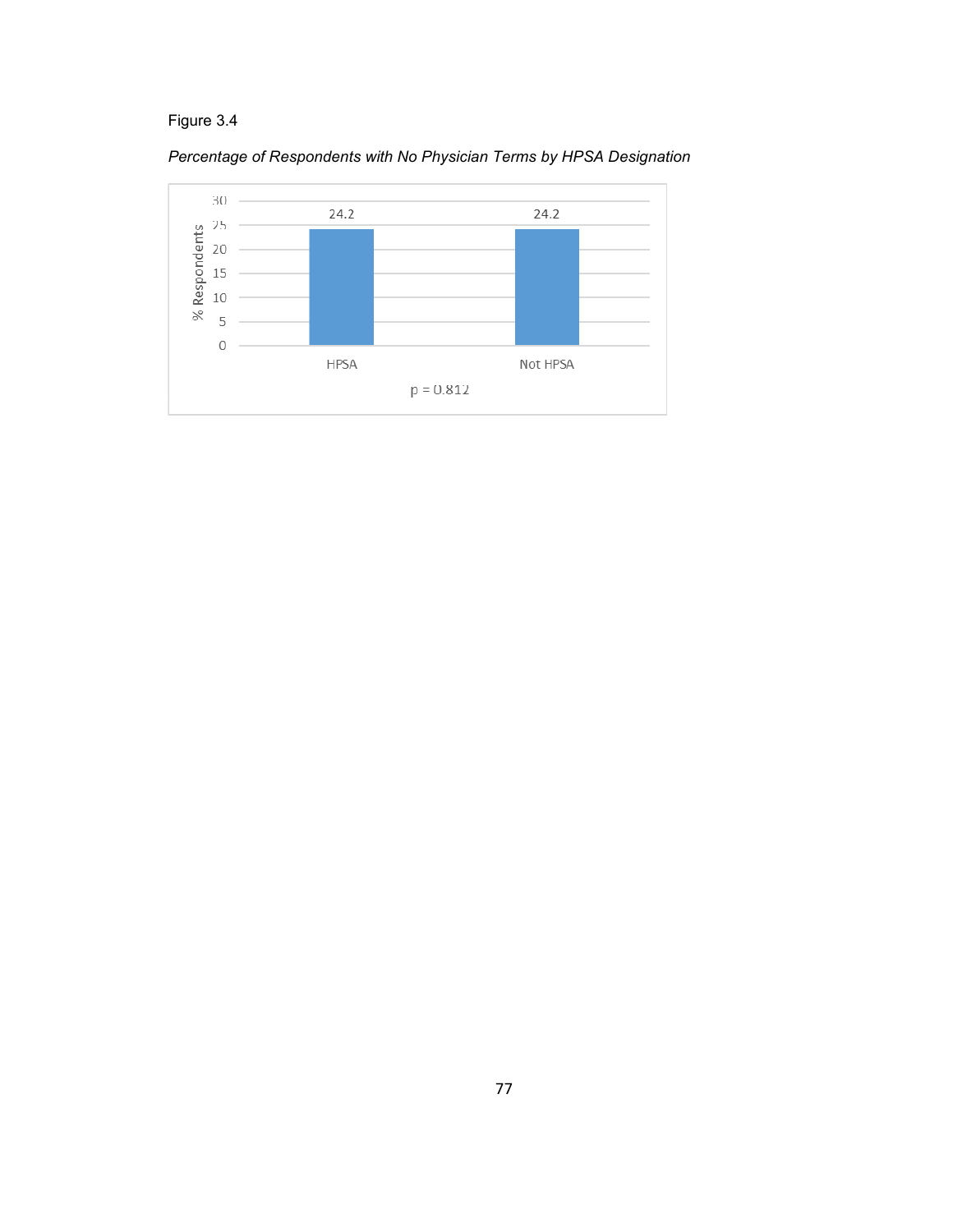Figure 3.4

*Percentage of Respondents with No Physician Terms by HPSA Designation*

| | % Respondents |
|---|---|
| HPSA | 24.2 |
| Not HPSA | 24.2 |

p = 0.812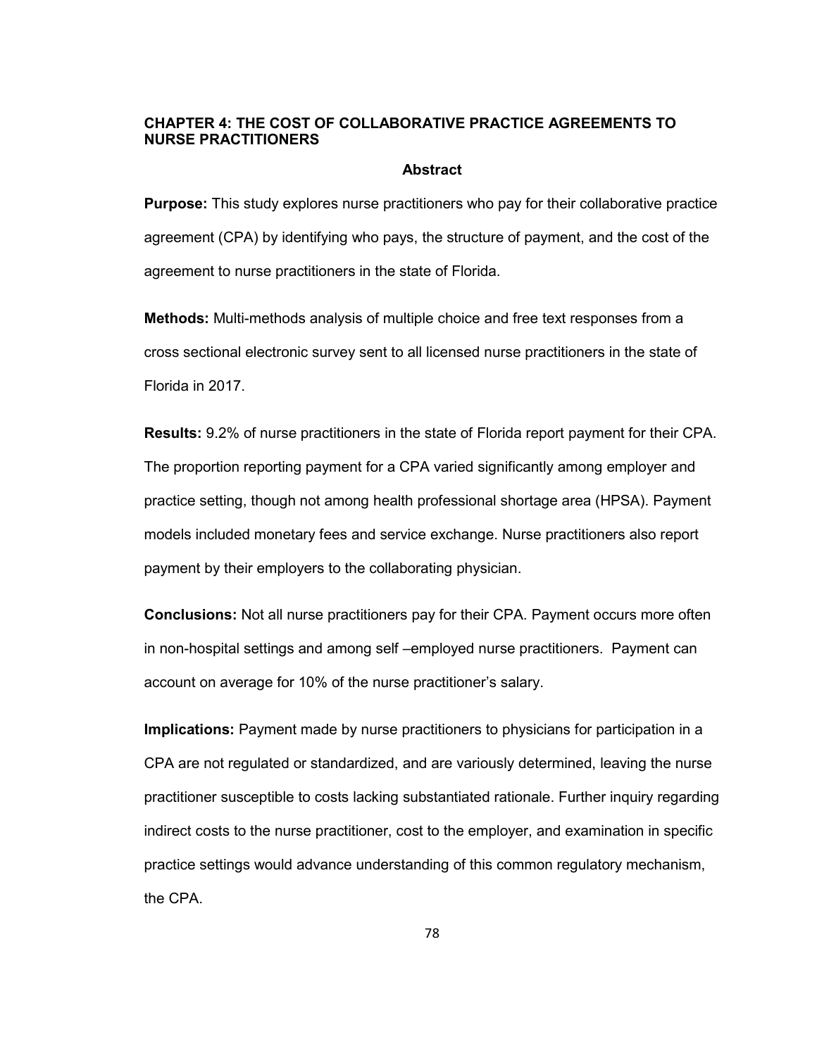# CHAPTER 4: THE COST OF COLLABORATIVE PRACTICE AGREEMENTS TO NURSE PRACTITIONERS

## Abstract

**Purpose:** This study explores nurse practitioners who pay for their collaborative practice agreement (CPA) by identifying who pays, the structure of payment, and the cost of the agreement to nurse practitioners in the state of Florida.

**Methods:** Multi-methods analysis of multiple choice and free text responses from a cross sectional electronic survey sent to all licensed nurse practitioners in the state of Florida in 2017.

**Results:** 9.2% of nurse practitioners in the state of Florida report payment for their CPA. The proportion reporting payment for a CPA varied significantly among employer and practice setting, though not among health professional shortage area (HPSA). Payment models included monetary fees and service exchange. Nurse practitioners also report payment by their employers to the collaborating physician.

**Conclusions:** Not all nurse practitioners pay for their CPA. Payment occurs more often in non-hospital settings and among self –employed nurse practitioners. Payment can account on average for 10% of the nurse practitioner's salary.

**Implications:** Payment made by nurse practitioners to physicians for participation in a CPA are not regulated or standardized, and are variously determined, leaving the nurse practitioner susceptible to costs lacking substantiated rationale. Further inquiry regarding indirect costs to the nurse practitioner, cost to the employer, and examination in specific practice settings would advance understanding of this common regulatory mechanism, the CPA.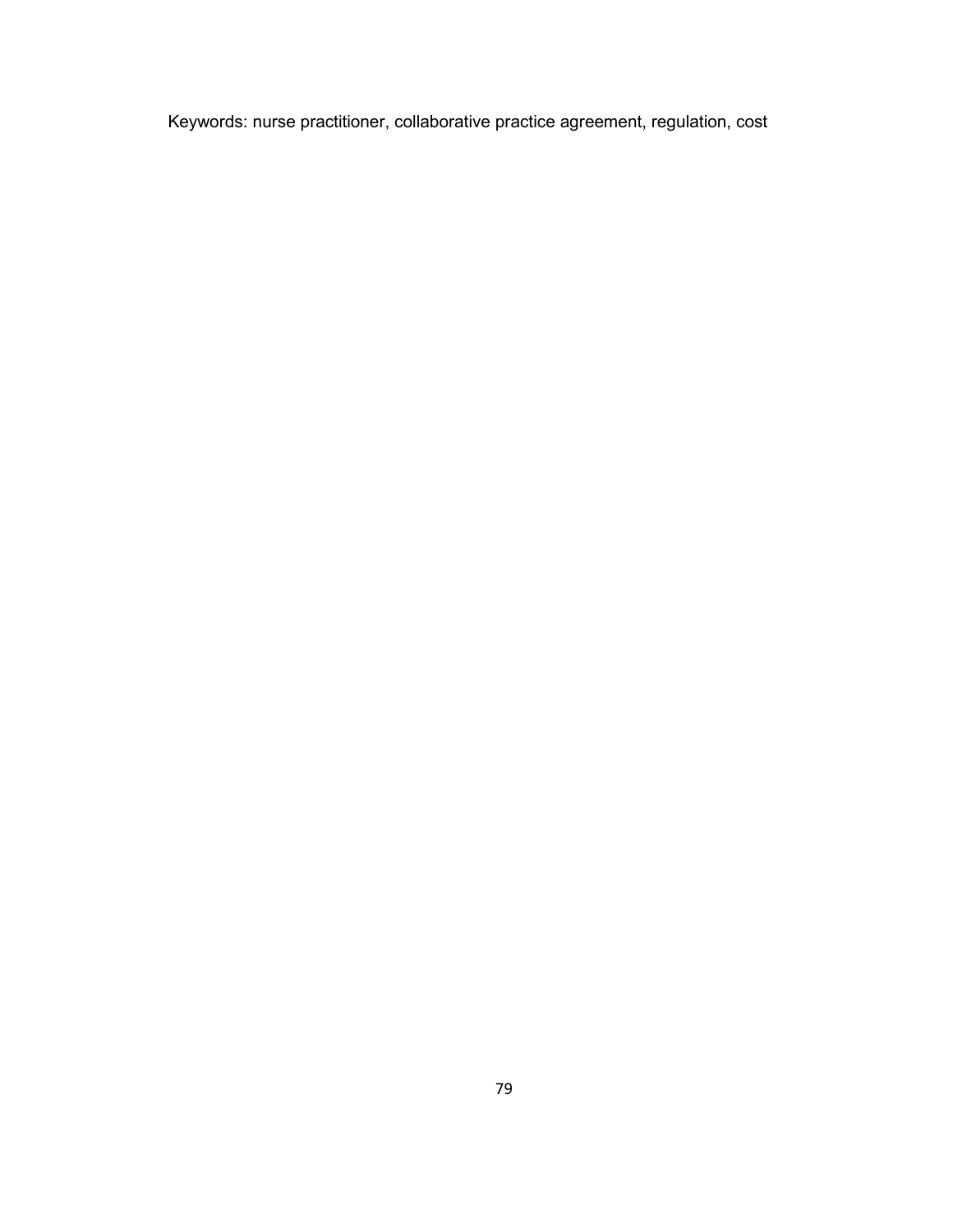Keywords: nurse practitioner, collaborative practice agreement, regulation, cost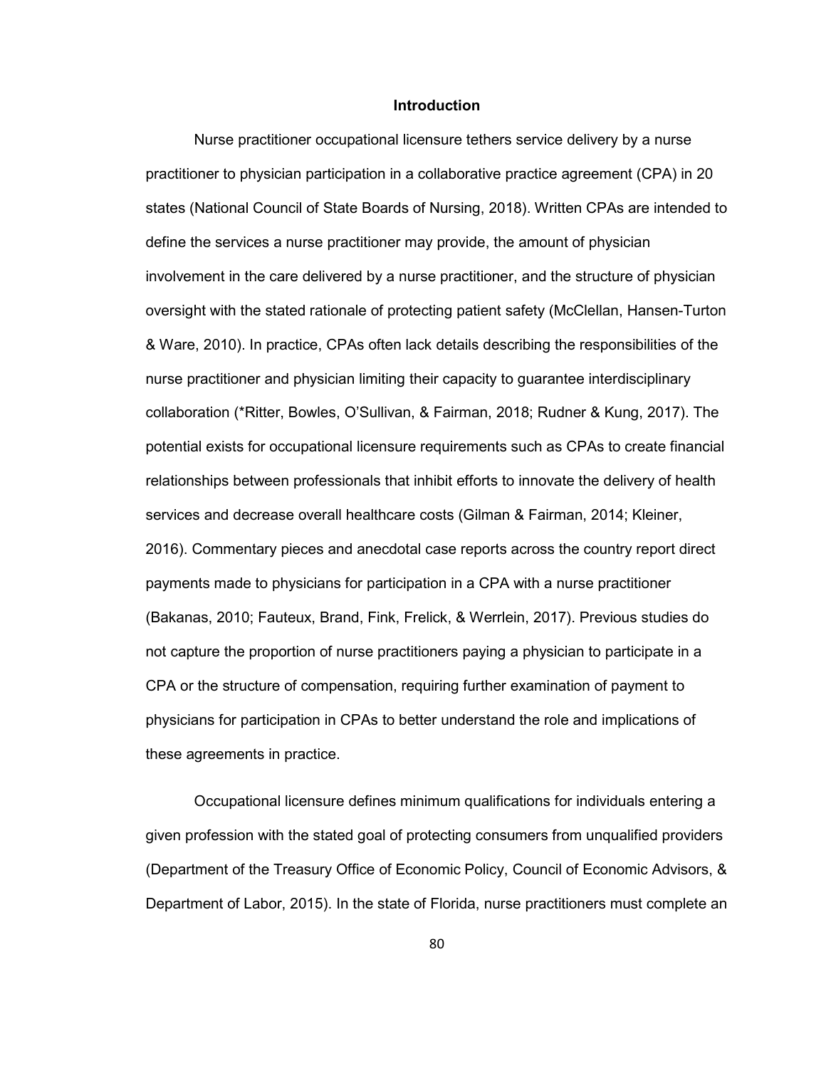## Introduction

Nurse practitioner occupational licensure tethers service delivery by a nurse practitioner to physician participation in a collaborative practice agreement (CPA) in 20 states (National Council of State Boards of Nursing, 2018). Written CPAs are intended to define the services a nurse practitioner may provide, the amount of physician involvement in the care delivered by a nurse practitioner, and the structure of physician oversight with the stated rationale of protecting patient safety (McClellan, Hansen-Turton & Ware, 2010). In practice, CPAs often lack details describing the responsibilities of the nurse practitioner and physician limiting their capacity to guarantee interdisciplinary collaboration (*Ritter, Bowles, O'Sullivan, & Fairman, 2018; Rudner & Kung, 2017). The potential exists for occupational licensure requirements such as CPAs to create financial relationships between professionals that inhibit efforts to innovate the delivery of health services and decrease overall healthcare costs (Gilman & Fairman, 2014; Kleiner, 2016). Commentary pieces and anecdotal case reports across the country report direct payments made to physicians for participation in a CPA with a nurse practitioner (Bakanas, 2010; Fauteux, Brand, Fink, Frelick, & Werrlein, 2017). Previous studies do not capture the proportion of nurse practitioners paying a physician to participate in a CPA or the structure of compensation, requiring further examination of payment to physicians for participation in CPAs to better understand the role and implications of these agreements in practice.

Occupational licensure defines minimum qualifications for individuals entering a given profession with the stated goal of protecting consumers from unqualified providers (Department of the Treasury Office of Economic Policy, Council of Economic Advisors, & Department of Labor, 2015). In the state of Florida, nurse practitioners must complete an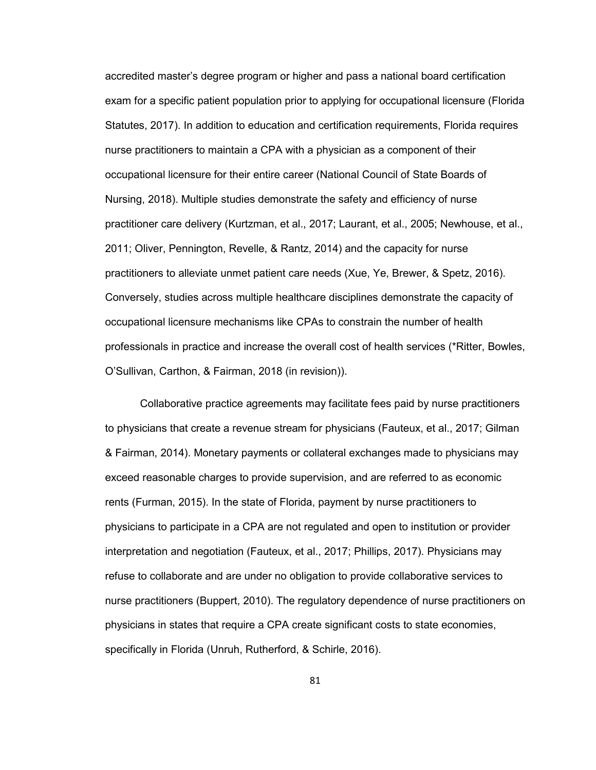accredited master's degree program or higher and pass a national board certification exam for a specific patient population prior to applying for occupational licensure (Florida Statutes, 2017). In addition to education and certification requirements, Florida requires nurse practitioners to maintain a CPA with a physician as a component of their occupational licensure for their entire career (National Council of State Boards of Nursing, 2018). Multiple studies demonstrate the safety and efficiency of nurse practitioner care delivery (Kurtzman, et al., 2017; Laurant, et al., 2005; Newhouse, et al., 2011; Oliver, Pennington, Revelle, & Rantz, 2014) and the capacity for nurse practitioners to alleviate unmet patient care needs (Xue, Ye, Brewer, & Spetz, 2016). Conversely, studies across multiple healthcare disciplines demonstrate the capacity of occupational licensure mechanisms like CPAs to constrain the number of health professionals in practice and increase the overall cost of health services (*Ritter, Bowles, O'Sullivan, Carthon, & Fairman, 2018 (in revision)).

Collaborative practice agreements may facilitate fees paid by nurse practitioners to physicians that create a revenue stream for physicians (Fauteux, et al., 2017; Gilman & Fairman, 2014). Monetary payments or collateral exchanges made to physicians may exceed reasonable charges to provide supervision, and are referred to as economic rents (Furman, 2015). In the state of Florida, payment by nurse practitioners to physicians to participate in a CPA are not regulated and open to institution or provider interpretation and negotiation (Fauteux, et al., 2017; Phillips, 2017). Physicians may refuse to collaborate and are under no obligation to provide collaborative services to nurse practitioners (Buppert, 2010). The regulatory dependence of nurse practitioners on physicians in states that require a CPA create significant costs to state economies, specifically in Florida (Unruh, Rutherford, & Schirle, 2016).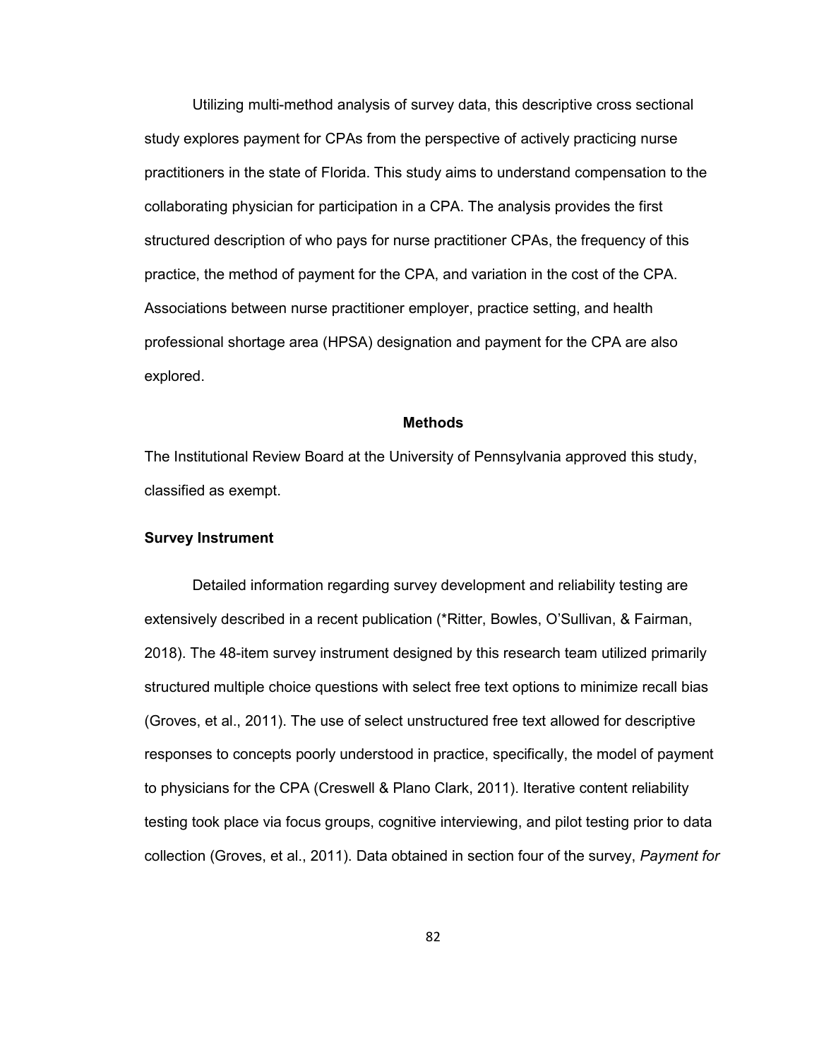Utilizing multi-method analysis of survey data, this descriptive cross sectional study explores payment for CPAs from the perspective of actively practicing nurse practitioners in the state of Florida. This study aims to understand compensation to the collaborating physician for participation in a CPA. The analysis provides the first structured description of who pays for nurse practitioner CPAs, the frequency of this practice, the method of payment for the CPA, and variation in the cost of the CPA. Associations between nurse practitioner employer, practice setting, and health professional shortage area (HPSA) designation and payment for the CPA are also explored.

## Methods

The Institutional Review Board at the University of Pennsylvania approved this study, classified as exempt.

### Survey Instrument

Detailed information regarding survey development and reliability testing are extensively described in a recent publication (*Ritter, Bowles, O'Sullivan, & Fairman, 2018). The 48-item survey instrument designed by this research team utilized primarily structured multiple choice questions with select free text options to minimize recall bias (Groves, et al., 2011). The use of select unstructured free text allowed for descriptive responses to concepts poorly understood in practice, specifically, the model of payment to physicians for the CPA (Creswell & Plano Clark, 2011). Iterative content reliability testing took place via focus groups, cognitive interviewing, and pilot testing prior to data collection (Groves, et al., 2011). Data obtained in section four of the survey, *Payment for*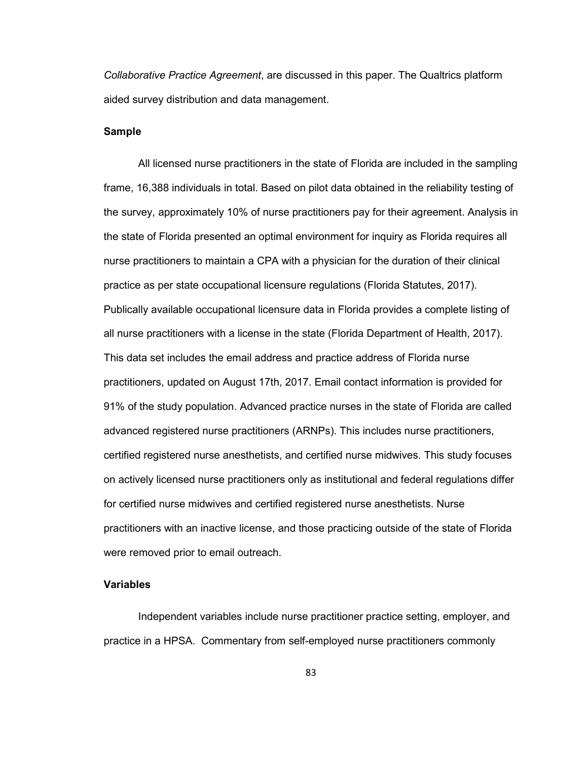*Collaborative Practice Agreement*, are discussed in this paper. The Qualtrics platform aided survey distribution and data management.

### Sample

All licensed nurse practitioners in the state of Florida are included in the sampling frame, 16,388 individuals in total. Based on pilot data obtained in the reliability testing of the survey, approximately 10% of nurse practitioners pay for their agreement. Analysis in the state of Florida presented an optimal environment for inquiry as Florida requires all nurse practitioners to maintain a CPA with a physician for the duration of their clinical practice as per state occupational licensure regulations (Florida Statutes, 2017). Publically available occupational licensure data in Florida provides a complete listing of all nurse practitioners with a license in the state (Florida Department of Health, 2017). This data set includes the email address and practice address of Florida nurse practitioners, updated on August 17th, 2017. Email contact information is provided for 91% of the study population. Advanced practice nurses in the state of Florida are called advanced registered nurse practitioners (ARNPs). This includes nurse practitioners, certified registered nurse anesthetists, and certified nurse midwives. This study focuses on actively licensed nurse practitioners only as institutional and federal regulations differ for certified nurse midwives and certified registered nurse anesthetists. Nurse practitioners with an inactive license, and those practicing outside of the state of Florida were removed prior to email outreach.

### Variables

Independent variables include nurse practitioner practice setting, employer, and practice in a HPSA. Commentary from self-employed nurse practitioners commonly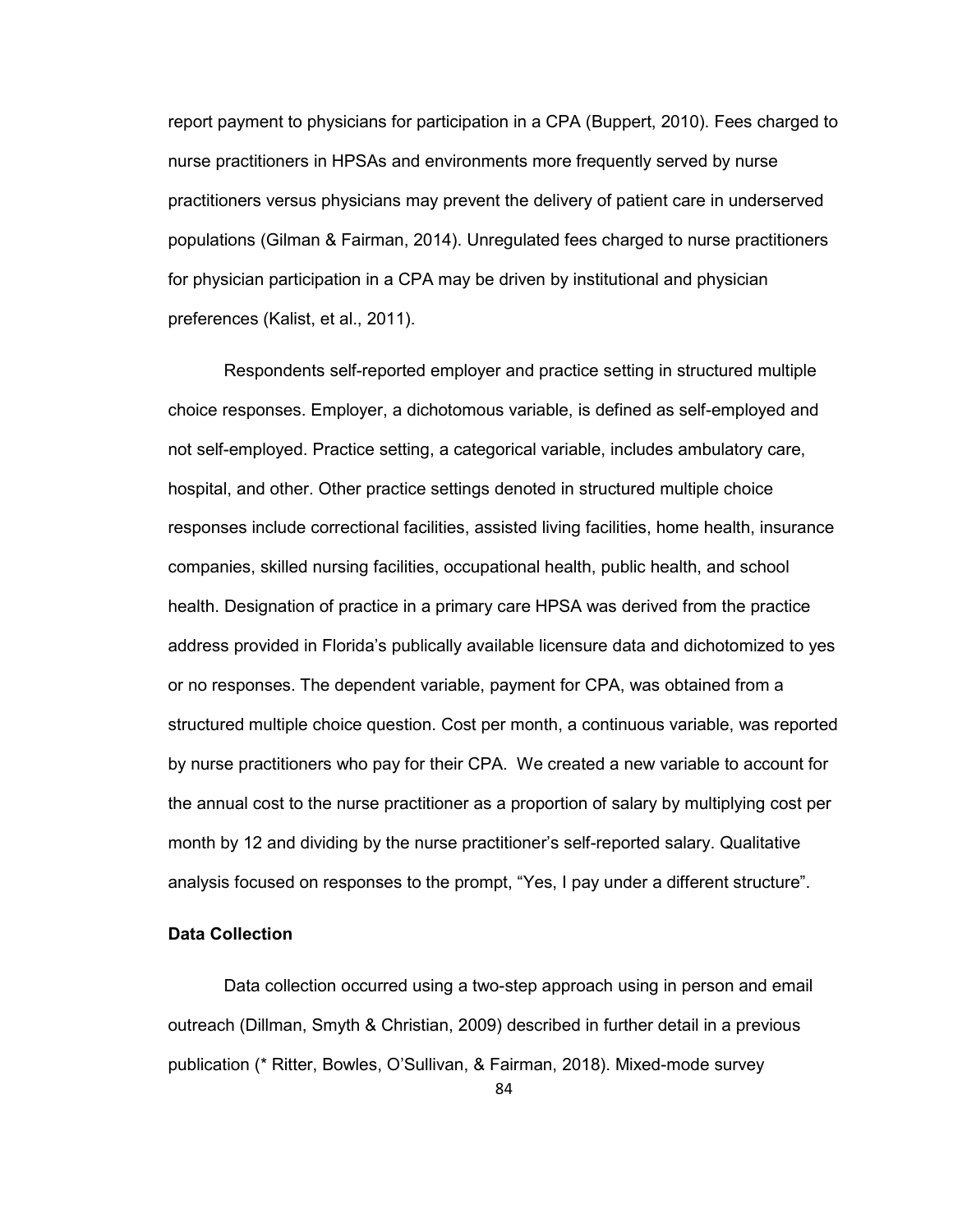report payment to physicians for participation in a CPA (Buppert, 2010). Fees charged to nurse practitioners in HPSAs and environments more frequently served by nurse practitioners versus physicians may prevent the delivery of patient care in underserved populations (Gilman & Fairman, 2014). Unregulated fees charged to nurse practitioners for physician participation in a CPA may be driven by institutional and physician preferences (Kalist, et al., 2011).

Respondents self-reported employer and practice setting in structured multiple choice responses. Employer, a dichotomous variable, is defined as self-employed and not self-employed. Practice setting, a categorical variable, includes ambulatory care, hospital, and other. Other practice settings denoted in structured multiple choice responses include correctional facilities, assisted living facilities, home health, insurance companies, skilled nursing facilities, occupational health, public health, and school health. Designation of practice in a primary care HPSA was derived from the practice address provided in Florida's publically available licensure data and dichotomized to yes or no responses. The dependent variable, payment for CPA, was obtained from a structured multiple choice question. Cost per month, a continuous variable, was reported by nurse practitioners who pay for their CPA. We created a new variable to account for the annual cost to the nurse practitioner as a proportion of salary by multiplying cost per month by 12 and dividing by the nurse practitioner's self-reported salary. Qualitative analysis focused on responses to the prompt, "Yes, I pay under a different structure".

**Data Collection**

Data collection occurred using a two-step approach using in person and email outreach (Dillman, Smyth & Christian, 2009) described in further detail in a previous publication (* Ritter, Bowles, O'Sullivan, & Fairman, 2018). Mixed-mode survey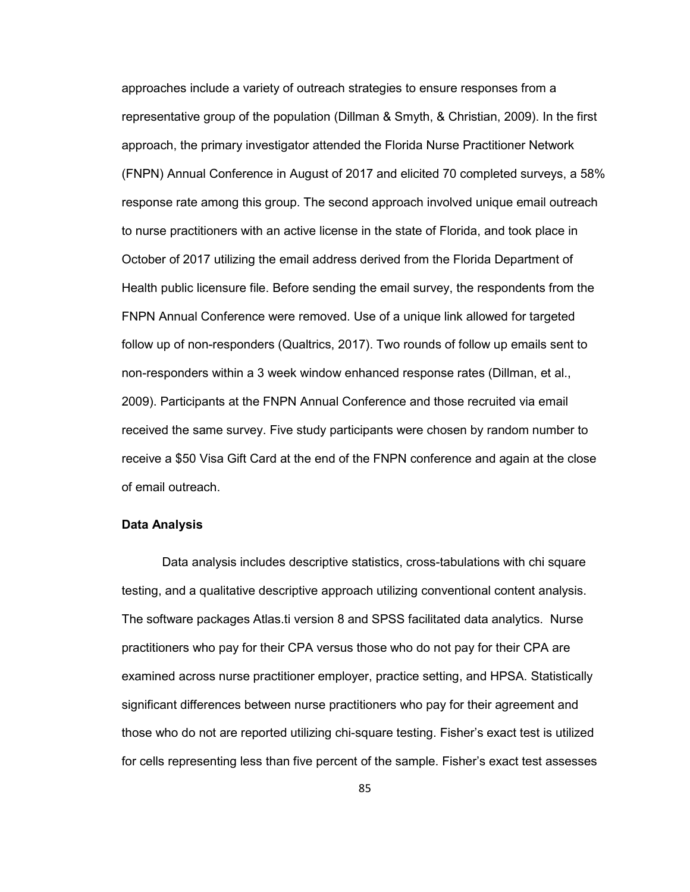approaches include a variety of outreach strategies to ensure responses from a representative group of the population (Dillman & Smyth, & Christian, 2009). In the first approach, the primary investigator attended the Florida Nurse Practitioner Network (FNPN) Annual Conference in August of 2017 and elicited 70 completed surveys, a 58% response rate among this group. The second approach involved unique email outreach to nurse practitioners with an active license in the state of Florida, and took place in October of 2017 utilizing the email address derived from the Florida Department of Health public licensure file. Before sending the email survey, the respondents from the FNPN Annual Conference were removed. Use of a unique link allowed for targeted follow up of non-responders (Qualtrics, 2017). Two rounds of follow up emails sent to non-responders within a 3 week window enhanced response rates (Dillman, et al., 2009). Participants at the FNPN Annual Conference and those recruited via email received the same survey. Five study participants were chosen by random number to receive a $50 Visa Gift Card at the end of the FNPN conference and again at the close of email outreach.

### Data Analysis

Data analysis includes descriptive statistics, cross-tabulations with chi square testing, and a qualitative descriptive approach utilizing conventional content analysis. The software packages Atlas.ti version 8 and SPSS facilitated data analytics. Nurse practitioners who pay for their CPA versus those who do not pay for their CPA are examined across nurse practitioner employer, practice setting, and HPSA. Statistically significant differences between nurse practitioners who pay for their agreement and those who do not are reported utilizing chi-square testing. Fisher's exact test is utilized for cells representing less than five percent of the sample. Fisher's exact test assesses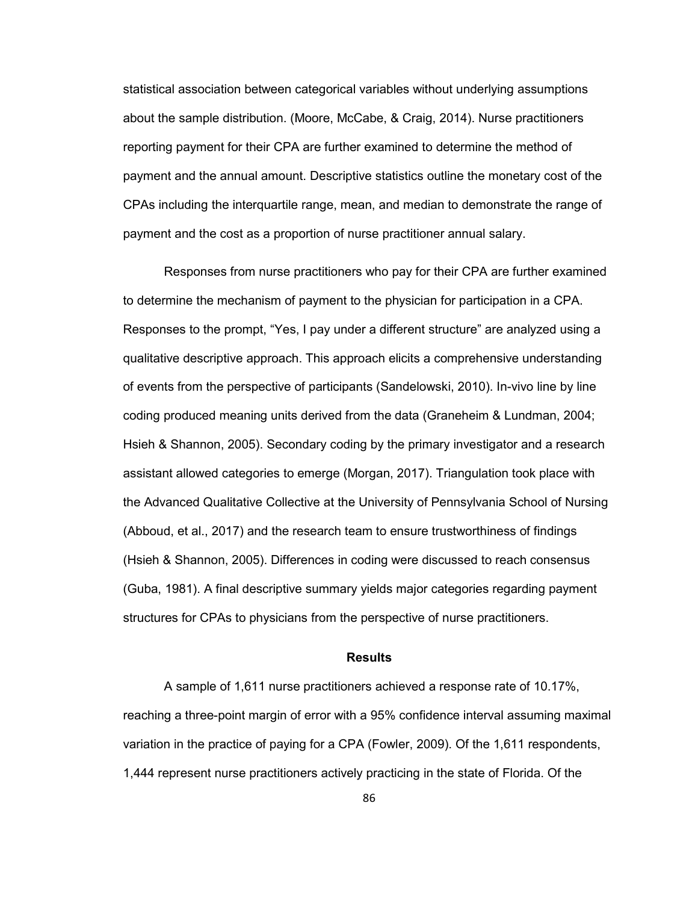statistical association between categorical variables without underlying assumptions about the sample distribution. (Moore, McCabe, & Craig, 2014). Nurse practitioners reporting payment for their CPA are further examined to determine the method of payment and the annual amount. Descriptive statistics outline the monetary cost of the CPAs including the interquartile range, mean, and median to demonstrate the range of payment and the cost as a proportion of nurse practitioner annual salary.

Responses from nurse practitioners who pay for their CPA are further examined to determine the mechanism of payment to the physician for participation in a CPA. Responses to the prompt, "Yes, I pay under a different structure" are analyzed using a qualitative descriptive approach. This approach elicits a comprehensive understanding of events from the perspective of participants (Sandelowski, 2010). In-vivo line by line coding produced meaning units derived from the data (Graneheim & Lundman, 2004; Hsieh & Shannon, 2005). Secondary coding by the primary investigator and a research assistant allowed categories to emerge (Morgan, 2017). Triangulation took place with the Advanced Qualitative Collective at the University of Pennsylvania School of Nursing (Abboud, et al., 2017) and the research team to ensure trustworthiness of findings (Hsieh & Shannon, 2005). Differences in coding were discussed to reach consensus (Guba, 1981). A final descriptive summary yields major categories regarding payment structures for CPAs to physicians from the perspective of nurse practitioners.

## Results

A sample of 1,611 nurse practitioners achieved a response rate of 10.17%, reaching a three-point margin of error with a 95% confidence interval assuming maximal variation in the practice of paying for a CPA (Fowler, 2009). Of the 1,611 respondents, 1,444 represent nurse practitioners actively practicing in the state of Florida. Of the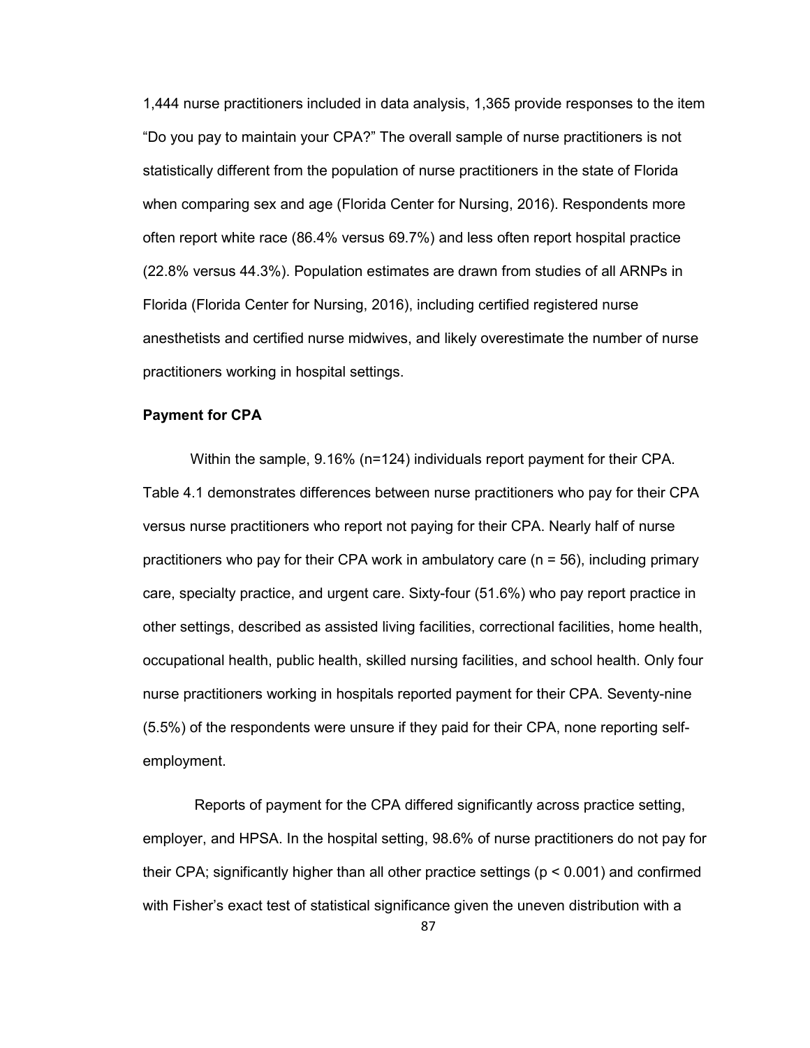1,444 nurse practitioners included in data analysis, 1,365 provide responses to the item "Do you pay to maintain your CPA?" The overall sample of nurse practitioners is not statistically different from the population of nurse practitioners in the state of Florida when comparing sex and age (Florida Center for Nursing, 2016). Respondents more often report white race (86.4% versus 69.7%) and less often report hospital practice (22.8% versus 44.3%). Population estimates are drawn from studies of all ARNPs in Florida (Florida Center for Nursing, 2016), including certified registered nurse anesthetists and certified nurse midwives, and likely overestimate the number of nurse practitioners working in hospital settings.

### Payment for CPA

Within the sample, 9.16% (n=124) individuals report payment for their CPA. Table 4.1 demonstrates differences between nurse practitioners who pay for their CPA versus nurse practitioners who report not paying for their CPA. Nearly half of nurse practitioners who pay for their CPA work in ambulatory care (n = 56), including primary care, specialty practice, and urgent care. Sixty-four (51.6%) who pay report practice in other settings, described as assisted living facilities, correctional facilities, home health, occupational health, public health, skilled nursing facilities, and school health. Only four nurse practitioners working in hospitals reported payment for their CPA. Seventy-nine (5.5%) of the respondents were unsure if they paid for their CPA, none reporting self-employment.

Reports of payment for the CPA differed significantly across practice setting, employer, and HPSA. In the hospital setting, 98.6% of nurse practitioners do not pay for their CPA; significantly higher than all other practice settings ($p < 0.001$) and confirmed with Fisher's exact test of statistical significance given the uneven distribution with a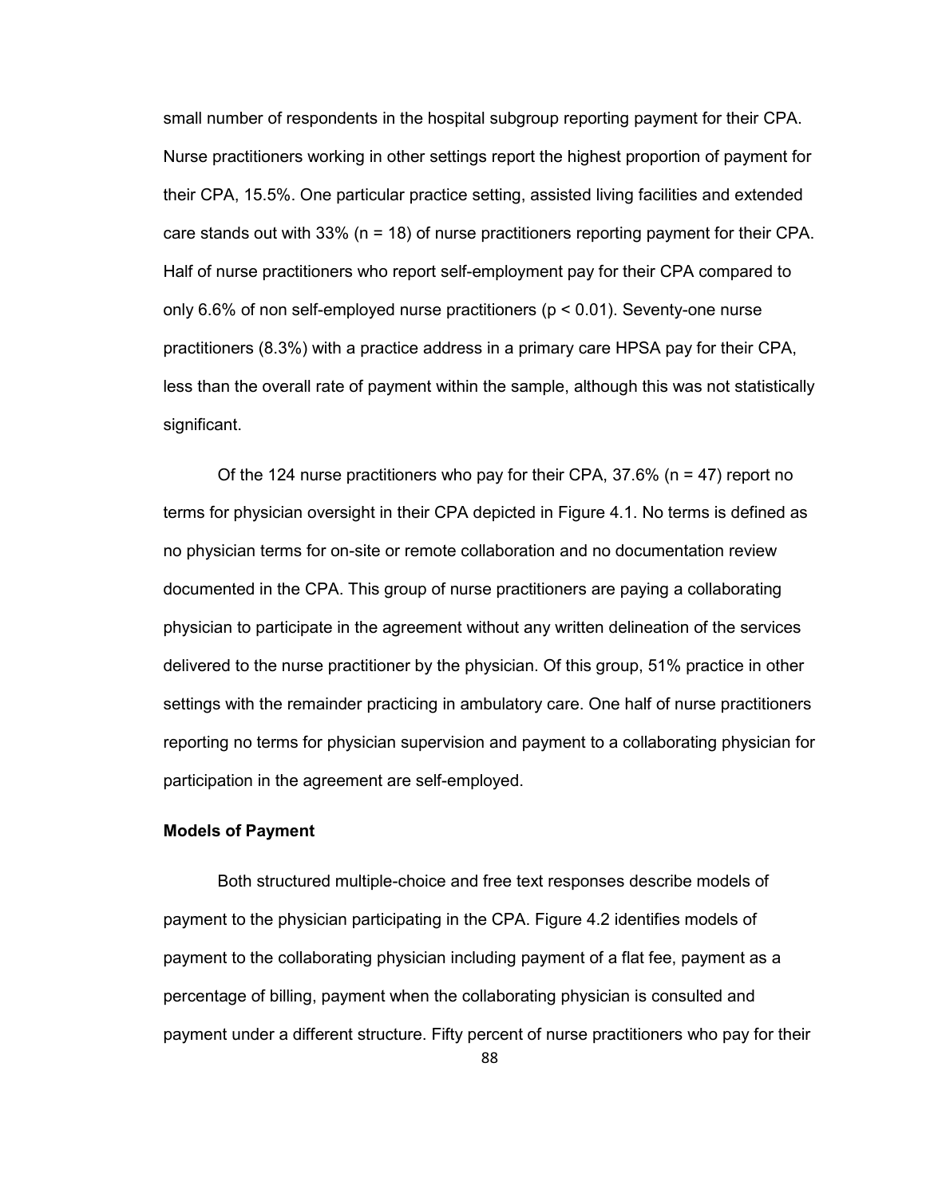small number of respondents in the hospital subgroup reporting payment for their CPA. Nurse practitioners working in other settings report the highest proportion of payment for their CPA, 15.5%. One particular practice setting, assisted living facilities and extended care stands out with 33% (n = 18) of nurse practitioners reporting payment for their CPA. Half of nurse practitioners who report self-employment pay for their CPA compared to only 6.6% of non self-employed nurse practitioners ($p < 0.01$). Seventy-one nurse practitioners (8.3%) with a practice address in a primary care HPSA pay for their CPA, less than the overall rate of payment within the sample, although this was not statistically significant.

Of the 124 nurse practitioners who pay for their CPA, 37.6% (n = 47) report no terms for physician oversight in their CPA depicted in Figure 4.1. No terms is defined as no physician terms for on-site or remote collaboration and no documentation review documented in the CPA. This group of nurse practitioners are paying a collaborating physician to participate in the agreement without any written delineation of the services delivered to the nurse practitioner by the physician. Of this group, 51% practice in other settings with the remainder practicing in ambulatory care. One half of nurse practitioners reporting no terms for physician supervision and payment to a collaborating physician for participation in the agreement are self-employed.

**Models of Payment**

Both structured multiple-choice and free text responses describe models of payment to the physician participating in the CPA. Figure 4.2 identifies models of payment to the collaborating physician including payment of a flat fee, payment as a percentage of billing, payment when the collaborating physician is consulted and payment under a different structure. Fifty percent of nurse practitioners who pay for their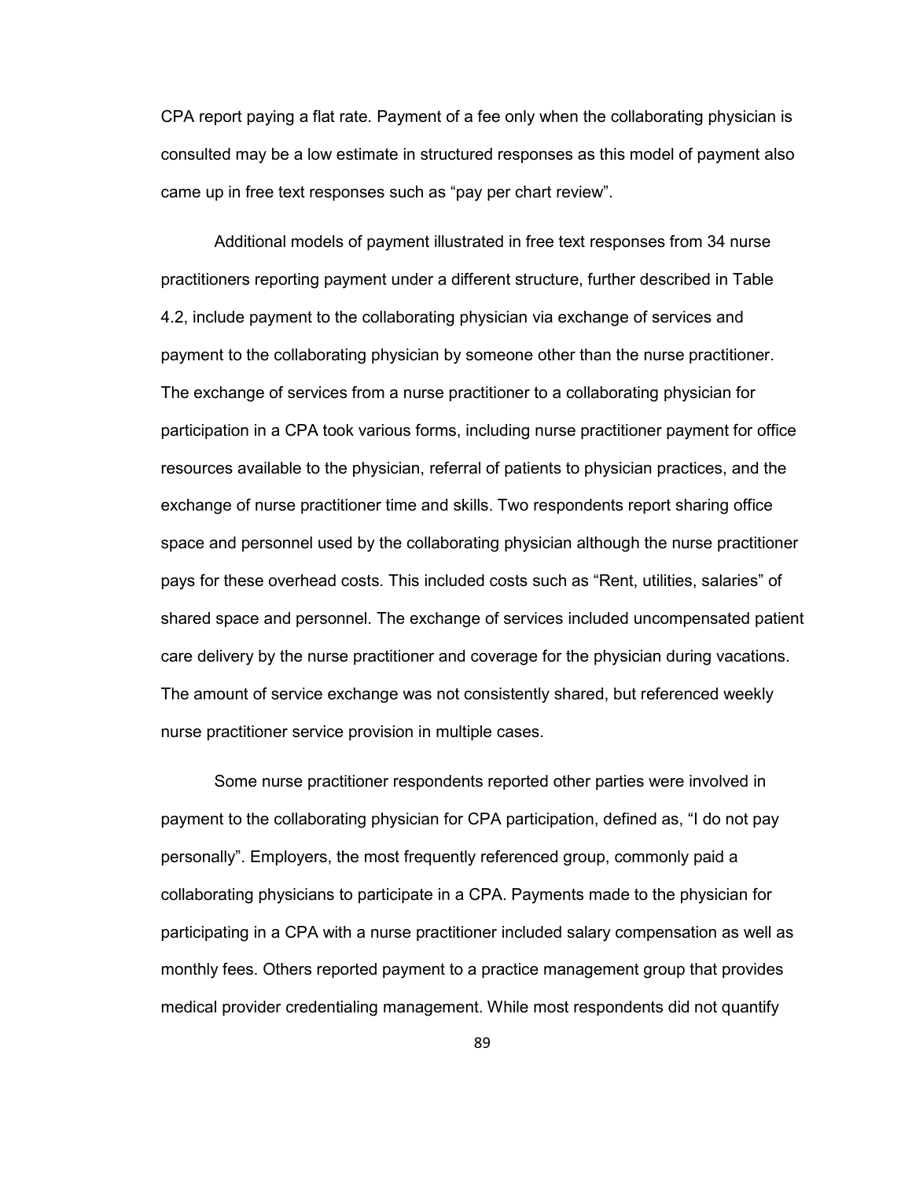CPA report paying a flat rate. Payment of a fee only when the collaborating physician is consulted may be a low estimate in structured responses as this model of payment also came up in free text responses such as “pay per chart review”.

Additional models of payment illustrated in free text responses from 34 nurse practitioners reporting payment under a different structure, further described in Table 4.2, include payment to the collaborating physician via exchange of services and payment to the collaborating physician by someone other than the nurse practitioner. The exchange of services from a nurse practitioner to a collaborating physician for participation in a CPA took various forms, including nurse practitioner payment for office resources available to the physician, referral of patients to physician practices, and the exchange of nurse practitioner time and skills. Two respondents report sharing office space and personnel used by the collaborating physician although the nurse practitioner pays for these overhead costs. This included costs such as “Rent, utilities, salaries” of shared space and personnel. The exchange of services included uncompensated patient care delivery by the nurse practitioner and coverage for the physician during vacations. The amount of service exchange was not consistently shared, but referenced weekly nurse practitioner service provision in multiple cases.

Some nurse practitioner respondents reported other parties were involved in payment to the collaborating physician for CPA participation, defined as, “I do not pay personally”. Employers, the most frequently referenced group, commonly paid a collaborating physicians to participate in a CPA. Payments made to the physician for participating in a CPA with a nurse practitioner included salary compensation as well as monthly fees. Others reported payment to a practice management group that provides medical provider credentialing management. While most respondents did not quantify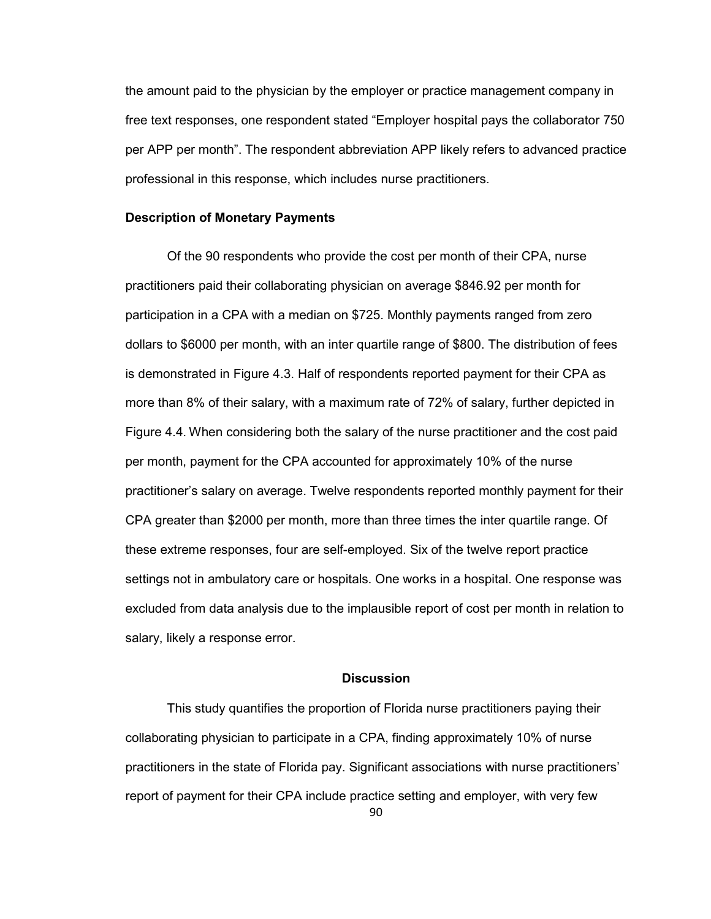the amount paid to the physician by the employer or practice management company in free text responses, one respondent stated "Employer hospital pays the collaborator 750 per APP per month". The respondent abbreviation APP likely refers to advanced practice professional in this response, which includes nurse practitioners.

### Description of Monetary Payments

Of the 90 respondents who provide the cost per month of their CPA, nurse practitioners paid their collaborating physician on average $846.92 per month for participation in a CPA with a median on $725. Monthly payments ranged from zero dollars to $6000 per month, with an inter quartile range of $800. The distribution of fees is demonstrated in Figure 4.3. Half of respondents reported payment for their CPA as more than 8% of their salary, with a maximum rate of 72% of salary, further depicted in Figure 4.4. When considering both the salary of the nurse practitioner and the cost paid per month, payment for the CPA accounted for approximately 10% of the nurse practitioner's salary on average. Twelve respondents reported monthly payment for their CPA greater than $2000 per month, more than three times the inter quartile range. Of these extreme responses, four are self-employed. Six of the twelve report practice settings not in ambulatory care or hospitals. One works in a hospital. One response was excluded from data analysis due to the implausible report of cost per month in relation to salary, likely a response error.

## Discussion

This study quantifies the proportion of Florida nurse practitioners paying their collaborating physician to participate in a CPA, finding approximately 10% of nurse practitioners in the state of Florida pay. Significant associations with nurse practitioners' report of payment for their CPA include practice setting and employer, with very few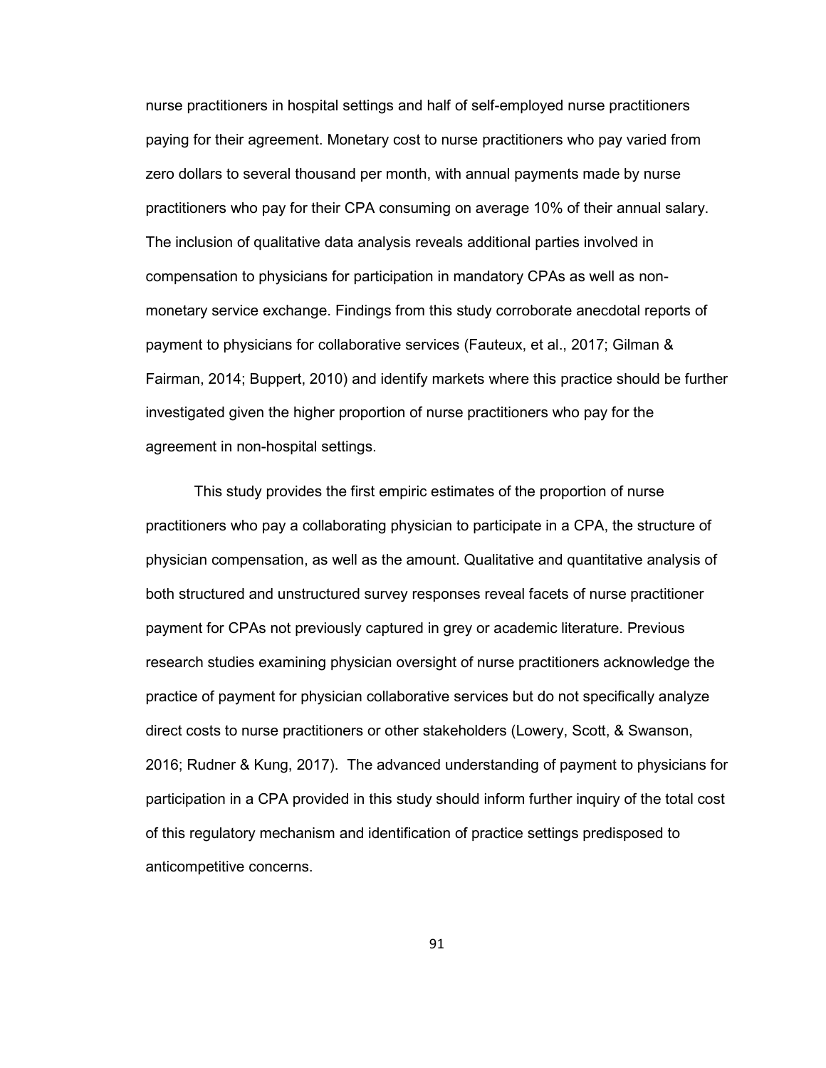nurse practitioners in hospital settings and half of self-employed nurse practitioners paying for their agreement. Monetary cost to nurse practitioners who pay varied from zero dollars to several thousand per month, with annual payments made by nurse practitioners who pay for their CPA consuming on average 10% of their annual salary. The inclusion of qualitative data analysis reveals additional parties involved in compensation to physicians for participation in mandatory CPAs as well as non-monetary service exchange. Findings from this study corroborate anecdotal reports of payment to physicians for collaborative services (Fauteux, et al., 2017; Gilman & Fairman, 2014; Buppert, 2010) and identify markets where this practice should be further investigated given the higher proportion of nurse practitioners who pay for the agreement in non-hospital settings.

This study provides the first empiric estimates of the proportion of nurse practitioners who pay a collaborating physician to participate in a CPA, the structure of physician compensation, as well as the amount. Qualitative and quantitative analysis of both structured and unstructured survey responses reveal facets of nurse practitioner payment for CPAs not previously captured in grey or academic literature. Previous research studies examining physician oversight of nurse practitioners acknowledge the practice of payment for physician collaborative services but do not specifically analyze direct costs to nurse practitioners or other stakeholders (Lowery, Scott, & Swanson, 2016; Rudner & Kung, 2017). The advanced understanding of payment to physicians for participation in a CPA provided in this study should inform further inquiry of the total cost of this regulatory mechanism and identification of practice settings predisposed to anticompetitive concerns.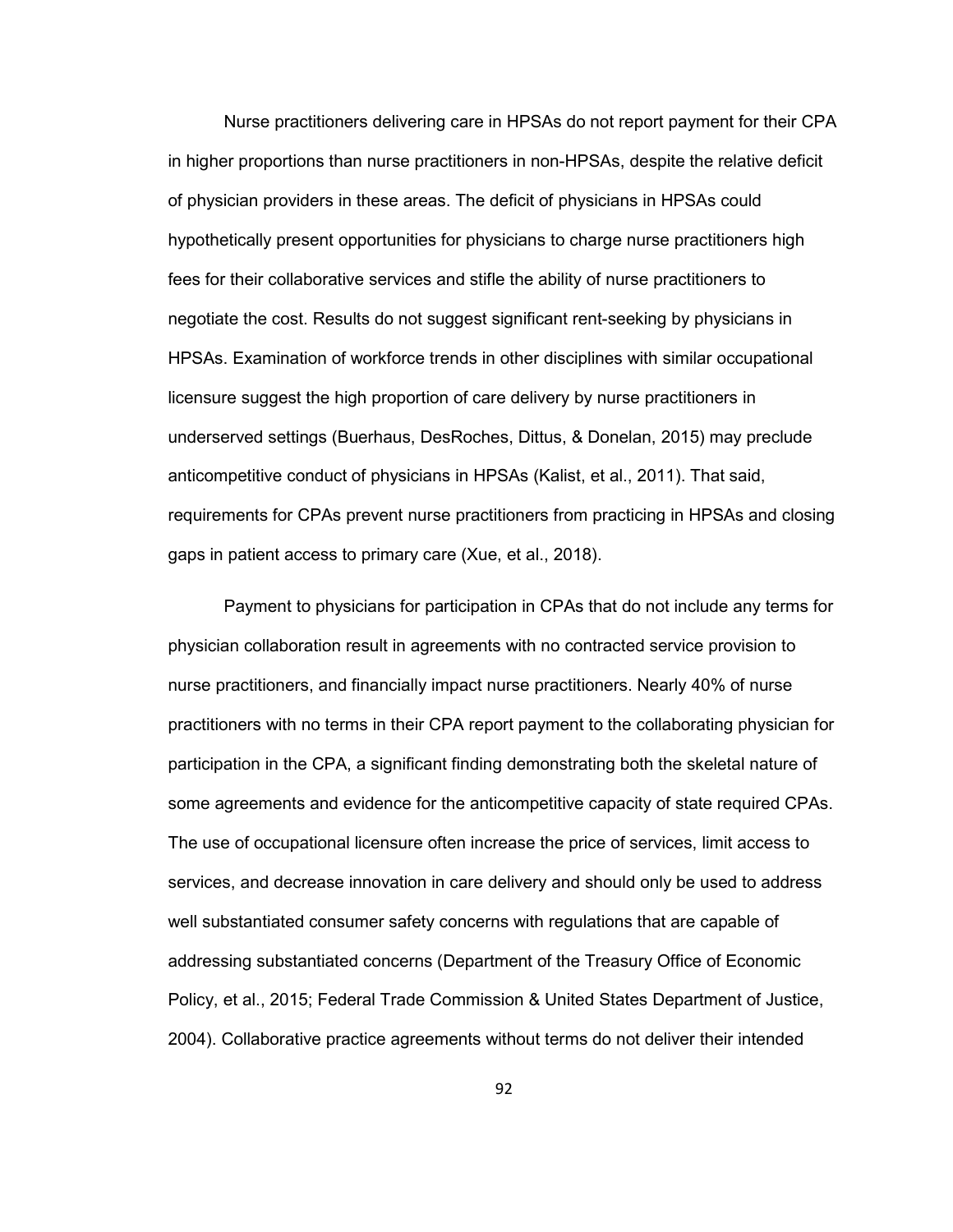Nurse practitioners delivering care in HPSAs do not report payment for their CPA in higher proportions than nurse practitioners in non-HPSAs, despite the relative deficit of physician providers in these areas. The deficit of physicians in HPSAs could hypothetically present opportunities for physicians to charge nurse practitioners high fees for their collaborative services and stifle the ability of nurse practitioners to negotiate the cost. Results do not suggest significant rent-seeking by physicians in HPSAs. Examination of workforce trends in other disciplines with similar occupational licensure suggest the high proportion of care delivery by nurse practitioners in underserved settings (Buerhaus, DesRoches, Dittus, & Donelan, 2015) may preclude anticompetitive conduct of physicians in HPSAs (Kalist, et al., 2011). That said, requirements for CPAs prevent nurse practitioners from practicing in HPSAs and closing gaps in patient access to primary care (Xue, et al., 2018).

Payment to physicians for participation in CPAs that do not include any terms for physician collaboration result in agreements with no contracted service provision to nurse practitioners, and financially impact nurse practitioners. Nearly 40% of nurse practitioners with no terms in their CPA report payment to the collaborating physician for participation in the CPA, a significant finding demonstrating both the skeletal nature of some agreements and evidence for the anticompetitive capacity of state required CPAs. The use of occupational licensure often increase the price of services, limit access to services, and decrease innovation in care delivery and should only be used to address well substantiated consumer safety concerns with regulations that are capable of addressing substantiated concerns (Department of the Treasury Office of Economic Policy, et al., 2015; Federal Trade Commission & United States Department of Justice, 2004). Collaborative practice agreements without terms do not deliver their intended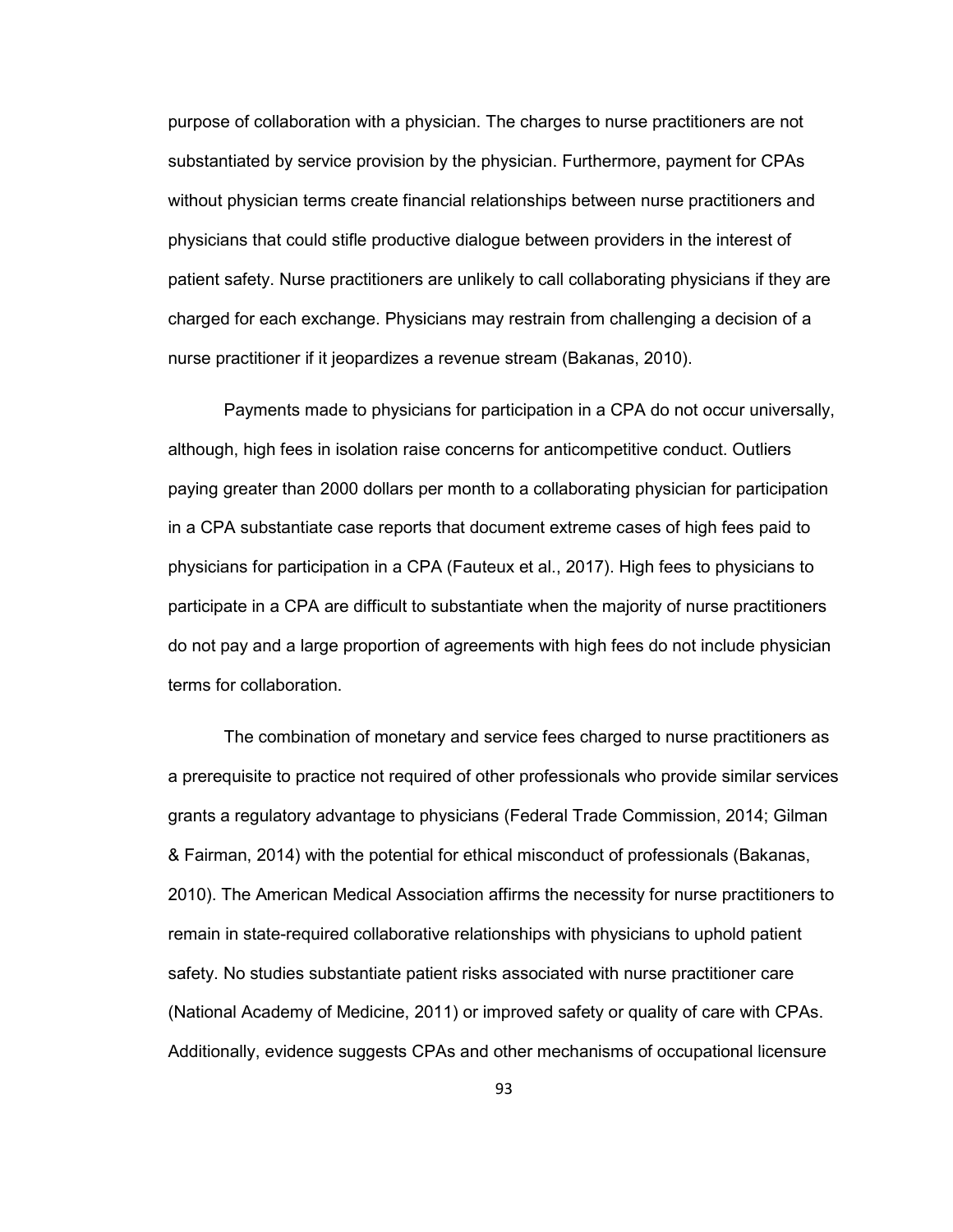purpose of collaboration with a physician. The charges to nurse practitioners are not substantiated by service provision by the physician. Furthermore, payment for CPAs without physician terms create financial relationships between nurse practitioners and physicians that could stifle productive dialogue between providers in the interest of patient safety. Nurse practitioners are unlikely to call collaborating physicians if they are charged for each exchange. Physicians may restrain from challenging a decision of a nurse practitioner if it jeopardizes a revenue stream (Bakanas, 2010).

Payments made to physicians for participation in a CPA do not occur universally, although, high fees in isolation raise concerns for anticompetitive conduct. Outliers paying greater than 2000 dollars per month to a collaborating physician for participation in a CPA substantiate case reports that document extreme cases of high fees paid to physicians for participation in a CPA (Fauteux et al., 2017). High fees to physicians to participate in a CPA are difficult to substantiate when the majority of nurse practitioners do not pay and a large proportion of agreements with high fees do not include physician terms for collaboration.

The combination of monetary and service fees charged to nurse practitioners as a prerequisite to practice not required of other professionals who provide similar services grants a regulatory advantage to physicians (Federal Trade Commission, 2014; Gilman & Fairman, 2014) with the potential for ethical misconduct of professionals (Bakanas, 2010). The American Medical Association affirms the necessity for nurse practitioners to remain in state-required collaborative relationships with physicians to uphold patient safety. No studies substantiate patient risks associated with nurse practitioner care (National Academy of Medicine, 2011) or improved safety or quality of care with CPAs. Additionally, evidence suggests CPAs and other mechanisms of occupational licensure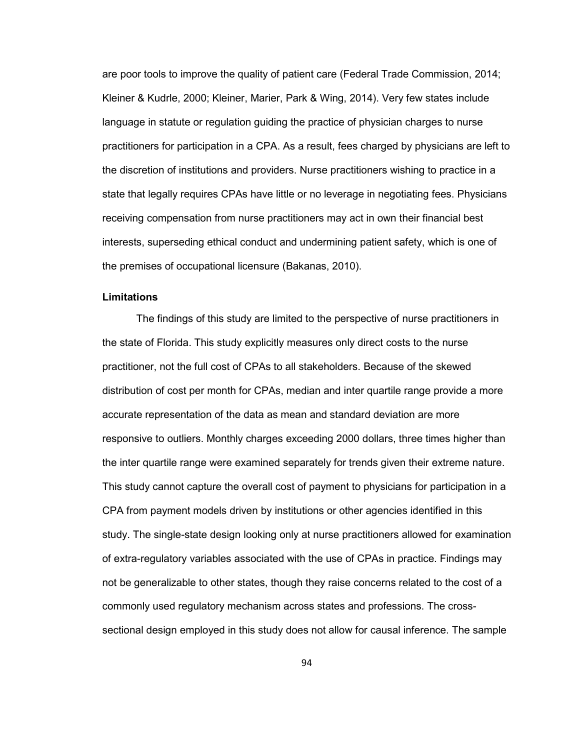are poor tools to improve the quality of patient care (Federal Trade Commission, 2014; Kleiner & Kudrle, 2000; Kleiner, Marier, Park & Wing, 2014). Very few states include language in statute or regulation guiding the practice of physician charges to nurse practitioners for participation in a CPA. As a result, fees charged by physicians are left to the discretion of institutions and providers. Nurse practitioners wishing to practice in a state that legally requires CPAs have little or no leverage in negotiating fees. Physicians receiving compensation from nurse practitioners may act in own their financial best interests, superseding ethical conduct and undermining patient safety, which is one of the premises of occupational licensure (Bakanas, 2010).

**Limitations**

The findings of this study are limited to the perspective of nurse practitioners in the state of Florida. This study explicitly measures only direct costs to the nurse practitioner, not the full cost of CPAs to all stakeholders. Because of the skewed distribution of cost per month for CPAs, median and inter quartile range provide a more accurate representation of the data as mean and standard deviation are more responsive to outliers. Monthly charges exceeding 2000 dollars, three times higher than the inter quartile range were examined separately for trends given their extreme nature. This study cannot capture the overall cost of payment to physicians for participation in a CPA from payment models driven by institutions or other agencies identified in this study. The single-state design looking only at nurse practitioners allowed for examination of extra-regulatory variables associated with the use of CPAs in practice. Findings may not be generalizable to other states, though they raise concerns related to the cost of a commonly used regulatory mechanism across states and professions. The cross-sectional design employed in this study does not allow for causal inference. The sample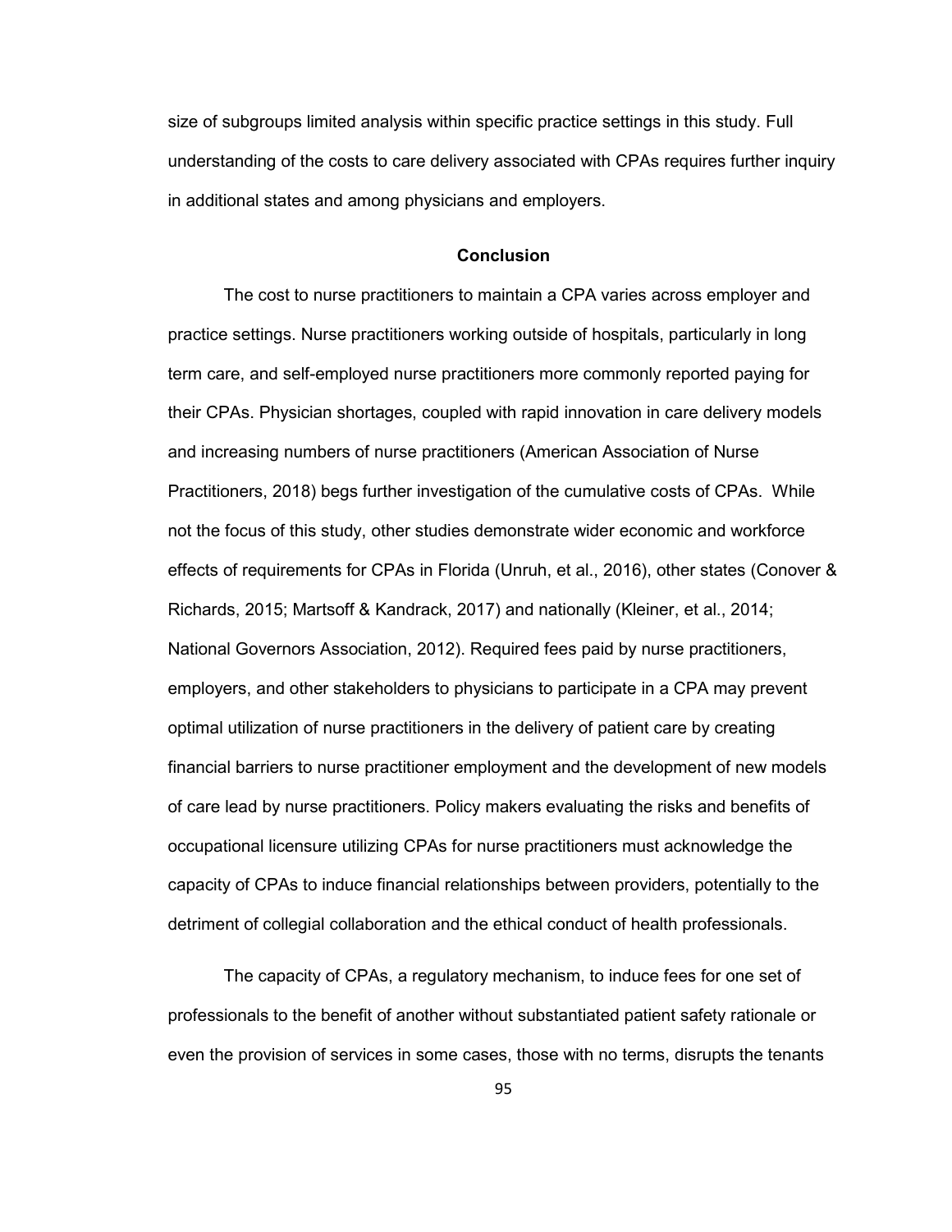size of subgroups limited analysis within specific practice settings in this study. Full understanding of the costs to care delivery associated with CPAs requires further inquiry in additional states and among physicians and employers.

## Conclusion

The cost to nurse practitioners to maintain a CPA varies across employer and practice settings. Nurse practitioners working outside of hospitals, particularly in long term care, and self-employed nurse practitioners more commonly reported paying for their CPAs. Physician shortages, coupled with rapid innovation in care delivery models and increasing numbers of nurse practitioners (American Association of Nurse Practitioners, 2018) begs further investigation of the cumulative costs of CPAs. While not the focus of this study, other studies demonstrate wider economic and workforce effects of requirements for CPAs in Florida (Unruh, et al., 2016), other states (Conover & Richards, 2015; Martsoff & Kandrack, 2017) and nationally (Kleiner, et al., 2014; National Governors Association, 2012). Required fees paid by nurse practitioners, employers, and other stakeholders to physicians to participate in a CPA may prevent optimal utilization of nurse practitioners in the delivery of patient care by creating financial barriers to nurse practitioner employment and the development of new models of care lead by nurse practitioners. Policy makers evaluating the risks and benefits of occupational licensure utilizing CPAs for nurse practitioners must acknowledge the capacity of CPAs to induce financial relationships between providers, potentially to the detriment of collegial collaboration and the ethical conduct of health professionals.

The capacity of CPAs, a regulatory mechanism, to induce fees for one set of professionals to the benefit of another without substantiated patient safety rationale or even the provision of services in some cases, those with no terms, disrupts the tenants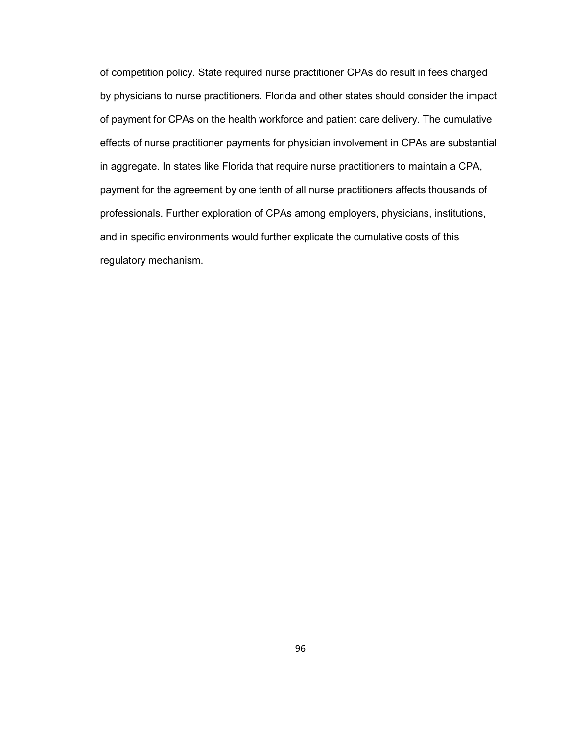of competition policy. State required nurse practitioner CPAs do result in fees charged by physicians to nurse practitioners. Florida and other states should consider the impact of payment for CPAs on the health workforce and patient care delivery. The cumulative effects of nurse practitioner payments for physician involvement in CPAs are substantial in aggregate. In states like Florida that require nurse practitioners to maintain a CPA, payment for the agreement by one tenth of all nurse practitioners affects thousands of professionals. Further exploration of CPAs among employers, physicians, institutions, and in specific environments would further explicate the cumulative costs of this regulatory mechanism.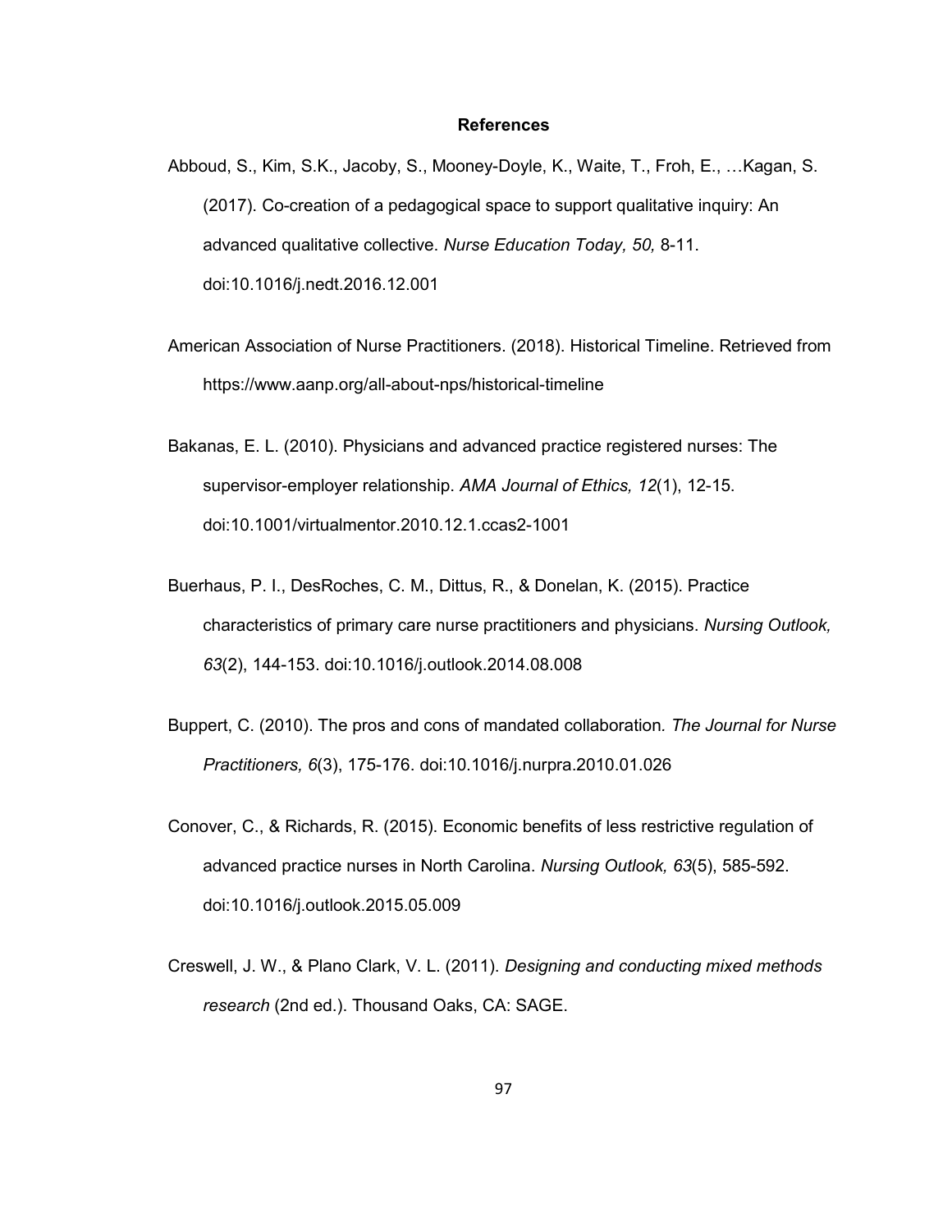# References

Abboud, S., Kim, S.K., Jacoby, S., Mooney-Doyle, K., Waite, T., Froh, E., …Kagan, S. (2017). Co-creation of a pedagogical space to support qualitative inquiry: An advanced qualitative collective. *Nurse Education Today, 50,* 8-11. doi:10.1016/j.nedt.2016.12.001

American Association of Nurse Practitioners. (2018). Historical Timeline. Retrieved from https://www.aanp.org/all-about-nps/historical-timeline

Bakanas, E. L. (2010). Physicians and advanced practice registered nurses: The supervisor-employer relationship. *AMA Journal of Ethics, 12*(1), 12-15. doi:10.1001/virtualmentor.2010.12.1.ccas2-1001

Buerhaus, P. I., DesRoches, C. M., Dittus, R., & Donelan, K. (2015). Practice characteristics of primary care nurse practitioners and physicians. *Nursing Outlook, 63*(2), 144-153. doi:10.1016/j.outlook.2014.08.008

Buppert, C. (2010). The pros and cons of mandated collaboration. *The Journal for Nurse Practitioners, 6*(3), 175-176. doi:10.1016/j.nurpra.2010.01.026

Conover, C., & Richards, R. (2015). Economic benefits of less restrictive regulation of advanced practice nurses in North Carolina. *Nursing Outlook, 63*(5), 585-592. doi:10.1016/j.outlook.2015.05.009

Creswell, J. W., & Plano Clark, V. L. (2011). *Designing and conducting mixed methods research* (2nd ed.). Thousand Oaks, CA: SAGE.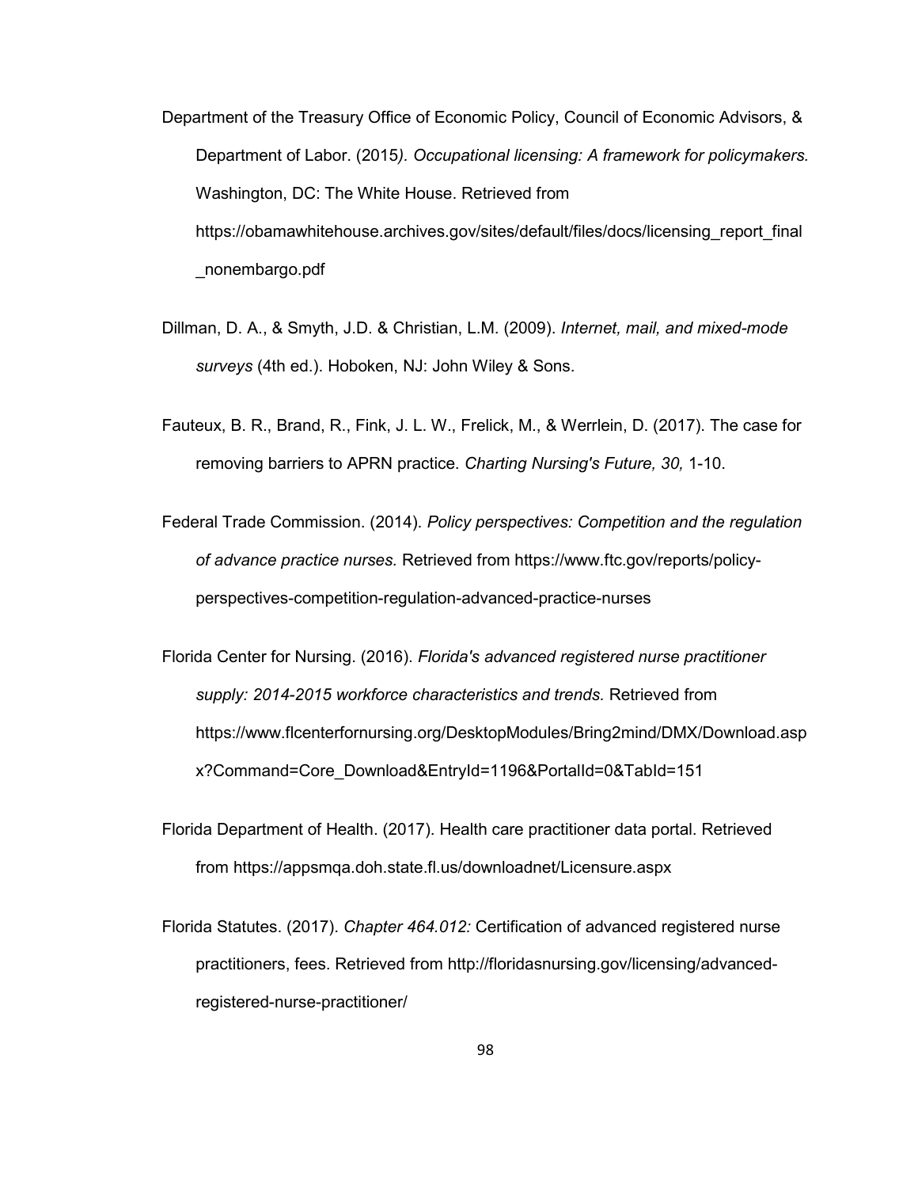Department of the Treasury Office of Economic Policy, Council of Economic Advisors, & Department of Labor. (2015*). Occupational licensing: A framework for policymakers.* Washington, DC: The White House. Retrieved from https://obamawhitehouse.archives.gov/sites/default/files/docs/licensing_report_final_nonembargo.pdf

Dillman, D. A., & Smyth, J.D. & Christian, L.M. (2009). *Internet, mail, and mixed-mode surveys* (4th ed.). Hoboken, NJ: John Wiley & Sons.

Fauteux, B. R., Brand, R., Fink, J. L. W., Frelick, M., & Werrlein, D. (2017). The case for removing barriers to APRN practice. *Charting Nursing's Future, 30,* 1-10.

Federal Trade Commission. (2014). *Policy perspectives: Competition and the regulation of advance practice nurses.* Retrieved from https://www.ftc.gov/reports/policy-perspectives-competition-regulation-advanced-practice-nurses

Florida Center for Nursing. (2016). *Florida's advanced registered nurse practitioner supply: 2014-2015 workforce characteristics and trends.* Retrieved from https://www.flcenterfornursing.org/DesktopModules/Bring2mind/DMX/Download.aspx?Command=Core_Download&EntryId=1196&PortalId=0&TabId=151

Florida Department of Health. (2017). Health care practitioner data portal. Retrieved from https://appsmqa.doh.state.fl.us/downloadnet/Licensure.aspx

Florida Statutes. (2017). *Chapter 464.012:* Certification of advanced registered nurse practitioners, fees. Retrieved from http://floridasnursing.gov/licensing/advanced-registered-nurse-practitioner/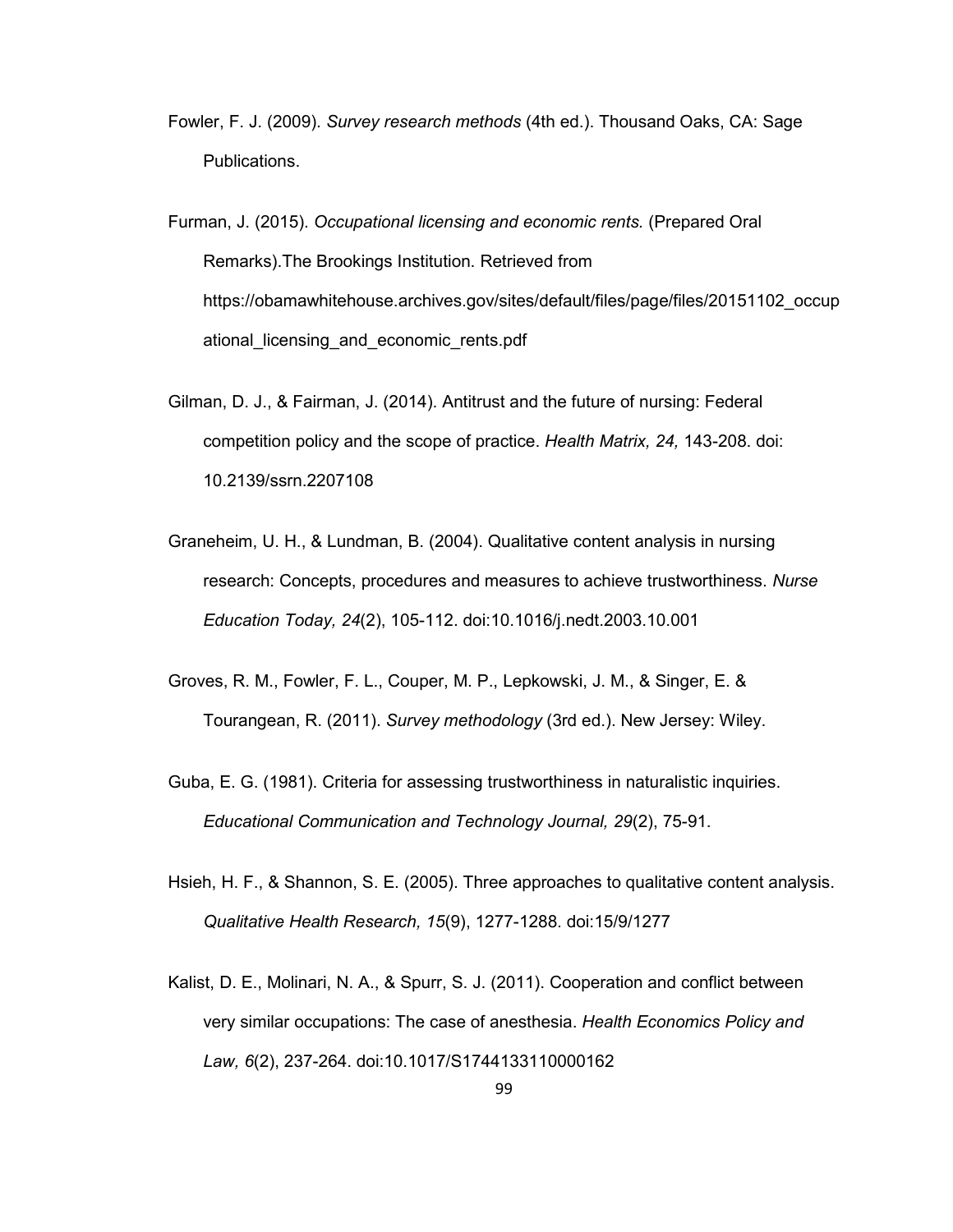Fowler, F. J. (2009). *Survey research methods* (4th ed.). Thousand Oaks, CA: Sage Publications.

Furman, J. (2015). *Occupational licensing and economic rents.* (Prepared Oral Remarks).The Brookings Institution. Retrieved from https://obamawhitehouse.archives.gov/sites/default/files/page/files/20151102_occupational_licensing_and_economic_rents.pdf

Gilman, D. J., & Fairman, J. (2014). Antitrust and the future of nursing: Federal competition policy and the scope of practice. *Health Matrix, 24,* 143-208. doi: 10.2139/ssrn.2207108

Graneheim, U. H., & Lundman, B. (2004). Qualitative content analysis in nursing research: Concepts, procedures and measures to achieve trustworthiness. *Nurse Education Today, 24*(2), 105-112. doi:10.1016/j.nedt.2003.10.001

Groves, R. M., Fowler, F. L., Couper, M. P., Lepkowski, J. M., & Singer, E. & Tourangean, R. (2011). *Survey methodology* (3rd ed.). New Jersey: Wiley.

Guba, E. G. (1981). Criteria for assessing trustworthiness in naturalistic inquiries. *Educational Communication and Technology Journal, 29*(2), 75-91.

Hsieh, H. F., & Shannon, S. E. (2005). Three approaches to qualitative content analysis. *Qualitative Health Research, 15*(9), 1277-1288. doi:15/9/1277

Kalist, D. E., Molinari, N. A., & Spurr, S. J. (2011). Cooperation and conflict between very similar occupations: The case of anesthesia. *Health Economics Policy and Law, 6*(2), 237-264. doi:10.1017/S1744133110000162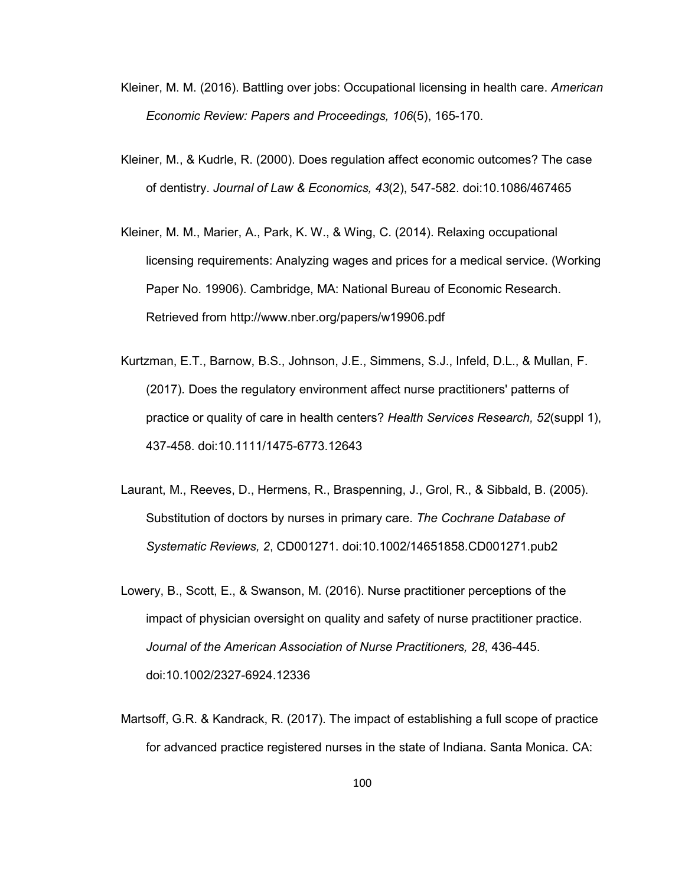Kleiner, M. M. (2016). Battling over jobs: Occupational licensing in health care. *American Economic Review: Papers and Proceedings, 106*(5), 165-170.

Kleiner, M., & Kudrle, R. (2000). Does regulation affect economic outcomes? The case of dentistry. *Journal of Law & Economics, 43*(2), 547-582. doi:10.1086/467465

Kleiner, M. M., Marier, A., Park, K. W., & Wing, C. (2014). Relaxing occupational licensing requirements: Analyzing wages and prices for a medical service. (Working Paper No. 19906). Cambridge, MA: National Bureau of Economic Research. Retrieved from http://www.nber.org/papers/w19906.pdf

Kurtzman, E.T., Barnow, B.S., Johnson, J.E., Simmens, S.J., Infeld, D.L., & Mullan, F. (2017). Does the regulatory environment affect nurse practitioners' patterns of practice or quality of care in health centers? *Health Services Research, 52*(suppl 1), 437-458. doi:10.1111/1475-6773.12643

Laurant, M., Reeves, D., Hermens, R., Braspenning, J., Grol, R., & Sibbald, B. (2005). Substitution of doctors by nurses in primary care. *The Cochrane Database of Systematic Reviews, 2*, CD001271. doi:10.1002/14651858.CD001271.pub2

Lowery, B., Scott, E., & Swanson, M. (2016). Nurse practitioner perceptions of the impact of physician oversight on quality and safety of nurse practitioner practice. *Journal of the American Association of Nurse Practitioners, 28*, 436-445. doi:10.1002/2327-6924.12336

Martsoff, G.R. & Kandrack, R. (2017). The impact of establishing a full scope of practice for advanced practice registered nurses in the state of Indiana. Santa Monica. CA: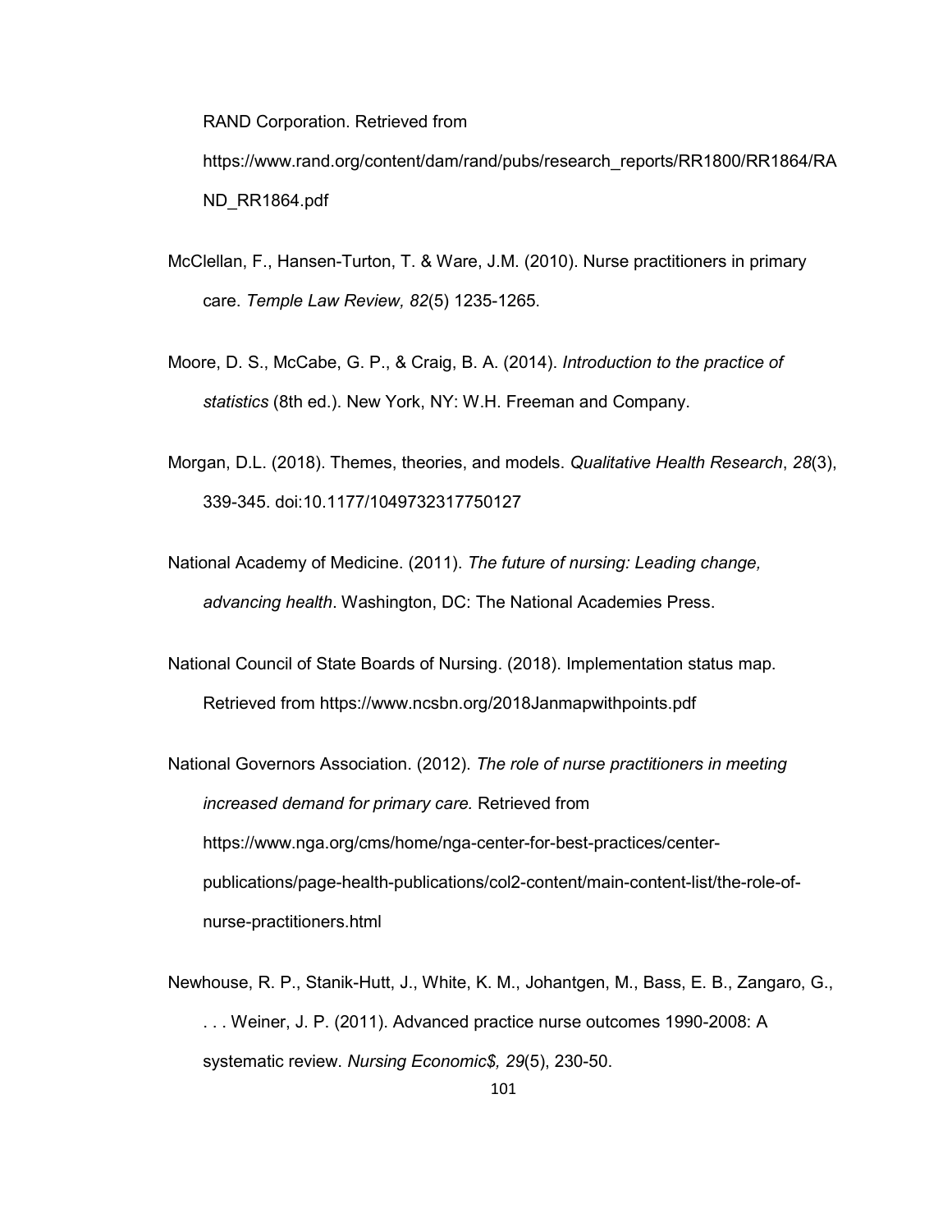RAND Corporation. Retrieved from https://www.rand.org/content/dam/rand/pubs/research_reports/RR1800/RR1864/RAND_RR1864.pdf

McClellan, F., Hansen-Turton, T. & Ware, J.M. (2010). Nurse practitioners in primary care. *Temple Law Review, 82*(5) 1235-1265.

Moore, D. S., McCabe, G. P., & Craig, B. A. (2014). *Introduction to the practice of statistics* (8th ed.). New York, NY: W.H. Freeman and Company.

Morgan, D.L. (2018). Themes, theories, and models. *Qualitative Health Research*, *28*(3), 339-345. doi:10.1177/1049732317750127

National Academy of Medicine. (2011). *The future of nursing: Leading change, advancing health*. Washington, DC: The National Academies Press.

National Council of State Boards of Nursing. (2018). Implementation status map. Retrieved from https://www.ncsbn.org/2018Janmapwithpoints.pdf

National Governors Association. (2012). *The role of nurse practitioners in meeting increased demand for primary care.* Retrieved from https://www.nga.org/cms/home/nga-center-for-best-practices/center-publications/page-health-publications/col2-content/main-content-list/the-role-of-nurse-practitioners.html

Newhouse, R. P., Stanik-Hutt, J., White, K. M., Johantgen, M., Bass, E. B., Zangaro, G., . . . Weiner, J. P. (2011). Advanced practice nurse outcomes 1990-2008: A systematic review. *Nursing Economic$, 29*(5), 230-50.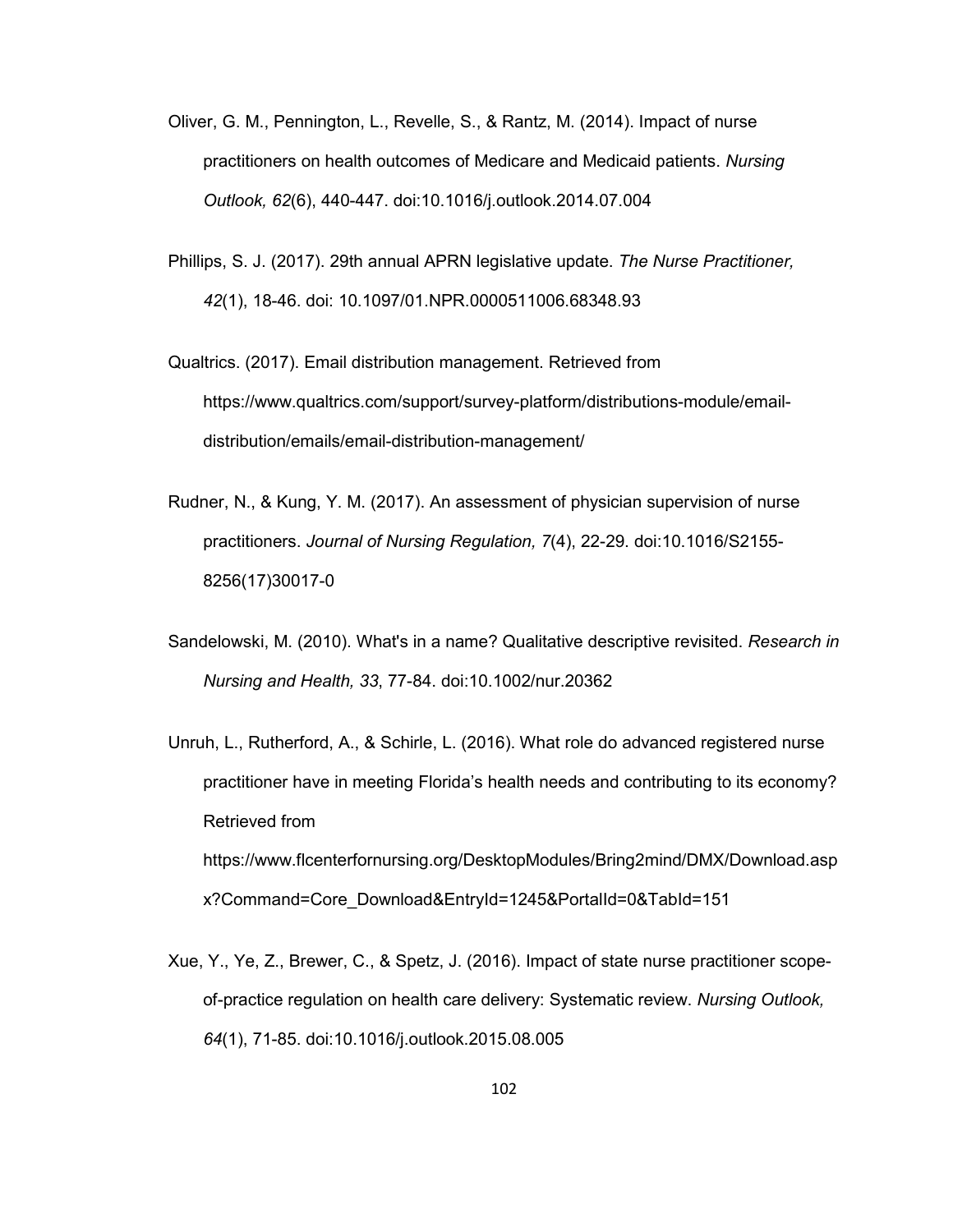Oliver, G. M., Pennington, L., Revelle, S., & Rantz, M. (2014). Impact of nurse practitioners on health outcomes of Medicare and Medicaid patients. *Nursing Outlook, 62*(6), 440-447. doi:10.1016/j.outlook.2014.07.004

Phillips, S. J. (2017). 29th annual APRN legislative update. *The Nurse Practitioner, 42*(1), 18-46. doi: 10.1097/01.NPR.0000511006.68348.93

Qualtrics. (2017). Email distribution management. Retrieved from https://www.qualtrics.com/support/survey-platform/distributions-module/email-distribution/emails/email-distribution-management/

Rudner, N., & Kung, Y. M. (2017). An assessment of physician supervision of nurse practitioners. *Journal of Nursing Regulation, 7*(4), 22-29. doi:10.1016/S2155-8256(17)30017-0

Sandelowski, M. (2010). What's in a name? Qualitative descriptive revisited. *Research in Nursing and Health, 33*, 77-84. doi:10.1002/nur.20362

Unruh, L., Rutherford, A., & Schirle, L. (2016). What role do advanced registered nurse practitioner have in meeting Florida’s health needs and contributing to its economy? Retrieved from https://www.flcenterfornursing.org/DesktopModules/Bring2mind/DMX/Download.aspx?Command=Core_Download&EntryId=1245&PortalId=0&TabId=151

Xue, Y., Ye, Z., Brewer, C., & Spetz, J. (2016). Impact of state nurse practitioner scope-of-practice regulation on health care delivery: Systematic review. *Nursing Outlook, 64*(1), 71-85. doi:10.1016/j.outlook.2015.08.005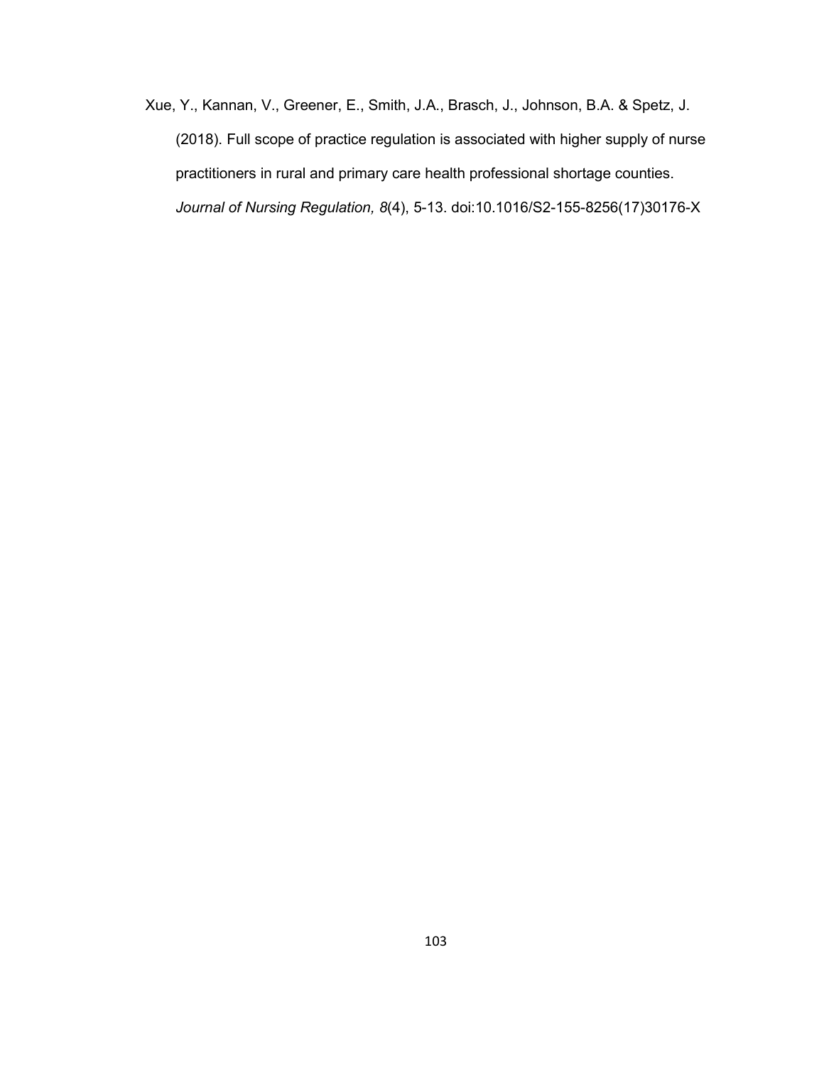Xue, Y., Kannan, V., Greener, E., Smith, J.A., Brasch, J., Johnson, B.A. & Spetz, J. (2018). Full scope of practice regulation is associated with higher supply of nurse practitioners in rural and primary care health professional shortage counties. *Journal of Nursing Regulation, 8*(4), 5-13. doi:10.1016/S2-155-8256(17)30176-X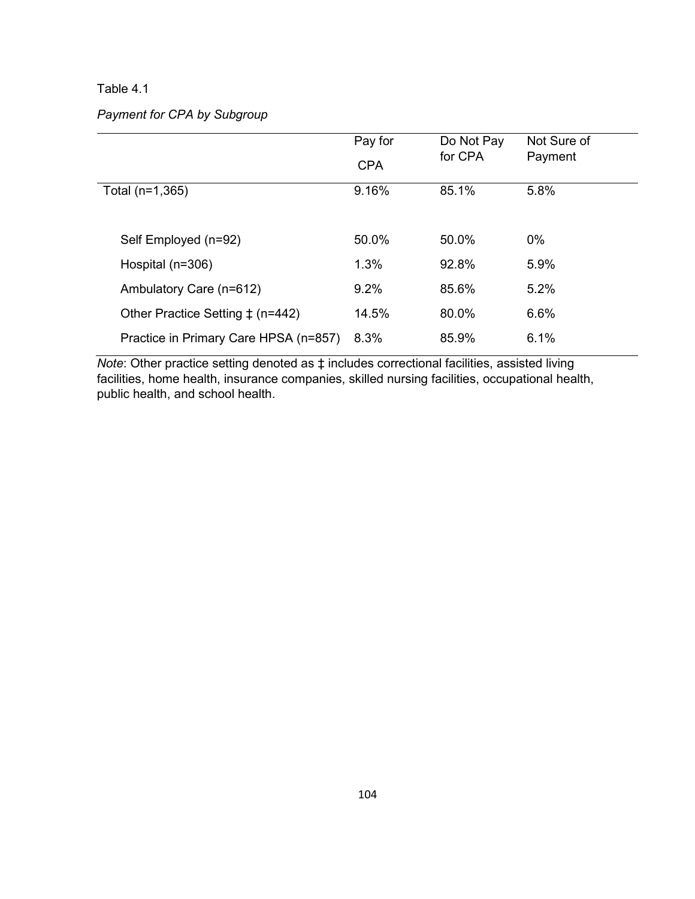Table 4.1

*Payment for CPA by Subgroup*

| | Pay for CPA | Do Not Pay for CPA | Not Sure of Payment |
|---|---|---|---|
| Total (n=1,365) | 9.16% | 85.1% | 5.8% |
| | | | |
| Self Employed (n=92) | 50.0% | 50.0% | 0% |
| Hospital (n=306) | 1.3% | 92.8% | 5.9% |
| Ambulatory Care (n=612) | 9.2% | 85.6% | 5.2% |
| Other Practice Setting ‡ (n=442) | 14.5% | 80.0% | 6.6% |
| Practice in Primary Care HPSA (n=857) | 8.3% | 85.9% | 6.1% |

*Note*: Other practice setting denoted as ‡ includes correctional facilities, assisted living facilities, home health, insurance companies, skilled nursing facilities, occupational health, public health, and school health.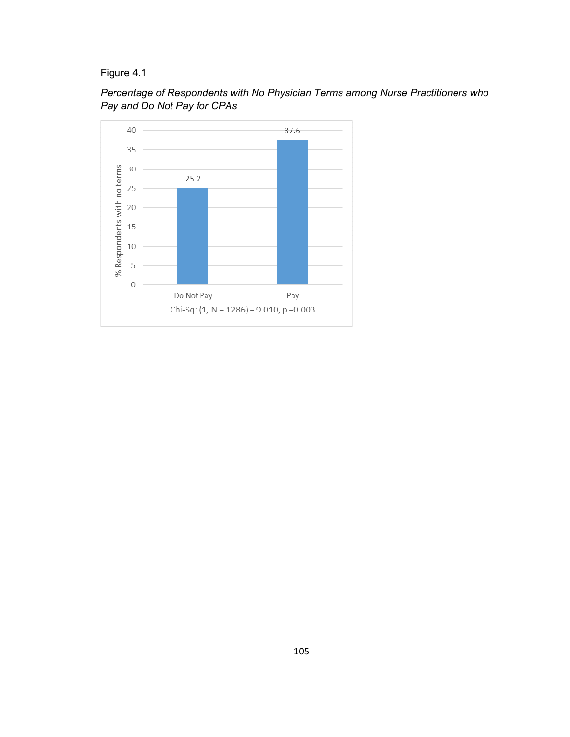Figure 4.1

*Percentage of Respondents with No Physician Terms among Nurse Practitioners who Pay and Do Not Pay for CPAs*

| | % Respondents with no terms |
|---|---|
| Do Not Pay | 25.2 |
| Pay | 37.6 |

Chi-Sq: (1, N = 1286) = 9.010, p =0.003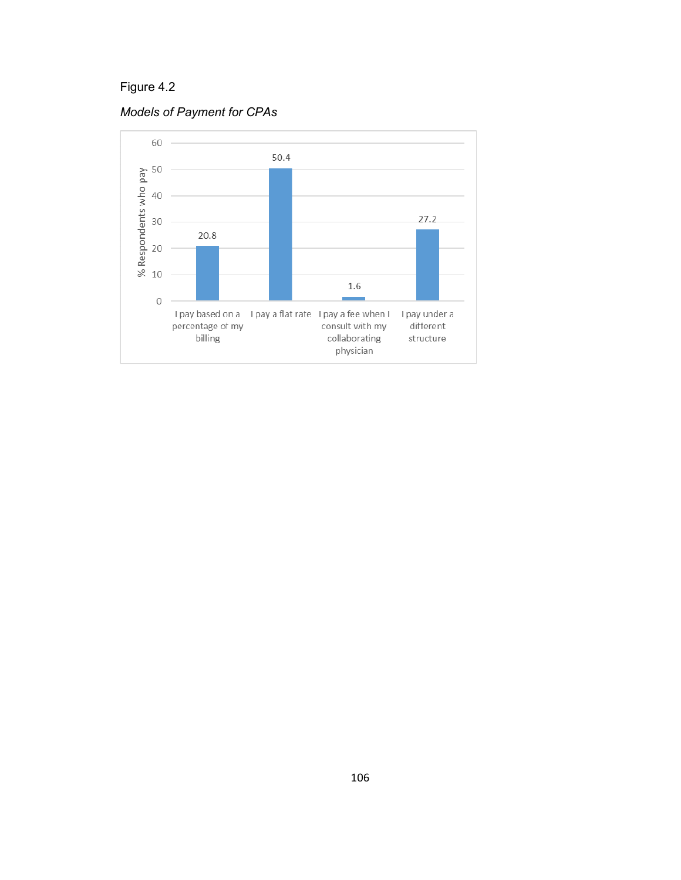Figure 4.2

*Models of Payment for CPAs*

| Payment model | % Respondents who pay |
|---|---|
| I pay based on a percentage of my billing | 20.8 |
| I pay a flat rate | 50.4 |
| I pay a fee when I consult with my collaborating physician | 1.6 |
| I pay under a different structure | 27.2 |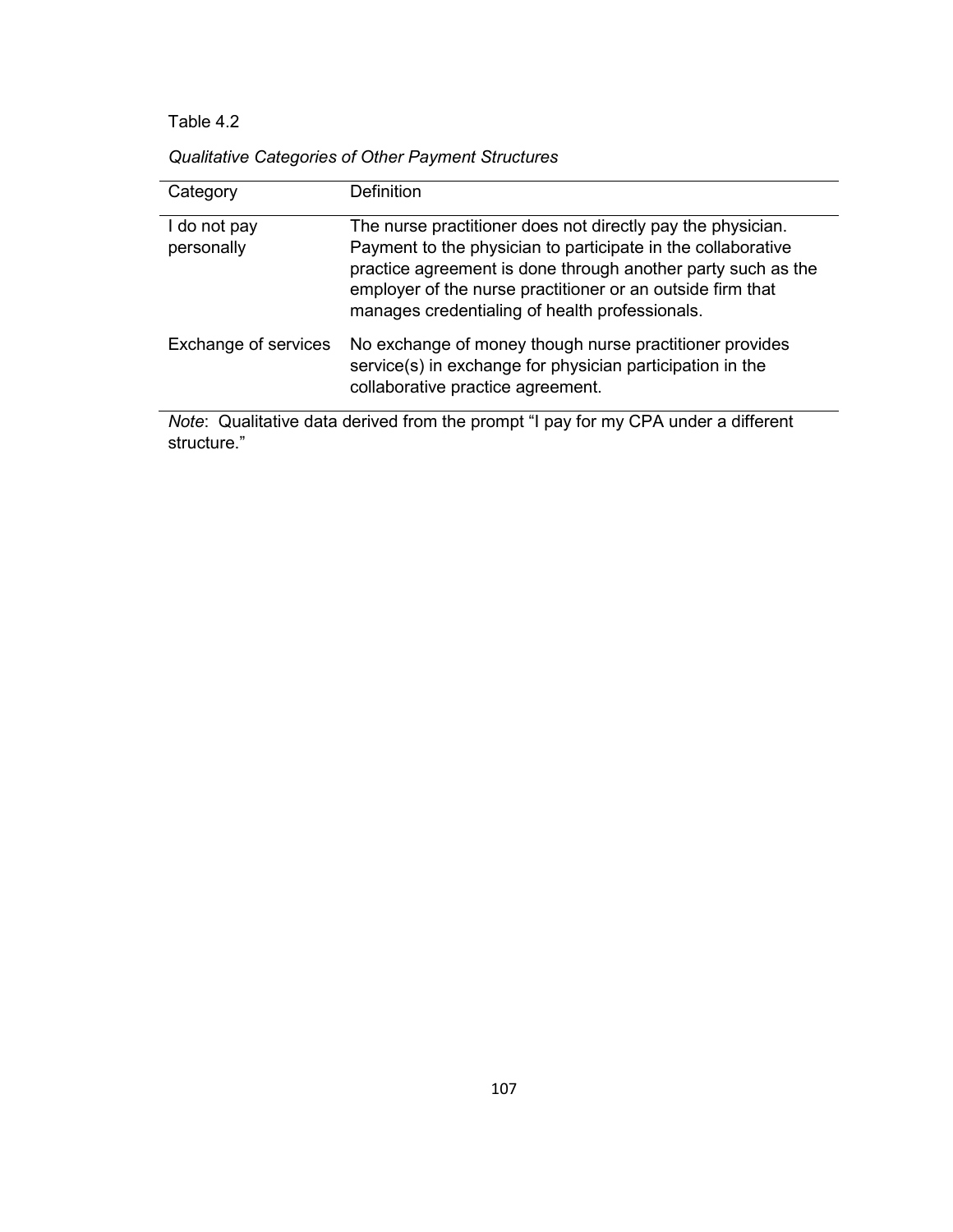Table 4.2

*Qualitative Categories of Other Payment Structures*

| Category | Definition |
|---|---|
| I do not pay personally | The nurse practitioner does not directly pay the physician. Payment to the physician to participate in the collaborative practice agreement is done through another party such as the employer of the nurse practitioner or an outside firm that manages credentialing of health professionals. |
| Exchange of services | No exchange of money though nurse practitioner provides service(s) in exchange for physician participation in the collaborative practice agreement. |

*Note*: Qualitative data derived from the prompt "I pay for my CPA under a different structure."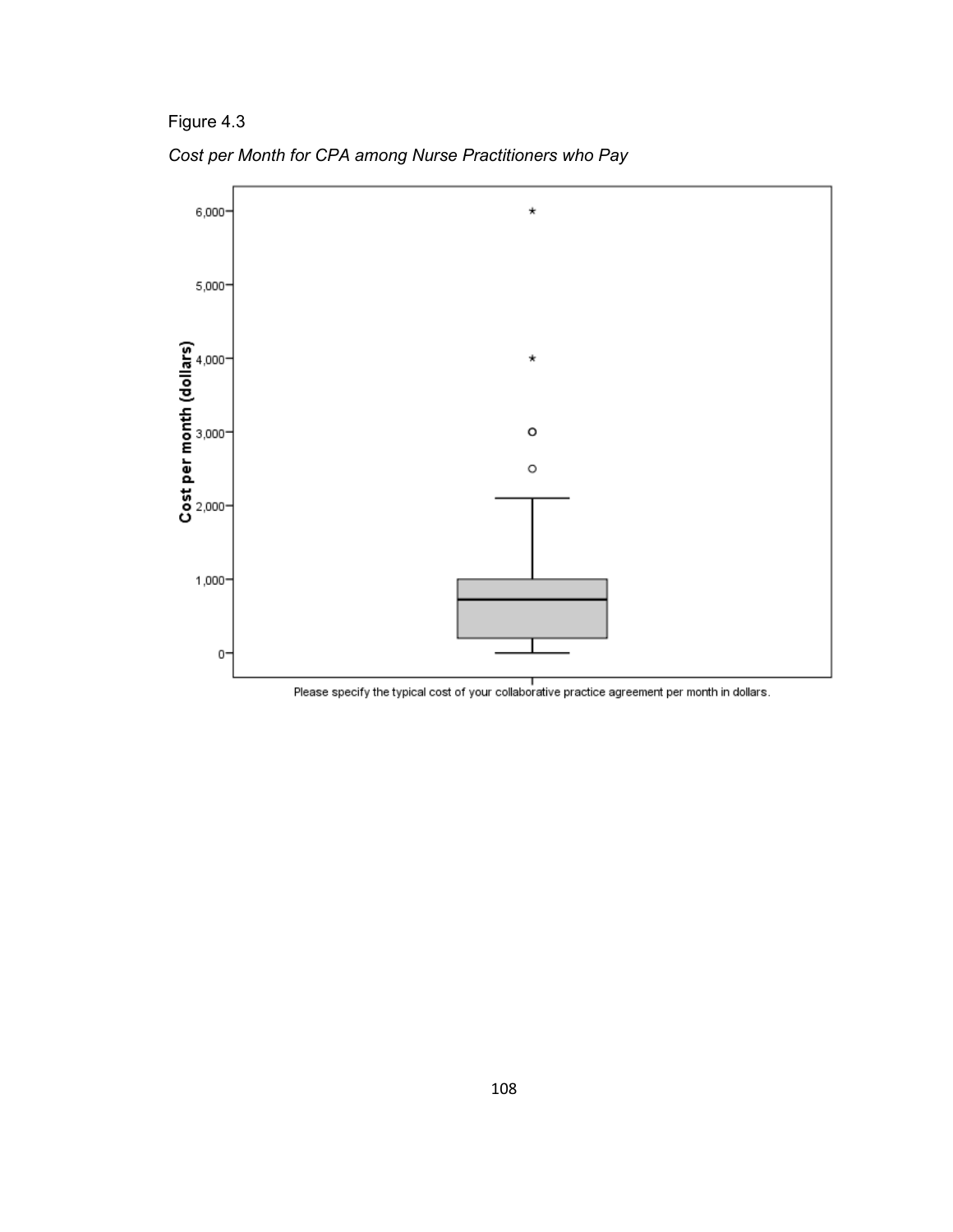Figure 4.3

*Cost per Month for CPA among Nurse Practitioners who Pay*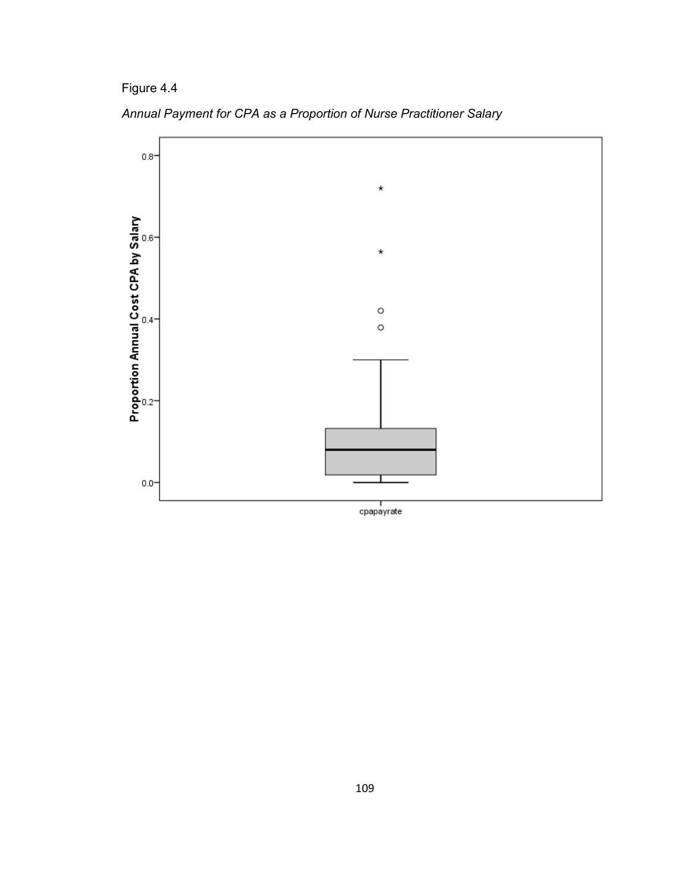Figure 4.4

*Annual Payment for CPA as a Proportion of Nurse Practitioner Salary*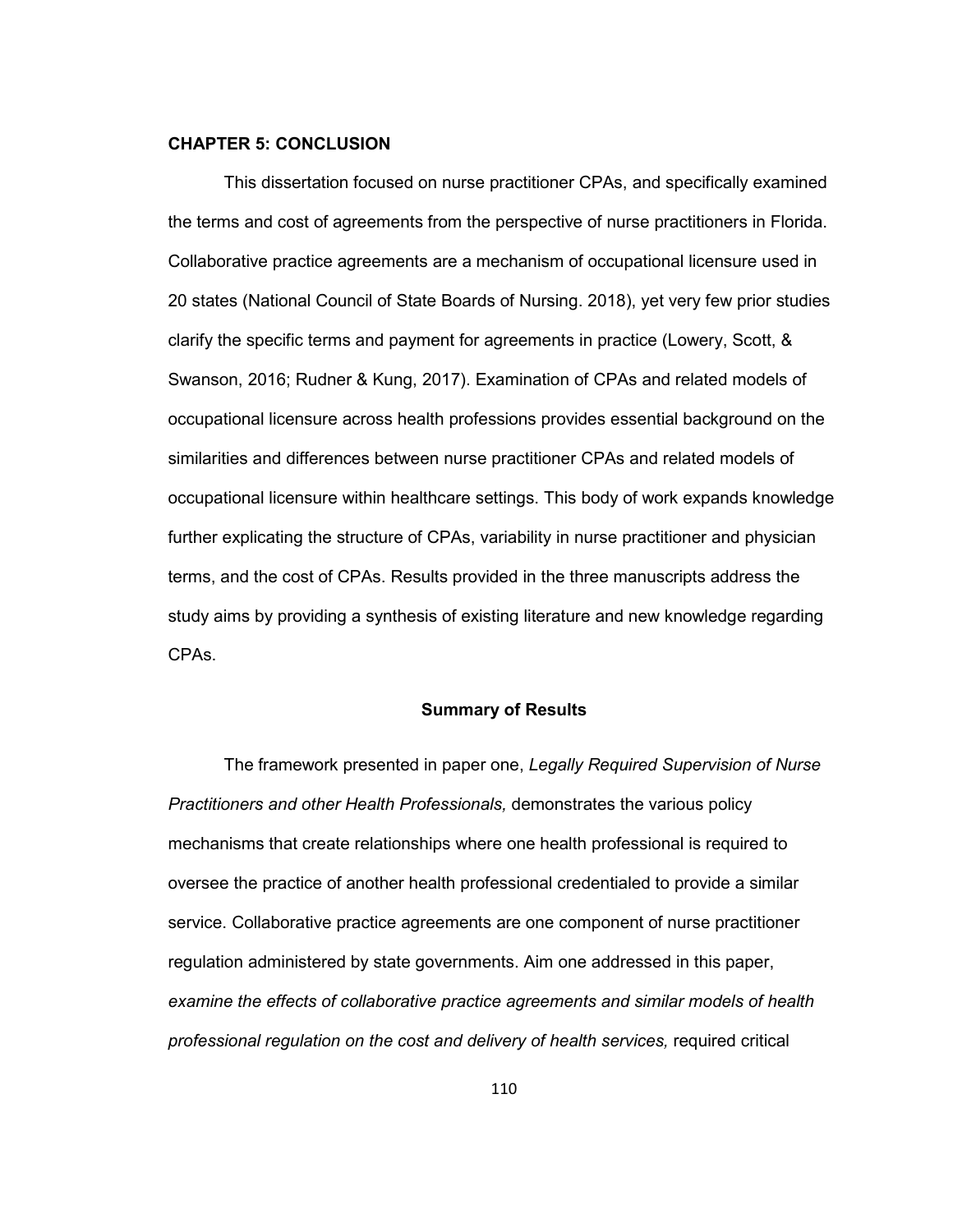## CHAPTER 5: CONCLUSION

This dissertation focused on nurse practitioner CPAs, and specifically examined the terms and cost of agreements from the perspective of nurse practitioners in Florida. Collaborative practice agreements are a mechanism of occupational licensure used in 20 states (National Council of State Boards of Nursing. 2018), yet very few prior studies clarify the specific terms and payment for agreements in practice (Lowery, Scott, & Swanson, 2016; Rudner & Kung, 2017). Examination of CPAs and related models of occupational licensure across health professions provides essential background on the similarities and differences between nurse practitioner CPAs and related models of occupational licensure within healthcare settings. This body of work expands knowledge further explicating the structure of CPAs, variability in nurse practitioner and physician terms, and the cost of CPAs. Results provided in the three manuscripts address the study aims by providing a synthesis of existing literature and new knowledge regarding CPAs.

### Summary of Results

The framework presented in paper one, *Legally Required Supervision of Nurse Practitioners and other Health Professionals,* demonstrates the various policy mechanisms that create relationships where one health professional is required to oversee the practice of another health professional credentialed to provide a similar service. Collaborative practice agreements are one component of nurse practitioner regulation administered by state governments. Aim one addressed in this paper, *examine the effects of collaborative practice agreements and similar models of health professional regulation on the cost and delivery of health services,* required critical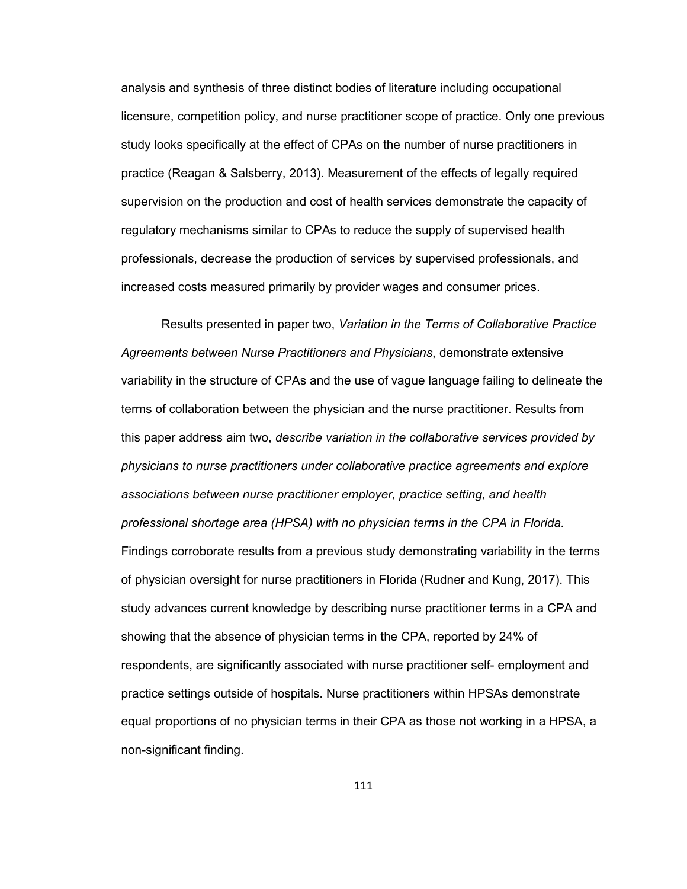analysis and synthesis of three distinct bodies of literature including occupational licensure, competition policy, and nurse practitioner scope of practice. Only one previous study looks specifically at the effect of CPAs on the number of nurse practitioners in practice (Reagan & Salsberry, 2013). Measurement of the effects of legally required supervision on the production and cost of health services demonstrate the capacity of regulatory mechanisms similar to CPAs to reduce the supply of supervised health professionals, decrease the production of services by supervised professionals, and increased costs measured primarily by provider wages and consumer prices.

Results presented in paper two, *Variation in the Terms of Collaborative Practice Agreements between Nurse Practitioners and Physicians*, demonstrate extensive variability in the structure of CPAs and the use of vague language failing to delineate the terms of collaboration between the physician and the nurse practitioner. Results from this paper address aim two, *describe variation in the collaborative services provided by physicians to nurse practitioners under collaborative practice agreements and explore associations between nurse practitioner employer, practice setting, and health professional shortage area (HPSA) with no physician terms in the CPA in Florida.* Findings corroborate results from a previous study demonstrating variability in the terms of physician oversight for nurse practitioners in Florida (Rudner and Kung, 2017). This study advances current knowledge by describing nurse practitioner terms in a CPA and showing that the absence of physician terms in the CPA, reported by 24% of respondents, are significantly associated with nurse practitioner self- employment and practice settings outside of hospitals. Nurse practitioners within HPSAs demonstrate equal proportions of no physician terms in their CPA as those not working in a HPSA, a non-significant finding.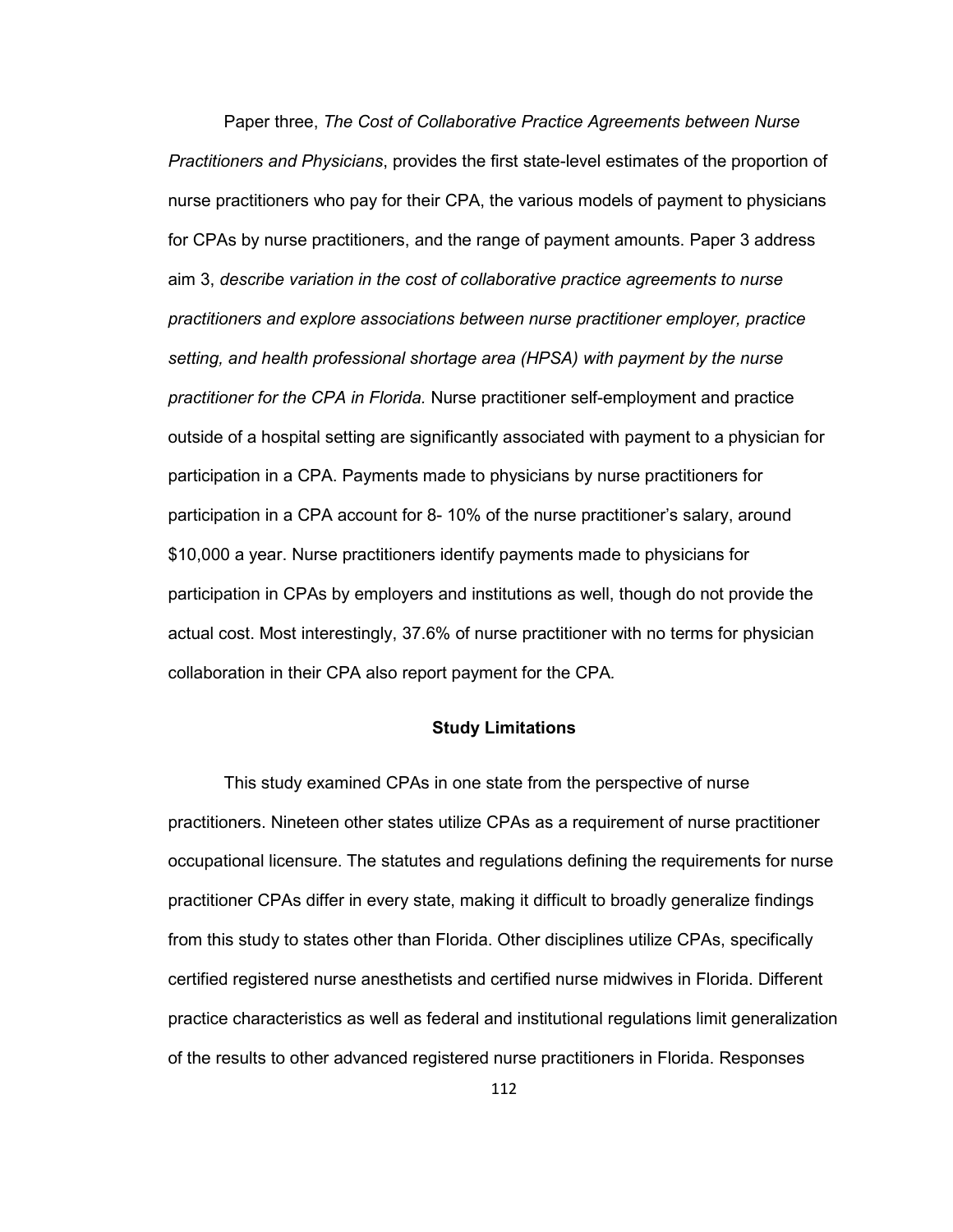Paper three, *The Cost of Collaborative Practice Agreements between Nurse Practitioners and Physicians*, provides the first state-level estimates of the proportion of nurse practitioners who pay for their CPA, the various models of payment to physicians for CPAs by nurse practitioners, and the range of payment amounts. Paper 3 address aim 3, *describe variation in the cost of collaborative practice agreements to nurse practitioners and explore associations between nurse practitioner employer, practice setting, and health professional shortage area (HPSA) with payment by the nurse practitioner for the CPA in Florida.* Nurse practitioner self-employment and practice outside of a hospital setting are significantly associated with payment to a physician for participation in a CPA. Payments made to physicians by nurse practitioners for participation in a CPA account for 8- 10% of the nurse practitioner's salary, around $10,000 a year. Nurse practitioners identify payments made to physicians for participation in CPAs by employers and institutions as well, though do not provide the actual cost. Most interestingly, 37.6% of nurse practitioner with no terms for physician collaboration in their CPA also report payment for the CPA.

## Study Limitations

This study examined CPAs in one state from the perspective of nurse practitioners. Nineteen other states utilize CPAs as a requirement of nurse practitioner occupational licensure. The statutes and regulations defining the requirements for nurse practitioner CPAs differ in every state, making it difficult to broadly generalize findings from this study to states other than Florida. Other disciplines utilize CPAs, specifically certified registered nurse anesthetists and certified nurse midwives in Florida. Different practice characteristics as well as federal and institutional regulations limit generalization of the results to other advanced registered nurse practitioners in Florida. Responses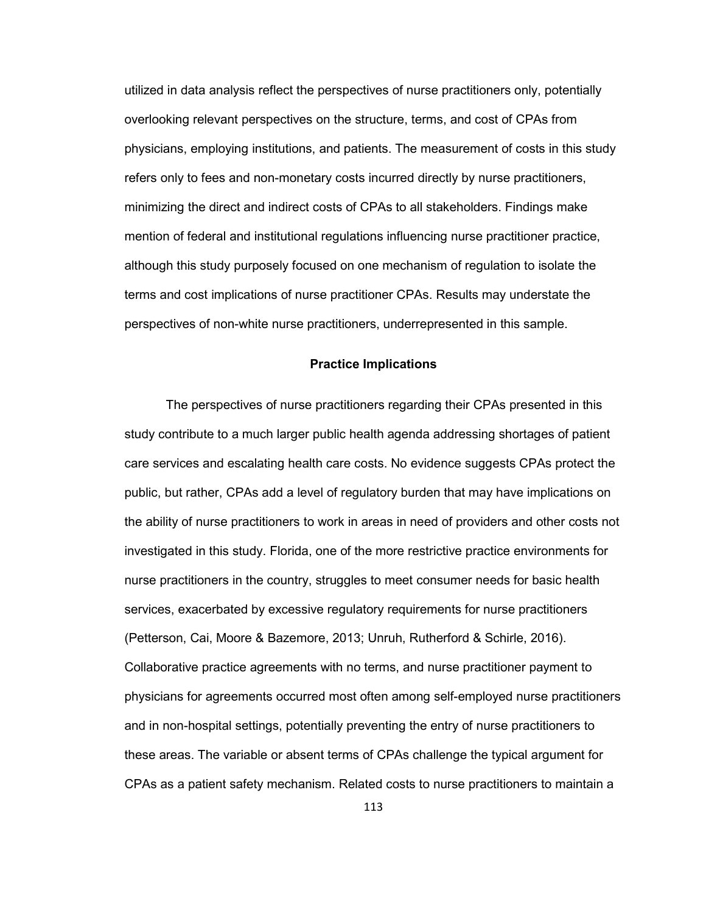utilized in data analysis reflect the perspectives of nurse practitioners only, potentially overlooking relevant perspectives on the structure, terms, and cost of CPAs from physicians, employing institutions, and patients. The measurement of costs in this study refers only to fees and non-monetary costs incurred directly by nurse practitioners, minimizing the direct and indirect costs of CPAs to all stakeholders. Findings make mention of federal and institutional regulations influencing nurse practitioner practice, although this study purposely focused on one mechanism of regulation to isolate the terms and cost implications of nurse practitioner CPAs. Results may understate the perspectives of non-white nurse practitioners, underrepresented in this sample.

## Practice Implications

The perspectives of nurse practitioners regarding their CPAs presented in this study contribute to a much larger public health agenda addressing shortages of patient care services and escalating health care costs. No evidence suggests CPAs protect the public, but rather, CPAs add a level of regulatory burden that may have implications on the ability of nurse practitioners to work in areas in need of providers and other costs not investigated in this study. Florida, one of the more restrictive practice environments for nurse practitioners in the country, struggles to meet consumer needs for basic health services, exacerbated by excessive regulatory requirements for nurse practitioners (Petterson, Cai, Moore & Bazemore, 2013; Unruh, Rutherford & Schirle, 2016). Collaborative practice agreements with no terms, and nurse practitioner payment to physicians for agreements occurred most often among self-employed nurse practitioners and in non-hospital settings, potentially preventing the entry of nurse practitioners to these areas. The variable or absent terms of CPAs challenge the typical argument for CPAs as a patient safety mechanism. Related costs to nurse practitioners to maintain a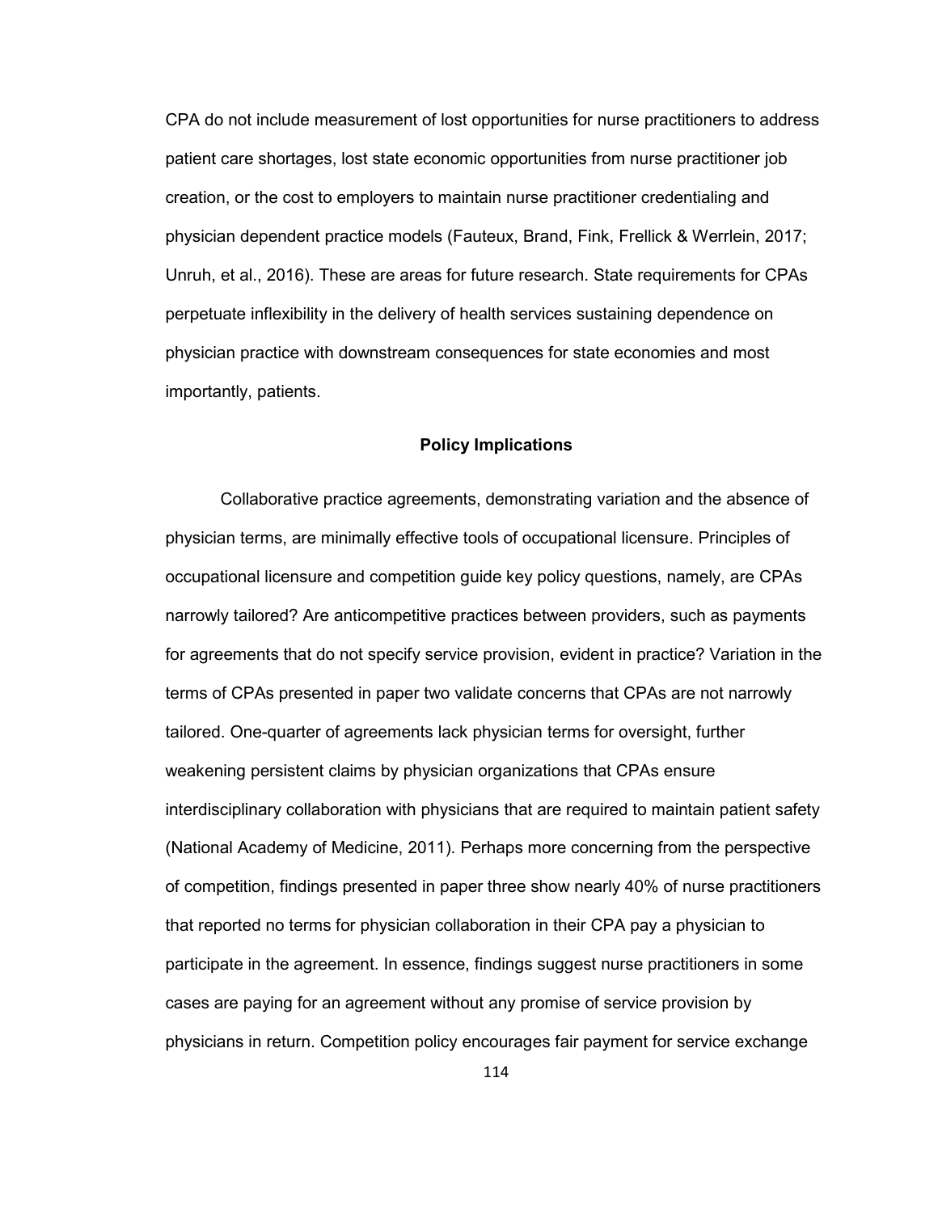CPA do not include measurement of lost opportunities for nurse practitioners to address patient care shortages, lost state economic opportunities from nurse practitioner job creation, or the cost to employers to maintain nurse practitioner credentialing and physician dependent practice models (Fauteux, Brand, Fink, Frellick & Werrlein, 2017; Unruh, et al., 2016). These are areas for future research. State requirements for CPAs perpetuate inflexibility in the delivery of health services sustaining dependence on physician practice with downstream consequences for state economies and most importantly, patients.

## Policy Implications

Collaborative practice agreements, demonstrating variation and the absence of physician terms, are minimally effective tools of occupational licensure. Principles of occupational licensure and competition guide key policy questions, namely, are CPAs narrowly tailored? Are anticompetitive practices between providers, such as payments for agreements that do not specify service provision, evident in practice? Variation in the terms of CPAs presented in paper two validate concerns that CPAs are not narrowly tailored. One-quarter of agreements lack physician terms for oversight, further weakening persistent claims by physician organizations that CPAs ensure interdisciplinary collaboration with physicians that are required to maintain patient safety (National Academy of Medicine, 2011). Perhaps more concerning from the perspective of competition, findings presented in paper three show nearly 40% of nurse practitioners that reported no terms for physician collaboration in their CPA pay a physician to participate in the agreement. In essence, findings suggest nurse practitioners in some cases are paying for an agreement without any promise of service provision by physicians in return. Competition policy encourages fair payment for service exchange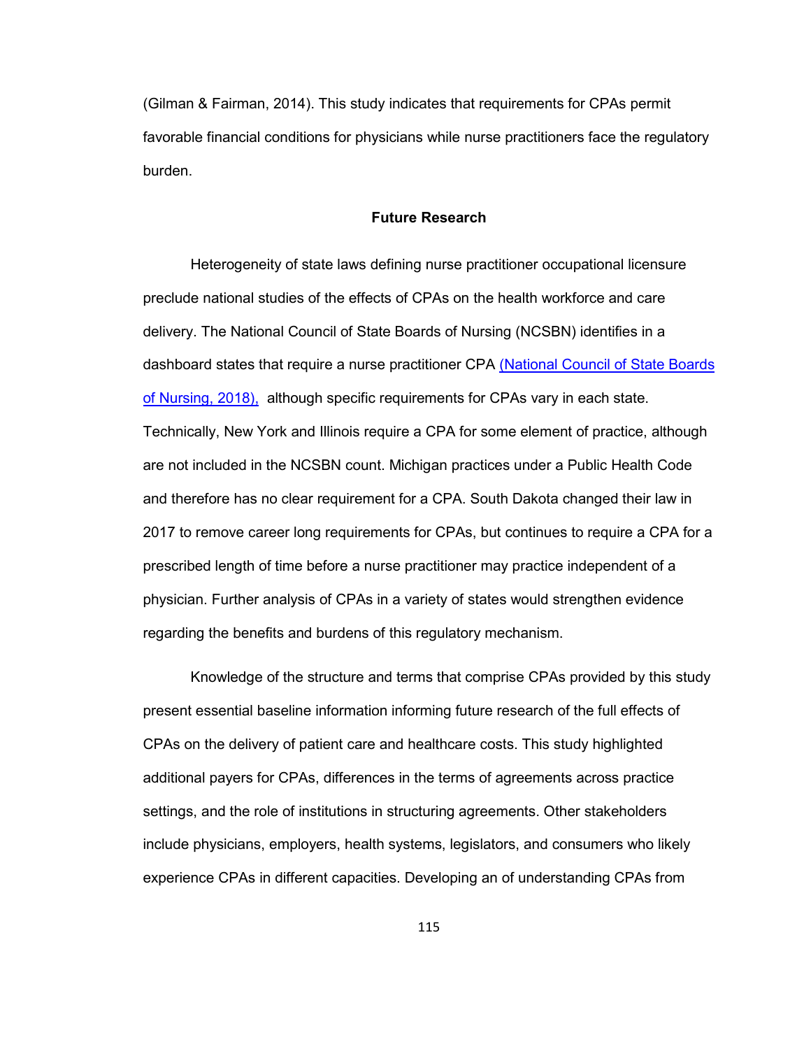(Gilman & Fairman, 2014). This study indicates that requirements for CPAs permit favorable financial conditions for physicians while nurse practitioners face the regulatory burden.

## Future Research

Heterogeneity of state laws defining nurse practitioner occupational licensure preclude national studies of the effects of CPAs on the health workforce and care delivery. The National Council of State Boards of Nursing (NCSBN) identifies in a dashboard states that require a nurse practitioner CPA (National Council of State Boards of Nursing, 2018), although specific requirements for CPAs vary in each state. Technically, New York and Illinois require a CPA for some element of practice, although are not included in the NCSBN count. Michigan practices under a Public Health Code and therefore has no clear requirement for a CPA. South Dakota changed their law in 2017 to remove career long requirements for CPAs, but continues to require a CPA for a prescribed length of time before a nurse practitioner may practice independent of a physician. Further analysis of CPAs in a variety of states would strengthen evidence regarding the benefits and burdens of this regulatory mechanism.

Knowledge of the structure and terms that comprise CPAs provided by this study present essential baseline information informing future research of the full effects of CPAs on the delivery of patient care and healthcare costs. This study highlighted additional payers for CPAs, differences in the terms of agreements across practice settings, and the role of institutions in structuring agreements. Other stakeholders include physicians, employers, health systems, legislators, and consumers who likely experience CPAs in different capacities. Developing an of understanding CPAs from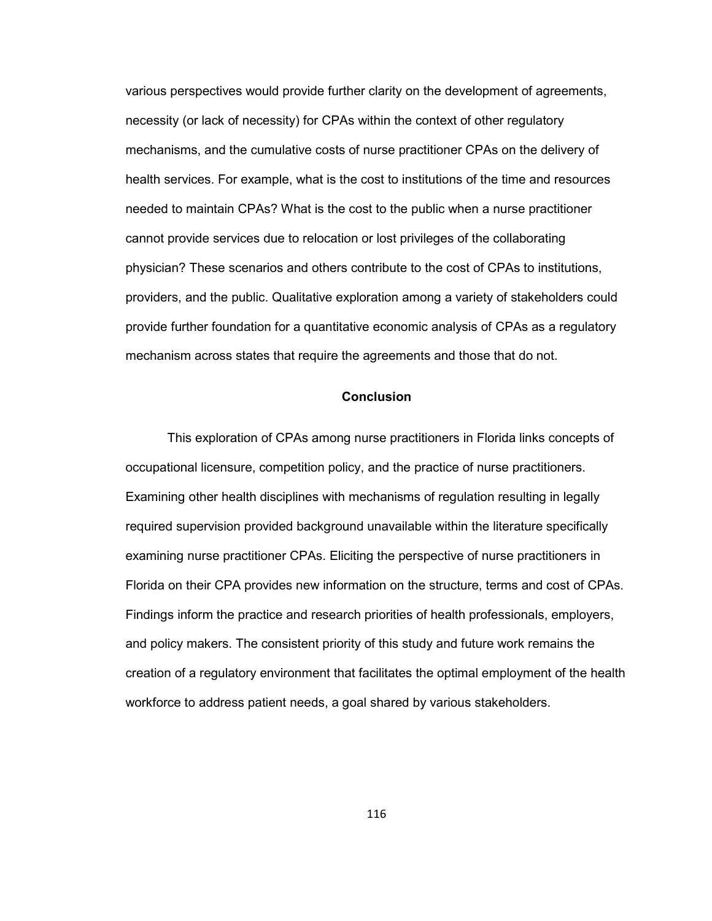various perspectives would provide further clarity on the development of agreements, necessity (or lack of necessity) for CPAs within the context of other regulatory mechanisms, and the cumulative costs of nurse practitioner CPAs on the delivery of health services. For example, what is the cost to institutions of the time and resources needed to maintain CPAs? What is the cost to the public when a nurse practitioner cannot provide services due to relocation or lost privileges of the collaborating physician? These scenarios and others contribute to the cost of CPAs to institutions, providers, and the public. Qualitative exploration among a variety of stakeholders could provide further foundation for a quantitative economic analysis of CPAs as a regulatory mechanism across states that require the agreements and those that do not.

## Conclusion

This exploration of CPAs among nurse practitioners in Florida links concepts of occupational licensure, competition policy, and the practice of nurse practitioners. Examining other health disciplines with mechanisms of regulation resulting in legally required supervision provided background unavailable within the literature specifically examining nurse practitioner CPAs. Eliciting the perspective of nurse practitioners in Florida on their CPA provides new information on the structure, terms and cost of CPAs. Findings inform the practice and research priorities of health professionals, employers, and policy makers. The consistent priority of this study and future work remains the creation of a regulatory environment that facilitates the optimal employment of the health workforce to address patient needs, a goal shared by various stakeholders.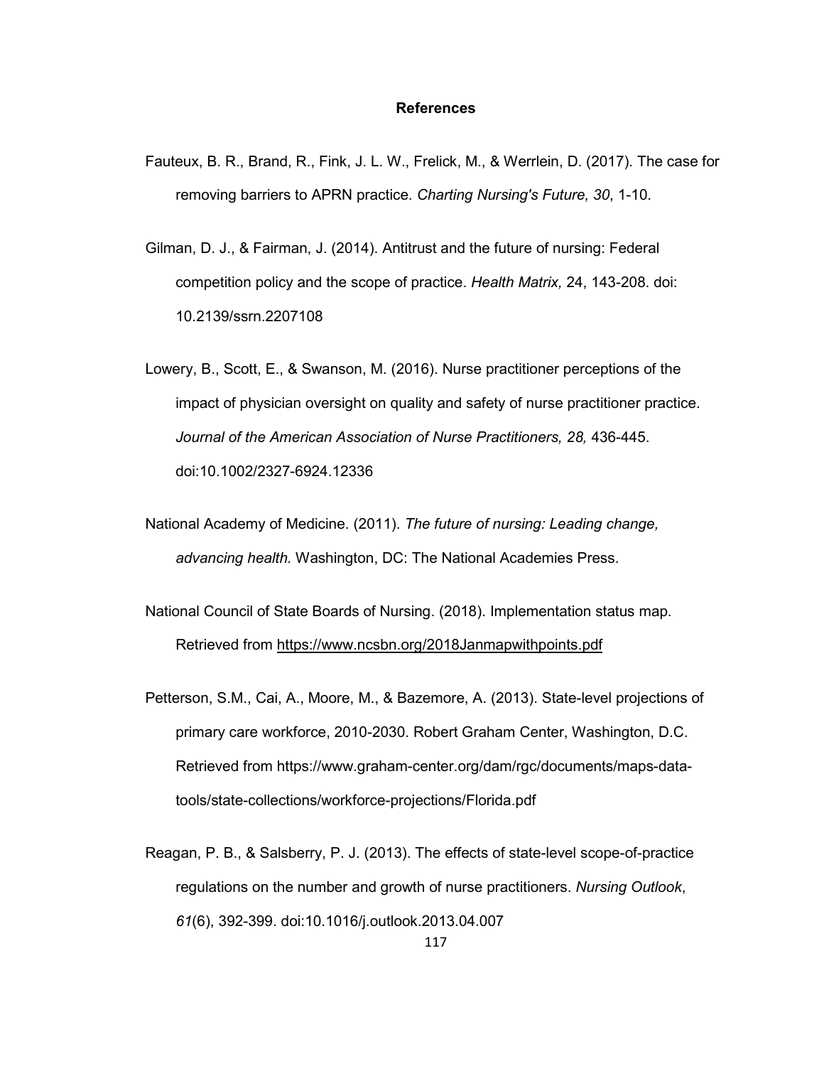# References

Fauteux, B. R., Brand, R., Fink, J. L. W., Frelick, M., & Werrlein, D. (2017). The case for removing barriers to APRN practice. *Charting Nursing's Future, 30*, 1-10.

Gilman, D. J., & Fairman, J. (2014). Antitrust and the future of nursing: Federal competition policy and the scope of practice. *Health Matrix,* 24, 143-208. doi: 10.2139/ssrn.2207108

Lowery, B., Scott, E., & Swanson, M. (2016). Nurse practitioner perceptions of the impact of physician oversight on quality and safety of nurse practitioner practice. *Journal of the American Association of Nurse Practitioners, 28,* 436-445. doi:10.1002/2327-6924.12336

National Academy of Medicine. (2011). *The future of nursing: Leading change, advancing health.* Washington, DC: The National Academies Press.

National Council of State Boards of Nursing. (2018). Implementation status map. Retrieved from https://www.ncsbn.org/2018Janmapwithpoints.pdf

Petterson, S.M., Cai, A., Moore, M., & Bazemore, A. (2013). State-level projections of primary care workforce, 2010-2030. Robert Graham Center, Washington, D.C. Retrieved from https://www.graham-center.org/dam/rgc/documents/maps-data-tools/state-collections/workforce-projections/Florida.pdf

Reagan, P. B., & Salsberry, P. J. (2013). The effects of state-level scope-of-practice regulations on the number and growth of nurse practitioners. *Nursing Outlook*, *61*(6), 392-399. doi:10.1016/j.outlook.2013.04.007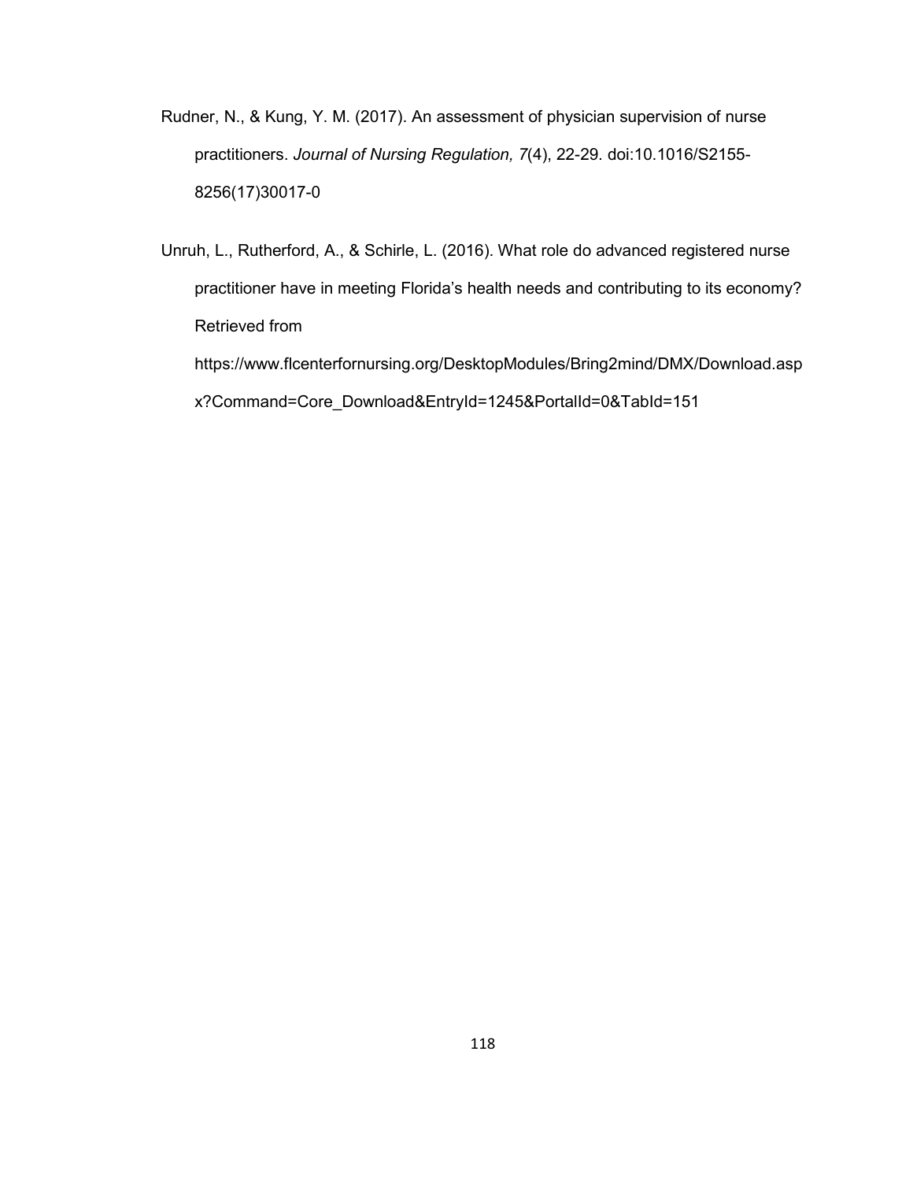Rudner, N., & Kung, Y. M. (2017). An assessment of physician supervision of nurse practitioners. *Journal of Nursing Regulation, 7*(4), 22-29. doi:10.1016/S2155-8256(17)30017-0

Unruh, L., Rutherford, A., & Schirle, L. (2016). What role do advanced registered nurse practitioner have in meeting Florida's health needs and contributing to its economy? Retrieved from https://www.flcenterfornursing.org/DesktopModules/Bring2mind/DMX/Download.aspx?Command=Core_Download&EntryId=1245&PortalId=0&TabId=151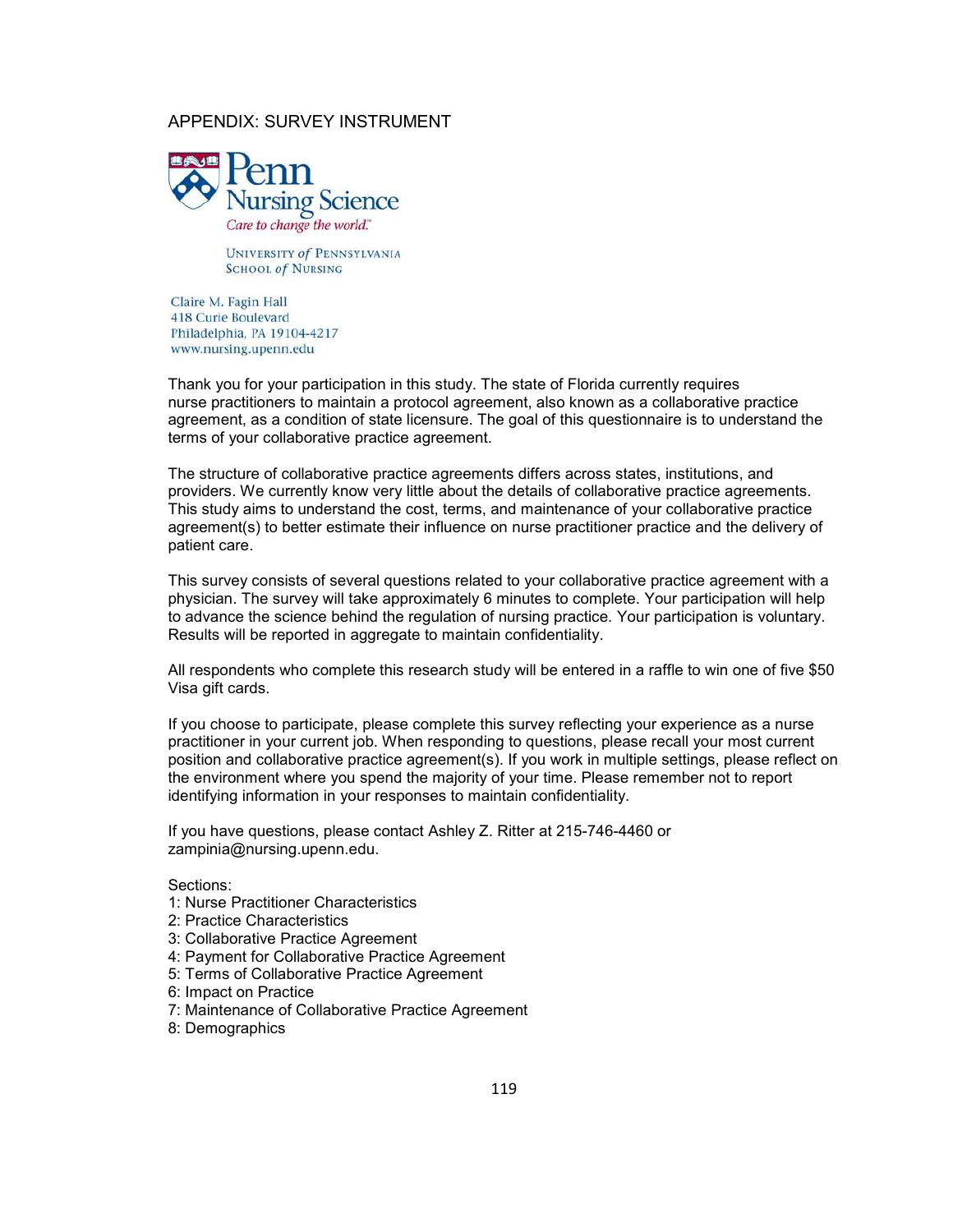## APPENDIX: SURVEY INSTRUMENT

Penn Nursing Science

*Care to change the world.*

UNIVERSITY *of* PENNSYLVANIA
SCHOOL *of* NURSING

Claire M. Fagin Hall
418 Curie Boulevard
Philadelphia, PA 19104-4217
www.nursing.upenn.edu

Thank you for your participation in this study. The state of Florida currently requires nurse practitioners to maintain a protocol agreement, also known as a collaborative practice agreement, as a condition of state licensure. The goal of this questionnaire is to understand the terms of your collaborative practice agreement.

The structure of collaborative practice agreements differs across states, institutions, and providers. We currently know very little about the details of collaborative practice agreements. This study aims to understand the cost, terms, and maintenance of your collaborative practice agreement(s) to better estimate their influence on nurse practitioner practice and the delivery of patient care.

This survey consists of several questions related to your collaborative practice agreement with a physician. The survey will take approximately 6 minutes to complete. Your participation will help to advance the science behind the regulation of nursing practice. Your participation is voluntary. Results will be reported in aggregate to maintain confidentiality.

All respondents who complete this research study will be entered in a raffle to win one of five $50 Visa gift cards.

If you choose to participate, please complete this survey reflecting your experience as a nurse practitioner in your current job. When responding to questions, please recall your most current position and collaborative practice agreement(s). If you work in multiple settings, please reflect on the environment where you spend the majority of your time. Please remember not to report identifying information in your responses to maintain confidentiality.

If you have questions, please contact Ashley Z. Ritter at 215-746-4460 or zampinia@nursing.upenn.edu.

Sections:
1: Nurse Practitioner Characteristics
2: Practice Characteristics
3: Collaborative Practice Agreement
4: Payment for Collaborative Practice Agreement
5: Terms of Collaborative Practice Agreement
6: Impact on Practice
7: Maintenance of Collaborative Practice Agreement
8: Demographics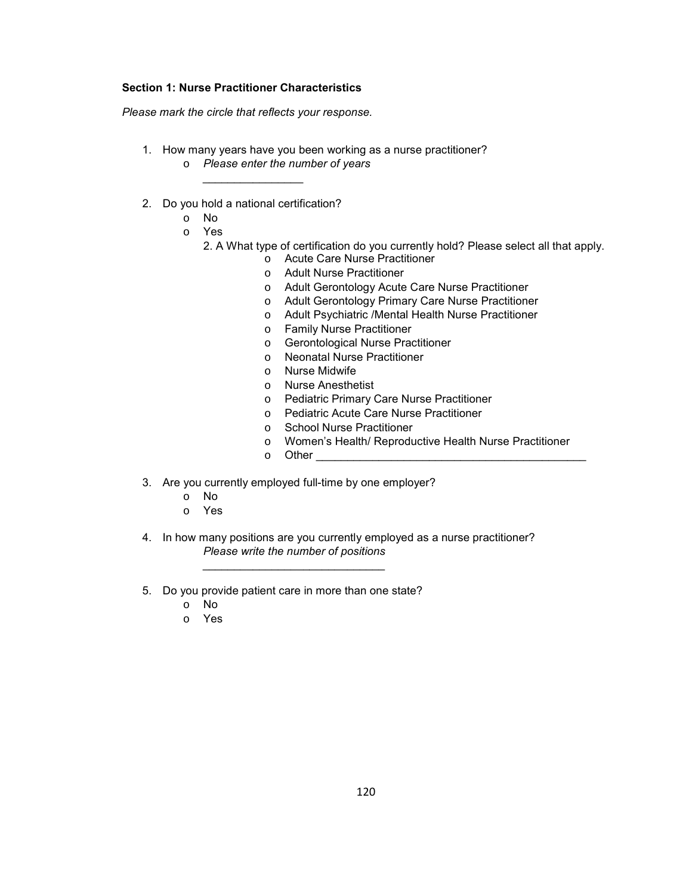**Section 1: Nurse Practitioner Characteristics**

*Please mark the circle that reflects your response.*

1. How many years have you been working as a nurse practitioner?
   - *Please enter the number of years*

     ________________

2. Do you hold a national certification?
   - No
   - Yes

     2. A What type of certification do you currently hold? Please select all that apply.
       - Acute Care Nurse Practitioner
       - Adult Nurse Practitioner
       - Adult Gerontology Acute Care Nurse Practitioner
       - Adult Gerontology Primary Care Nurse Practitioner
       - Adult Psychiatric /Mental Health Nurse Practitioner
       - Family Nurse Practitioner
       - Gerontological Nurse Practitioner
       - Neonatal Nurse Practitioner
       - Nurse Midwife
       - Nurse Anesthetist
       - Pediatric Primary Care Nurse Practitioner
       - Pediatric Acute Care Nurse Practitioner
       - School Nurse Practitioner
       - Women's Health/ Reproductive Health Nurse Practitioner
       - Other ____________________________________________

3. Are you currently employed full-time by one employer?
   - No
   - Yes

4. In how many positions are you currently employed as a nurse practitioner?

   *Please write the number of positions*

   ______________________________

5. Do you provide patient care in more than one state?
   - No
   - Yes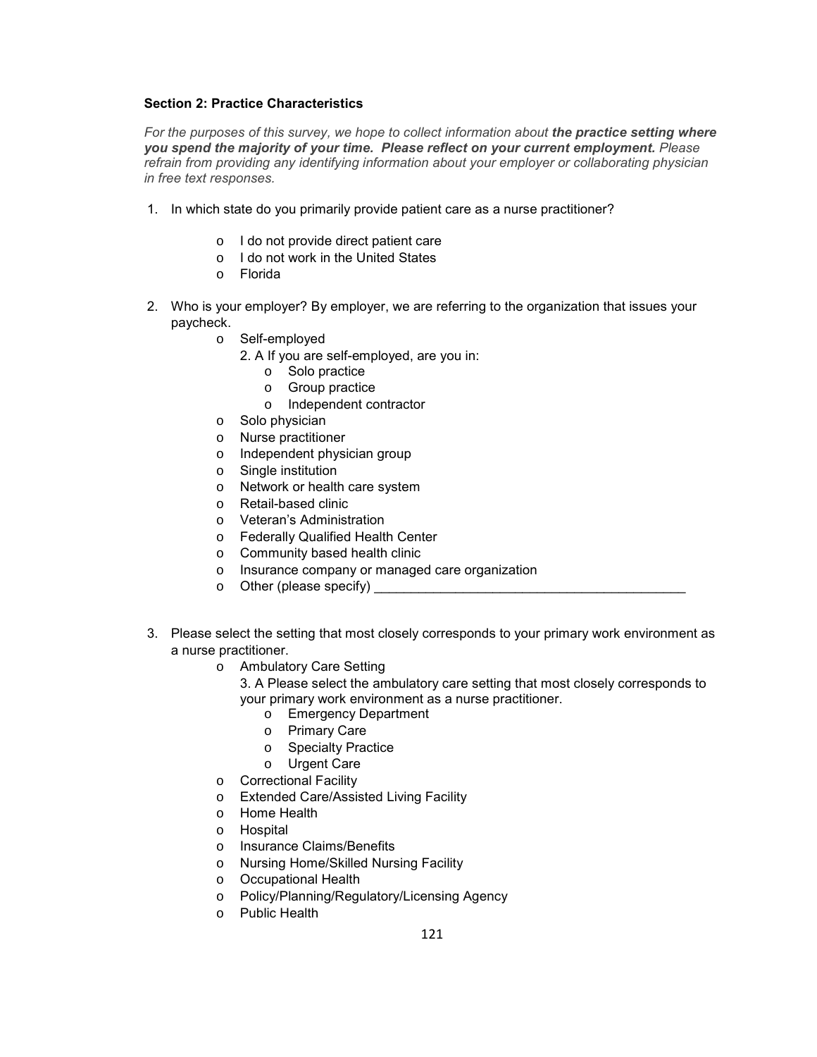**Section 2: Practice Characteristics**

*For the purposes of this survey, we hope to collect information about **the practice setting where you spend the majority of your time. Please reflect on your current employment.** Please refrain from providing any identifying information about your employer or collaborating physician in free text responses.*

1. In which state do you primarily provide patient care as a nurse practitioner?
   - I do not provide direct patient care
   - I do not work in the United States
   - Florida

2. Who is your employer? By employer, we are referring to the organization that issues your paycheck.
   - Self-employed

     2. A If you are self-employed, are you in:
       - Solo practice
       - Group practice
       - Independent contractor
   - Solo physician
   - Nurse practitioner
   - Independent physician group
   - Single institution
   - Network or health care system
   - Retail-based clinic
   - Veteran's Administration
   - Federally Qualified Health Center
   - Community based health clinic
   - Insurance company or managed care organization
   - Other (please specify) ___________________________________________

3. Please select the setting that most closely corresponds to your primary work environment as a nurse practitioner.
   - Ambulatory Care Setting

     3. A Please select the ambulatory care setting that most closely corresponds to your primary work environment as a nurse practitioner.
       - Emergency Department
       - Primary Care
       - Specialty Practice
       - Urgent Care
   - Correctional Facility
   - Extended Care/Assisted Living Facility
   - Home Health
   - Hospital
   - Insurance Claims/Benefits
   - Nursing Home/Skilled Nursing Facility
   - Occupational Health
   - Policy/Planning/Regulatory/Licensing Agency
   - Public Health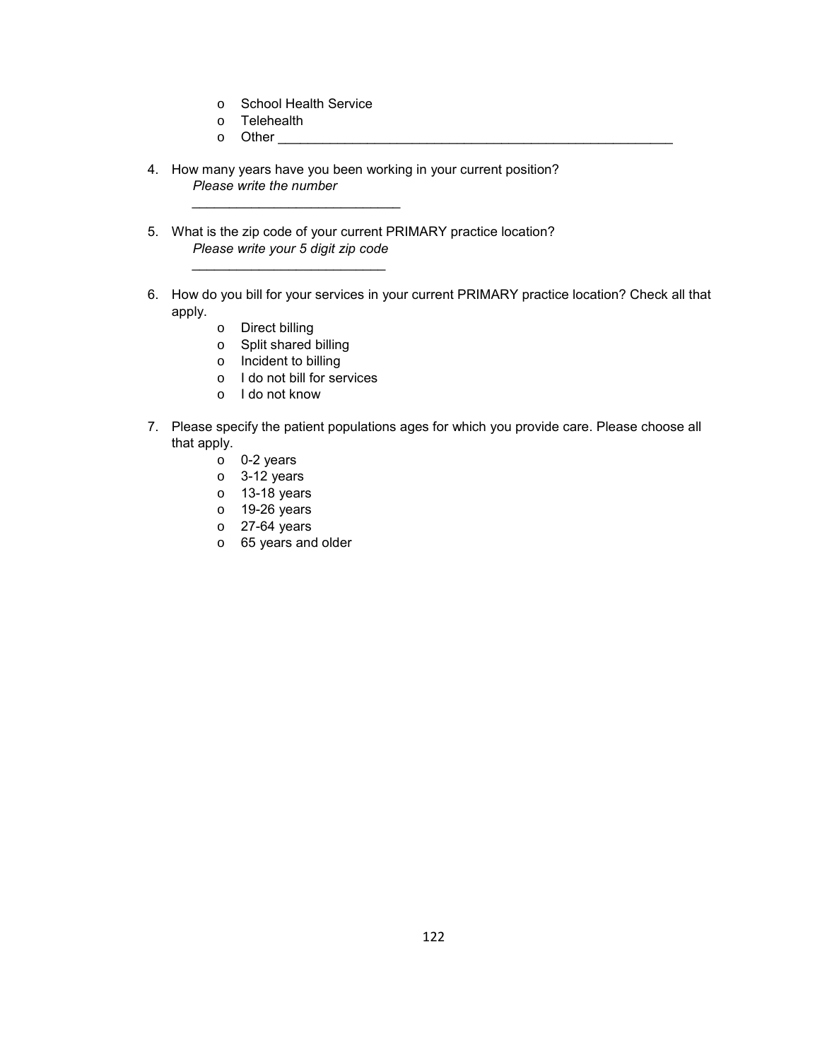- School Health Service
- Telehealth
- Other ______________________________________________________

4. How many years have you been working in your current position?
   *Please write the number*

   ____________________________

5. What is the zip code of your current PRIMARY practice location?
   *Please write your 5 digit zip code*

   __________________________

6. How do you bill for your services in your current PRIMARY practice location? Check all that apply.
   - Direct billing
   - Split shared billing
   - Incident to billing
   - I do not bill for services
   - I do not know

7. Please specify the patient populations ages for which you provide care. Please choose all that apply.
   - 0-2 years
   - 3-12 years
   - 13-18 years
   - 19-26 years
   - 27-64 years
   - 65 years and older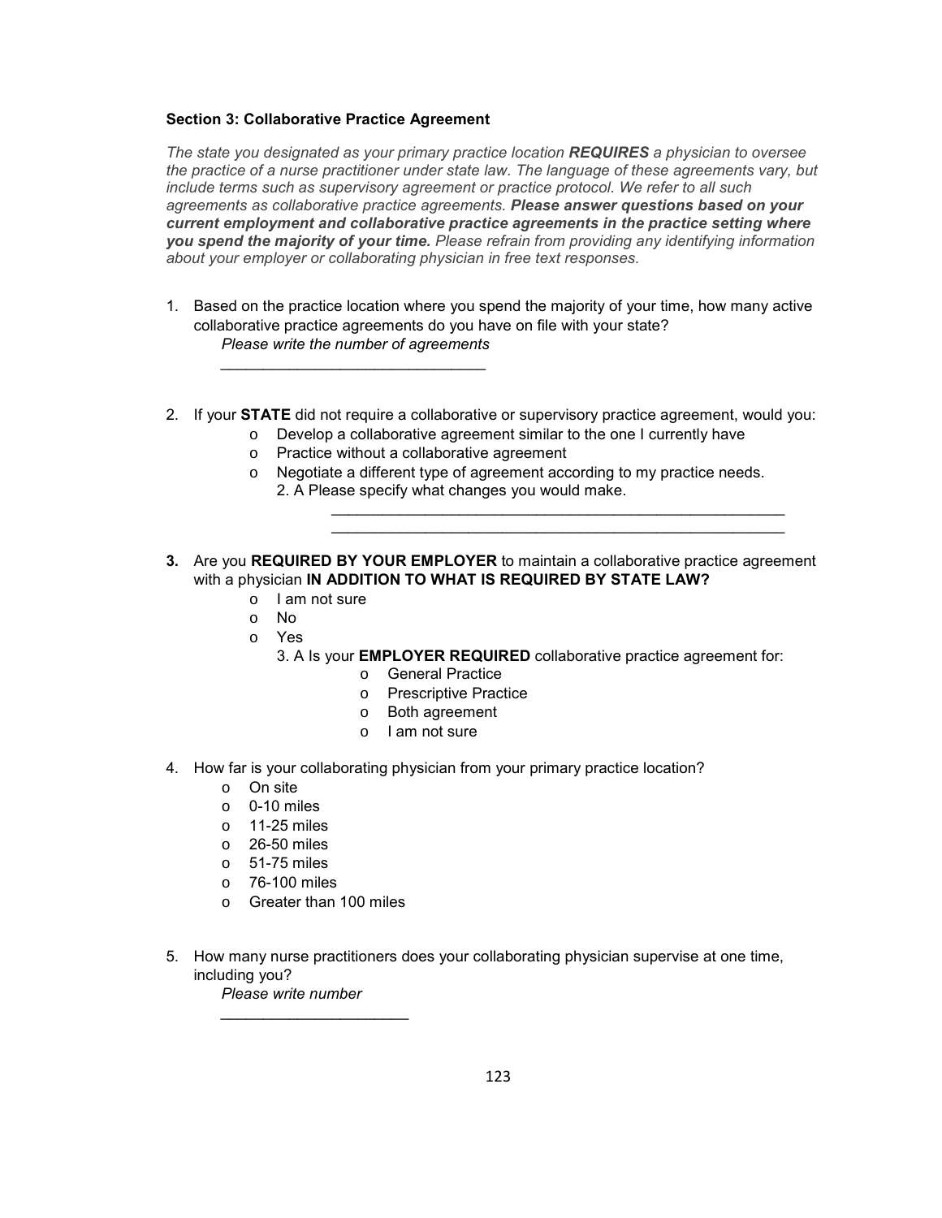**Section 3: Collaborative Practice Agreement**

*The state you designated as your primary practice location **REQUIRES** a physician to oversee the practice of a nurse practitioner under state law. The language of these agreements vary, but include terms such as supervisory agreement or practice protocol. We refer to all such agreements as collaborative practice agreements. **Please answer questions based on your current employment and collaborative practice agreements in the practice setting where you spend the majority of your time.** Please refrain from providing any identifying information about your employer or collaborating physician in free text responses.*

1. Based on the practice location where you spend the majority of your time, how many active collaborative practice agreements do you have on file with your state?
   *Please write the number of agreements*
   ________________________________

2. If your **STATE** did not require a collaborative or supervisory practice agreement, would you:
   - o Develop a collaborative agreement similar to the one I currently have
   - o Practice without a collaborative agreement
   - o Negotiate a different type of agreement according to my practice needs.
     2. A Please specify what changes you would make.
     ________________________________________________________
     ________________________________________________________

3. Are you **REQUIRED BY YOUR EMPLOYER** to maintain a collaborative practice agreement with a physician **IN ADDITION TO WHAT IS REQUIRED BY STATE LAW?**
   - o I am not sure
   - o No
   - o Yes
     3. A Is your **EMPLOYER REQUIRED** collaborative practice agreement for:
        - o General Practice
        - o Prescriptive Practice
        - o Both agreement
        - o I am not sure

4. How far is your collaborating physician from your primary practice location?
   - o On site
   - o 0-10 miles
   - o 11-25 miles
   - o 26-50 miles
   - o 51-75 miles
   - o 76-100 miles
   - o Greater than 100 miles

5. How many nurse practitioners does your collaborating physician supervise at one time, including you?
   *Please write number*
   ______________________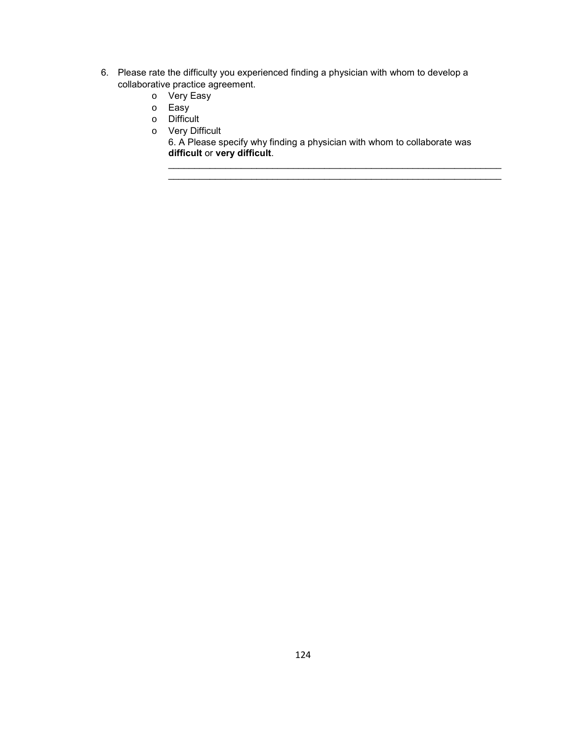6. Please rate the difficulty you experienced finding a physician with whom to develop a collaborative practice agreement.
    - o Very Easy
    - o Easy
    - o Difficult
    - o Very Difficult

      6. A Please specify why finding a physician with whom to collaborate was **difficult** or **very difficult**.

      ____________________________________________________________________
      ____________________________________________________________________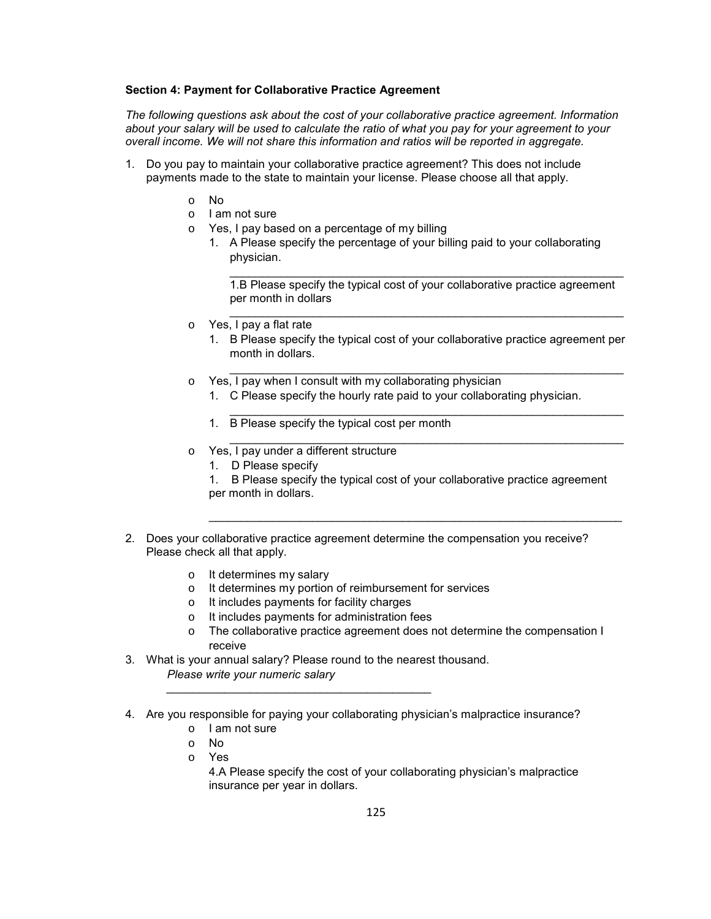**Section 4: Payment for Collaborative Practice Agreement**

*The following questions ask about the cost of your collaborative practice agreement. Information about your salary will be used to calculate the ratio of what you pay for your agreement to your overall income. We will not share this information and ratios will be reported in aggregate.*

1. Do you pay to maintain your collaborative practice agreement? This does not include payments made to the state to maintain your license. Please choose all that apply.
   - o No
   - o I am not sure
   - o Yes, I pay based on a percentage of my billing
     1. A Please specify the percentage of your billing paid to your collaborating physician.

        ______________________________________________________________

        1.B Please specify the typical cost of your collaborative practice agreement per month in dollars

        ______________________________________________________________
   - o Yes, I pay a flat rate
     1. B Please specify the typical cost of your collaborative practice agreement per month in dollars.

        ______________________________________________________________
   - o Yes, I pay when I consult with my collaborating physician
     1. C Please specify the hourly rate paid to your collaborating physician.

        ______________________________________________________________
     1. B Please specify the typical cost per month

        ______________________________________________________________
   - o Yes, I pay under a different structure
     1. D Please specify

     1. B Please specify the typical cost of your collaborative practice agreement per month in dollars.

     ______________________________________________________________

2. Does your collaborative practice agreement determine the compensation you receive? Please check all that apply.
   - o It determines my salary
   - o It determines my portion of reimbursement for services
   - o It includes payments for facility charges
   - o It includes payments for administration fees
   - o The collaborative practice agreement does not determine the compensation I receive
3. What is your annual salary? Please round to the nearest thousand.

   *Please write your numeric salary*

   ____________________________________________
4. Are you responsible for paying your collaborating physician's malpractice insurance?
   - o I am not sure
   - o No
   - o Yes

     4.A Please specify the cost of your collaborating physician's malpractice insurance per year in dollars.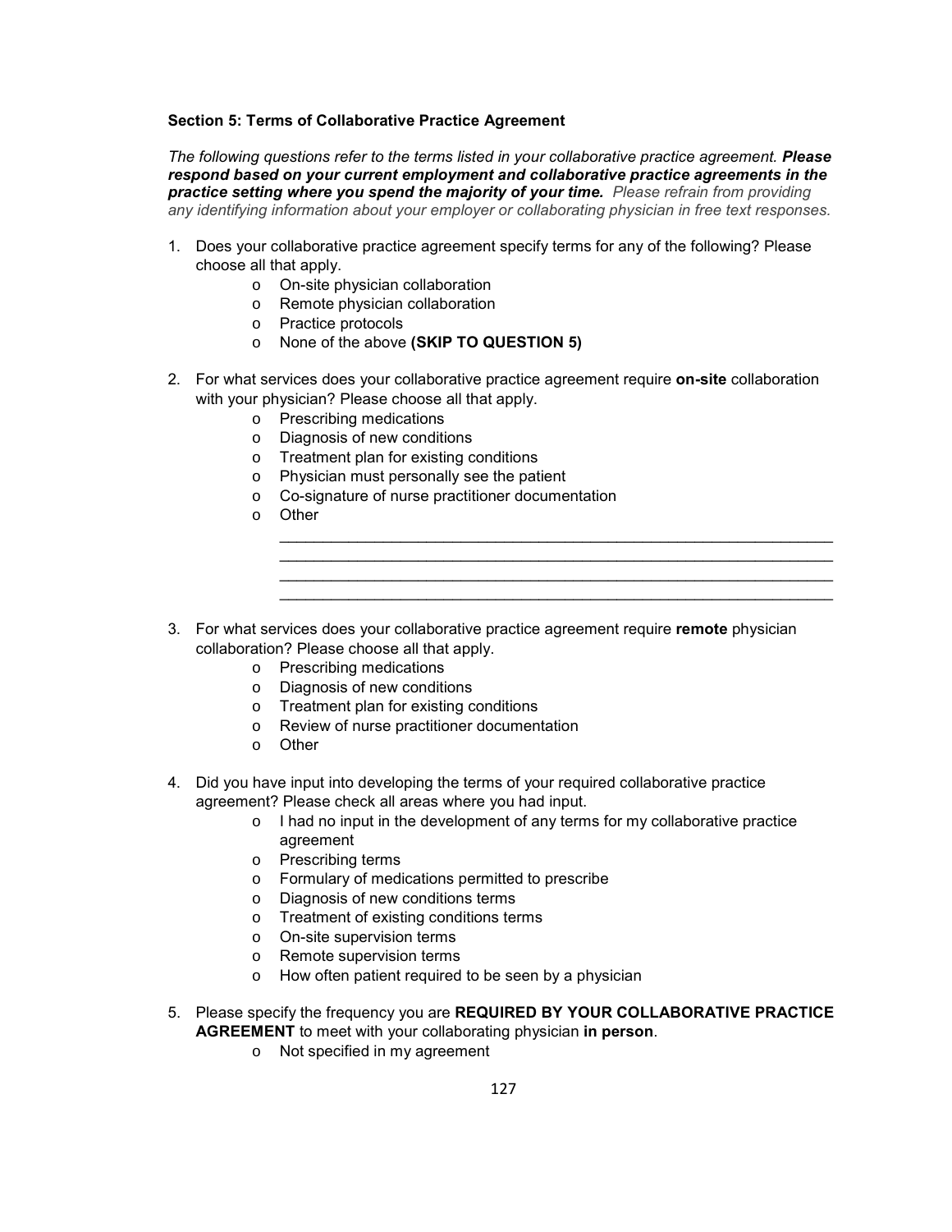**Section 5: Terms of Collaborative Practice Agreement**

*The following questions refer to the terms listed in your collaborative practice agreement.* ***Please respond based on your current employment and collaborative practice agreements in the practice setting where you spend the majority of your time.*** *Please refrain from providing any identifying information about your employer or collaborating physician in free text responses.*

1. Does your collaborative practice agreement specify terms for any of the following? Please choose all that apply.
    - o On-site physician collaboration
    - o Remote physician collaboration
    - o Practice protocols
    - o None of the above **(SKIP TO QUESTION 5)**

2. For what services does your collaborative practice agreement require **on-site** collaboration with your physician? Please choose all that apply.
    - o Prescribing medications
    - o Diagnosis of new conditions
    - o Treatment plan for existing conditions
    - o Physician must personally see the patient
    - o Co-signature of nurse practitioner documentation
    - o Other

      ________________________________________________________________
      ________________________________________________________________
      ________________________________________________________________
      ________________________________________________________________

3. For what services does your collaborative practice agreement require **remote** physician collaboration? Please choose all that apply.
    - o Prescribing medications
    - o Diagnosis of new conditions
    - o Treatment plan for existing conditions
    - o Review of nurse practitioner documentation
    - o Other

4. Did you have input into developing the terms of your required collaborative practice agreement? Please check all areas where you had input.
    - o I had no input in the development of any terms for my collaborative practice agreement
    - o Prescribing terms
    - o Formulary of medications permitted to prescribe
    - o Diagnosis of new conditions terms
    - o Treatment of existing conditions terms
    - o On-site supervision terms
    - o Remote supervision terms
    - o How often patient required to be seen by a physician

5. Please specify the frequency you are **REQUIRED BY YOUR COLLABORATIVE PRACTICE AGREEMENT** to meet with your collaborating physician **in person**.
    - o Not specified in my agreement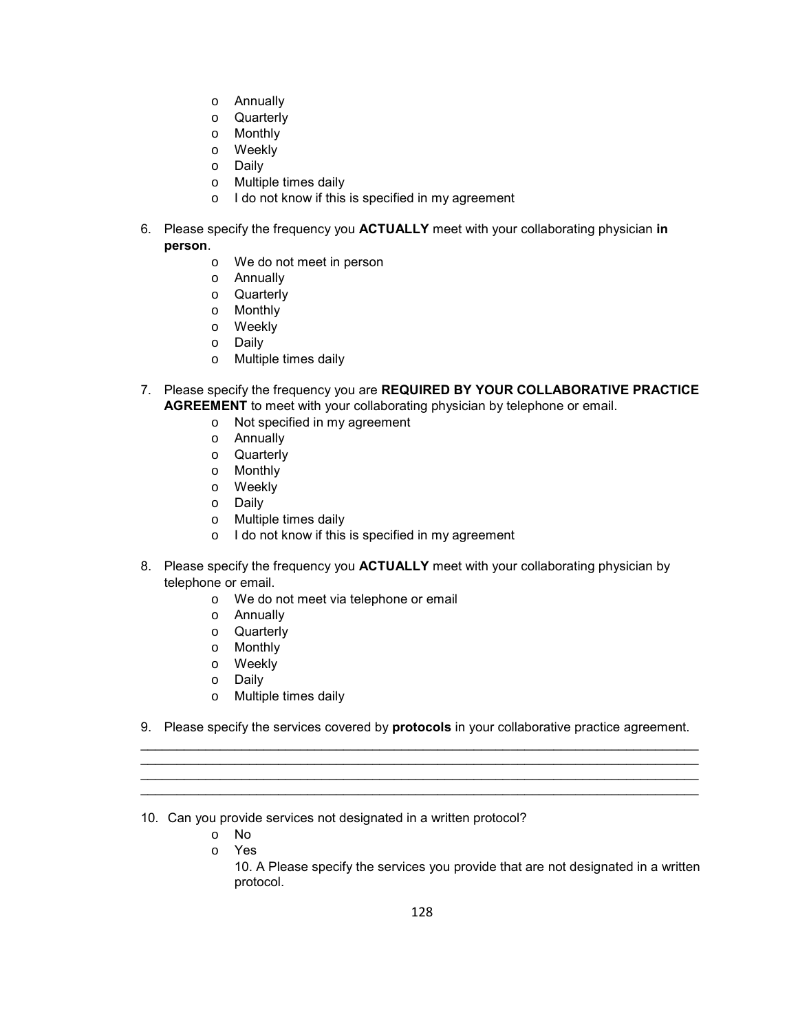- o Annually
- o Quarterly
- o Monthly
- o Weekly
- o Daily
- o Multiple times daily
- o I do not know if this is specified in my agreement

6. Please specify the frequency you **ACTUALLY** meet with your collaborating physician **in person**.
    - o We do not meet in person
    - o Annually
    - o Quarterly
    - o Monthly
    - o Weekly
    - o Daily
    - o Multiple times daily

7. Please specify the frequency you are **REQUIRED BY YOUR COLLABORATIVE PRACTICE AGREEMENT** to meet with your collaborating physician by telephone or email.
    - o Not specified in my agreement
    - o Annually
    - o Quarterly
    - o Monthly
    - o Weekly
    - o Daily
    - o Multiple times daily
    - o I do not know if this is specified in my agreement

8. Please specify the frequency you **ACTUALLY** meet with your collaborating physician by telephone or email.
    - o We do not meet via telephone or email
    - o Annually
    - o Quarterly
    - o Monthly
    - o Weekly
    - o Daily
    - o Multiple times daily

9. Please specify the services covered by **protocols** in your collaborative practice agreement.

______________________________________________________________________________
______________________________________________________________________________
______________________________________________________________________________
______________________________________________________________________________

10. Can you provide services not designated in a written protocol?
    - o No
    - o Yes

      10. A Please specify the services you provide that are not designated in a written protocol.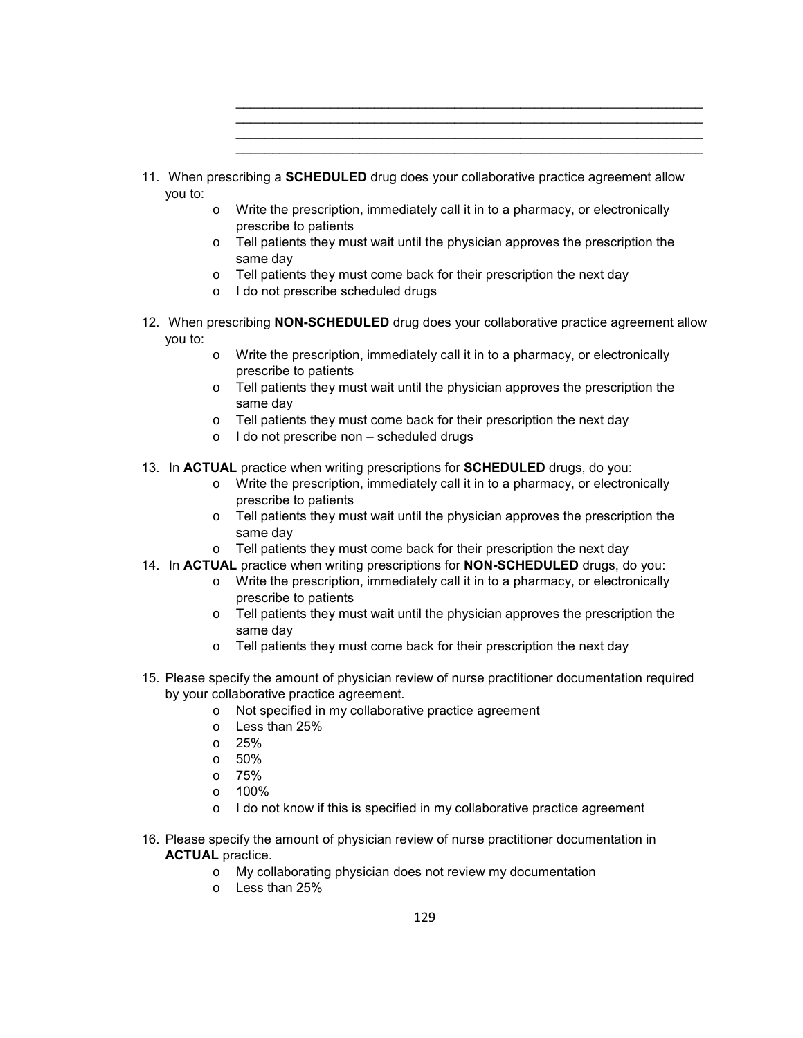\_\_\_\_\_\_\_\_\_\_\_\_\_\_\_\_\_\_\_\_\_\_\_\_\_\_\_\_\_\_\_\_\_\_\_\_\_\_\_\_\_\_\_\_\_\_\_\_\_\_\_\_\_\_\_\_\_\_\_\_
\_\_\_\_\_\_\_\_\_\_\_\_\_\_\_\_\_\_\_\_\_\_\_\_\_\_\_\_\_\_\_\_\_\_\_\_\_\_\_\_\_\_\_\_\_\_\_\_\_\_\_\_\_\_\_\_\_\_\_\_
\_\_\_\_\_\_\_\_\_\_\_\_\_\_\_\_\_\_\_\_\_\_\_\_\_\_\_\_\_\_\_\_\_\_\_\_\_\_\_\_\_\_\_\_\_\_\_\_\_\_\_\_\_\_\_\_\_\_\_\_
\_\_\_\_\_\_\_\_\_\_\_\_\_\_\_\_\_\_\_\_\_\_\_\_\_\_\_\_\_\_\_\_\_\_\_\_\_\_\_\_\_\_\_\_\_\_\_\_\_\_\_\_\_\_\_\_\_\_\_\_

11. When prescribing a **SCHEDULED** drug does your collaborative practice agreement allow you to:
    - o Write the prescription, immediately call it in to a pharmacy, or electronically prescribe to patients
    - o Tell patients they must wait until the physician approves the prescription the same day
    - o Tell patients they must come back for their prescription the next day
    - o I do not prescribe scheduled drugs

12. When prescribing **NON-SCHEDULED** drug does your collaborative practice agreement allow you to:
    - o Write the prescription, immediately call it in to a pharmacy, or electronically prescribe to patients
    - o Tell patients they must wait until the physician approves the prescription the same day
    - o Tell patients they must come back for their prescription the next day
    - o I do not prescribe non – scheduled drugs

13. In **ACTUAL** practice when writing prescriptions for **SCHEDULED** drugs, do you:
    - o Write the prescription, immediately call it in to a pharmacy, or electronically prescribe to patients
    - o Tell patients they must wait until the physician approves the prescription the same day
    - o Tell patients they must come back for their prescription the next day

14. In **ACTUAL** practice when writing prescriptions for **NON-SCHEDULED** drugs, do you:
    - o Write the prescription, immediately call it in to a pharmacy, or electronically prescribe to patients
    - o Tell patients they must wait until the physician approves the prescription the same day
    - o Tell patients they must come back for their prescription the next day

15. Please specify the amount of physician review of nurse practitioner documentation required by your collaborative practice agreement.
    - o Not specified in my collaborative practice agreement
    - o Less than 25%
    - o 25%
    - o 50%
    - o 75%
    - o 100%
    - o I do not know if this is specified in my collaborative practice agreement

16. Please specify the amount of physician review of nurse practitioner documentation in **ACTUAL** practice.
    - o My collaborating physician does not review my documentation
    - o Less than 25%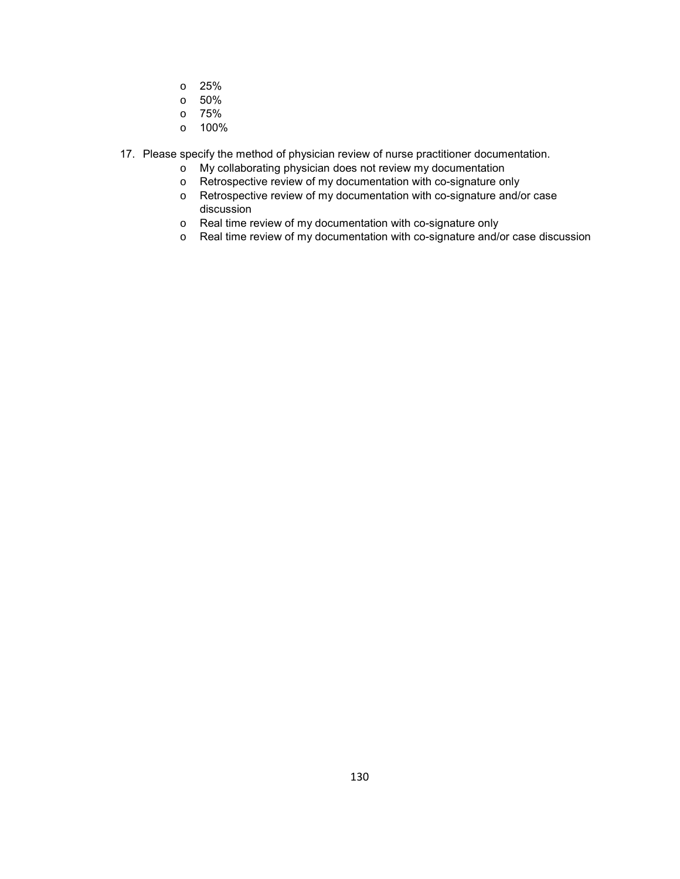- 25%
- 50%
- 75%
- 100%

17. Please specify the method of physician review of nurse practitioner documentation.
    - My collaborating physician does not review my documentation
    - Retrospective review of my documentation with co-signature only
    - Retrospective review of my documentation with co-signature and/or case discussion
    - Real time review of my documentation with co-signature only
    - Real time review of my documentation with co-signature and/or case discussion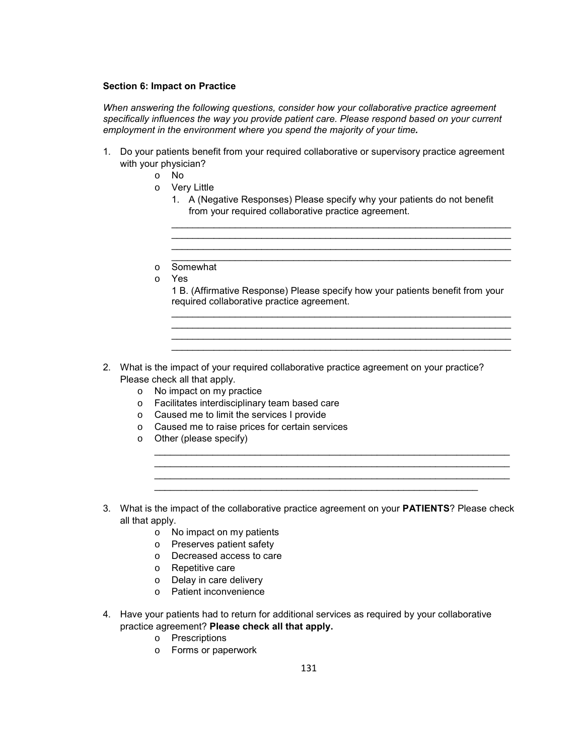**Section 6: Impact on Practice**

*When answering the following questions, consider how your collaborative practice agreement specifically influences the way you provide patient care. Please respond based on your current employment in the environment where you spend the majority of your time.*

1. Do your patients benefit from your required collaborative or supervisory practice agreement with your physician?
   - o No
   - o Very Little
     1. A (Negative Responses) Please specify why your patients do not benefit from your required collaborative practice agreement.

        ________________________________________________________________
        ________________________________________________________________
        ________________________________________________________________
        ________________________________________________________________
   - o Somewhat
   - o Yes

     1 B. (Affirmative Response) Please specify how your patients benefit from your required collaborative practice agreement.

     ________________________________________________________________
     ________________________________________________________________
     ________________________________________________________________
     ________________________________________________________________

2. What is the impact of your required collaborative practice agreement on your practice? Please check all that apply.
   - o No impact on my practice
   - o Facilitates interdisciplinary team based care
   - o Caused me to limit the services I provide
   - o Caused me to raise prices for certain services
   - o Other (please specify)

     ________________________________________________________________
     ________________________________________________________________
     ________________________________________________________________
     ______________________________________________________________

3. What is the impact of the collaborative practice agreement on your **PATIENTS**? Please check all that apply.
   - o No impact on my patients
   - o Preserves patient safety
   - o Decreased access to care
   - o Repetitive care
   - o Delay in care delivery
   - o Patient inconvenience

4. Have your patients had to return for additional services as required by your collaborative practice agreement? **Please check all that apply.**
   - o Prescriptions
   - o Forms or paperwork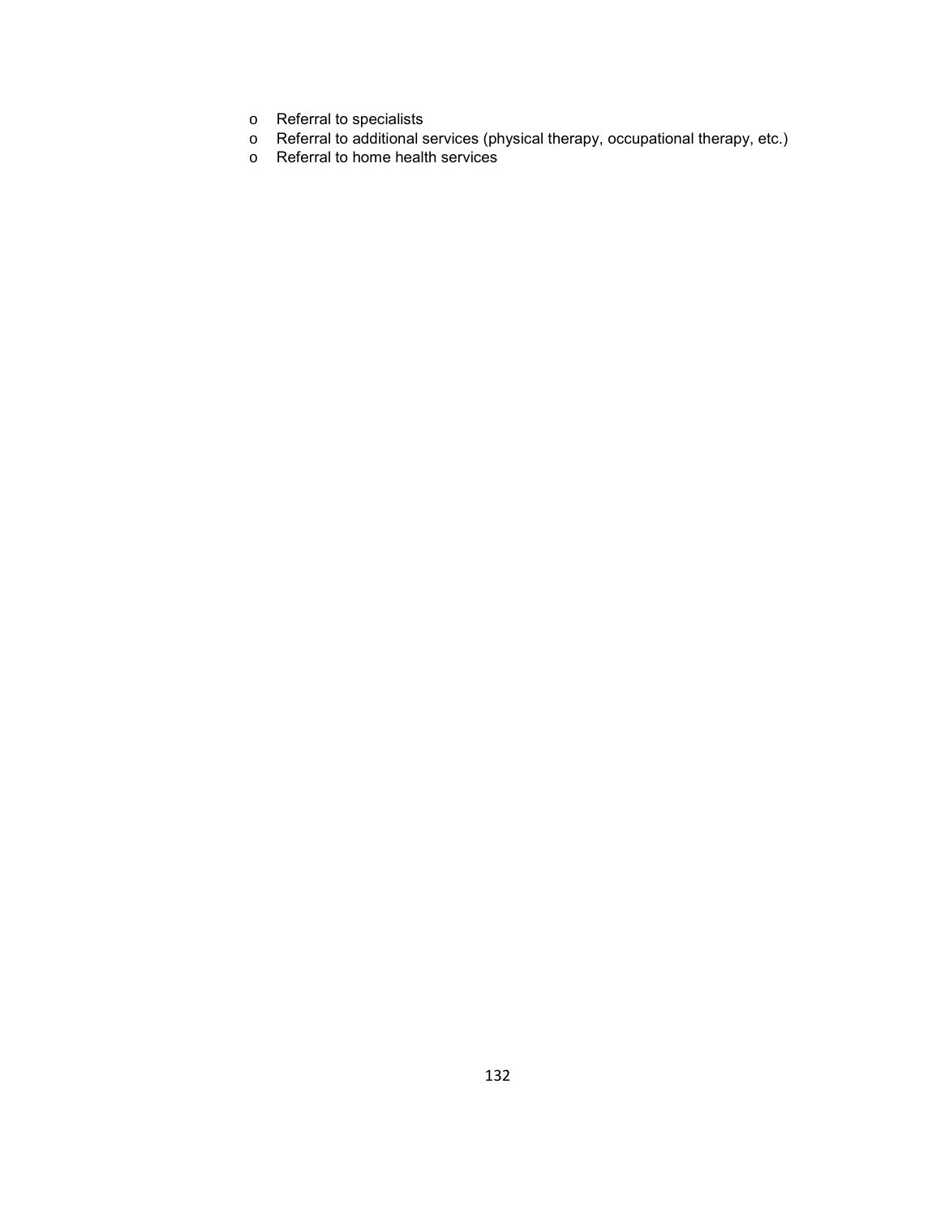- Referral to specialists
- Referral to additional services (physical therapy, occupational therapy, etc.)
- Referral to home health services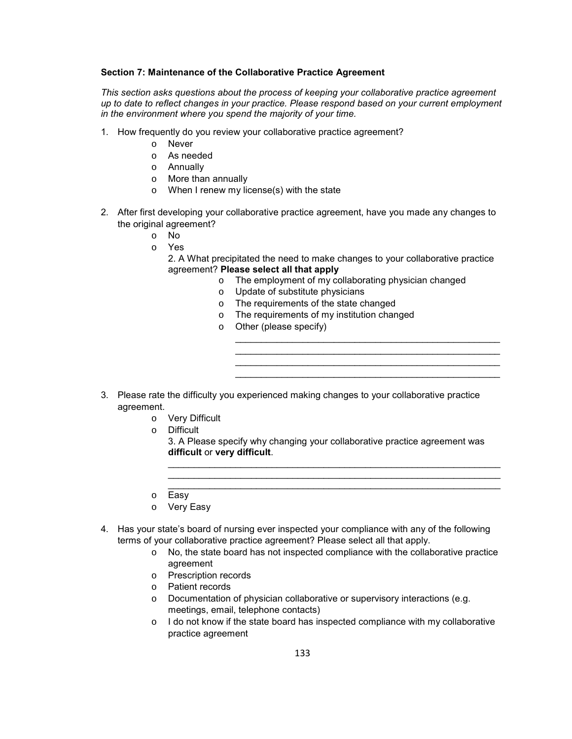**Section 7: Maintenance of the Collaborative Practice Agreement**

*This section asks questions about the process of keeping your collaborative practice agreement up to date to reflect changes in your practice. Please respond based on your current employment in the environment where you spend the majority of your time.*

1. How frequently do you review your collaborative practice agreement?
   - o Never
   - o As needed
   - o Annually
   - o More than annually
   - o When I renew my license(s) with the state

2. After first developing your collaborative practice agreement, have you made any changes to the original agreement?
   - o No
   - o Yes

     2. A What precipitated the need to make changes to your collaborative practice agreement? **Please select all that apply**
     - o The employment of my collaborating physician changed
     - o Update of substitute physicians
     - o The requirements of the state changed
     - o The requirements of my institution changed
     - o Other (please specify)

       ____________________________________________________
       ____________________________________________________
       ____________________________________________________
       ____________________________________________________

3. Please rate the difficulty you experienced making changes to your collaborative practice agreement.
   - o Very Difficult
   - o Difficult

     3. A Please specify why changing your collaborative practice agreement was **difficult** or **very difficult**.

     ________________________________________________________________
     ________________________________________________________________
     ________________________________________________________________
   - o Easy
   - o Very Easy

4. Has your state's board of nursing ever inspected your compliance with any of the following terms of your collaborative practice agreement? Please select all that apply.
   - o No, the state board has not inspected compliance with the collaborative practice agreement
   - o Prescription records
   - o Patient records
   - o Documentation of physician collaborative or supervisory interactions (e.g. meetings, email, telephone contacts)
   - o I do not know if the state board has inspected compliance with my collaborative practice agreement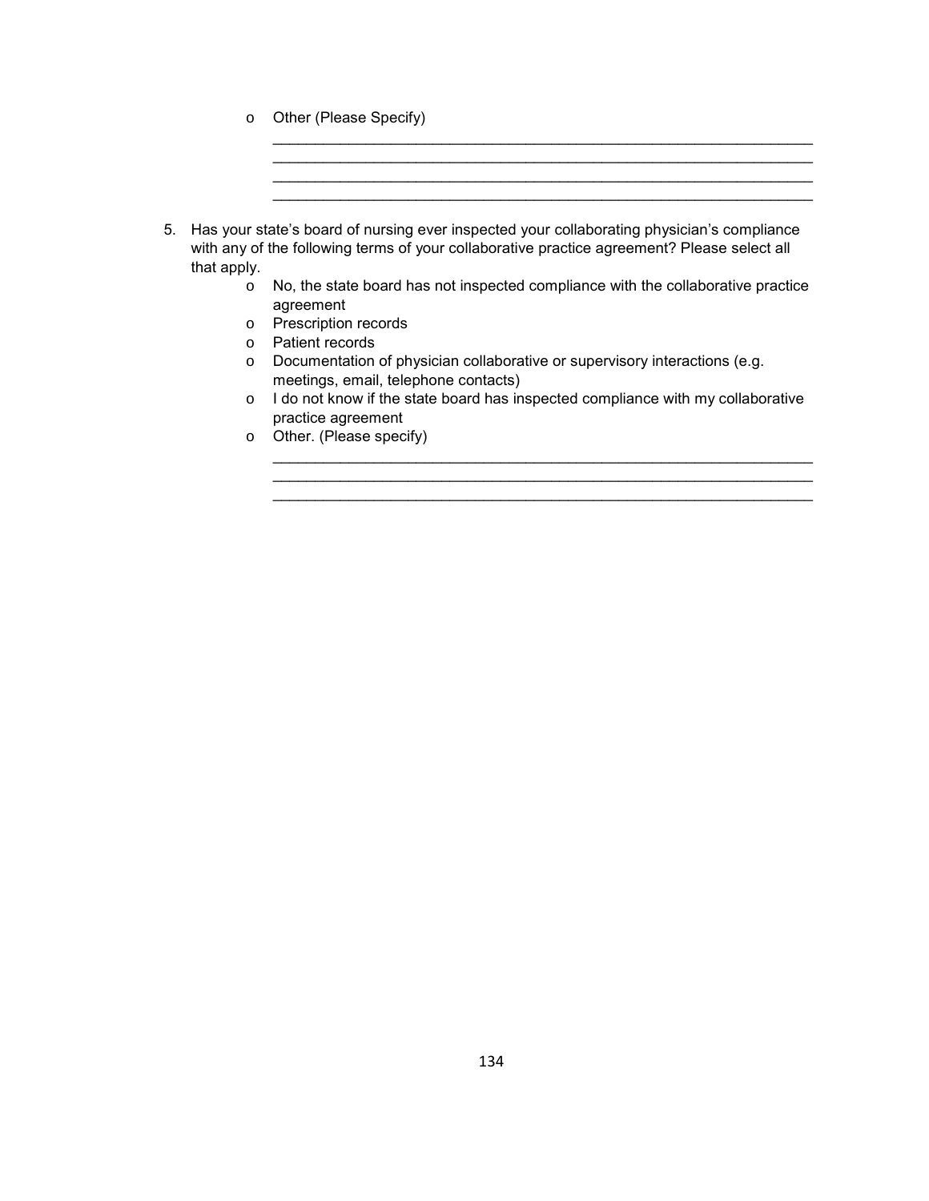- Other (Please Specify)

  ________________________________________________________________
  ________________________________________________________________
  ________________________________________________________________
  ________________________________________________________________

5. Has your state's board of nursing ever inspected your collaborating physician's compliance with any of the following terms of your collaborative practice agreement? Please select all that apply.
   - No, the state board has not inspected compliance with the collaborative practice agreement
   - Prescription records
   - Patient records
   - Documentation of physician collaborative or supervisory interactions (e.g. meetings, email, telephone contacts)
   - I do not know if the state board has inspected compliance with my collaborative practice agreement
   - Other. (Please specify)

     ________________________________________________________________
     ________________________________________________________________
     ________________________________________________________________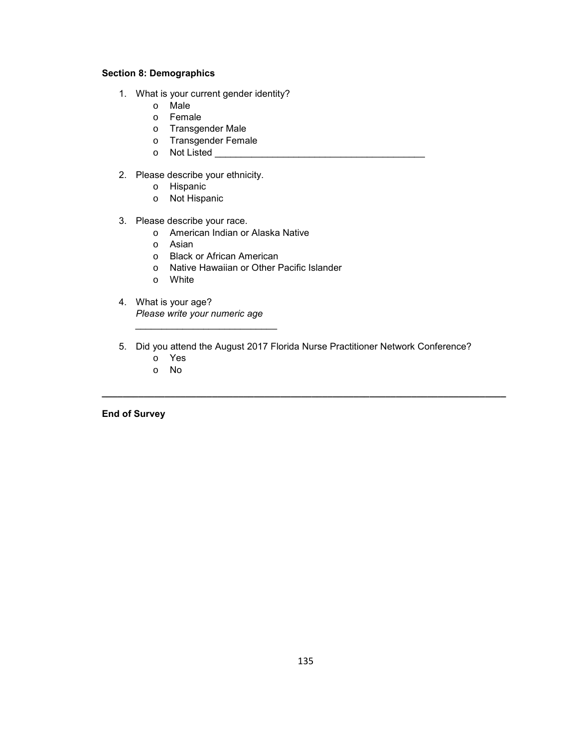**Section 8: Demographics**

1. What is your current gender identity?
   - o Male
   - o Female
   - o Transgender Male
   - o Transgender Female
   - o Not Listed ________________________________________

2. Please describe your ethnicity.
   - o Hispanic
   - o Not Hispanic

3. Please describe your race.
   - o American Indian or Alaska Native
   - o Asian
   - o Black or African American
   - o Native Hawaiian or Other Pacific Islander
   - o White

4. What is your age?
   *Please write your numeric age*
   ___________________________

5. Did you attend the August 2017 Florida Nurse Practitioner Network Conference?
   - o Yes
   - o No

---

**End of Survey**